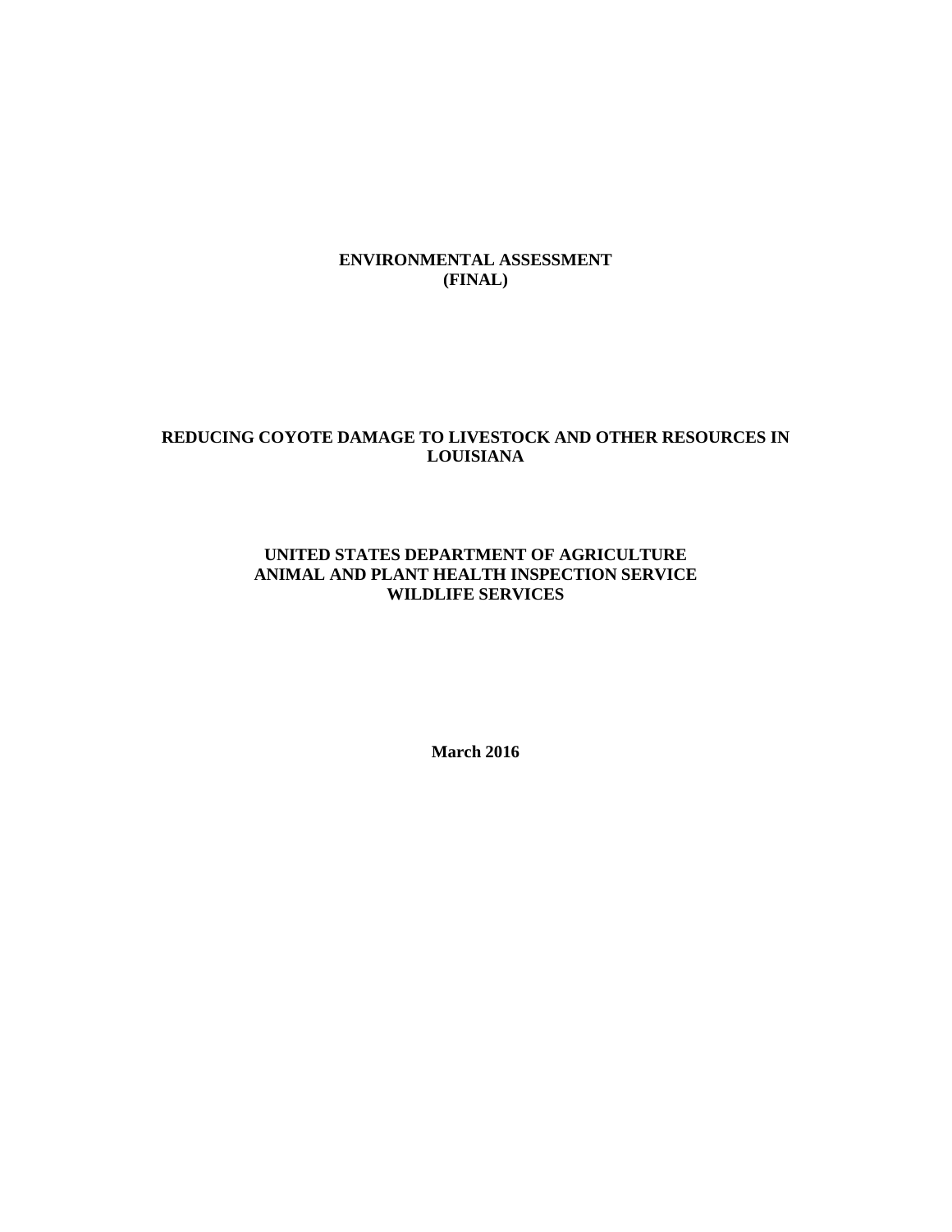# ENVIRONMENTAL ASSESSMENT (FINAL)

# REDUCING COYOTE DAMAGE TO LIVESTOCK AND OTHER RESOURCES IN LOUISIANA

**UNITED STATES DEPARTMENT OF AGRICULTURE**
**ANIMAL AND PLANT HEALTH INSPECTION SERVICE**
**WILDLIFE SERVICES**

**March 2016**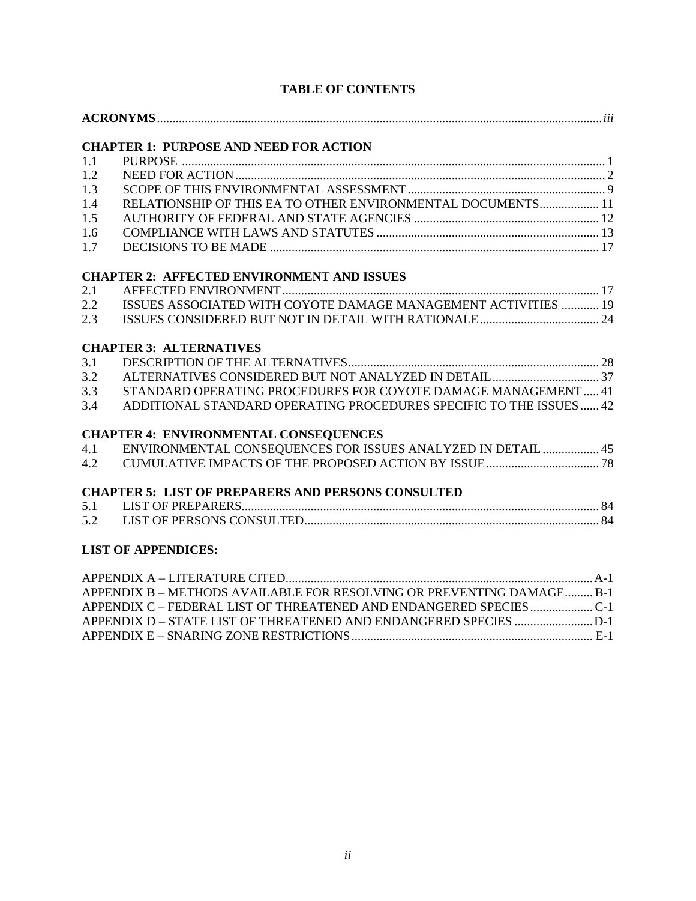# TABLE OF CONTENTS

**ACRONYMS** ... *iii*

**CHAPTER 1: PURPOSE AND NEED FOR ACTION**

| | | |
|---|---|---|
| 1.1 | PURPOSE | 1 |
| 1.2 | NEED FOR ACTION | 2 |
| 1.3 | SCOPE OF THIS ENVIRONMENTAL ASSESSMENT | 9 |
| 1.4 | RELATIONSHIP OF THIS EA TO OTHER ENVIRONMENTAL DOCUMENTS | 11 |
| 1.5 | AUTHORITY OF FEDERAL AND STATE AGENCIES | 12 |
| 1.6 | COMPLIANCE WITH LAWS AND STATUTES | 13 |
| 1.7 | DECISIONS TO BE MADE | 17 |

**CHAPTER 2: AFFECTED ENVIRONMENT AND ISSUES**

| | | |
|---|---|---|
| 2.1 | AFFECTED ENVIRONMENT | 17 |
| 2.2 | ISSUES ASSOCIATED WITH COYOTE DAMAGE MANAGEMENT ACTIVITIES | 19 |
| 2.3 | ISSUES CONSIDERED BUT NOT IN DETAIL WITH RATIONALE | 24 |

**CHAPTER 3: ALTERNATIVES**

| | | |
|---|---|---|
| 3.1 | DESCRIPTION OF THE ALTERNATIVES | 28 |
| 3.2 | ALTERNATIVES CONSIDERED BUT NOT ANALYZED IN DETAIL | 37 |
| 3.3 | STANDARD OPERATING PROCEDURES FOR COYOTE DAMAGE MANAGEMENT | 41 |
| 3.4 | ADDITIONAL STANDARD OPERATING PROCEDURES SPECIFIC TO THE ISSUES | 42 |

**CHAPTER 4: ENVIRONMENTAL CONSEQUENCES**

| | | |
|---|---|---|
| 4.1 | ENVIRONMENTAL CONSEQUENCES FOR ISSUES ANALYZED IN DETAIL | 45 |
| 4.2 | CUMULATIVE IMPACTS OF THE PROPOSED ACTION BY ISSUE | 78 |

**CHAPTER 5: LIST OF PREPARERS AND PERSONS CONSULTED**

| | | |
|---|---|---|
| 5.1 | LIST OF PREPARERS | 84 |
| 5.2 | LIST OF PERSONS CONSULTED | 84 |

**LIST OF APPENDICES:**

| | |
|---|---|
| APPENDIX A – LITERATURE CITED | A-1 |
| APPENDIX B – METHODS AVAILABLE FOR RESOLVING OR PREVENTING DAMAGE | B-1 |
| APPENDIX C – FEDERAL LIST OF THREATENED AND ENDANGERED SPECIES | C-1 |
| APPENDIX D – STATE LIST OF THREATENED AND ENDANGERED SPECIES | D-1 |
| APPENDIX E – SNARING ZONE RESTRICTIONS | E-1 |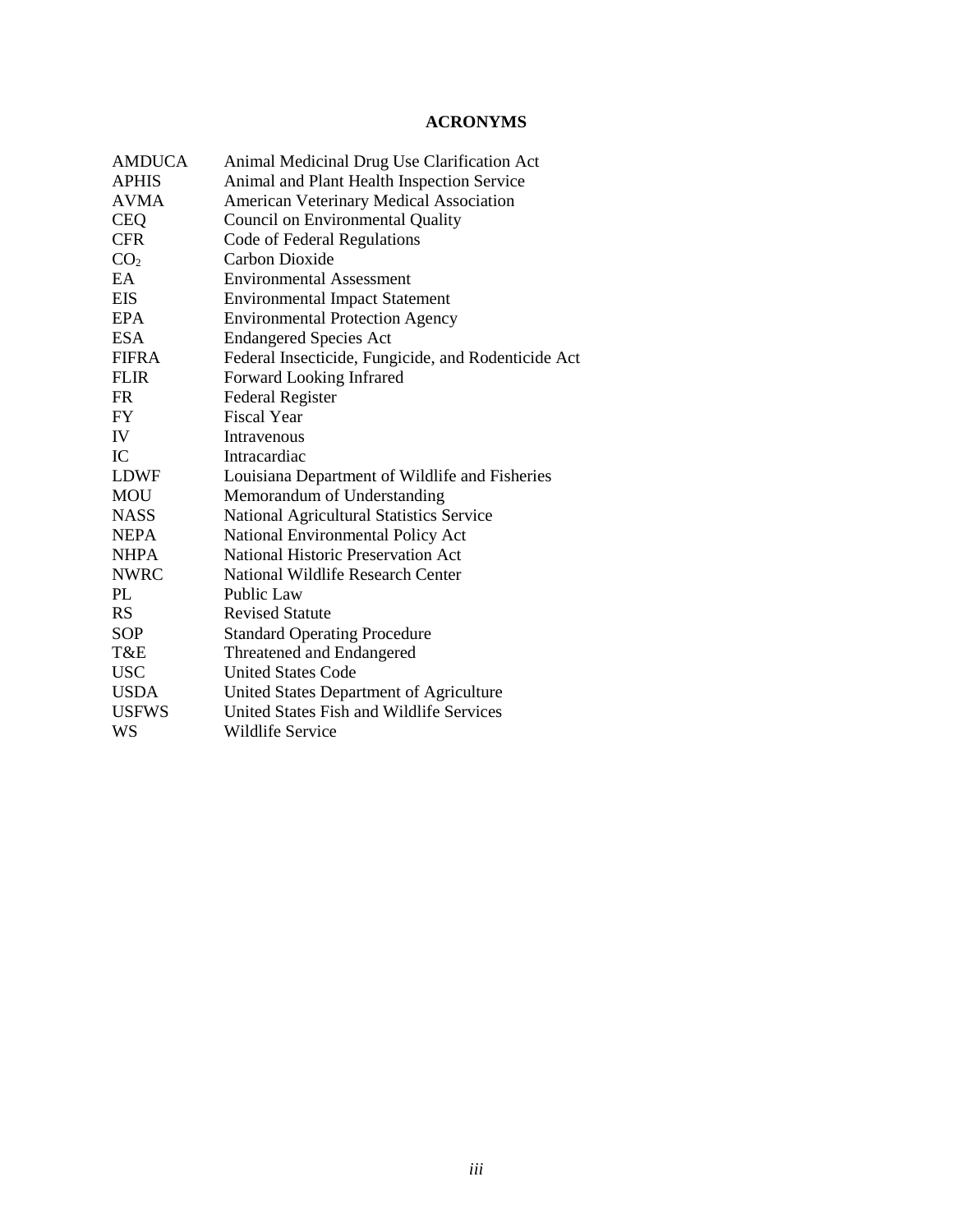# ACRONYMS

| | |
|---|---|
| AMDUCA | Animal Medicinal Drug Use Clarification Act |
| APHIS | Animal and Plant Health Inspection Service |
| AVMA | American Veterinary Medical Association |
| CEQ | Council on Environmental Quality |
| CFR | Code of Federal Regulations |
| $CO_2$ | Carbon Dioxide |
| EA | Environmental Assessment |
| EIS | Environmental Impact Statement |
| EPA | Environmental Protection Agency |
| ESA | Endangered Species Act |
| FIFRA | Federal Insecticide, Fungicide, and Rodenticide Act |
| FLIR | Forward Looking Infrared |
| FR | Federal Register |
| FY | Fiscal Year |
| IV | Intravenous |
| IC | Intracardiac |
| LDWF | Louisiana Department of Wildlife and Fisheries |
| MOU | Memorandum of Understanding |
| NASS | National Agricultural Statistics Service |
| NEPA | National Environmental Policy Act |
| NHPA | National Historic Preservation Act |
| NWRC | National Wildlife Research Center |
| PL | Public Law |
| RS | Revised Statute |
| SOP | Standard Operating Procedure |
| T&E | Threatened and Endangered |
| USC | United States Code |
| USDA | United States Department of Agriculture |
| USFWS | United States Fish and Wildlife Services |
| WS | Wildlife Service |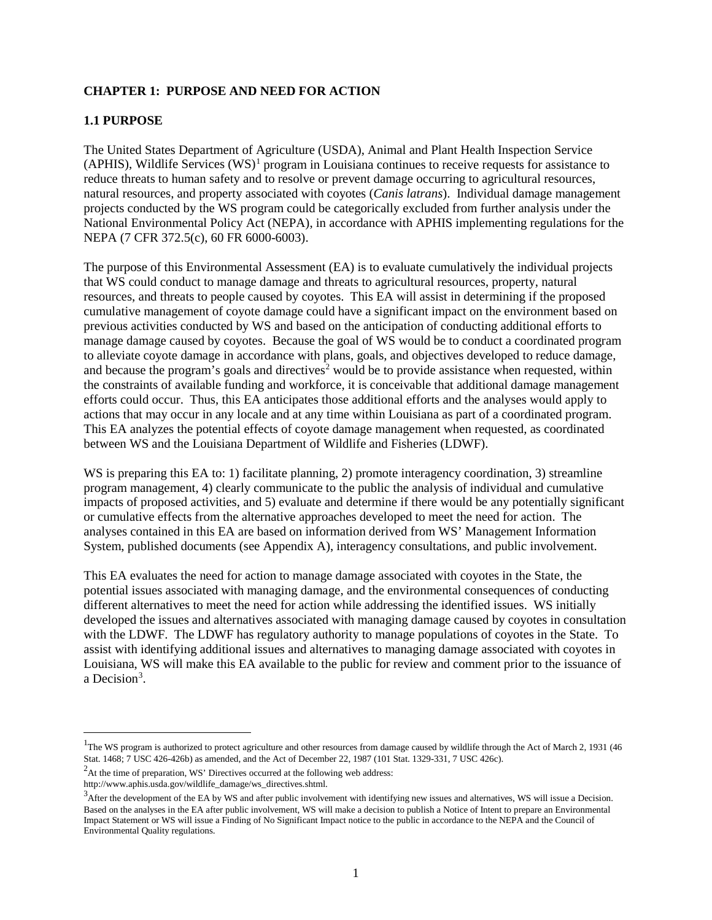## CHAPTER 1: PURPOSE AND NEED FOR ACTION

### 1.1 PURPOSE

The United States Department of Agriculture (USDA), Animal and Plant Health Inspection Service (APHIS), Wildlife Services (WS)[1] program in Louisiana continues to receive requests for assistance to reduce threats to human safety and to resolve or prevent damage occurring to agricultural resources, natural resources, and property associated with coyotes (*Canis latrans*). Individual damage management projects conducted by the WS program could be categorically excluded from further analysis under the National Environmental Policy Act (NEPA), in accordance with APHIS implementing regulations for the NEPA (7 CFR 372.5(c), 60 FR 6000-6003).

The purpose of this Environmental Assessment (EA) is to evaluate cumulatively the individual projects that WS could conduct to manage damage and threats to agricultural resources, property, natural resources, and threats to people caused by coyotes. This EA will assist in determining if the proposed cumulative management of coyote damage could have a significant impact on the environment based on previous activities conducted by WS and based on the anticipation of conducting additional efforts to manage damage caused by coyotes. Because the goal of WS would be to conduct a coordinated program to alleviate coyote damage in accordance with plans, goals, and objectives developed to reduce damage, and because the program's goals and directives[2] would be to provide assistance when requested, within the constraints of available funding and workforce, it is conceivable that additional damage management efforts could occur. Thus, this EA anticipates those additional efforts and the analyses would apply to actions that may occur in any locale and at any time within Louisiana as part of a coordinated program. This EA analyzes the potential effects of coyote damage management when requested, as coordinated between WS and the Louisiana Department of Wildlife and Fisheries (LDWF).

WS is preparing this EA to: 1) facilitate planning, 2) promote interagency coordination, 3) streamline program management, 4) clearly communicate to the public the analysis of individual and cumulative impacts of proposed activities, and 5) evaluate and determine if there would be any potentially significant or cumulative effects from the alternative approaches developed to meet the need for action. The analyses contained in this EA are based on information derived from WS' Management Information System, published documents (see Appendix A), interagency consultations, and public involvement.

This EA evaluates the need for action to manage damage associated with coyotes in the State, the potential issues associated with managing damage, and the environmental consequences of conducting different alternatives to meet the need for action while addressing the identified issues. WS initially developed the issues and alternatives associated with managing damage caused by coyotes in consultation with the LDWF. The LDWF has regulatory authority to manage populations of coyotes in the State. To assist with identifying additional issues and alternatives to managing damage associated with coyotes in Louisiana, WS will make this EA available to the public for review and comment prior to the issuance of a Decision[3].

---

[1] The WS program is authorized to protect agriculture and other resources from damage caused by wildlife through the Act of March 2, 1931 (46 Stat. 1468; 7 USC 426-426b) as amended, and the Act of December 22, 1987 (101 Stat. 1329-331, 7 USC 426c).

[2] At the time of preparation, WS' Directives occurred at the following web address: http://www.aphis.usda.gov/wildlife_damage/ws_directives.shtml.

[3] After the development of the EA by WS and after public involvement with identifying new issues and alternatives, WS will issue a Decision. Based on the analyses in the EA after public involvement, WS will make a decision to publish a Notice of Intent to prepare an Environmental Impact Statement or WS will issue a Finding of No Significant Impact notice to the public in accordance to the NEPA and the Council of Environmental Quality regulations.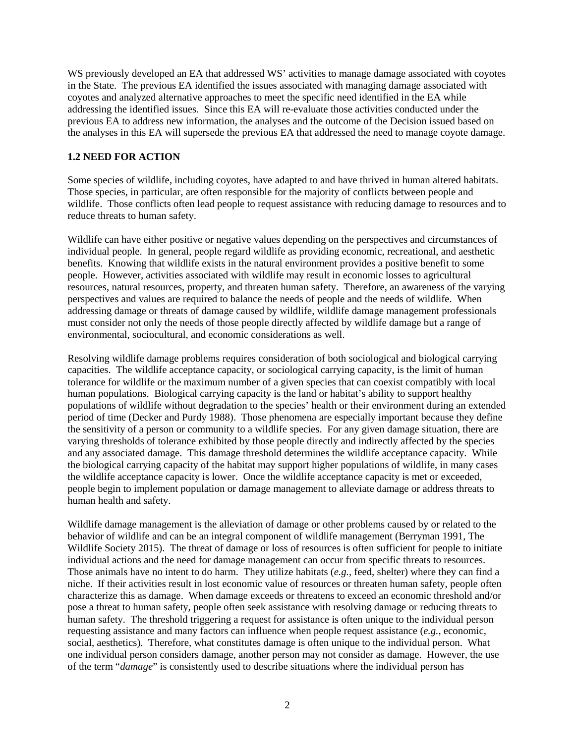WS previously developed an EA that addressed WS' activities to manage damage associated with coyotes in the State. The previous EA identified the issues associated with managing damage associated with coyotes and analyzed alternative approaches to meet the specific need identified in the EA while addressing the identified issues. Since this EA will re-evaluate those activities conducted under the previous EA to address new information, the analyses and the outcome of the Decision issued based on the analyses in this EA will supersede the previous EA that addressed the need to manage coyote damage.

## 1.2 NEED FOR ACTION

Some species of wildlife, including coyotes, have adapted to and have thrived in human altered habitats. Those species, in particular, are often responsible for the majority of conflicts between people and wildlife. Those conflicts often lead people to request assistance with reducing damage to resources and to reduce threats to human safety.

Wildlife can have either positive or negative values depending on the perspectives and circumstances of individual people. In general, people regard wildlife as providing economic, recreational, and aesthetic benefits. Knowing that wildlife exists in the natural environment provides a positive benefit to some people. However, activities associated with wildlife may result in economic losses to agricultural resources, natural resources, property, and threaten human safety. Therefore, an awareness of the varying perspectives and values are required to balance the needs of people and the needs of wildlife. When addressing damage or threats of damage caused by wildlife, wildlife damage management professionals must consider not only the needs of those people directly affected by wildlife damage but a range of environmental, sociocultural, and economic considerations as well.

Resolving wildlife damage problems requires consideration of both sociological and biological carrying capacities. The wildlife acceptance capacity, or sociological carrying capacity, is the limit of human tolerance for wildlife or the maximum number of a given species that can coexist compatibly with local human populations. Biological carrying capacity is the land or habitat's ability to support healthy populations of wildlife without degradation to the species' health or their environment during an extended period of time (Decker and Purdy 1988). Those phenomena are especially important because they define the sensitivity of a person or community to a wildlife species. For any given damage situation, there are varying thresholds of tolerance exhibited by those people directly and indirectly affected by the species and any associated damage. This damage threshold determines the wildlife acceptance capacity. While the biological carrying capacity of the habitat may support higher populations of wildlife, in many cases the wildlife acceptance capacity is lower. Once the wildlife acceptance capacity is met or exceeded, people begin to implement population or damage management to alleviate damage or address threats to human health and safety.

Wildlife damage management is the alleviation of damage or other problems caused by or related to the behavior of wildlife and can be an integral component of wildlife management (Berryman 1991, The Wildlife Society 2015). The threat of damage or loss of resources is often sufficient for people to initiate individual actions and the need for damage management can occur from specific threats to resources. Those animals have no intent to do harm. They utilize habitats (*e.g.*, feed, shelter) where they can find a niche. If their activities result in lost economic value of resources or threaten human safety, people often characterize this as damage. When damage exceeds or threatens to exceed an economic threshold and/or pose a threat to human safety, people often seek assistance with resolving damage or reducing threats to human safety. The threshold triggering a request for assistance is often unique to the individual person requesting assistance and many factors can influence when people request assistance (*e.g.*, economic, social, aesthetics). Therefore, what constitutes damage is often unique to the individual person. What one individual person considers damage, another person may not consider as damage. However, the use of the term "*damage*" is consistently used to describe situations where the individual person has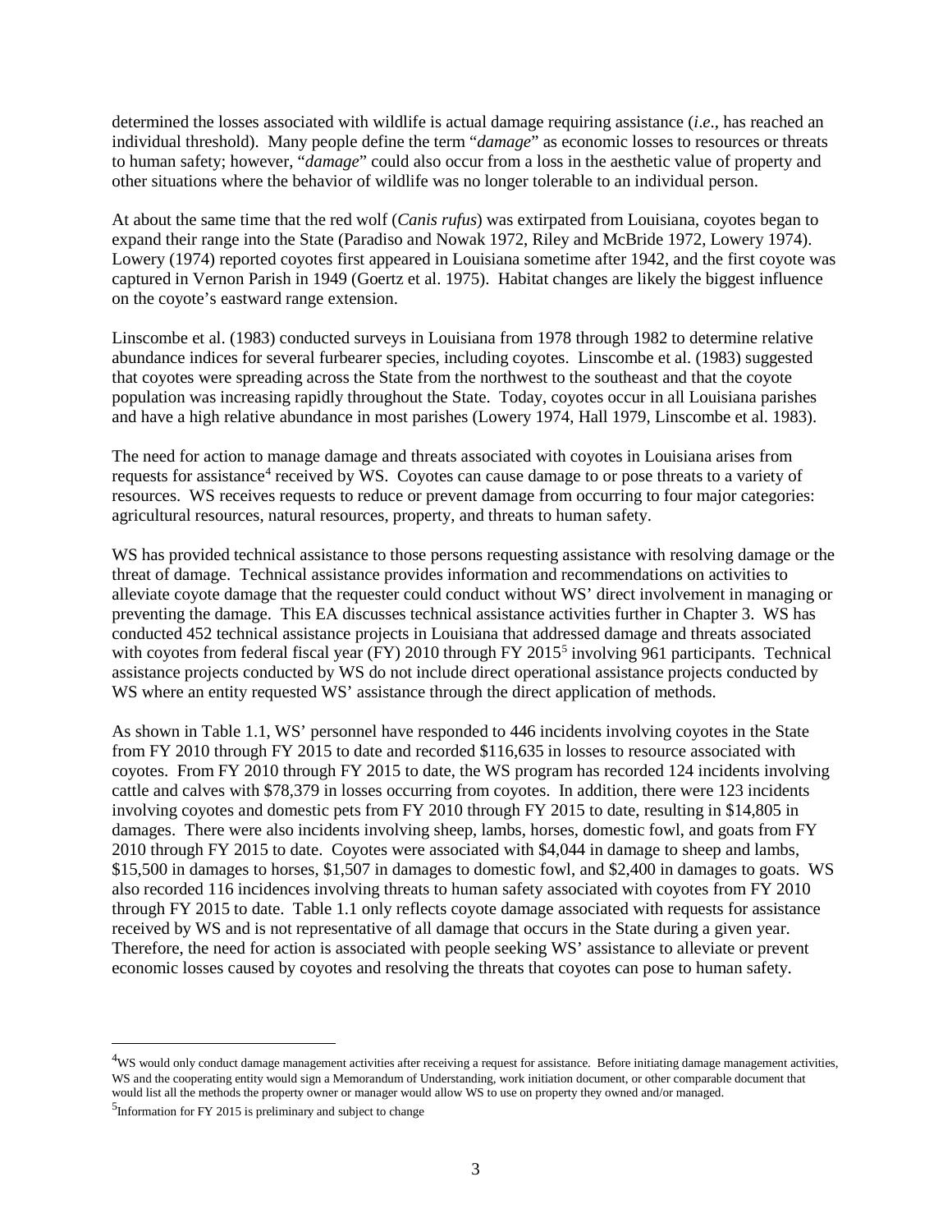determined the losses associated with wildlife is actual damage requiring assistance (*i.e*., has reached an individual threshold). Many people define the term "*damage*" as economic losses to resources or threats to human safety; however, "*damage*" could also occur from a loss in the aesthetic value of property and other situations where the behavior of wildlife was no longer tolerable to an individual person.

At about the same time that the red wolf (*Canis rufus*) was extirpated from Louisiana, coyotes began to expand their range into the State (Paradiso and Nowak 1972, Riley and McBride 1972, Lowery 1974). Lowery (1974) reported coyotes first appeared in Louisiana sometime after 1942, and the first coyote was captured in Vernon Parish in 1949 (Goertz et al. 1975). Habitat changes are likely the biggest influence on the coyote's eastward range extension.

Linscombe et al. (1983) conducted surveys in Louisiana from 1978 through 1982 to determine relative abundance indices for several furbearer species, including coyotes. Linscombe et al. (1983) suggested that coyotes were spreading across the State from the northwest to the southeast and that the coyote population was increasing rapidly throughout the State. Today, coyotes occur in all Louisiana parishes and have a high relative abundance in most parishes (Lowery 1974, Hall 1979, Linscombe et al. 1983).

The need for action to manage damage and threats associated with coyotes in Louisiana arises from requests for assistance[4] received by WS. Coyotes can cause damage to or pose threats to a variety of resources. WS receives requests to reduce or prevent damage from occurring to four major categories: agricultural resources, natural resources, property, and threats to human safety.

WS has provided technical assistance to those persons requesting assistance with resolving damage or the threat of damage. Technical assistance provides information and recommendations on activities to alleviate coyote damage that the requester could conduct without WS' direct involvement in managing or preventing the damage. This EA discusses technical assistance activities further in Chapter 3. WS has conducted 452 technical assistance projects in Louisiana that addressed damage and threats associated with coyotes from federal fiscal year (FY) 2010 through FY 2015[5] involving 961 participants. Technical assistance projects conducted by WS do not include direct operational assistance projects conducted by WS where an entity requested WS' assistance through the direct application of methods.

As shown in Table 1.1, WS' personnel have responded to 446 incidents involving coyotes in the State from FY 2010 through FY 2015 to date and recorded $116,635 in losses to resource associated with coyotes. From FY 2010 through FY 2015 to date, the WS program has recorded 124 incidents involving cattle and calves with $78,379 in losses occurring from coyotes. In addition, there were 123 incidents involving coyotes and domestic pets from FY 2010 through FY 2015 to date, resulting in $14,805 in damages. There were also incidents involving sheep, lambs, horses, domestic fowl, and goats from FY 2010 through FY 2015 to date. Coyotes were associated with $4,044 in damage to sheep and lambs, $15,500 in damages to horses, $1,507 in damages to domestic fowl, and $2,400 in damages to goats. WS also recorded 116 incidences involving threats to human safety associated with coyotes from FY 2010 through FY 2015 to date. Table 1.1 only reflects coyote damage associated with requests for assistance received by WS and is not representative of all damage that occurs in the State during a given year. Therefore, the need for action is associated with people seeking WS' assistance to alleviate or prevent economic losses caused by coyotes and resolving the threats that coyotes can pose to human safety.

[4]WS would only conduct damage management activities after receiving a request for assistance. Before initiating damage management activities, WS and the cooperating entity would sign a Memorandum of Understanding, work initiation document, or other comparable document that would list all the methods the property owner or manager would allow WS to use on property they owned and/or managed.

[5]Information for FY 2015 is preliminary and subject to change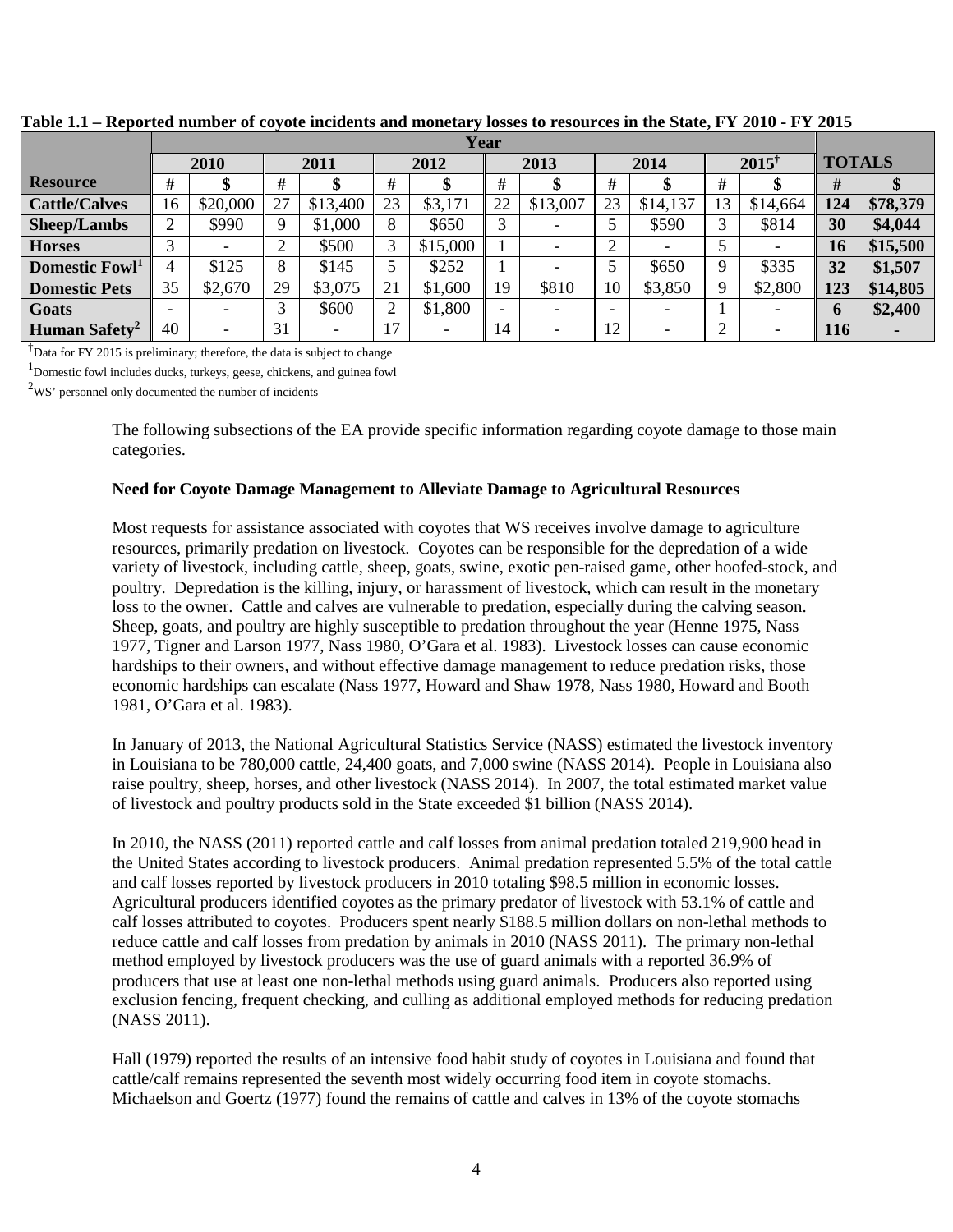**Table 1.1 – Reported number of coyote incidents and monetary losses to resources in the State, FY 2010 - FY 2015**

| | Year | | | | | | | | | | | | | |
|---|---|---|---|---|---|---|---|---|---|---|---|---|---|---|
| | 2010 | | 2011 | | 2012 | | 2013 | | 2014 | | 2015† | | TOTALS | |
| **Resource** | # | $ | # | $ | # | $ | # | $ | # | $ | # | $ | # | $ |
| **Cattle/Calves** | 16 | $20,000 | 27 | $13,400 | 23 | $3,171 | 22 | $13,007 | 23 | $14,137 | 13 | $14,664 | **124** | **$78,379** |
| **Sheep/Lambs** | 2 | $990 | 9 | $1,000 | 8 | $650 | 3 | - | 5 | $590 | 3 | $814 | **30** | **$4,044** |
| **Horses** | 3 | - | 2 | $500 | 3 | $15,000 | 1 | - | 2 | - | 5 | - | **16** | **$15,500** |
| **Domestic Fowl[1]** | 4 | $125 | 8 | $145 | 5 | $252 | 1 | - | 5 | $650 | 9 | $335 | **32** | **$1,507** |
| **Domestic Pets** | 35 | $2,670 | 29 | $3,075 | 21 | $1,600 | 19 | $810 | 10 | $3,850 | 9 | $2,800 | **123** | **$14,805** |
| **Goats** | - | - | 3 | $600 | 2 | $1,800 | - | - | - | - | 1 | - | **6** | **$2,400** |
| **Human Safety[2]** | 40 | - | 31 | - | 17 | - | 14 | - | 12 | - | 2 | - | **116** | **-** |

†Data for FY 2015 is preliminary; therefore, the data is subject to change

[1]Domestic fowl includes ducks, turkeys, geese, chickens, and guinea fowl

[2]WS' personnel only documented the number of incidents

The following subsections of the EA provide specific information regarding coyote damage to those main categories.

**Need for Coyote Damage Management to Alleviate Damage to Agricultural Resources**

Most requests for assistance associated with coyotes that WS receives involve damage to agriculture resources, primarily predation on livestock. Coyotes can be responsible for the depredation of a wide variety of livestock, including cattle, sheep, goats, swine, exotic pen-raised game, other hoofed-stock, and poultry. Depredation is the killing, injury, or harassment of livestock, which can result in the monetary loss to the owner. Cattle and calves are vulnerable to predation, especially during the calving season. Sheep, goats, and poultry are highly susceptible to predation throughout the year (Henne 1975, Nass 1977, Tigner and Larson 1977, Nass 1980, O'Gara et al. 1983). Livestock losses can cause economic hardships to their owners, and without effective damage management to reduce predation risks, those economic hardships can escalate (Nass 1977, Howard and Shaw 1978, Nass 1980, Howard and Booth 1981, O'Gara et al. 1983).

In January of 2013, the National Agricultural Statistics Service (NASS) estimated the livestock inventory in Louisiana to be 780,000 cattle, 24,400 goats, and 7,000 swine (NASS 2014). People in Louisiana also raise poultry, sheep, horses, and other livestock (NASS 2014). In 2007, the total estimated market value of livestock and poultry products sold in the State exceeded $1 billion (NASS 2014).

In 2010, the NASS (2011) reported cattle and calf losses from animal predation totaled 219,900 head in the United States according to livestock producers. Animal predation represented 5.5% of the total cattle and calf losses reported by livestock producers in 2010 totaling $98.5 million in economic losses. Agricultural producers identified coyotes as the primary predator of livestock with 53.1% of cattle and calf losses attributed to coyotes. Producers spent nearly $188.5 million dollars on non-lethal methods to reduce cattle and calf losses from predation by animals in 2010 (NASS 2011). The primary non-lethal method employed by livestock producers was the use of guard animals with a reported 36.9% of producers that use at least one non-lethal methods using guard animals. Producers also reported using exclusion fencing, frequent checking, and culling as additional employed methods for reducing predation (NASS 2011).

Hall (1979) reported the results of an intensive food habit study of coyotes in Louisiana and found that cattle/calf remains represented the seventh most widely occurring food item in coyote stomachs. Michaelson and Goertz (1977) found the remains of cattle and calves in 13% of the coyote stomachs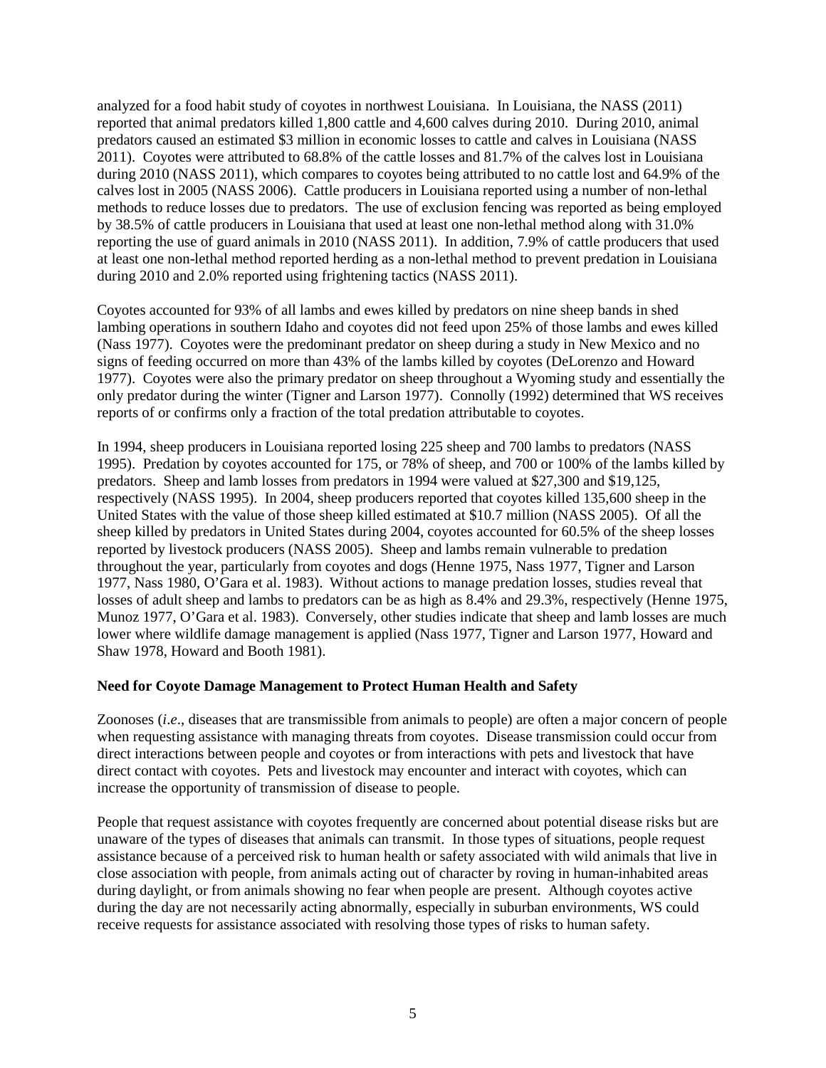analyzed for a food habit study of coyotes in northwest Louisiana. In Louisiana, the NASS (2011) reported that animal predators killed 1,800 cattle and 4,600 calves during 2010. During 2010, animal predators caused an estimated $3 million in economic losses to cattle and calves in Louisiana (NASS 2011). Coyotes were attributed to 68.8% of the cattle losses and 81.7% of the calves lost in Louisiana during 2010 (NASS 2011), which compares to coyotes being attributed to no cattle lost and 64.9% of the calves lost in 2005 (NASS 2006). Cattle producers in Louisiana reported using a number of non-lethal methods to reduce losses due to predators. The use of exclusion fencing was reported as being employed by 38.5% of cattle producers in Louisiana that used at least one non-lethal method along with 31.0% reporting the use of guard animals in 2010 (NASS 2011). In addition, 7.9% of cattle producers that used at least one non-lethal method reported herding as a non-lethal method to prevent predation in Louisiana during 2010 and 2.0% reported using frightening tactics (NASS 2011).

Coyotes accounted for 93% of all lambs and ewes killed by predators on nine sheep bands in shed lambing operations in southern Idaho and coyotes did not feed upon 25% of those lambs and ewes killed (Nass 1977). Coyotes were the predominant predator on sheep during a study in New Mexico and no signs of feeding occurred on more than 43% of the lambs killed by coyotes (DeLorenzo and Howard 1977). Coyotes were also the primary predator on sheep throughout a Wyoming study and essentially the only predator during the winter (Tigner and Larson 1977). Connolly (1992) determined that WS receives reports of or confirms only a fraction of the total predation attributable to coyotes.

In 1994, sheep producers in Louisiana reported losing 225 sheep and 700 lambs to predators (NASS 1995). Predation by coyotes accounted for 175, or 78% of sheep, and 700 or 100% of the lambs killed by predators. Sheep and lamb losses from predators in 1994 were valued at $27,300 and $19,125, respectively (NASS 1995). In 2004, sheep producers reported that coyotes killed 135,600 sheep in the United States with the value of those sheep killed estimated at $10.7 million (NASS 2005). Of all the sheep killed by predators in United States during 2004, coyotes accounted for 60.5% of the sheep losses reported by livestock producers (NASS 2005). Sheep and lambs remain vulnerable to predation throughout the year, particularly from coyotes and dogs (Henne 1975, Nass 1977, Tigner and Larson 1977, Nass 1980, O'Gara et al. 1983). Without actions to manage predation losses, studies reveal that losses of adult sheep and lambs to predators can be as high as 8.4% and 29.3%, respectively (Henne 1975, Munoz 1977, O'Gara et al. 1983). Conversely, other studies indicate that sheep and lamb losses are much lower where wildlife damage management is applied (Nass 1977, Tigner and Larson 1977, Howard and Shaw 1978, Howard and Booth 1981).

**Need for Coyote Damage Management to Protect Human Health and Safety**

Zoonoses (*i.e*., diseases that are transmissible from animals to people) are often a major concern of people when requesting assistance with managing threats from coyotes. Disease transmission could occur from direct interactions between people and coyotes or from interactions with pets and livestock that have direct contact with coyotes. Pets and livestock may encounter and interact with coyotes, which can increase the opportunity of transmission of disease to people.

People that request assistance with coyotes frequently are concerned about potential disease risks but are unaware of the types of diseases that animals can transmit. In those types of situations, people request assistance because of a perceived risk to human health or safety associated with wild animals that live in close association with people, from animals acting out of character by roving in human-inhabited areas during daylight, or from animals showing no fear when people are present. Although coyotes active during the day are not necessarily acting abnormally, especially in suburban environments, WS could receive requests for assistance associated with resolving those types of risks to human safety.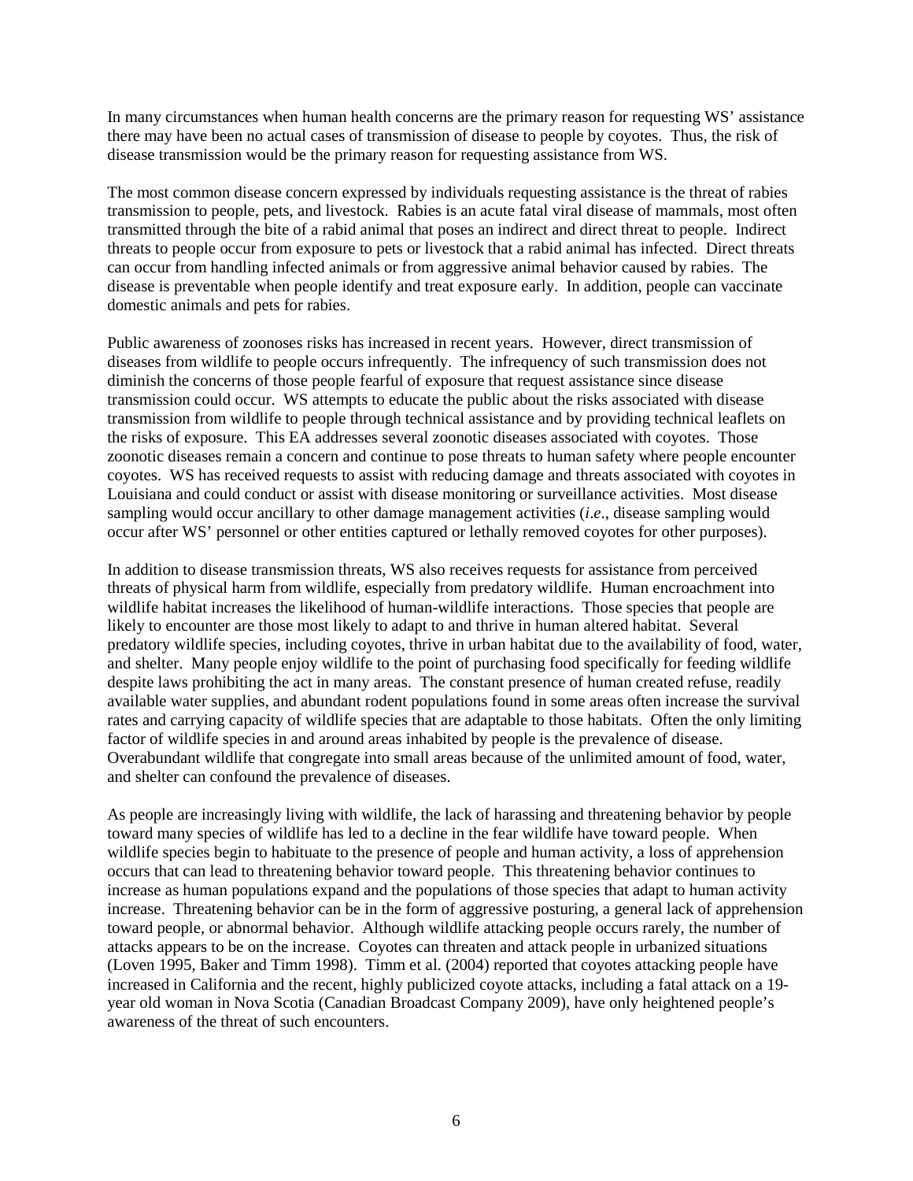In many circumstances when human health concerns are the primary reason for requesting WS' assistance there may have been no actual cases of transmission of disease to people by coyotes. Thus, the risk of disease transmission would be the primary reason for requesting assistance from WS.

The most common disease concern expressed by individuals requesting assistance is the threat of rabies transmission to people, pets, and livestock. Rabies is an acute fatal viral disease of mammals, most often transmitted through the bite of a rabid animal that poses an indirect and direct threat to people. Indirect threats to people occur from exposure to pets or livestock that a rabid animal has infected. Direct threats can occur from handling infected animals or from aggressive animal behavior caused by rabies. The disease is preventable when people identify and treat exposure early. In addition, people can vaccinate domestic animals and pets for rabies.

Public awareness of zoonoses risks has increased in recent years. However, direct transmission of diseases from wildlife to people occurs infrequently. The infrequency of such transmission does not diminish the concerns of those people fearful of exposure that request assistance since disease transmission could occur. WS attempts to educate the public about the risks associated with disease transmission from wildlife to people through technical assistance and by providing technical leaflets on the risks of exposure. This EA addresses several zoonotic diseases associated with coyotes. Those zoonotic diseases remain a concern and continue to pose threats to human safety where people encounter coyotes. WS has received requests to assist with reducing damage and threats associated with coyotes in Louisiana and could conduct or assist with disease monitoring or surveillance activities. Most disease sampling would occur ancillary to other damage management activities (*i.e.*, disease sampling would occur after WS' personnel or other entities captured or lethally removed coyotes for other purposes).

In addition to disease transmission threats, WS also receives requests for assistance from perceived threats of physical harm from wildlife, especially from predatory wildlife. Human encroachment into wildlife habitat increases the likelihood of human-wildlife interactions. Those species that people are likely to encounter are those most likely to adapt to and thrive in human altered habitat. Several predatory wildlife species, including coyotes, thrive in urban habitat due to the availability of food, water, and shelter. Many people enjoy wildlife to the point of purchasing food specifically for feeding wildlife despite laws prohibiting the act in many areas. The constant presence of human created refuse, readily available water supplies, and abundant rodent populations found in some areas often increase the survival rates and carrying capacity of wildlife species that are adaptable to those habitats. Often the only limiting factor of wildlife species in and around areas inhabited by people is the prevalence of disease. Overabundant wildlife that congregate into small areas because of the unlimited amount of food, water, and shelter can confound the prevalence of diseases.

As people are increasingly living with wildlife, the lack of harassing and threatening behavior by people toward many species of wildlife has led to a decline in the fear wildlife have toward people. When wildlife species begin to habituate to the presence of people and human activity, a loss of apprehension occurs that can lead to threatening behavior toward people. This threatening behavior continues to increase as human populations expand and the populations of those species that adapt to human activity increase. Threatening behavior can be in the form of aggressive posturing, a general lack of apprehension toward people, or abnormal behavior. Although wildlife attacking people occurs rarely, the number of attacks appears to be on the increase. Coyotes can threaten and attack people in urbanized situations (Loven 1995, Baker and Timm 1998). Timm et al. (2004) reported that coyotes attacking people have increased in California and the recent, highly publicized coyote attacks, including a fatal attack on a 19-year old woman in Nova Scotia (Canadian Broadcast Company 2009), have only heightened people's awareness of the threat of such encounters.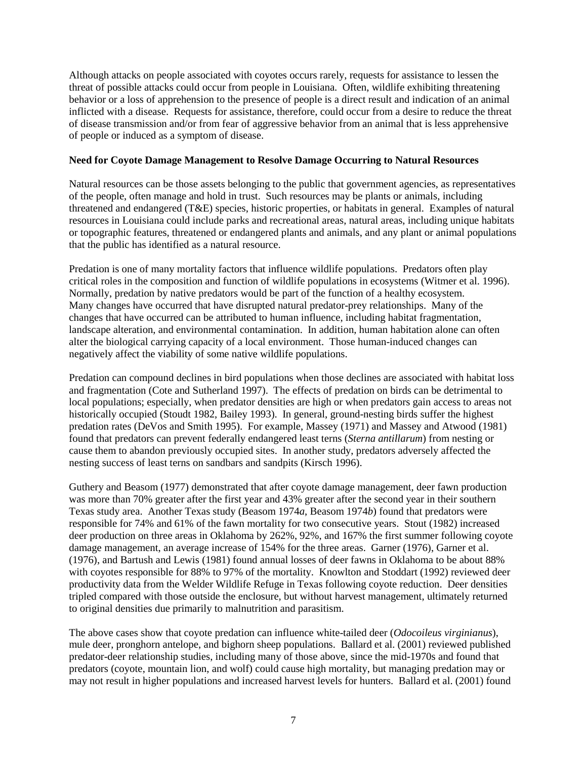Although attacks on people associated with coyotes occurs rarely, requests for assistance to lessen the threat of possible attacks could occur from people in Louisiana. Often, wildlife exhibiting threatening behavior or a loss of apprehension to the presence of people is a direct result and indication of an animal inflicted with a disease. Requests for assistance, therefore, could occur from a desire to reduce the threat of disease transmission and/or from fear of aggressive behavior from an animal that is less apprehensive of people or induced as a symptom of disease.

**Need for Coyote Damage Management to Resolve Damage Occurring to Natural Resources**

Natural resources can be those assets belonging to the public that government agencies, as representatives of the people, often manage and hold in trust. Such resources may be plants or animals, including threatened and endangered (T&E) species, historic properties, or habitats in general. Examples of natural resources in Louisiana could include parks and recreational areas, natural areas, including unique habitats or topographic features, threatened or endangered plants and animals, and any plant or animal populations that the public has identified as a natural resource.

Predation is one of many mortality factors that influence wildlife populations. Predators often play critical roles in the composition and function of wildlife populations in ecosystems (Witmer et al. 1996). Normally, predation by native predators would be part of the function of a healthy ecosystem. Many changes have occurred that have disrupted natural predator-prey relationships. Many of the changes that have occurred can be attributed to human influence, including habitat fragmentation, landscape alteration, and environmental contamination. In addition, human habitation alone can often alter the biological carrying capacity of a local environment. Those human-induced changes can negatively affect the viability of some native wildlife populations.

Predation can compound declines in bird populations when those declines are associated with habitat loss and fragmentation (Cote and Sutherland 1997). The effects of predation on birds can be detrimental to local populations; especially, when predator densities are high or when predators gain access to areas not historically occupied (Stoudt 1982, Bailey 1993). In general, ground-nesting birds suffer the highest predation rates (DeVos and Smith 1995). For example, Massey (1971) and Massey and Atwood (1981) found that predators can prevent federally endangered least terns (*Sterna antillarum*) from nesting or cause them to abandon previously occupied sites. In another study, predators adversely affected the nesting success of least terns on sandbars and sandpits (Kirsch 1996).

Guthery and Beasom (1977) demonstrated that after coyote damage management, deer fawn production was more than 70% greater after the first year and 43% greater after the second year in their southern Texas study area. Another Texas study (Beasom 1974*a*, Beasom 1974*b*) found that predators were responsible for 74% and 61% of the fawn mortality for two consecutive years. Stout (1982) increased deer production on three areas in Oklahoma by 262%, 92%, and 167% the first summer following coyote damage management, an average increase of 154% for the three areas. Garner (1976), Garner et al. (1976), and Bartush and Lewis (1981) found annual losses of deer fawns in Oklahoma to be about 88% with coyotes responsible for 88% to 97% of the mortality. Knowlton and Stoddart (1992) reviewed deer productivity data from the Welder Wildlife Refuge in Texas following coyote reduction. Deer densities tripled compared with those outside the enclosure, but without harvest management, ultimately returned to original densities due primarily to malnutrition and parasitism.

The above cases show that coyote predation can influence white-tailed deer (*Odocoileus virginianus*), mule deer, pronghorn antelope, and bighorn sheep populations. Ballard et al. (2001) reviewed published predator-deer relationship studies, including many of those above, since the mid-1970s and found that predators (coyote, mountain lion, and wolf) could cause high mortality, but managing predation may or may not result in higher populations and increased harvest levels for hunters. Ballard et al. (2001) found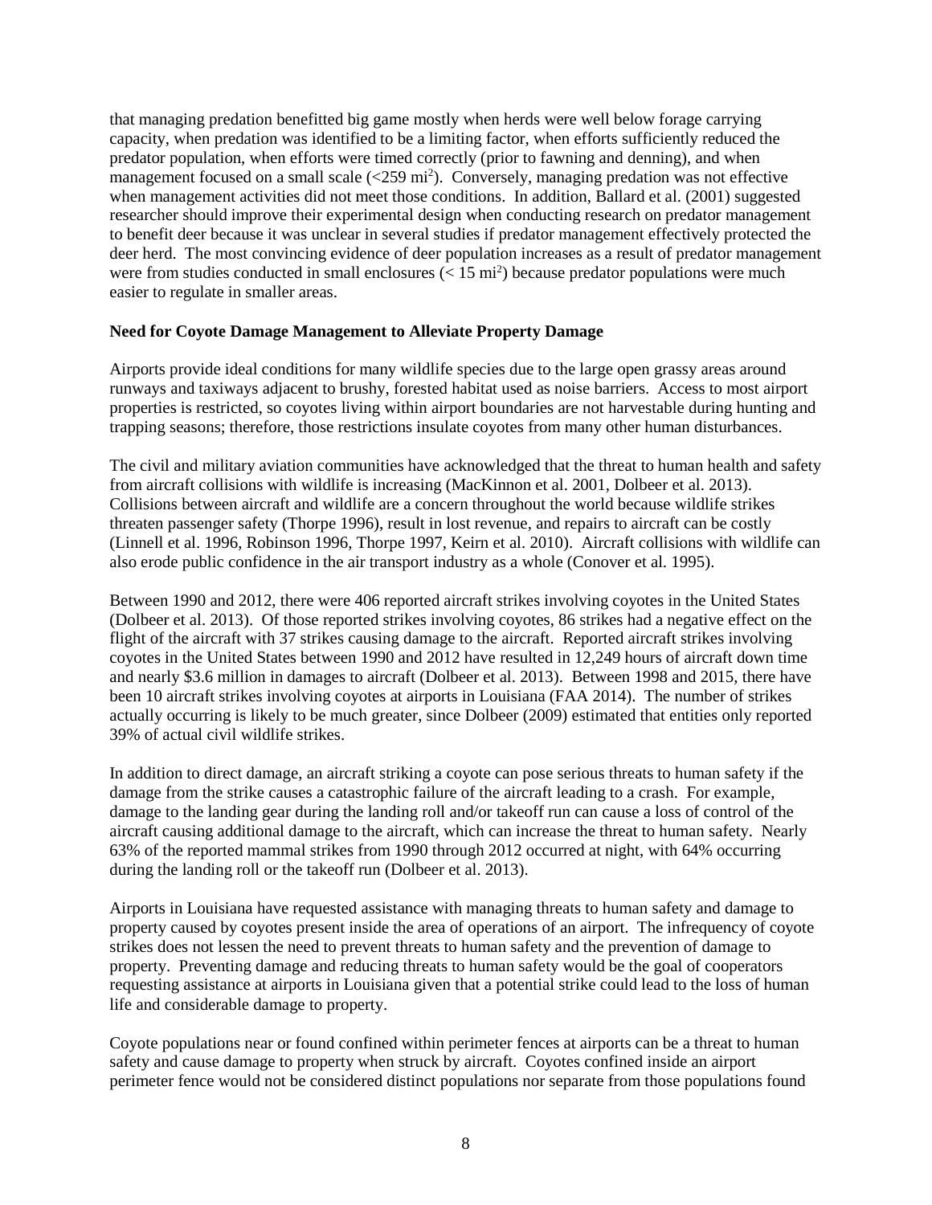that managing predation benefitted big game mostly when herds were well below forage carrying capacity, when predation was identified to be a limiting factor, when efforts sufficiently reduced the predator population, when efforts were timed correctly (prior to fawning and denning), and when management focused on a small scale (<259 mi$^2$). Conversely, managing predation was not effective when management activities did not meet those conditions. In addition, Ballard et al. (2001) suggested researcher should improve their experimental design when conducting research on predator management to benefit deer because it was unclear in several studies if predator management effectively protected the deer herd. The most convincing evidence of deer population increases as a result of predator management were from studies conducted in small enclosures (< 15 mi$^2$) because predator populations were much easier to regulate in smaller areas.

**Need for Coyote Damage Management to Alleviate Property Damage**

Airports provide ideal conditions for many wildlife species due to the large open grassy areas around runways and taxiways adjacent to brushy, forested habitat used as noise barriers. Access to most airport properties is restricted, so coyotes living within airport boundaries are not harvestable during hunting and trapping seasons; therefore, those restrictions insulate coyotes from many other human disturbances.

The civil and military aviation communities have acknowledged that the threat to human health and safety from aircraft collisions with wildlife is increasing (MacKinnon et al. 2001, Dolbeer et al. 2013). Collisions between aircraft and wildlife are a concern throughout the world because wildlife strikes threaten passenger safety (Thorpe 1996), result in lost revenue, and repairs to aircraft can be costly (Linnell et al. 1996, Robinson 1996, Thorpe 1997, Keirn et al. 2010). Aircraft collisions with wildlife can also erode public confidence in the air transport industry as a whole (Conover et al. 1995).

Between 1990 and 2012, there were 406 reported aircraft strikes involving coyotes in the United States (Dolbeer et al. 2013). Of those reported strikes involving coyotes, 86 strikes had a negative effect on the flight of the aircraft with 37 strikes causing damage to the aircraft. Reported aircraft strikes involving coyotes in the United States between 1990 and 2012 have resulted in 12,249 hours of aircraft down time and nearly \$3.6 million in damages to aircraft (Dolbeer et al. 2013). Between 1998 and 2015, there have been 10 aircraft strikes involving coyotes at airports in Louisiana (FAA 2014). The number of strikes actually occurring is likely to be much greater, since Dolbeer (2009) estimated that entities only reported 39% of actual civil wildlife strikes.

In addition to direct damage, an aircraft striking a coyote can pose serious threats to human safety if the damage from the strike causes a catastrophic failure of the aircraft leading to a crash. For example, damage to the landing gear during the landing roll and/or takeoff run can cause a loss of control of the aircraft causing additional damage to the aircraft, which can increase the threat to human safety. Nearly 63% of the reported mammal strikes from 1990 through 2012 occurred at night, with 64% occurring during the landing roll or the takeoff run (Dolbeer et al. 2013).

Airports in Louisiana have requested assistance with managing threats to human safety and damage to property caused by coyotes present inside the area of operations of an airport. The infrequency of coyote strikes does not lessen the need to prevent threats to human safety and the prevention of damage to property. Preventing damage and reducing threats to human safety would be the goal of cooperators requesting assistance at airports in Louisiana given that a potential strike could lead to the loss of human life and considerable damage to property.

Coyote populations near or found confined within perimeter fences at airports can be a threat to human safety and cause damage to property when struck by aircraft. Coyotes confined inside an airport perimeter fence would not be considered distinct populations nor separate from those populations found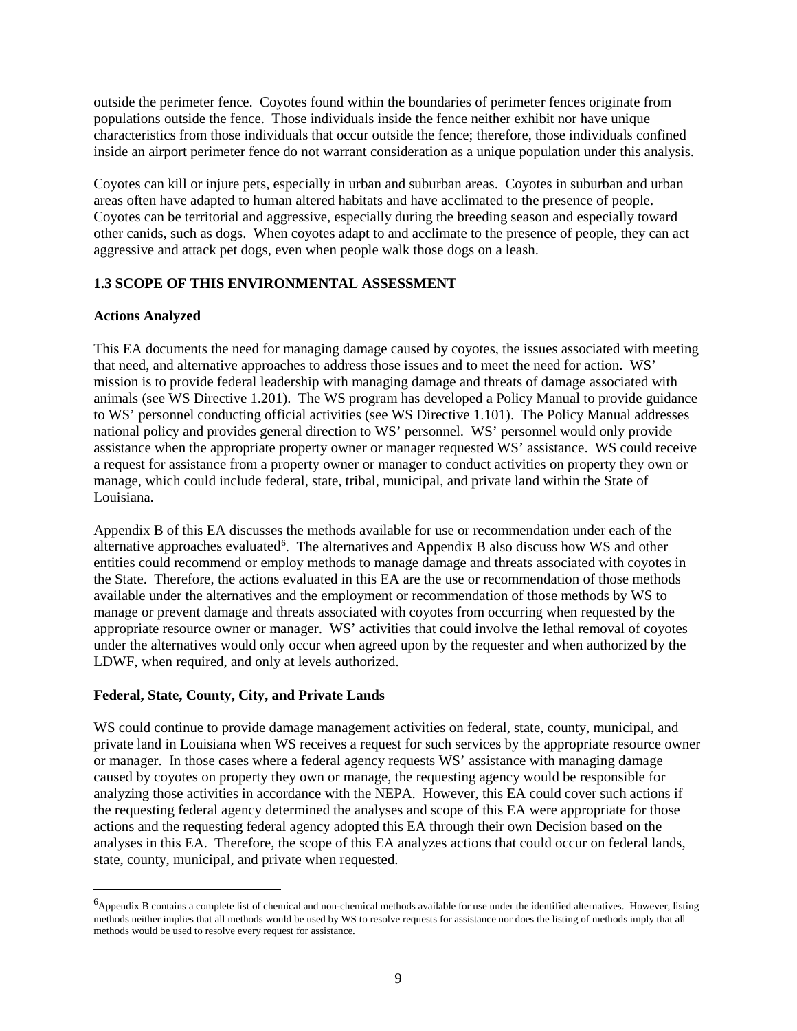outside the perimeter fence. Coyotes found within the boundaries of perimeter fences originate from populations outside the fence. Those individuals inside the fence neither exhibit nor have unique characteristics from those individuals that occur outside the fence; therefore, those individuals confined inside an airport perimeter fence do not warrant consideration as a unique population under this analysis.

Coyotes can kill or injure pets, especially in urban and suburban areas. Coyotes in suburban and urban areas often have adapted to human altered habitats and have acclimated to the presence of people. Coyotes can be territorial and aggressive, especially during the breeding season and especially toward other canids, such as dogs. When coyotes adapt to and acclimate to the presence of people, they can act aggressive and attack pet dogs, even when people walk those dogs on a leash.

## 1.3 SCOPE OF THIS ENVIRONMENTAL ASSESSMENT

### Actions Analyzed

This EA documents the need for managing damage caused by coyotes, the issues associated with meeting that need, and alternative approaches to address those issues and to meet the need for action. WS' mission is to provide federal leadership with managing damage and threats of damage associated with animals (see WS Directive 1.201). The WS program has developed a Policy Manual to provide guidance to WS' personnel conducting official activities (see WS Directive 1.101). The Policy Manual addresses national policy and provides general direction to WS' personnel. WS' personnel would only provide assistance when the appropriate property owner or manager requested WS' assistance. WS could receive a request for assistance from a property owner or manager to conduct activities on property they own or manage, which could include federal, state, tribal, municipal, and private land within the State of Louisiana.

Appendix B of this EA discusses the methods available for use or recommendation under each of the alternative approaches evaluated[6]. The alternatives and Appendix B also discuss how WS and other entities could recommend or employ methods to manage damage and threats associated with coyotes in the State. Therefore, the actions evaluated in this EA are the use or recommendation of those methods available under the alternatives and the employment or recommendation of those methods by WS to manage or prevent damage and threats associated with coyotes from occurring when requested by the appropriate resource owner or manager. WS' activities that could involve the lethal removal of coyotes under the alternatives would only occur when agreed upon by the requester and when authorized by the LDWF, when required, and only at levels authorized.

### Federal, State, County, City, and Private Lands

WS could continue to provide damage management activities on federal, state, county, municipal, and private land in Louisiana when WS receives a request for such services by the appropriate resource owner or manager. In those cases where a federal agency requests WS' assistance with managing damage caused by coyotes on property they own or manage, the requesting agency would be responsible for analyzing those activities in accordance with the NEPA. However, this EA could cover such actions if the requesting federal agency determined the analyses and scope of this EA were appropriate for those actions and the requesting federal agency adopted this EA through their own Decision based on the analyses in this EA. Therefore, the scope of this EA analyzes actions that could occur on federal lands, state, county, municipal, and private when requested.

---

[6] Appendix B contains a complete list of chemical and non-chemical methods available for use under the identified alternatives. However, listing methods neither implies that all methods would be used by WS to resolve requests for assistance nor does the listing of methods imply that all methods would be used to resolve every request for assistance.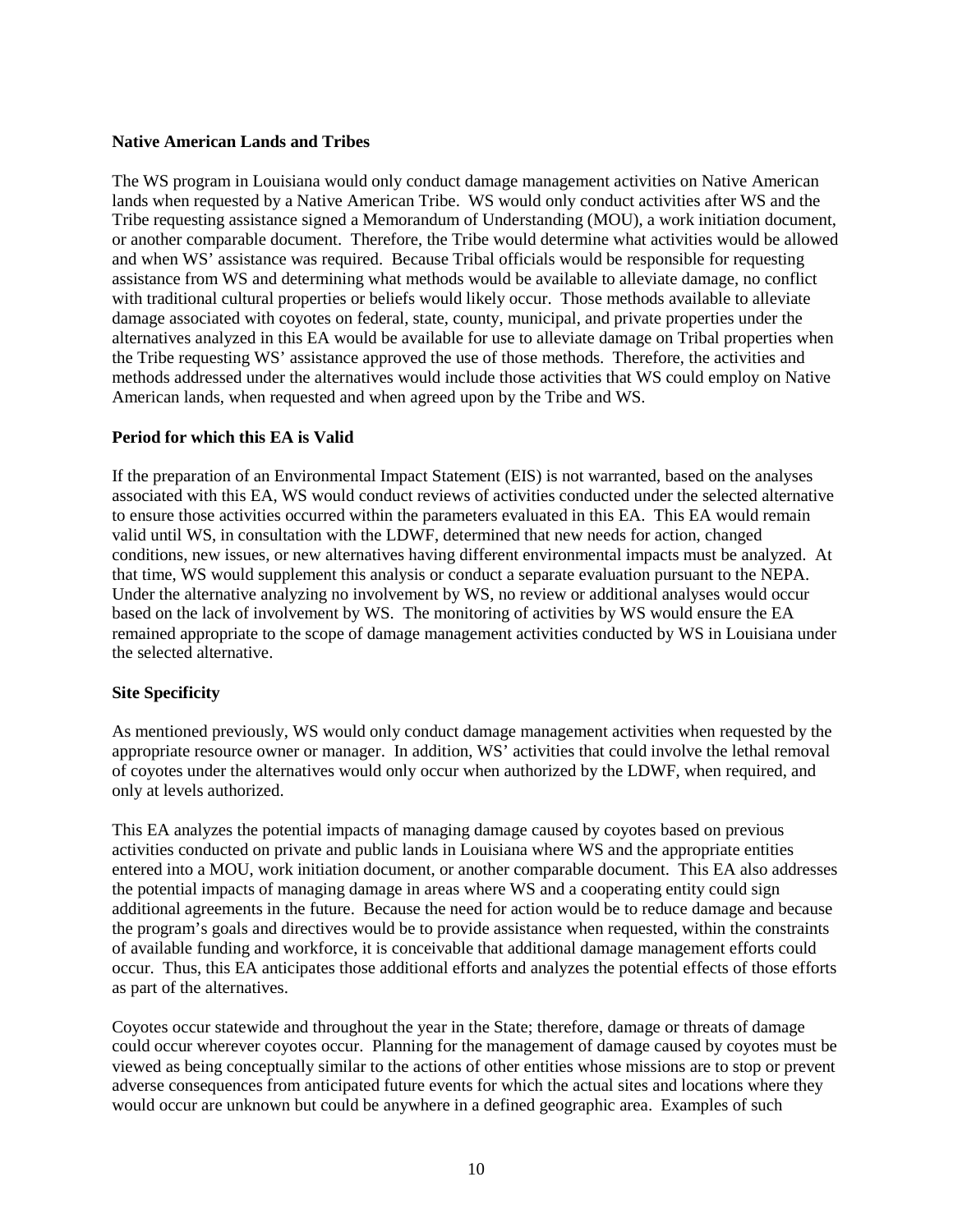**Native American Lands and Tribes**

The WS program in Louisiana would only conduct damage management activities on Native American lands when requested by a Native American Tribe. WS would only conduct activities after WS and the Tribe requesting assistance signed a Memorandum of Understanding (MOU), a work initiation document, or another comparable document. Therefore, the Tribe would determine what activities would be allowed and when WS' assistance was required. Because Tribal officials would be responsible for requesting assistance from WS and determining what methods would be available to alleviate damage, no conflict with traditional cultural properties or beliefs would likely occur. Those methods available to alleviate damage associated with coyotes on federal, state, county, municipal, and private properties under the alternatives analyzed in this EA would be available for use to alleviate damage on Tribal properties when the Tribe requesting WS' assistance approved the use of those methods. Therefore, the activities and methods addressed under the alternatives would include those activities that WS could employ on Native American lands, when requested and when agreed upon by the Tribe and WS.

**Period for which this EA is Valid**

If the preparation of an Environmental Impact Statement (EIS) is not warranted, based on the analyses associated with this EA, WS would conduct reviews of activities conducted under the selected alternative to ensure those activities occurred within the parameters evaluated in this EA. This EA would remain valid until WS, in consultation with the LDWF, determined that new needs for action, changed conditions, new issues, or new alternatives having different environmental impacts must be analyzed. At that time, WS would supplement this analysis or conduct a separate evaluation pursuant to the NEPA. Under the alternative analyzing no involvement by WS, no review or additional analyses would occur based on the lack of involvement by WS. The monitoring of activities by WS would ensure the EA remained appropriate to the scope of damage management activities conducted by WS in Louisiana under the selected alternative.

**Site Specificity**

As mentioned previously, WS would only conduct damage management activities when requested by the appropriate resource owner or manager. In addition, WS' activities that could involve the lethal removal of coyotes under the alternatives would only occur when authorized by the LDWF, when required, and only at levels authorized.

This EA analyzes the potential impacts of managing damage caused by coyotes based on previous activities conducted on private and public lands in Louisiana where WS and the appropriate entities entered into a MOU, work initiation document, or another comparable document. This EA also addresses the potential impacts of managing damage in areas where WS and a cooperating entity could sign additional agreements in the future. Because the need for action would be to reduce damage and because the program's goals and directives would be to provide assistance when requested, within the constraints of available funding and workforce, it is conceivable that additional damage management efforts could occur. Thus, this EA anticipates those additional efforts and analyzes the potential effects of those efforts as part of the alternatives.

Coyotes occur statewide and throughout the year in the State; therefore, damage or threats of damage could occur wherever coyotes occur. Planning for the management of damage caused by coyotes must be viewed as being conceptually similar to the actions of other entities whose missions are to stop or prevent adverse consequences from anticipated future events for which the actual sites and locations where they would occur are unknown but could be anywhere in a defined geographic area. Examples of such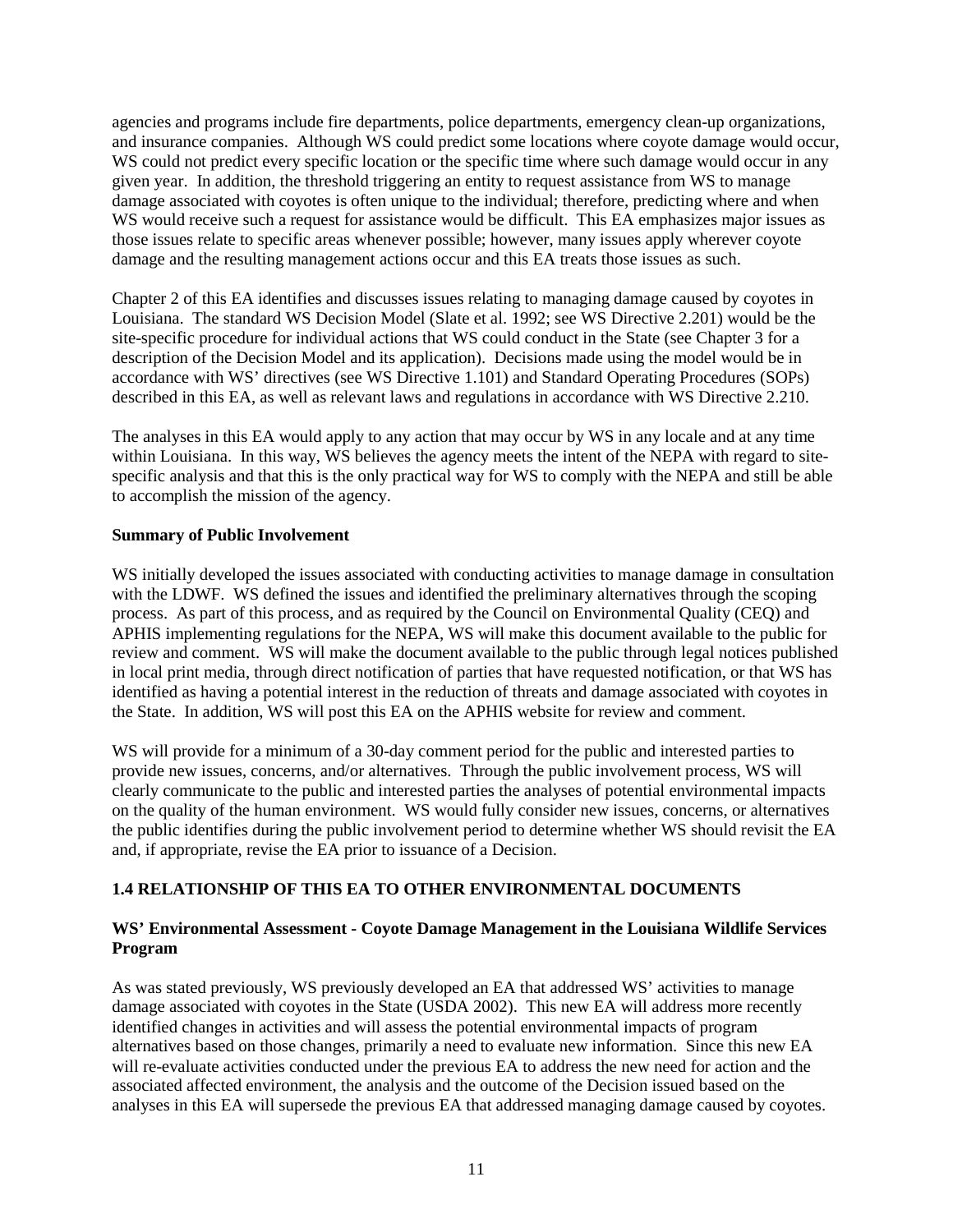agencies and programs include fire departments, police departments, emergency clean-up organizations, and insurance companies. Although WS could predict some locations where coyote damage would occur, WS could not predict every specific location or the specific time where such damage would occur in any given year. In addition, the threshold triggering an entity to request assistance from WS to manage damage associated with coyotes is often unique to the individual; therefore, predicting where and when WS would receive such a request for assistance would be difficult. This EA emphasizes major issues as those issues relate to specific areas whenever possible; however, many issues apply wherever coyote damage and the resulting management actions occur and this EA treats those issues as such.

Chapter 2 of this EA identifies and discusses issues relating to managing damage caused by coyotes in Louisiana. The standard WS Decision Model (Slate et al. 1992; see WS Directive 2.201) would be the site-specific procedure for individual actions that WS could conduct in the State (see Chapter 3 for a description of the Decision Model and its application). Decisions made using the model would be in accordance with WS' directives (see WS Directive 1.101) and Standard Operating Procedures (SOPs) described in this EA, as well as relevant laws and regulations in accordance with WS Directive 2.210.

The analyses in this EA would apply to any action that may occur by WS in any locale and at any time within Louisiana. In this way, WS believes the agency meets the intent of the NEPA with regard to site-specific analysis and that this is the only practical way for WS to comply with the NEPA and still be able to accomplish the mission of the agency.

**Summary of Public Involvement**

WS initially developed the issues associated with conducting activities to manage damage in consultation with the LDWF. WS defined the issues and identified the preliminary alternatives through the scoping process. As part of this process, and as required by the Council on Environmental Quality (CEQ) and APHIS implementing regulations for the NEPA, WS will make this document available to the public for review and comment. WS will make the document available to the public through legal notices published in local print media, through direct notification of parties that have requested notification, or that WS has identified as having a potential interest in the reduction of threats and damage associated with coyotes in the State. In addition, WS will post this EA on the APHIS website for review and comment.

WS will provide for a minimum of a 30-day comment period for the public and interested parties to provide new issues, concerns, and/or alternatives. Through the public involvement process, WS will clearly communicate to the public and interested parties the analyses of potential environmental impacts on the quality of the human environment. WS would fully consider new issues, concerns, or alternatives the public identifies during the public involvement period to determine whether WS should revisit the EA and, if appropriate, revise the EA prior to issuance of a Decision.

## 1.4 RELATIONSHIP OF THIS EA TO OTHER ENVIRONMENTAL DOCUMENTS

**WS' Environmental Assessment - Coyote Damage Management in the Louisiana Wildlife Services Program**

As was stated previously, WS previously developed an EA that addressed WS' activities to manage damage associated with coyotes in the State (USDA 2002). This new EA will address more recently identified changes in activities and will assess the potential environmental impacts of program alternatives based on those changes, primarily a need to evaluate new information. Since this new EA will re-evaluate activities conducted under the previous EA to address the new need for action and the associated affected environment, the analysis and the outcome of the Decision issued based on the analyses in this EA will supersede the previous EA that addressed managing damage caused by coyotes.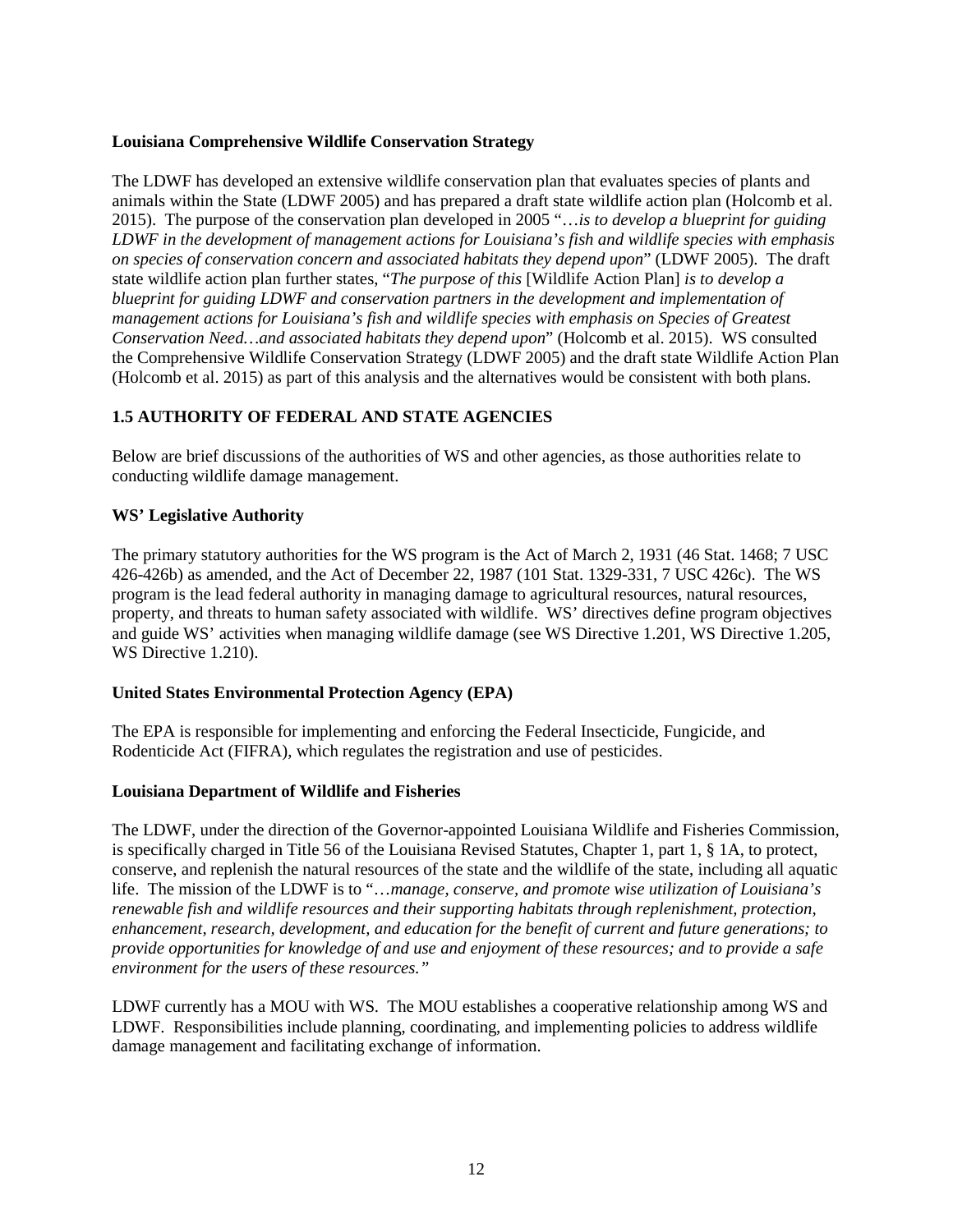**Louisiana Comprehensive Wildlife Conservation Strategy**

The LDWF has developed an extensive wildlife conservation plan that evaluates species of plants and animals within the State (LDWF 2005) and has prepared a draft state wildlife action plan (Holcomb et al. 2015). The purpose of the conservation plan developed in 2005 "*…is to develop a blueprint for guiding LDWF in the development of management actions for Louisiana's fish and wildlife species with emphasis on species of conservation concern and associated habitats they depend upon*" (LDWF 2005). The draft state wildlife action plan further states, "*The purpose of this* [Wildlife Action Plan] *is to develop a blueprint for guiding LDWF and conservation partners in the development and implementation of management actions for Louisiana's fish and wildlife species with emphasis on Species of Greatest Conservation Need…and associated habitats they depend upon*" (Holcomb et al. 2015). WS consulted the Comprehensive Wildlife Conservation Strategy (LDWF 2005) and the draft state Wildlife Action Plan (Holcomb et al. 2015) as part of this analysis and the alternatives would be consistent with both plans.

## 1.5 AUTHORITY OF FEDERAL AND STATE AGENCIES

Below are brief discussions of the authorities of WS and other agencies, as those authorities relate to conducting wildlife damage management.

**WS' Legislative Authority**

The primary statutory authorities for the WS program is the Act of March 2, 1931 (46 Stat. 1468; 7 USC 426-426b) as amended, and the Act of December 22, 1987 (101 Stat. 1329-331, 7 USC 426c). The WS program is the lead federal authority in managing damage to agricultural resources, natural resources, property, and threats to human safety associated with wildlife. WS' directives define program objectives and guide WS' activities when managing wildlife damage (see WS Directive 1.201, WS Directive 1.205, WS Directive 1.210).

**United States Environmental Protection Agency (EPA)**

The EPA is responsible for implementing and enforcing the Federal Insecticide, Fungicide, and Rodenticide Act (FIFRA), which regulates the registration and use of pesticides.

**Louisiana Department of Wildlife and Fisheries**

The LDWF, under the direction of the Governor-appointed Louisiana Wildlife and Fisheries Commission, is specifically charged in Title 56 of the Louisiana Revised Statutes, Chapter 1, part 1, § 1A, to protect, conserve, and replenish the natural resources of the state and the wildlife of the state, including all aquatic life. The mission of the LDWF is to "*…manage, conserve, and promote wise utilization of Louisiana's renewable fish and wildlife resources and their supporting habitats through replenishment, protection, enhancement, research, development, and education for the benefit of current and future generations; to provide opportunities for knowledge of and use and enjoyment of these resources; and to provide a safe environment for the users of these resources.*"

LDWF currently has a MOU with WS. The MOU establishes a cooperative relationship among WS and LDWF. Responsibilities include planning, coordinating, and implementing policies to address wildlife damage management and facilitating exchange of information.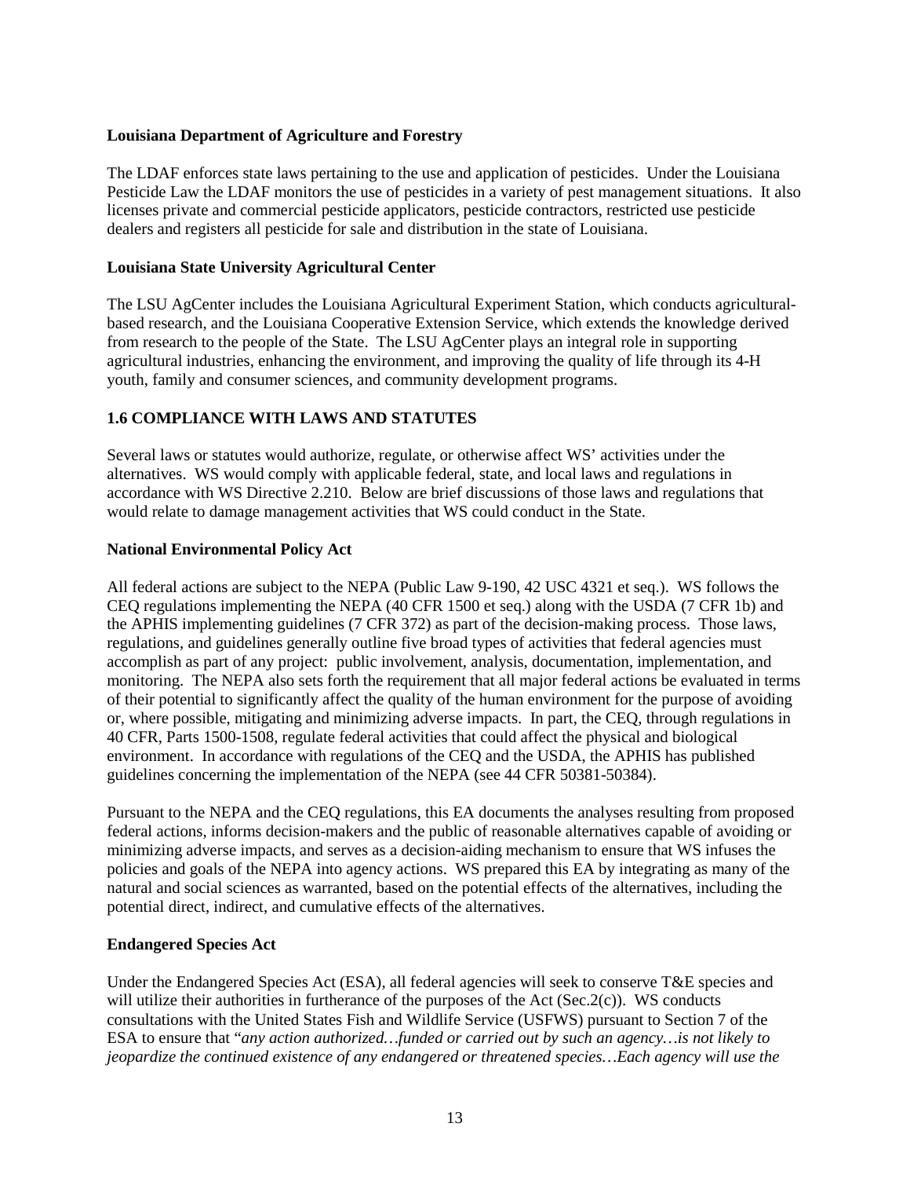**Louisiana Department of Agriculture and Forestry**

The LDAF enforces state laws pertaining to the use and application of pesticides. Under the Louisiana Pesticide Law the LDAF monitors the use of pesticides in a variety of pest management situations. It also licenses private and commercial pesticide applicators, pesticide contractors, restricted use pesticide dealers and registers all pesticide for sale and distribution in the state of Louisiana.

**Louisiana State University Agricultural Center**

The LSU AgCenter includes the Louisiana Agricultural Experiment Station, which conducts agricultural-based research, and the Louisiana Cooperative Extension Service, which extends the knowledge derived from research to the people of the State. The LSU AgCenter plays an integral role in supporting agricultural industries, enhancing the environment, and improving the quality of life through its 4-H youth, family and consumer sciences, and community development programs.

## 1.6 COMPLIANCE WITH LAWS AND STATUTES

Several laws or statutes would authorize, regulate, or otherwise affect WS' activities under the alternatives. WS would comply with applicable federal, state, and local laws and regulations in accordance with WS Directive 2.210. Below are brief discussions of those laws and regulations that would relate to damage management activities that WS could conduct in the State.

**National Environmental Policy Act**

All federal actions are subject to the NEPA (Public Law 9-190, 42 USC 4321 et seq.). WS follows the CEQ regulations implementing the NEPA (40 CFR 1500 et seq.) along with the USDA (7 CFR 1b) and the APHIS implementing guidelines (7 CFR 372) as part of the decision-making process. Those laws, regulations, and guidelines generally outline five broad types of activities that federal agencies must accomplish as part of any project: public involvement, analysis, documentation, implementation, and monitoring. The NEPA also sets forth the requirement that all major federal actions be evaluated in terms of their potential to significantly affect the quality of the human environment for the purpose of avoiding or, where possible, mitigating and minimizing adverse impacts. In part, the CEQ, through regulations in 40 CFR, Parts 1500-1508, regulate federal activities that could affect the physical and biological environment. In accordance with regulations of the CEQ and the USDA, the APHIS has published guidelines concerning the implementation of the NEPA (see 44 CFR 50381-50384).

Pursuant to the NEPA and the CEQ regulations, this EA documents the analyses resulting from proposed federal actions, informs decision-makers and the public of reasonable alternatives capable of avoiding or minimizing adverse impacts, and serves as a decision-aiding mechanism to ensure that WS infuses the policies and goals of the NEPA into agency actions. WS prepared this EA by integrating as many of the natural and social sciences as warranted, based on the potential effects of the alternatives, including the potential direct, indirect, and cumulative effects of the alternatives.

**Endangered Species Act**

Under the Endangered Species Act (ESA), all federal agencies will seek to conserve T&E species and will utilize their authorities in furtherance of the purposes of the Act (Sec.2(c)). WS conducts consultations with the United States Fish and Wildlife Service (USFWS) pursuant to Section 7 of the ESA to ensure that "*any action authorized…funded or carried out by such an agency…is not likely to jeopardize the continued existence of any endangered or threatened species…Each agency will use the*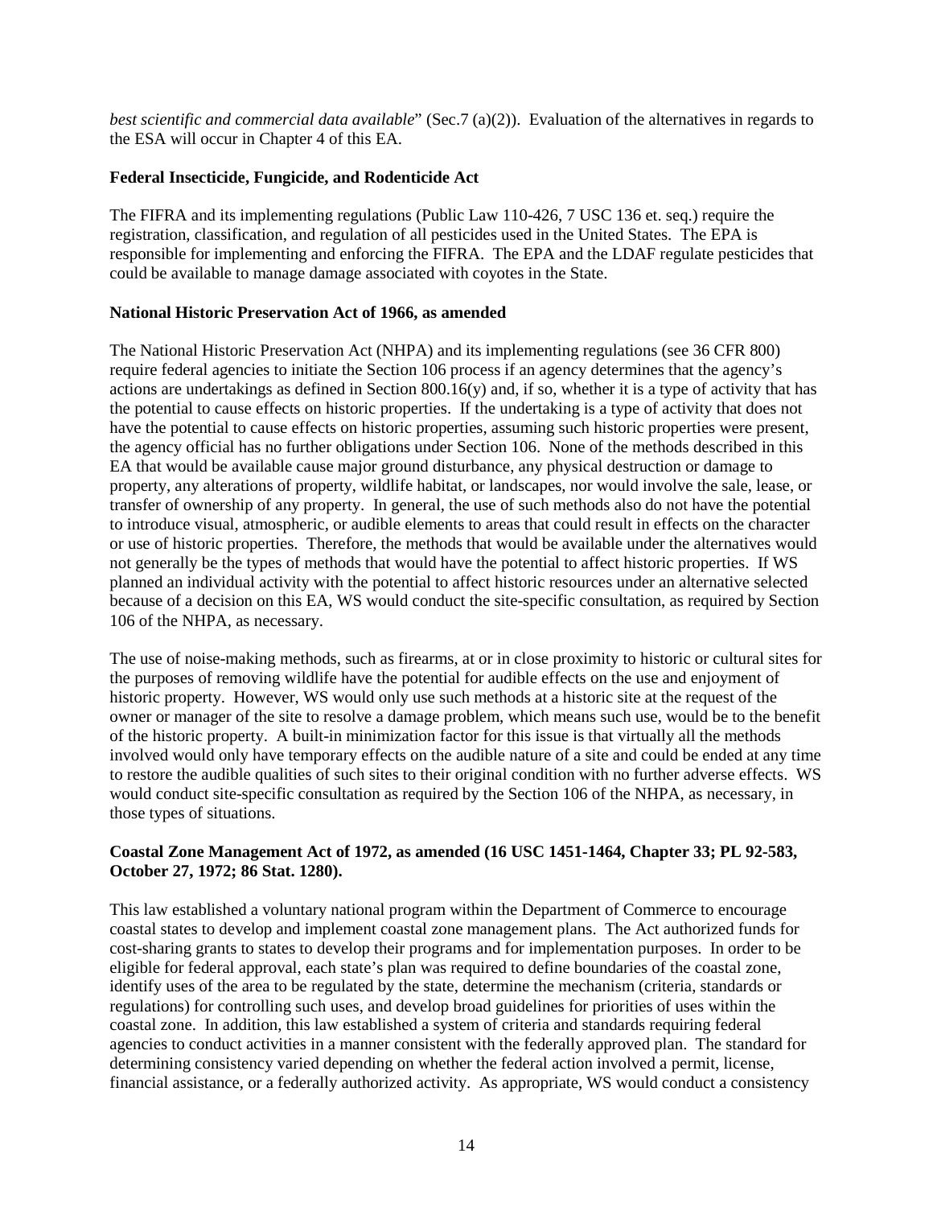*best scientific and commercial data available*" (Sec.7 (a)(2)). Evaluation of the alternatives in regards to the ESA will occur in Chapter 4 of this EA.

**Federal Insecticide, Fungicide, and Rodenticide Act**

The FIFRA and its implementing regulations (Public Law 110-426, 7 USC 136 et. seq.) require the registration, classification, and regulation of all pesticides used in the United States. The EPA is responsible for implementing and enforcing the FIFRA. The EPA and the LDAF regulate pesticides that could be available to manage damage associated with coyotes in the State.

**National Historic Preservation Act of 1966, as amended**

The National Historic Preservation Act (NHPA) and its implementing regulations (see 36 CFR 800) require federal agencies to initiate the Section 106 process if an agency determines that the agency's actions are undertakings as defined in Section 800.16(y) and, if so, whether it is a type of activity that has the potential to cause effects on historic properties. If the undertaking is a type of activity that does not have the potential to cause effects on historic properties, assuming such historic properties were present, the agency official has no further obligations under Section 106. None of the methods described in this EA that would be available cause major ground disturbance, any physical destruction or damage to property, any alterations of property, wildlife habitat, or landscapes, nor would involve the sale, lease, or transfer of ownership of any property. In general, the use of such methods also do not have the potential to introduce visual, atmospheric, or audible elements to areas that could result in effects on the character or use of historic properties. Therefore, the methods that would be available under the alternatives would not generally be the types of methods that would have the potential to affect historic properties. If WS planned an individual activity with the potential to affect historic resources under an alternative selected because of a decision on this EA, WS would conduct the site-specific consultation, as required by Section 106 of the NHPA, as necessary.

The use of noise-making methods, such as firearms, at or in close proximity to historic or cultural sites for the purposes of removing wildlife have the potential for audible effects on the use and enjoyment of historic property. However, WS would only use such methods at a historic site at the request of the owner or manager of the site to resolve a damage problem, which means such use, would be to the benefit of the historic property. A built-in minimization factor for this issue is that virtually all the methods involved would only have temporary effects on the audible nature of a site and could be ended at any time to restore the audible qualities of such sites to their original condition with no further adverse effects. WS would conduct site-specific consultation as required by the Section 106 of the NHPA, as necessary, in those types of situations.

**Coastal Zone Management Act of 1972, as amended (16 USC 1451-1464, Chapter 33; PL 92-583, October 27, 1972; 86 Stat. 1280).**

This law established a voluntary national program within the Department of Commerce to encourage coastal states to develop and implement coastal zone management plans. The Act authorized funds for cost-sharing grants to states to develop their programs and for implementation purposes. In order to be eligible for federal approval, each state's plan was required to define boundaries of the coastal zone, identify uses of the area to be regulated by the state, determine the mechanism (criteria, standards or regulations) for controlling such uses, and develop broad guidelines for priorities of uses within the coastal zone. In addition, this law established a system of criteria and standards requiring federal agencies to conduct activities in a manner consistent with the federally approved plan. The standard for determining consistency varied depending on whether the federal action involved a permit, license, financial assistance, or a federally authorized activity. As appropriate, WS would conduct a consistency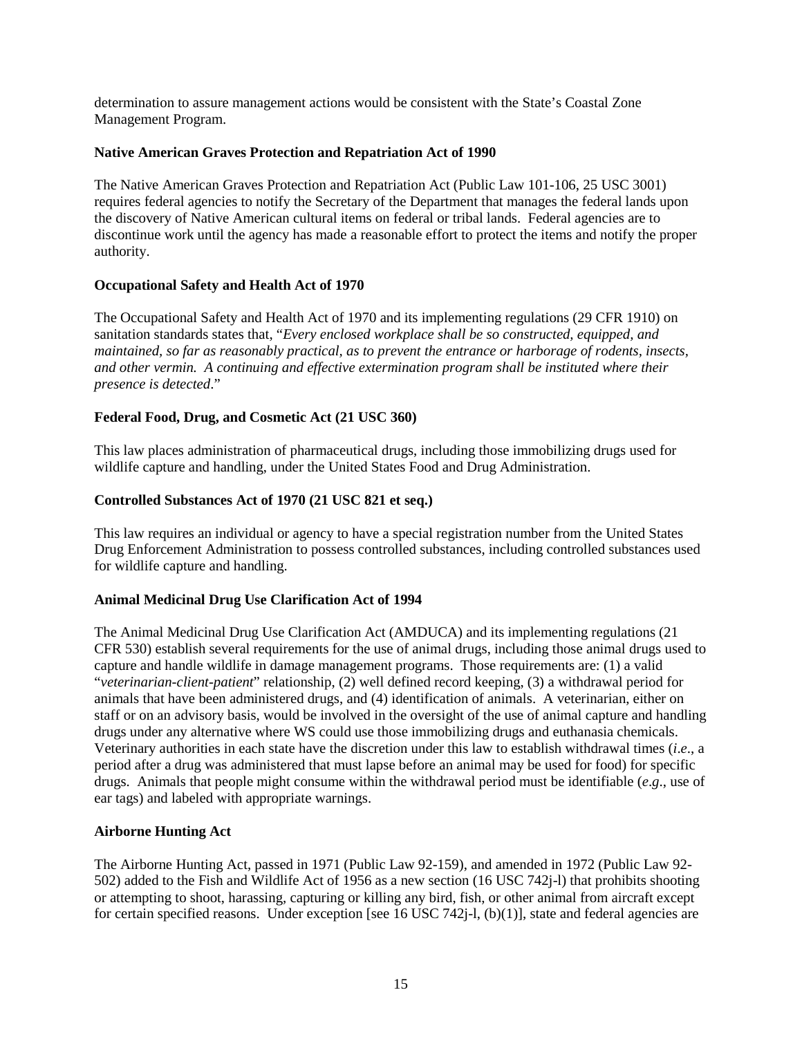determination to assure management actions would be consistent with the State's Coastal Zone Management Program.

**Native American Graves Protection and Repatriation Act of 1990**

The Native American Graves Protection and Repatriation Act (Public Law 101-106, 25 USC 3001) requires federal agencies to notify the Secretary of the Department that manages the federal lands upon the discovery of Native American cultural items on federal or tribal lands. Federal agencies are to discontinue work until the agency has made a reasonable effort to protect the items and notify the proper authority.

**Occupational Safety and Health Act of 1970**

The Occupational Safety and Health Act of 1970 and its implementing regulations (29 CFR 1910) on sanitation standards states that, "*Every enclosed workplace shall be so constructed, equipped, and maintained, so far as reasonably practical, as to prevent the entrance or harborage of rodents, insects, and other vermin. A continuing and effective extermination program shall be instituted where their presence is detected*."

**Federal Food, Drug, and Cosmetic Act (21 USC 360)**

This law places administration of pharmaceutical drugs, including those immobilizing drugs used for wildlife capture and handling, under the United States Food and Drug Administration.

**Controlled Substances Act of 1970 (21 USC 821 et seq.)**

This law requires an individual or agency to have a special registration number from the United States Drug Enforcement Administration to possess controlled substances, including controlled substances used for wildlife capture and handling.

**Animal Medicinal Drug Use Clarification Act of 1994**

The Animal Medicinal Drug Use Clarification Act (AMDUCA) and its implementing regulations (21 CFR 530) establish several requirements for the use of animal drugs, including those animal drugs used to capture and handle wildlife in damage management programs. Those requirements are: (1) a valid "*veterinarian-client-patient*" relationship, (2) well defined record keeping, (3) a withdrawal period for animals that have been administered drugs, and (4) identification of animals. A veterinarian, either on staff or on an advisory basis, would be involved in the oversight of the use of animal capture and handling drugs under any alternative where WS could use those immobilizing drugs and euthanasia chemicals. Veterinary authorities in each state have the discretion under this law to establish withdrawal times (*i.e*., a period after a drug was administered that must lapse before an animal may be used for food) for specific drugs. Animals that people might consume within the withdrawal period must be identifiable (*e.g*., use of ear tags) and labeled with appropriate warnings.

**Airborne Hunting Act**

The Airborne Hunting Act, passed in 1971 (Public Law 92-159), and amended in 1972 (Public Law 92-502) added to the Fish and Wildlife Act of 1956 as a new section (16 USC 742j-l) that prohibits shooting or attempting to shoot, harassing, capturing or killing any bird, fish, or other animal from aircraft except for certain specified reasons. Under exception [see 16 USC 742j-l, (b)(1)], state and federal agencies are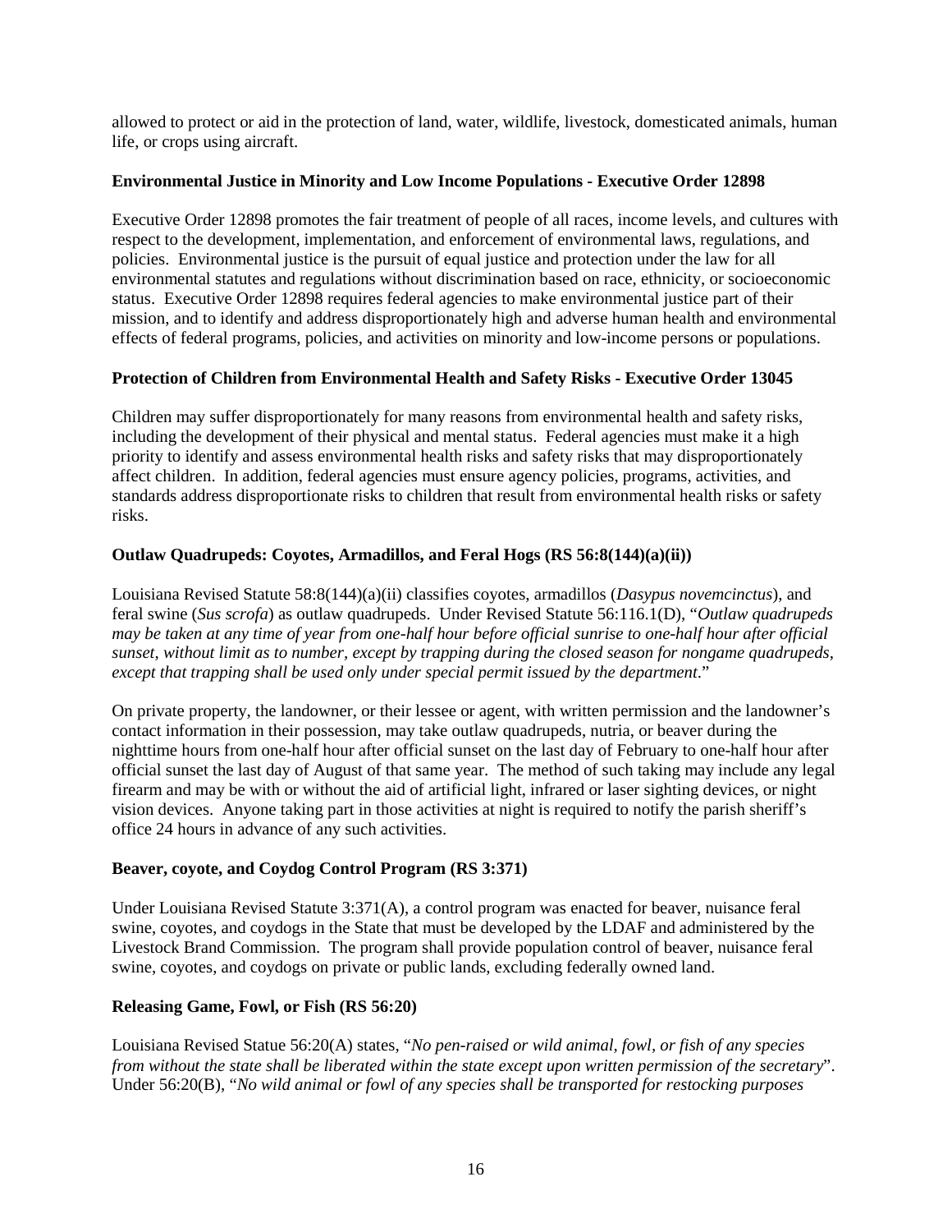allowed to protect or aid in the protection of land, water, wildlife, livestock, domesticated animals, human life, or crops using aircraft.

**Environmental Justice in Minority and Low Income Populations - Executive Order 12898**

Executive Order 12898 promotes the fair treatment of people of all races, income levels, and cultures with respect to the development, implementation, and enforcement of environmental laws, regulations, and policies. Environmental justice is the pursuit of equal justice and protection under the law for all environmental statutes and regulations without discrimination based on race, ethnicity, or socioeconomic status. Executive Order 12898 requires federal agencies to make environmental justice part of their mission, and to identify and address disproportionately high and adverse human health and environmental effects of federal programs, policies, and activities on minority and low-income persons or populations.

**Protection of Children from Environmental Health and Safety Risks - Executive Order 13045**

Children may suffer disproportionately for many reasons from environmental health and safety risks, including the development of their physical and mental status. Federal agencies must make it a high priority to identify and assess environmental health risks and safety risks that may disproportionately affect children. In addition, federal agencies must ensure agency policies, programs, activities, and standards address disproportionate risks to children that result from environmental health risks or safety risks.

**Outlaw Quadrupeds: Coyotes, Armadillos, and Feral Hogs (RS 56:8(144)(a)(ii))**

Louisiana Revised Statute 58:8(144)(a)(ii) classifies coyotes, armadillos (*Dasypus novemcinctus*), and feral swine (*Sus scrofa*) as outlaw quadrupeds. Under Revised Statute 56:116.1(D), "*Outlaw quadrupeds may be taken at any time of year from one-half hour before official sunrise to one-half hour after official sunset, without limit as to number, except by trapping during the closed season for nongame quadrupeds, except that trapping shall be used only under special permit issued by the department*."

On private property, the landowner, or their lessee or agent, with written permission and the landowner's contact information in their possession, may take outlaw quadrupeds, nutria, or beaver during the nighttime hours from one-half hour after official sunset on the last day of February to one-half hour after official sunset the last day of August of that same year. The method of such taking may include any legal firearm and may be with or without the aid of artificial light, infrared or laser sighting devices, or night vision devices. Anyone taking part in those activities at night is required to notify the parish sheriff's office 24 hours in advance of any such activities.

**Beaver, coyote, and Coydog Control Program (RS 3:371)**

Under Louisiana Revised Statute 3:371(A), a control program was enacted for beaver, nuisance feral swine, coyotes, and coydogs in the State that must be developed by the LDAF and administered by the Livestock Brand Commission. The program shall provide population control of beaver, nuisance feral swine, coyotes, and coydogs on private or public lands, excluding federally owned land.

**Releasing Game, Fowl, or Fish (RS 56:20)**

Louisiana Revised Statue 56:20(A) states, "*No pen-raised or wild animal, fowl, or fish of any species from without the state shall be liberated within the state except upon written permission of the secretary*". Under 56:20(B), "*No wild animal or fowl of any species shall be transported for restocking purposes*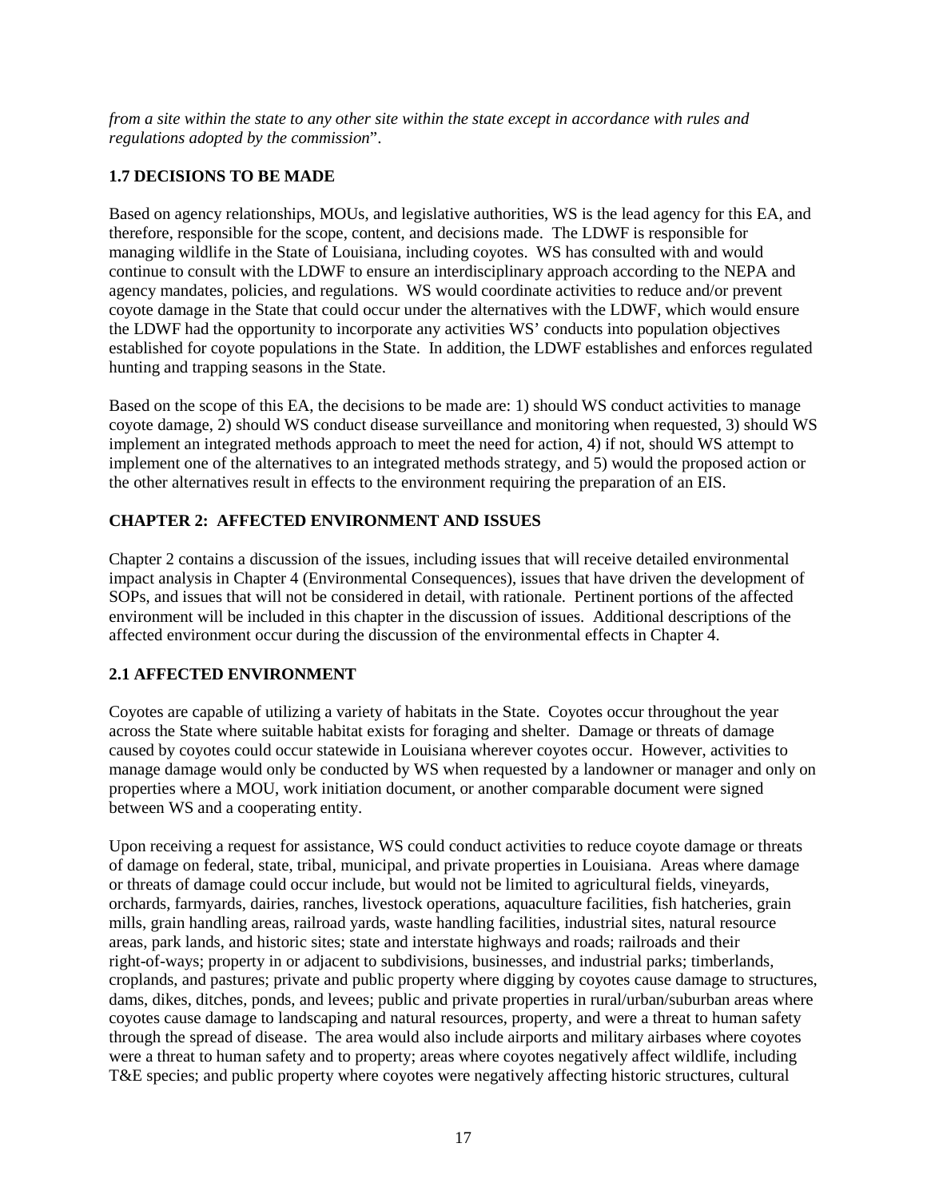*from a site within the state to any other site within the state except in accordance with rules and regulations adopted by the commission*".

## 1.7 DECISIONS TO BE MADE

Based on agency relationships, MOUs, and legislative authorities, WS is the lead agency for this EA, and therefore, responsible for the scope, content, and decisions made. The LDWF is responsible for managing wildlife in the State of Louisiana, including coyotes. WS has consulted with and would continue to consult with the LDWF to ensure an interdisciplinary approach according to the NEPA and agency mandates, policies, and regulations. WS would coordinate activities to reduce and/or prevent coyote damage in the State that could occur under the alternatives with the LDWF, which would ensure the LDWF had the opportunity to incorporate any activities WS' conducts into population objectives established for coyote populations in the State. In addition, the LDWF establishes and enforces regulated hunting and trapping seasons in the State.

Based on the scope of this EA, the decisions to be made are: 1) should WS conduct activities to manage coyote damage, 2) should WS conduct disease surveillance and monitoring when requested, 3) should WS implement an integrated methods approach to meet the need for action, 4) if not, should WS attempt to implement one of the alternatives to an integrated methods strategy, and 5) would the proposed action or the other alternatives result in effects to the environment requiring the preparation of an EIS.

# CHAPTER 2: AFFECTED ENVIRONMENT AND ISSUES

Chapter 2 contains a discussion of the issues, including issues that will receive detailed environmental impact analysis in Chapter 4 (Environmental Consequences), issues that have driven the development of SOPs, and issues that will not be considered in detail, with rationale. Pertinent portions of the affected environment will be included in this chapter in the discussion of issues. Additional descriptions of the affected environment occur during the discussion of the environmental effects in Chapter 4.

## 2.1 AFFECTED ENVIRONMENT

Coyotes are capable of utilizing a variety of habitats in the State. Coyotes occur throughout the year across the State where suitable habitat exists for foraging and shelter. Damage or threats of damage caused by coyotes could occur statewide in Louisiana wherever coyotes occur. However, activities to manage damage would only be conducted by WS when requested by a landowner or manager and only on properties where a MOU, work initiation document, or another comparable document were signed between WS and a cooperating entity.

Upon receiving a request for assistance, WS could conduct activities to reduce coyote damage or threats of damage on federal, state, tribal, municipal, and private properties in Louisiana. Areas where damage or threats of damage could occur include, but would not be limited to agricultural fields, vineyards, orchards, farmyards, dairies, ranches, livestock operations, aquaculture facilities, fish hatcheries, grain mills, grain handling areas, railroad yards, waste handling facilities, industrial sites, natural resource areas, park lands, and historic sites; state and interstate highways and roads; railroads and their right-of-ways; property in or adjacent to subdivisions, businesses, and industrial parks; timberlands, croplands, and pastures; private and public property where digging by coyotes cause damage to structures, dams, dikes, ditches, ponds, and levees; public and private properties in rural/urban/suburban areas where coyotes cause damage to landscaping and natural resources, property, and were a threat to human safety through the spread of disease. The area would also include airports and military airbases where coyotes were a threat to human safety and to property; areas where coyotes negatively affect wildlife, including T&E species; and public property where coyotes were negatively affecting historic structures, cultural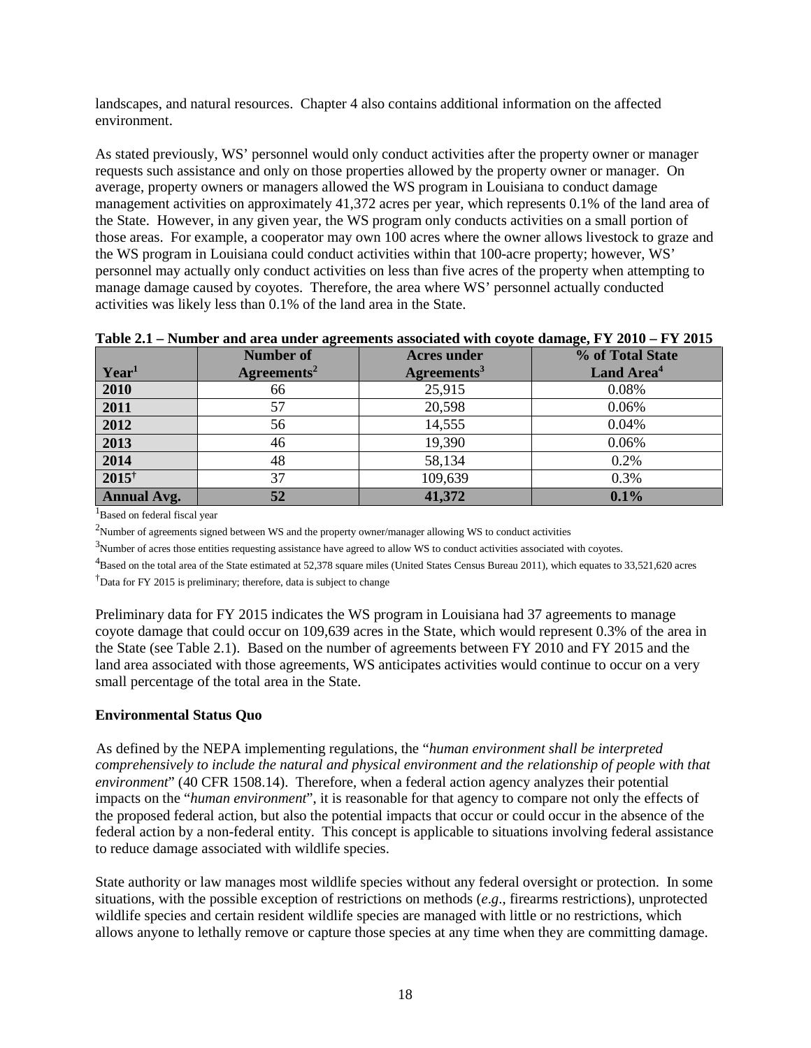landscapes, and natural resources. Chapter 4 also contains additional information on the affected environment.

As stated previously, WS' personnel would only conduct activities after the property owner or manager requests such assistance and only on those properties allowed by the property owner or manager. On average, property owners or managers allowed the WS program in Louisiana to conduct damage management activities on approximately 41,372 acres per year, which represents 0.1% of the land area of the State. However, in any given year, the WS program only conducts activities on a small portion of those areas. For example, a cooperator may own 100 acres where the owner allows livestock to graze and the WS program in Louisiana could conduct activities within that 100-acre property; however, WS' personnel may actually only conduct activities on less than five acres of the property when attempting to manage damage caused by coyotes. Therefore, the area where WS' personnel actually conducted activities was likely less than 0.1% of the land area in the State.

**Table 2.1 – Number and area under agreements associated with coyote damage, FY 2010 – FY 2015**

| Year[1] | Number of Agreements[2] | Acres under Agreements[3] | % of Total State Land Area[4] |
|---|---|---|---|
| **2010** | 66 | 25,915 | 0.08% |
| **2011** | 57 | 20,598 | 0.06% |
| **2012** | 56 | 14,555 | 0.04% |
| **2013** | 46 | 19,390 | 0.06% |
| **2014** | 48 | 58,134 | 0.2% |
| **2015[†]** | 37 | 109,639 | 0.3% |
| **Annual Avg.** | **52** | **41,372** | **0.1%** |

[1]Based on federal fiscal year

[2]Number of agreements signed between WS and the property owner/manager allowing WS to conduct activities

[3]Number of acres those entities requesting assistance have agreed to allow WS to conduct activities associated with coyotes.

[4]Based on the total area of the State estimated at 52,378 square miles (United States Census Bureau 2011), which equates to 33,521,620 acres

[†]Data for FY 2015 is preliminary; therefore, data is subject to change

Preliminary data for FY 2015 indicates the WS program in Louisiana had 37 agreements to manage coyote damage that could occur on 109,639 acres in the State, which would represent 0.3% of the area in the State (see Table 2.1). Based on the number of agreements between FY 2010 and FY 2015 and the land area associated with those agreements, WS anticipates activities would continue to occur on a very small percentage of the total area in the State.

**Environmental Status Quo**

As defined by the NEPA implementing regulations, the "*human environment shall be interpreted comprehensively to include the natural and physical environment and the relationship of people with that environment*" (40 CFR 1508.14). Therefore, when a federal action agency analyzes their potential impacts on the "*human environment*", it is reasonable for that agency to compare not only the effects of the proposed federal action, but also the potential impacts that occur or could occur in the absence of the federal action by a non-federal entity. This concept is applicable to situations involving federal assistance to reduce damage associated with wildlife species.

State authority or law manages most wildlife species without any federal oversight or protection. In some situations, with the possible exception of restrictions on methods (*e.g*., firearms restrictions), unprotected wildlife species and certain resident wildlife species are managed with little or no restrictions, which allows anyone to lethally remove or capture those species at any time when they are committing damage.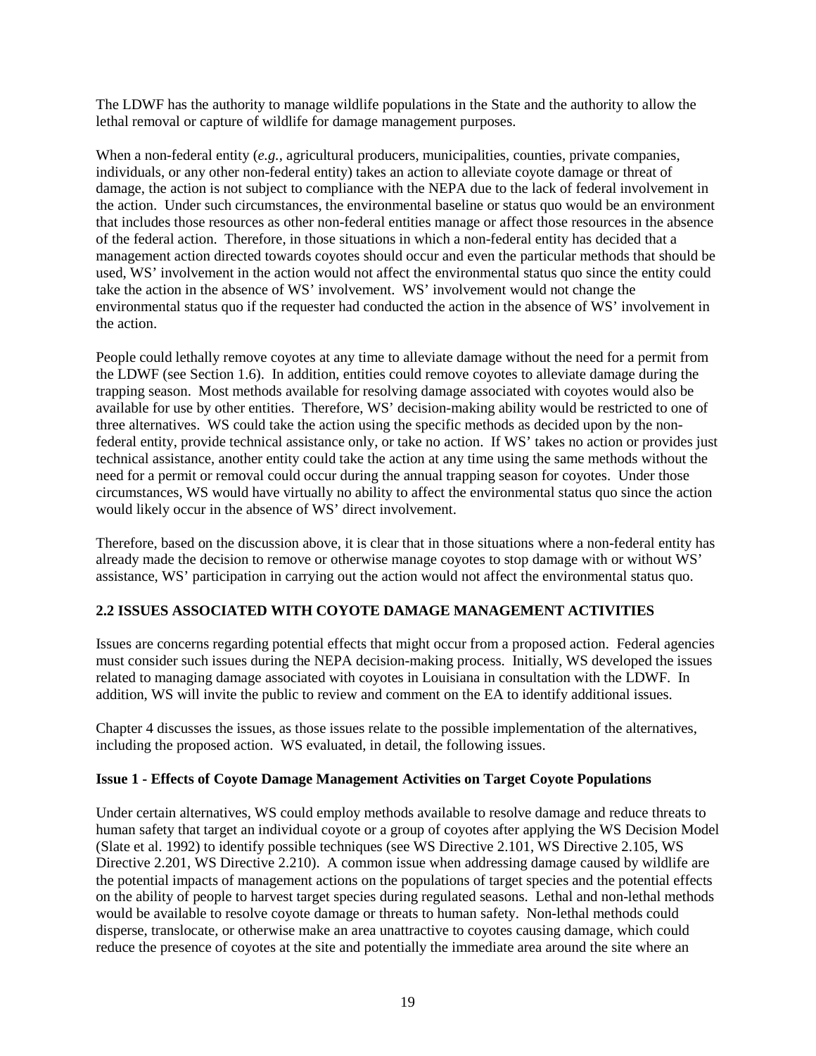The LDWF has the authority to manage wildlife populations in the State and the authority to allow the lethal removal or capture of wildlife for damage management purposes.

When a non-federal entity (*e.g.*, agricultural producers, municipalities, counties, private companies, individuals, or any other non-federal entity) takes an action to alleviate coyote damage or threat of damage, the action is not subject to compliance with the NEPA due to the lack of federal involvement in the action. Under such circumstances, the environmental baseline or status quo would be an environment that includes those resources as other non-federal entities manage or affect those resources in the absence of the federal action. Therefore, in those situations in which a non-federal entity has decided that a management action directed towards coyotes should occur and even the particular methods that should be used, WS' involvement in the action would not affect the environmental status quo since the entity could take the action in the absence of WS' involvement. WS' involvement would not change the environmental status quo if the requester had conducted the action in the absence of WS' involvement in the action.

People could lethally remove coyotes at any time to alleviate damage without the need for a permit from the LDWF (see Section 1.6). In addition, entities could remove coyotes to alleviate damage during the trapping season. Most methods available for resolving damage associated with coyotes would also be available for use by other entities. Therefore, WS' decision-making ability would be restricted to one of three alternatives. WS could take the action using the specific methods as decided upon by the non-federal entity, provide technical assistance only, or take no action. If WS' takes no action or provides just technical assistance, another entity could take the action at any time using the same methods without the need for a permit or removal could occur during the annual trapping season for coyotes. Under those circumstances, WS would have virtually no ability to affect the environmental status quo since the action would likely occur in the absence of WS' direct involvement.

Therefore, based on the discussion above, it is clear that in those situations where a non-federal entity has already made the decision to remove or otherwise manage coyotes to stop damage with or without WS' assistance, WS' participation in carrying out the action would not affect the environmental status quo.

## 2.2 ISSUES ASSOCIATED WITH COYOTE DAMAGE MANAGEMENT ACTIVITIES

Issues are concerns regarding potential effects that might occur from a proposed action. Federal agencies must consider such issues during the NEPA decision-making process. Initially, WS developed the issues related to managing damage associated with coyotes in Louisiana in consultation with the LDWF. In addition, WS will invite the public to review and comment on the EA to identify additional issues.

Chapter 4 discusses the issues, as those issues relate to the possible implementation of the alternatives, including the proposed action. WS evaluated, in detail, the following issues.

### Issue 1 - Effects of Coyote Damage Management Activities on Target Coyote Populations

Under certain alternatives, WS could employ methods available to resolve damage and reduce threats to human safety that target an individual coyote or a group of coyotes after applying the WS Decision Model (Slate et al. 1992) to identify possible techniques (see WS Directive 2.101, WS Directive 2.105, WS Directive 2.201, WS Directive 2.210). A common issue when addressing damage caused by wildlife are the potential impacts of management actions on the populations of target species and the potential effects on the ability of people to harvest target species during regulated seasons. Lethal and non-lethal methods would be available to resolve coyote damage or threats to human safety. Non-lethal methods could disperse, translocate, or otherwise make an area unattractive to coyotes causing damage, which could reduce the presence of coyotes at the site and potentially the immediate area around the site where an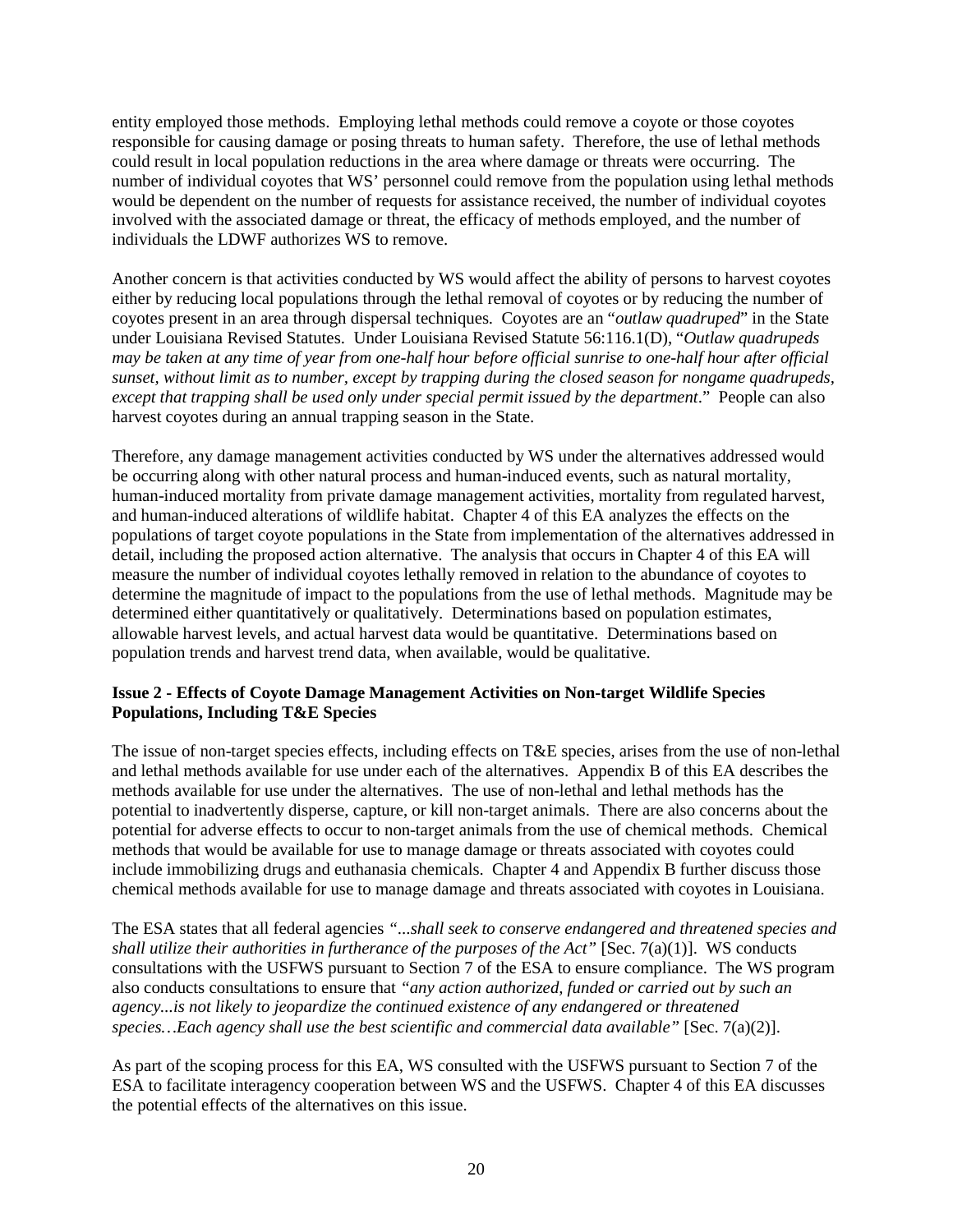entity employed those methods. Employing lethal methods could remove a coyote or those coyotes responsible for causing damage or posing threats to human safety. Therefore, the use of lethal methods could result in local population reductions in the area where damage or threats were occurring. The number of individual coyotes that WS' personnel could remove from the population using lethal methods would be dependent on the number of requests for assistance received, the number of individual coyotes involved with the associated damage or threat, the efficacy of methods employed, and the number of individuals the LDWF authorizes WS to remove.

Another concern is that activities conducted by WS would affect the ability of persons to harvest coyotes either by reducing local populations through the lethal removal of coyotes or by reducing the number of coyotes present in an area through dispersal techniques. Coyotes are an "*outlaw quadruped*" in the State under Louisiana Revised Statutes. Under Louisiana Revised Statute 56:116.1(D), "*Outlaw quadrupeds may be taken at any time of year from one-half hour before official sunrise to one-half hour after official sunset, without limit as to number, except by trapping during the closed season for nongame quadrupeds, except that trapping shall be used only under special permit issued by the department*." People can also harvest coyotes during an annual trapping season in the State.

Therefore, any damage management activities conducted by WS under the alternatives addressed would be occurring along with other natural process and human-induced events, such as natural mortality, human-induced mortality from private damage management activities, mortality from regulated harvest, and human-induced alterations of wildlife habitat. Chapter 4 of this EA analyzes the effects on the populations of target coyote populations in the State from implementation of the alternatives addressed in detail, including the proposed action alternative. The analysis that occurs in Chapter 4 of this EA will measure the number of individual coyotes lethally removed in relation to the abundance of coyotes to determine the magnitude of impact to the populations from the use of lethal methods. Magnitude may be determined either quantitatively or qualitatively. Determinations based on population estimates, allowable harvest levels, and actual harvest data would be quantitative. Determinations based on population trends and harvest trend data, when available, would be qualitative.

**Issue 2 - Effects of Coyote Damage Management Activities on Non-target Wildlife Species Populations, Including T&E Species**

The issue of non-target species effects, including effects on T&E species, arises from the use of non-lethal and lethal methods available for use under each of the alternatives. Appendix B of this EA describes the methods available for use under the alternatives. The use of non-lethal and lethal methods has the potential to inadvertently disperse, capture, or kill non-target animals. There are also concerns about the potential for adverse effects to occur to non-target animals from the use of chemical methods. Chemical methods that would be available for use to manage damage or threats associated with coyotes could include immobilizing drugs and euthanasia chemicals. Chapter 4 and Appendix B further discuss those chemical methods available for use to manage damage and threats associated with coyotes in Louisiana.

The ESA states that all federal agencies *"...shall seek to conserve endangered and threatened species and shall utilize their authorities in furtherance of the purposes of the Act"* [Sec. 7(a)(1)]. WS conducts consultations with the USFWS pursuant to Section 7 of the ESA to ensure compliance. The WS program also conducts consultations to ensure that *"any action authorized, funded or carried out by such an agency...is not likely to jeopardize the continued existence of any endangered or threatened species…Each agency shall use the best scientific and commercial data available"* [Sec. 7(a)(2)].

As part of the scoping process for this EA, WS consulted with the USFWS pursuant to Section 7 of the ESA to facilitate interagency cooperation between WS and the USFWS. Chapter 4 of this EA discusses the potential effects of the alternatives on this issue.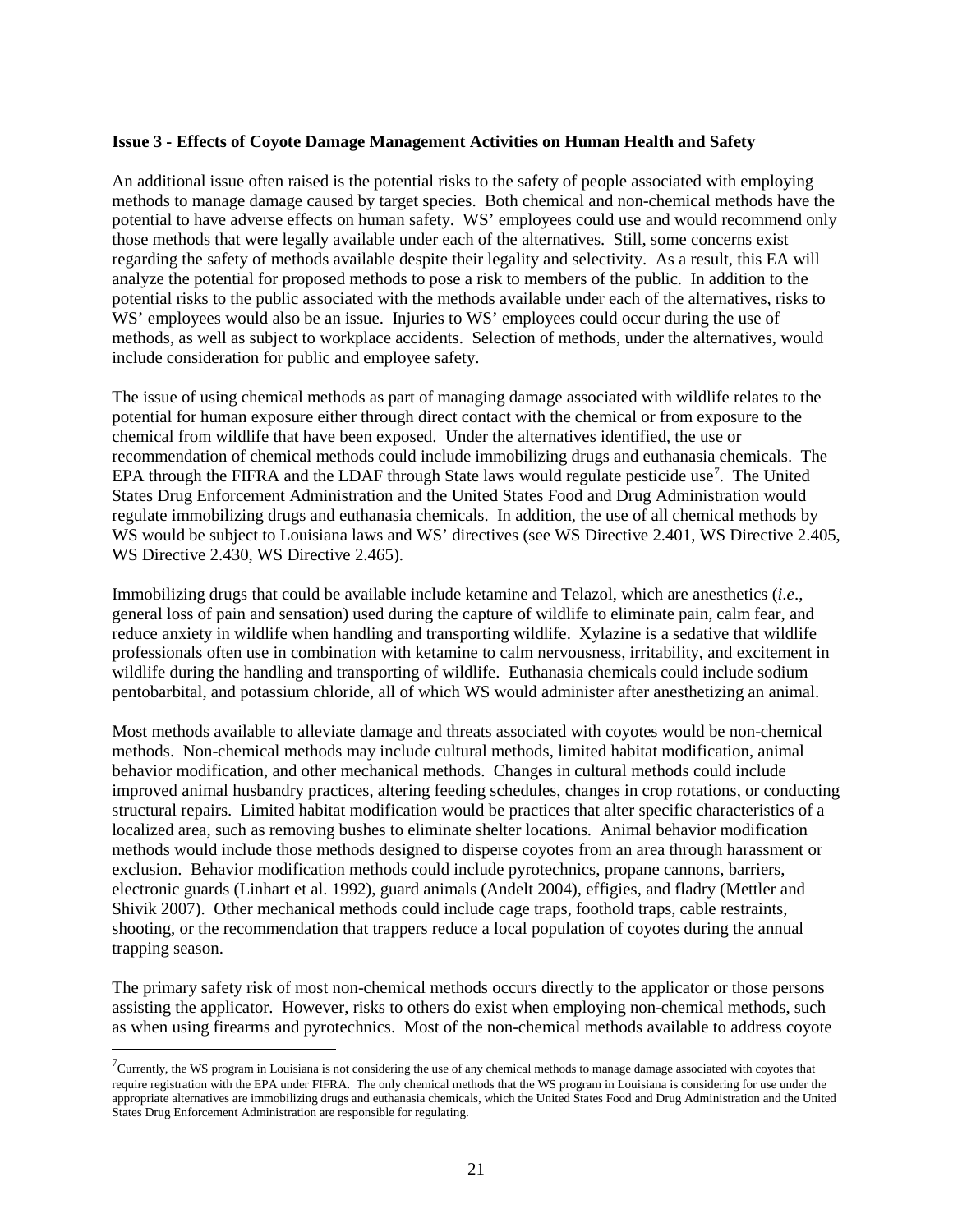**Issue 3 - Effects of Coyote Damage Management Activities on Human Health and Safety**

An additional issue often raised is the potential risks to the safety of people associated with employing methods to manage damage caused by target species. Both chemical and non-chemical methods have the potential to have adverse effects on human safety. WS' employees could use and would recommend only those methods that were legally available under each of the alternatives. Still, some concerns exist regarding the safety of methods available despite their legality and selectivity. As a result, this EA will analyze the potential for proposed methods to pose a risk to members of the public. In addition to the potential risks to the public associated with the methods available under each of the alternatives, risks to WS' employees would also be an issue. Injuries to WS' employees could occur during the use of methods, as well as subject to workplace accidents. Selection of methods, under the alternatives, would include consideration for public and employee safety.

The issue of using chemical methods as part of managing damage associated with wildlife relates to the potential for human exposure either through direct contact with the chemical or from exposure to the chemical from wildlife that have been exposed. Under the alternatives identified, the use or recommendation of chemical methods could include immobilizing drugs and euthanasia chemicals. The EPA through the FIFRA and the LDAF through State laws would regulate pesticide use[7]. The United States Drug Enforcement Administration and the United States Food and Drug Administration would regulate immobilizing drugs and euthanasia chemicals. In addition, the use of all chemical methods by WS would be subject to Louisiana laws and WS' directives (see WS Directive 2.401, WS Directive 2.405, WS Directive 2.430, WS Directive 2.465).

Immobilizing drugs that could be available include ketamine and Telazol, which are anesthetics (*i.e*., general loss of pain and sensation) used during the capture of wildlife to eliminate pain, calm fear, and reduce anxiety in wildlife when handling and transporting wildlife. Xylazine is a sedative that wildlife professionals often use in combination with ketamine to calm nervousness, irritability, and excitement in wildlife during the handling and transporting of wildlife. Euthanasia chemicals could include sodium pentobarbital, and potassium chloride, all of which WS would administer after anesthetizing an animal.

Most methods available to alleviate damage and threats associated with coyotes would be non-chemical methods. Non-chemical methods may include cultural methods, limited habitat modification, animal behavior modification, and other mechanical methods. Changes in cultural methods could include improved animal husbandry practices, altering feeding schedules, changes in crop rotations, or conducting structural repairs. Limited habitat modification would be practices that alter specific characteristics of a localized area, such as removing bushes to eliminate shelter locations. Animal behavior modification methods would include those methods designed to disperse coyotes from an area through harassment or exclusion. Behavior modification methods could include pyrotechnics, propane cannons, barriers, electronic guards (Linhart et al. 1992), guard animals (Andelt 2004), effigies, and fladry (Mettler and Shivik 2007). Other mechanical methods could include cage traps, foothold traps, cable restraints, shooting, or the recommendation that trappers reduce a local population of coyotes during the annual trapping season.

The primary safety risk of most non-chemical methods occurs directly to the applicator or those persons assisting the applicator. However, risks to others do exist when employing non-chemical methods, such as when using firearms and pyrotechnics. Most of the non-chemical methods available to address coyote

[7]Currently, the WS program in Louisiana is not considering the use of any chemical methods to manage damage associated with coyotes that require registration with the EPA under FIFRA. The only chemical methods that the WS program in Louisiana is considering for use under the appropriate alternatives are immobilizing drugs and euthanasia chemicals, which the United States Food and Drug Administration and the United States Drug Enforcement Administration are responsible for regulating.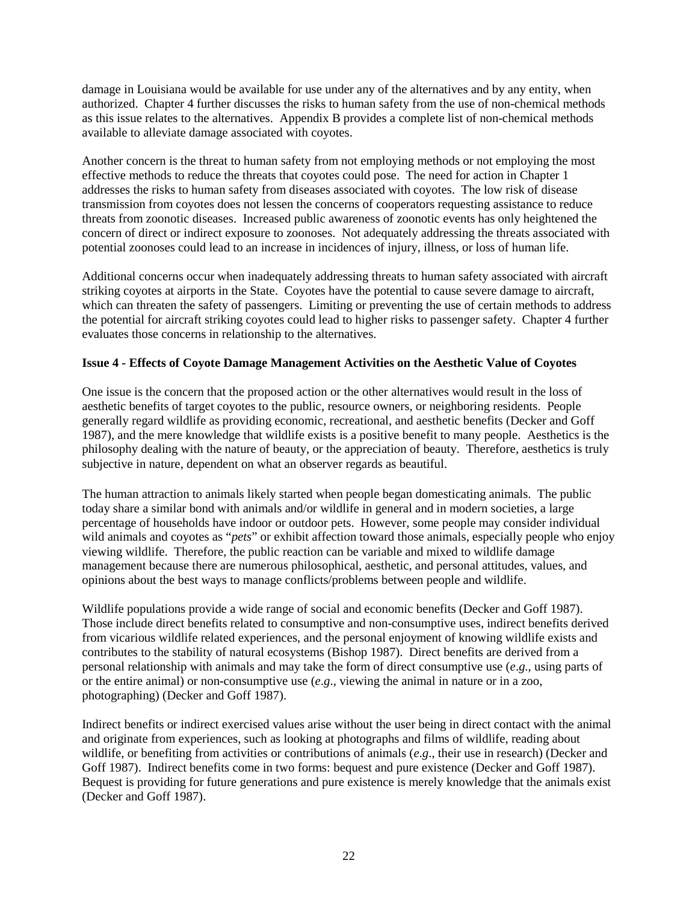damage in Louisiana would be available for use under any of the alternatives and by any entity, when authorized. Chapter 4 further discusses the risks to human safety from the use of non-chemical methods as this issue relates to the alternatives. Appendix B provides a complete list of non-chemical methods available to alleviate damage associated with coyotes.

Another concern is the threat to human safety from not employing methods or not employing the most effective methods to reduce the threats that coyotes could pose. The need for action in Chapter 1 addresses the risks to human safety from diseases associated with coyotes. The low risk of disease transmission from coyotes does not lessen the concerns of cooperators requesting assistance to reduce threats from zoonotic diseases. Increased public awareness of zoonotic events has only heightened the concern of direct or indirect exposure to zoonoses. Not adequately addressing the threats associated with potential zoonoses could lead to an increase in incidences of injury, illness, or loss of human life.

Additional concerns occur when inadequately addressing threats to human safety associated with aircraft striking coyotes at airports in the State. Coyotes have the potential to cause severe damage to aircraft, which can threaten the safety of passengers. Limiting or preventing the use of certain methods to address the potential for aircraft striking coyotes could lead to higher risks to passenger safety. Chapter 4 further evaluates those concerns in relationship to the alternatives.

**Issue 4 - Effects of Coyote Damage Management Activities on the Aesthetic Value of Coyotes**

One issue is the concern that the proposed action or the other alternatives would result in the loss of aesthetic benefits of target coyotes to the public, resource owners, or neighboring residents. People generally regard wildlife as providing economic, recreational, and aesthetic benefits (Decker and Goff 1987), and the mere knowledge that wildlife exists is a positive benefit to many people. Aesthetics is the philosophy dealing with the nature of beauty, or the appreciation of beauty. Therefore, aesthetics is truly subjective in nature, dependent on what an observer regards as beautiful.

The human attraction to animals likely started when people began domesticating animals. The public today share a similar bond with animals and/or wildlife in general and in modern societies, a large percentage of households have indoor or outdoor pets. However, some people may consider individual wild animals and coyotes as "*pets*" or exhibit affection toward those animals, especially people who enjoy viewing wildlife. Therefore, the public reaction can be variable and mixed to wildlife damage management because there are numerous philosophical, aesthetic, and personal attitudes, values, and opinions about the best ways to manage conflicts/problems between people and wildlife.

Wildlife populations provide a wide range of social and economic benefits (Decker and Goff 1987). Those include direct benefits related to consumptive and non-consumptive uses, indirect benefits derived from vicarious wildlife related experiences, and the personal enjoyment of knowing wildlife exists and contributes to the stability of natural ecosystems (Bishop 1987). Direct benefits are derived from a personal relationship with animals and may take the form of direct consumptive use (*e.g*., using parts of or the entire animal) or non-consumptive use (*e.g*., viewing the animal in nature or in a zoo, photographing) (Decker and Goff 1987).

Indirect benefits or indirect exercised values arise without the user being in direct contact with the animal and originate from experiences, such as looking at photographs and films of wildlife, reading about wildlife, or benefiting from activities or contributions of animals (*e.g*., their use in research) (Decker and Goff 1987). Indirect benefits come in two forms: bequest and pure existence (Decker and Goff 1987). Bequest is providing for future generations and pure existence is merely knowledge that the animals exist (Decker and Goff 1987).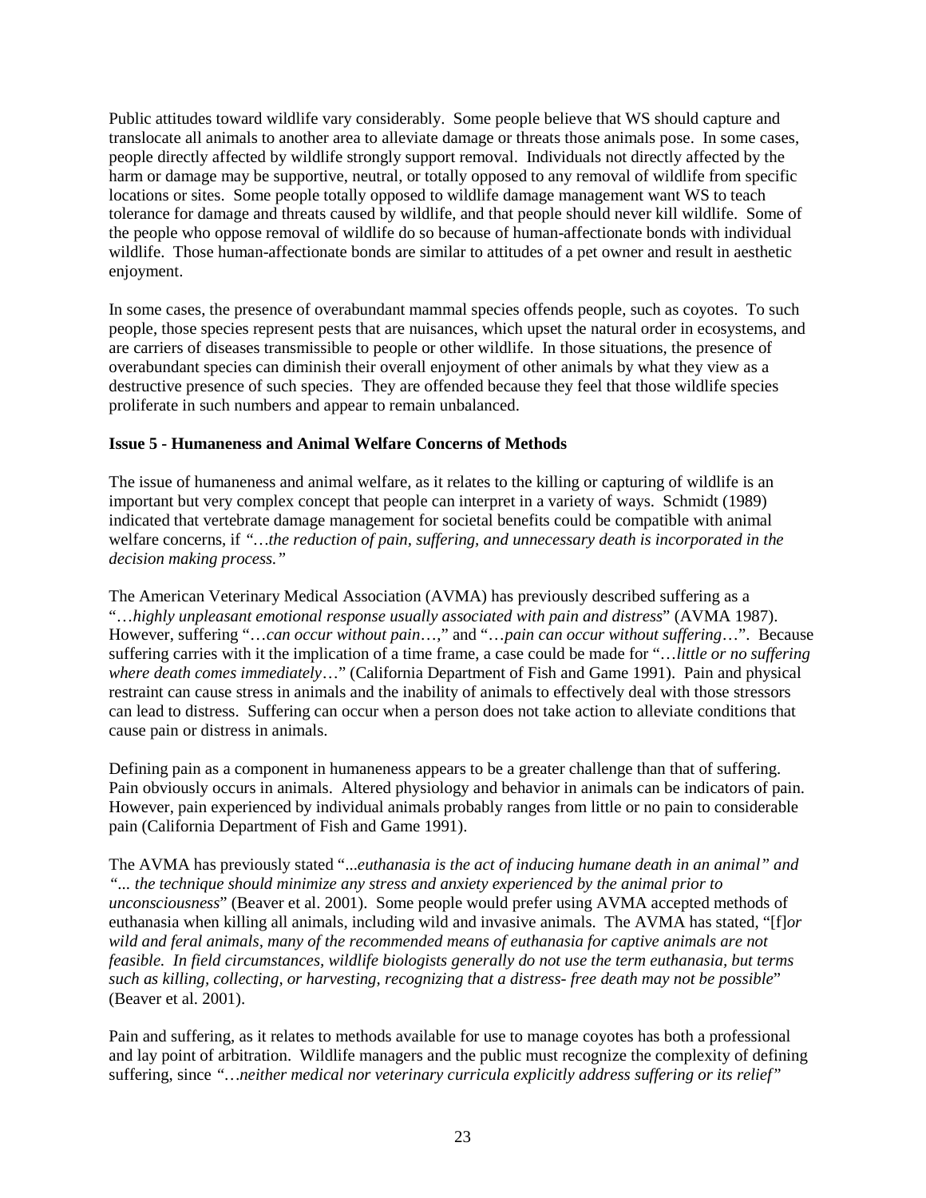Public attitudes toward wildlife vary considerably. Some people believe that WS should capture and translocate all animals to another area to alleviate damage or threats those animals pose. In some cases, people directly affected by wildlife strongly support removal. Individuals not directly affected by the harm or damage may be supportive, neutral, or totally opposed to any removal of wildlife from specific locations or sites. Some people totally opposed to wildlife damage management want WS to teach tolerance for damage and threats caused by wildlife, and that people should never kill wildlife. Some of the people who oppose removal of wildlife do so because of human-affectionate bonds with individual wildlife. Those human-affectionate bonds are similar to attitudes of a pet owner and result in aesthetic enjoyment.

In some cases, the presence of overabundant mammal species offends people, such as coyotes. To such people, those species represent pests that are nuisances, which upset the natural order in ecosystems, and are carriers of diseases transmissible to people or other wildlife. In those situations, the presence of overabundant species can diminish their overall enjoyment of other animals by what they view as a destructive presence of such species. They are offended because they feel that those wildlife species proliferate in such numbers and appear to remain unbalanced.

**Issue 5 - Humaneness and Animal Welfare Concerns of Methods**

The issue of humaneness and animal welfare, as it relates to the killing or capturing of wildlife is an important but very complex concept that people can interpret in a variety of ways. Schmidt (1989) indicated that vertebrate damage management for societal benefits could be compatible with animal welfare concerns, if *"…the reduction of pain, suffering, and unnecessary death is incorporated in the decision making process."*

The American Veterinary Medical Association (AVMA) has previously described suffering as a "…*highly unpleasant emotional response usually associated with pain and distress*" (AVMA 1987). However, suffering "…*can occur without pain*…," and "…*pain can occur without suffering*…". Because suffering carries with it the implication of a time frame, a case could be made for "…*little or no suffering where death comes immediately*…" (California Department of Fish and Game 1991). Pain and physical restraint can cause stress in animals and the inability of animals to effectively deal with those stressors can lead to distress. Suffering can occur when a person does not take action to alleviate conditions that cause pain or distress in animals.

Defining pain as a component in humaneness appears to be a greater challenge than that of suffering. Pain obviously occurs in animals. Altered physiology and behavior in animals can be indicators of pain. However, pain experienced by individual animals probably ranges from little or no pain to considerable pain (California Department of Fish and Game 1991).

The AVMA has previously stated "*...euthanasia is the act of inducing humane death in an animal" and "... the technique should minimize any stress and anxiety experienced by the animal prior to unconsciousness*" (Beaver et al. 2001). Some people would prefer using AVMA accepted methods of euthanasia when killing all animals, including wild and invasive animals. The AVMA has stated, "[f]*or wild and feral animals, many of the recommended means of euthanasia for captive animals are not feasible. In field circumstances, wildlife biologists generally do not use the term euthanasia, but terms such as killing, collecting, or harvesting, recognizing that a distress- free death may not be possible*" (Beaver et al. 2001).

Pain and suffering, as it relates to methods available for use to manage coyotes has both a professional and lay point of arbitration. Wildlife managers and the public must recognize the complexity of defining suffering, since *"…neither medical nor veterinary curricula explicitly address suffering or its relief"*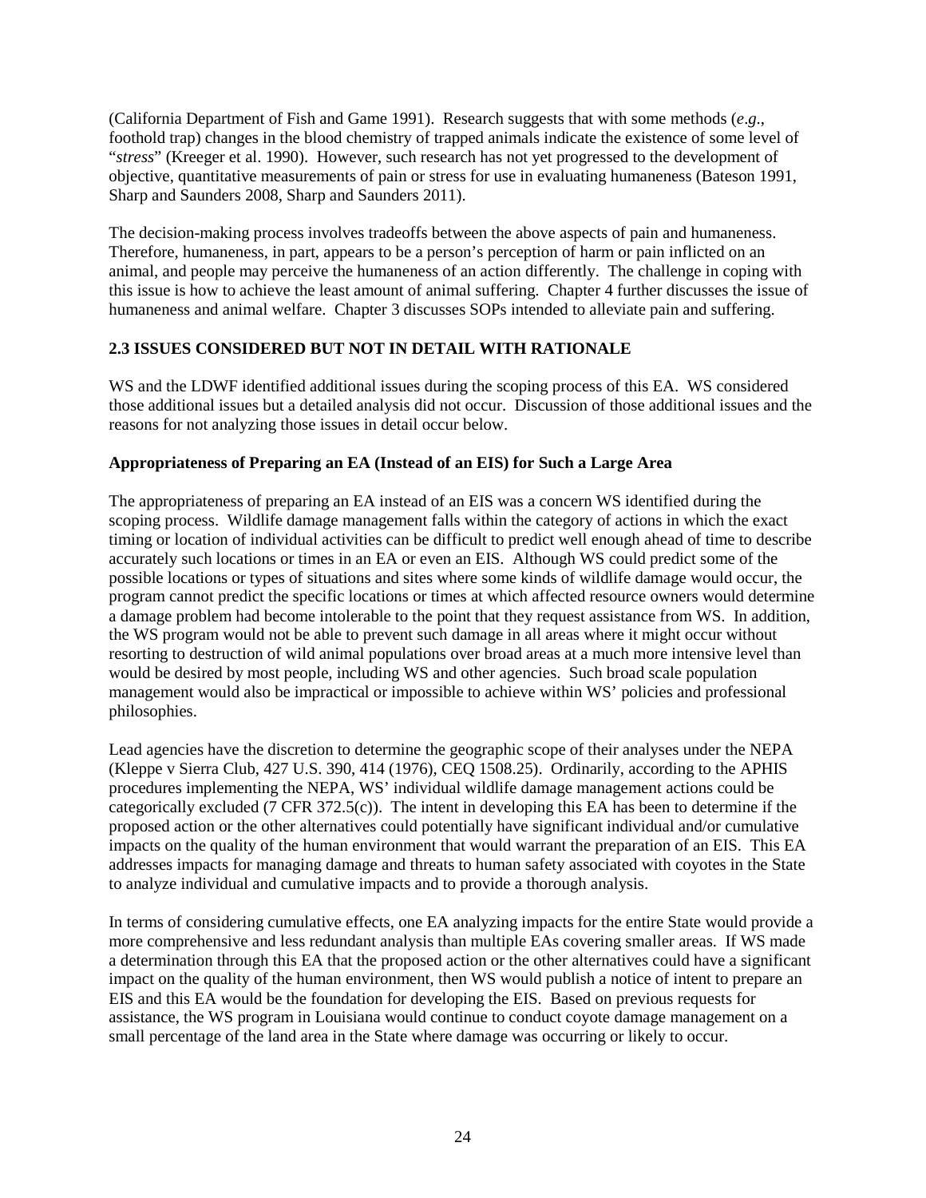(California Department of Fish and Game 1991). Research suggests that with some methods (*e.g*., foothold trap) changes in the blood chemistry of trapped animals indicate the existence of some level of "*stress*" (Kreeger et al. 1990). However, such research has not yet progressed to the development of objective, quantitative measurements of pain or stress for use in evaluating humaneness (Bateson 1991, Sharp and Saunders 2008, Sharp and Saunders 2011).

The decision-making process involves tradeoffs between the above aspects of pain and humaneness. Therefore, humaneness, in part, appears to be a person's perception of harm or pain inflicted on an animal, and people may perceive the humaneness of an action differently. The challenge in coping with this issue is how to achieve the least amount of animal suffering. Chapter 4 further discusses the issue of humaneness and animal welfare. Chapter 3 discusses SOPs intended to alleviate pain and suffering.

## 2.3 ISSUES CONSIDERED BUT NOT IN DETAIL WITH RATIONALE

WS and the LDWF identified additional issues during the scoping process of this EA. WS considered those additional issues but a detailed analysis did not occur. Discussion of those additional issues and the reasons for not analyzing those issues in detail occur below.

### Appropriateness of Preparing an EA (Instead of an EIS) for Such a Large Area

The appropriateness of preparing an EA instead of an EIS was a concern WS identified during the scoping process. Wildlife damage management falls within the category of actions in which the exact timing or location of individual activities can be difficult to predict well enough ahead of time to describe accurately such locations or times in an EA or even an EIS. Although WS could predict some of the possible locations or types of situations and sites where some kinds of wildlife damage would occur, the program cannot predict the specific locations or times at which affected resource owners would determine a damage problem had become intolerable to the point that they request assistance from WS. In addition, the WS program would not be able to prevent such damage in all areas where it might occur without resorting to destruction of wild animal populations over broad areas at a much more intensive level than would be desired by most people, including WS and other agencies. Such broad scale population management would also be impractical or impossible to achieve within WS' policies and professional philosophies.

Lead agencies have the discretion to determine the geographic scope of their analyses under the NEPA (Kleppe v Sierra Club, 427 U.S. 390, 414 (1976), CEQ 1508.25). Ordinarily, according to the APHIS procedures implementing the NEPA, WS' individual wildlife damage management actions could be categorically excluded (7 CFR 372.5(c)). The intent in developing this EA has been to determine if the proposed action or the other alternatives could potentially have significant individual and/or cumulative impacts on the quality of the human environment that would warrant the preparation of an EIS. This EA addresses impacts for managing damage and threats to human safety associated with coyotes in the State to analyze individual and cumulative impacts and to provide a thorough analysis.

In terms of considering cumulative effects, one EA analyzing impacts for the entire State would provide a more comprehensive and less redundant analysis than multiple EAs covering smaller areas. If WS made a determination through this EA that the proposed action or the other alternatives could have a significant impact on the quality of the human environment, then WS would publish a notice of intent to prepare an EIS and this EA would be the foundation for developing the EIS. Based on previous requests for assistance, the WS program in Louisiana would continue to conduct coyote damage management on a small percentage of the land area in the State where damage was occurring or likely to occur.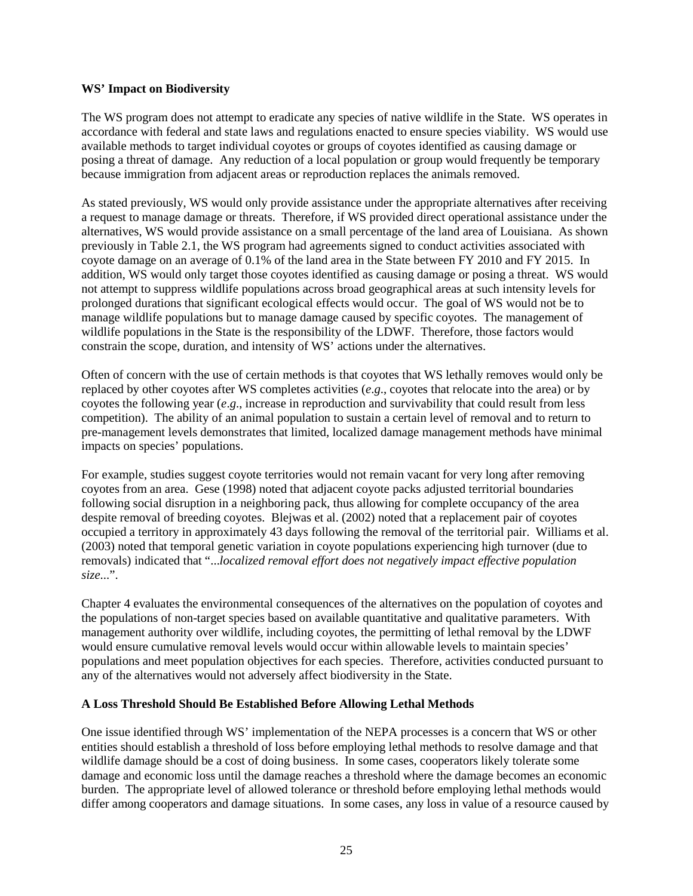**WS' Impact on Biodiversity**

The WS program does not attempt to eradicate any species of native wildlife in the State. WS operates in accordance with federal and state laws and regulations enacted to ensure species viability. WS would use available methods to target individual coyotes or groups of coyotes identified as causing damage or posing a threat of damage. Any reduction of a local population or group would frequently be temporary because immigration from adjacent areas or reproduction replaces the animals removed.

As stated previously, WS would only provide assistance under the appropriate alternatives after receiving a request to manage damage or threats. Therefore, if WS provided direct operational assistance under the alternatives, WS would provide assistance on a small percentage of the land area of Louisiana. As shown previously in Table 2.1, the WS program had agreements signed to conduct activities associated with coyote damage on an average of 0.1% of the land area in the State between FY 2010 and FY 2015. In addition, WS would only target those coyotes identified as causing damage or posing a threat. WS would not attempt to suppress wildlife populations across broad geographical areas at such intensity levels for prolonged durations that significant ecological effects would occur. The goal of WS would not be to manage wildlife populations but to manage damage caused by specific coyotes. The management of wildlife populations in the State is the responsibility of the LDWF. Therefore, those factors would constrain the scope, duration, and intensity of WS' actions under the alternatives.

Often of concern with the use of certain methods is that coyotes that WS lethally removes would only be replaced by other coyotes after WS completes activities (*e.g*., coyotes that relocate into the area) or by coyotes the following year (*e.g*., increase in reproduction and survivability that could result from less competition). The ability of an animal population to sustain a certain level of removal and to return to pre-management levels demonstrates that limited, localized damage management methods have minimal impacts on species' populations.

For example, studies suggest coyote territories would not remain vacant for very long after removing coyotes from an area. Gese (1998) noted that adjacent coyote packs adjusted territorial boundaries following social disruption in a neighboring pack, thus allowing for complete occupancy of the area despite removal of breeding coyotes. Blejwas et al. (2002) noted that a replacement pair of coyotes occupied a territory in approximately 43 days following the removal of the territorial pair. Williams et al. (2003) noted that temporal genetic variation in coyote populations experiencing high turnover (due to removals) indicated that "*...localized removal effort does not negatively impact effective population size...*".

Chapter 4 evaluates the environmental consequences of the alternatives on the population of coyotes and the populations of non-target species based on available quantitative and qualitative parameters. With management authority over wildlife, including coyotes, the permitting of lethal removal by the LDWF would ensure cumulative removal levels would occur within allowable levels to maintain species' populations and meet population objectives for each species. Therefore, activities conducted pursuant to any of the alternatives would not adversely affect biodiversity in the State.

**A Loss Threshold Should Be Established Before Allowing Lethal Methods**

One issue identified through WS' implementation of the NEPA processes is a concern that WS or other entities should establish a threshold of loss before employing lethal methods to resolve damage and that wildlife damage should be a cost of doing business. In some cases, cooperators likely tolerate some damage and economic loss until the damage reaches a threshold where the damage becomes an economic burden. The appropriate level of allowed tolerance or threshold before employing lethal methods would differ among cooperators and damage situations. In some cases, any loss in value of a resource caused by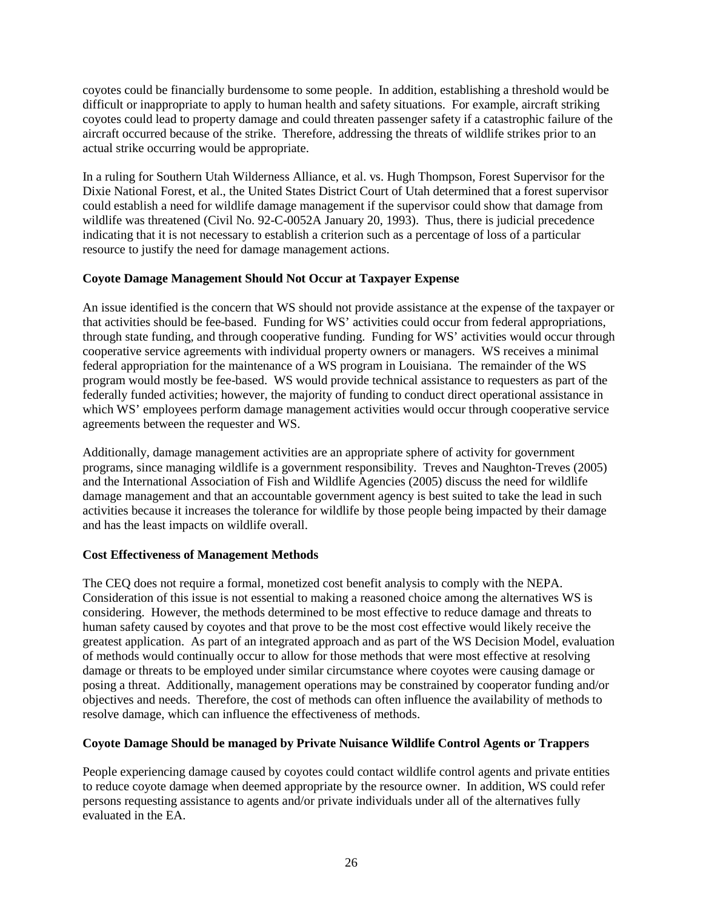coyotes could be financially burdensome to some people. In addition, establishing a threshold would be difficult or inappropriate to apply to human health and safety situations. For example, aircraft striking coyotes could lead to property damage and could threaten passenger safety if a catastrophic failure of the aircraft occurred because of the strike. Therefore, addressing the threats of wildlife strikes prior to an actual strike occurring would be appropriate.

In a ruling for Southern Utah Wilderness Alliance, et al. vs. Hugh Thompson, Forest Supervisor for the Dixie National Forest, et al., the United States District Court of Utah determined that a forest supervisor could establish a need for wildlife damage management if the supervisor could show that damage from wildlife was threatened (Civil No. 92-C-0052A January 20, 1993). Thus, there is judicial precedence indicating that it is not necessary to establish a criterion such as a percentage of loss of a particular resource to justify the need for damage management actions.

**Coyote Damage Management Should Not Occur at Taxpayer Expense**

An issue identified is the concern that WS should not provide assistance at the expense of the taxpayer or that activities should be fee-based. Funding for WS' activities could occur from federal appropriations, through state funding, and through cooperative funding. Funding for WS' activities would occur through cooperative service agreements with individual property owners or managers. WS receives a minimal federal appropriation for the maintenance of a WS program in Louisiana. The remainder of the WS program would mostly be fee-based. WS would provide technical assistance to requesters as part of the federally funded activities; however, the majority of funding to conduct direct operational assistance in which WS' employees perform damage management activities would occur through cooperative service agreements between the requester and WS.

Additionally, damage management activities are an appropriate sphere of activity for government programs, since managing wildlife is a government responsibility. Treves and Naughton-Treves (2005) and the International Association of Fish and Wildlife Agencies (2005) discuss the need for wildlife damage management and that an accountable government agency is best suited to take the lead in such activities because it increases the tolerance for wildlife by those people being impacted by their damage and has the least impacts on wildlife overall.

**Cost Effectiveness of Management Methods**

The CEQ does not require a formal, monetized cost benefit analysis to comply with the NEPA. Consideration of this issue is not essential to making a reasoned choice among the alternatives WS is considering. However, the methods determined to be most effective to reduce damage and threats to human safety caused by coyotes and that prove to be the most cost effective would likely receive the greatest application. As part of an integrated approach and as part of the WS Decision Model, evaluation of methods would continually occur to allow for those methods that were most effective at resolving damage or threats to be employed under similar circumstance where coyotes were causing damage or posing a threat. Additionally, management operations may be constrained by cooperator funding and/or objectives and needs. Therefore, the cost of methods can often influence the availability of methods to resolve damage, which can influence the effectiveness of methods.

**Coyote Damage Should be managed by Private Nuisance Wildlife Control Agents or Trappers**

People experiencing damage caused by coyotes could contact wildlife control agents and private entities to reduce coyote damage when deemed appropriate by the resource owner. In addition, WS could refer persons requesting assistance to agents and/or private individuals under all of the alternatives fully evaluated in the EA.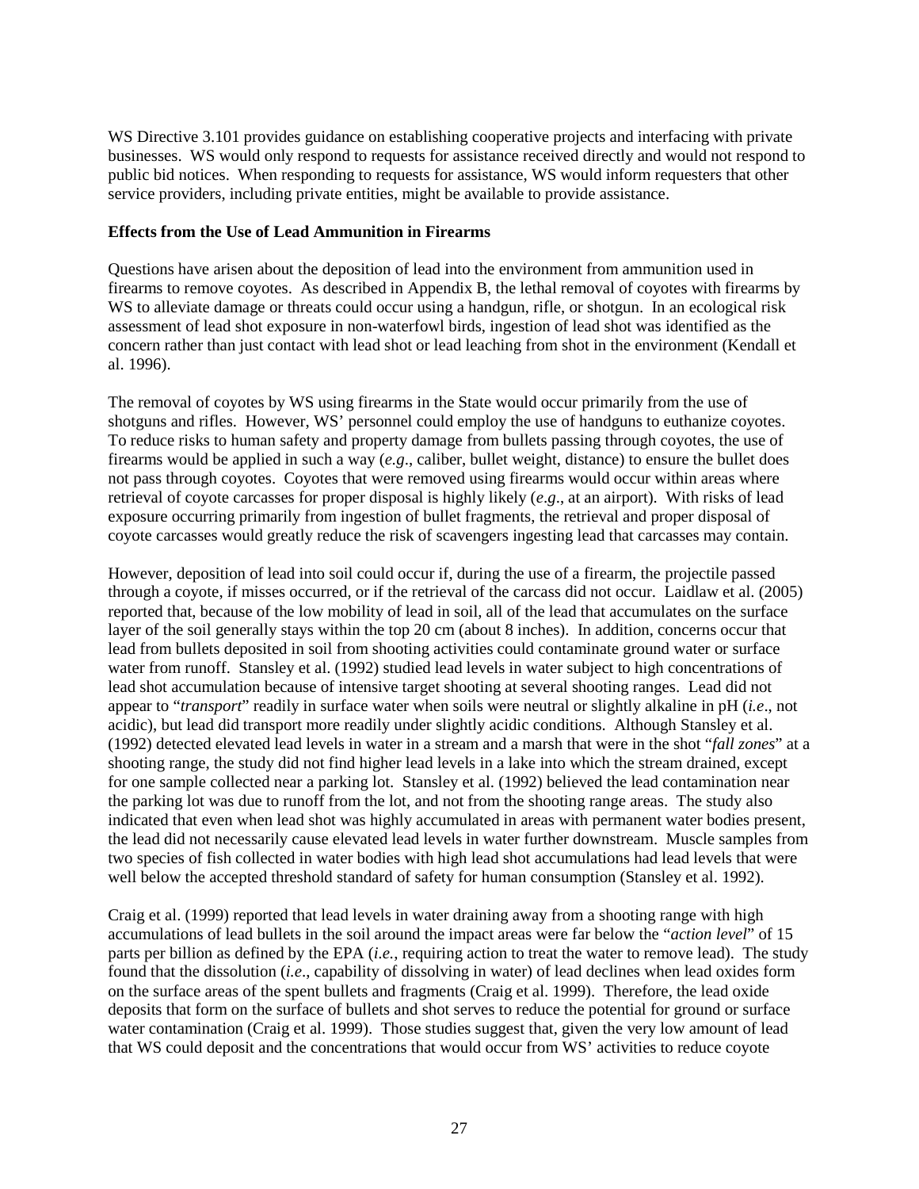WS Directive 3.101 provides guidance on establishing cooperative projects and interfacing with private businesses. WS would only respond to requests for assistance received directly and would not respond to public bid notices. When responding to requests for assistance, WS would inform requesters that other service providers, including private entities, might be available to provide assistance.

**Effects from the Use of Lead Ammunition in Firearms**

Questions have arisen about the deposition of lead into the environment from ammunition used in firearms to remove coyotes. As described in Appendix B, the lethal removal of coyotes with firearms by WS to alleviate damage or threats could occur using a handgun, rifle, or shotgun. In an ecological risk assessment of lead shot exposure in non-waterfowl birds, ingestion of lead shot was identified as the concern rather than just contact with lead shot or lead leaching from shot in the environment (Kendall et al. 1996).

The removal of coyotes by WS using firearms in the State would occur primarily from the use of shotguns and rifles. However, WS' personnel could employ the use of handguns to euthanize coyotes. To reduce risks to human safety and property damage from bullets passing through coyotes, the use of firearms would be applied in such a way (*e.g*., caliber, bullet weight, distance) to ensure the bullet does not pass through coyotes. Coyotes that were removed using firearms would occur within areas where retrieval of coyote carcasses for proper disposal is highly likely (*e.g*., at an airport). With risks of lead exposure occurring primarily from ingestion of bullet fragments, the retrieval and proper disposal of coyote carcasses would greatly reduce the risk of scavengers ingesting lead that carcasses may contain.

However, deposition of lead into soil could occur if, during the use of a firearm, the projectile passed through a coyote, if misses occurred, or if the retrieval of the carcass did not occur. Laidlaw et al. (2005) reported that, because of the low mobility of lead in soil, all of the lead that accumulates on the surface layer of the soil generally stays within the top 20 cm (about 8 inches). In addition, concerns occur that lead from bullets deposited in soil from shooting activities could contaminate ground water or surface water from runoff. Stansley et al. (1992) studied lead levels in water subject to high concentrations of lead shot accumulation because of intensive target shooting at several shooting ranges. Lead did not appear to "*transport*" readily in surface water when soils were neutral or slightly alkaline in pH (*i.e*., not acidic), but lead did transport more readily under slightly acidic conditions. Although Stansley et al. (1992) detected elevated lead levels in water in a stream and a marsh that were in the shot "*fall zones*" at a shooting range, the study did not find higher lead levels in a lake into which the stream drained, except for one sample collected near a parking lot. Stansley et al. (1992) believed the lead contamination near the parking lot was due to runoff from the lot, and not from the shooting range areas. The study also indicated that even when lead shot was highly accumulated in areas with permanent water bodies present, the lead did not necessarily cause elevated lead levels in water further downstream. Muscle samples from two species of fish collected in water bodies with high lead shot accumulations had lead levels that were well below the accepted threshold standard of safety for human consumption (Stansley et al. 1992).

Craig et al. (1999) reported that lead levels in water draining away from a shooting range with high accumulations of lead bullets in the soil around the impact areas were far below the "*action level*" of 15 parts per billion as defined by the EPA (*i.e.,* requiring action to treat the water to remove lead). The study found that the dissolution (*i.e*., capability of dissolving in water) of lead declines when lead oxides form on the surface areas of the spent bullets and fragments (Craig et al. 1999). Therefore, the lead oxide deposits that form on the surface of bullets and shot serves to reduce the potential for ground or surface water contamination (Craig et al. 1999). Those studies suggest that, given the very low amount of lead that WS could deposit and the concentrations that would occur from WS' activities to reduce coyote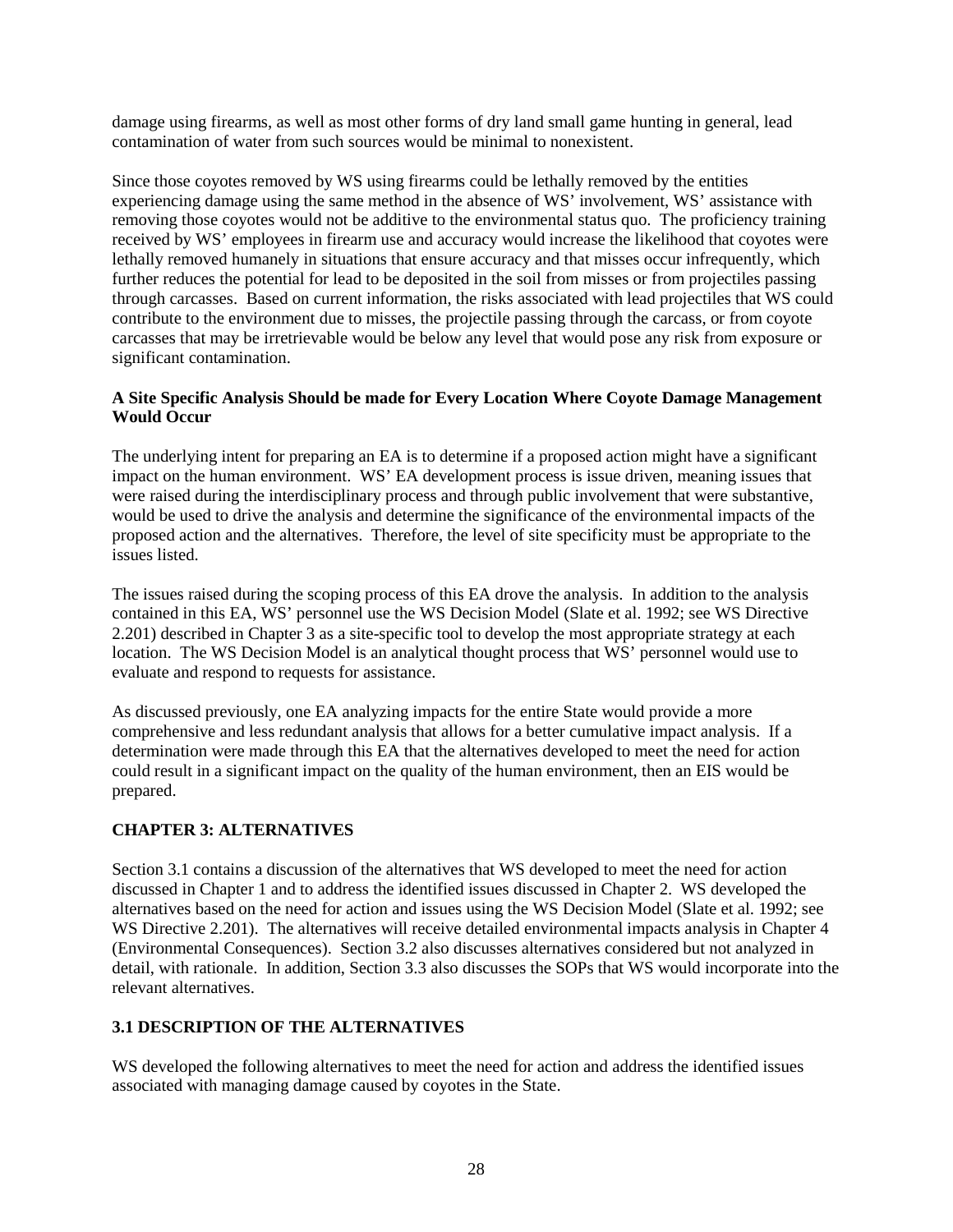damage using firearms, as well as most other forms of dry land small game hunting in general, lead contamination of water from such sources would be minimal to nonexistent.

Since those coyotes removed by WS using firearms could be lethally removed by the entities experiencing damage using the same method in the absence of WS' involvement, WS' assistance with removing those coyotes would not be additive to the environmental status quo. The proficiency training received by WS' employees in firearm use and accuracy would increase the likelihood that coyotes were lethally removed humanely in situations that ensure accuracy and that misses occur infrequently, which further reduces the potential for lead to be deposited in the soil from misses or from projectiles passing through carcasses. Based on current information, the risks associated with lead projectiles that WS could contribute to the environment due to misses, the projectile passing through the carcass, or from coyote carcasses that may be irretrievable would be below any level that would pose any risk from exposure or significant contamination.

**A Site Specific Analysis Should be made for Every Location Where Coyote Damage Management Would Occur**

The underlying intent for preparing an EA is to determine if a proposed action might have a significant impact on the human environment. WS' EA development process is issue driven, meaning issues that were raised during the interdisciplinary process and through public involvement that were substantive, would be used to drive the analysis and determine the significance of the environmental impacts of the proposed action and the alternatives. Therefore, the level of site specificity must be appropriate to the issues listed.

The issues raised during the scoping process of this EA drove the analysis. In addition to the analysis contained in this EA, WS' personnel use the WS Decision Model (Slate et al. 1992; see WS Directive 2.201) described in Chapter 3 as a site-specific tool to develop the most appropriate strategy at each location. The WS Decision Model is an analytical thought process that WS' personnel would use to evaluate and respond to requests for assistance.

As discussed previously, one EA analyzing impacts for the entire State would provide a more comprehensive and less redundant analysis that allows for a better cumulative impact analysis. If a determination were made through this EA that the alternatives developed to meet the need for action could result in a significant impact on the quality of the human environment, then an EIS would be prepared.

## CHAPTER 3: ALTERNATIVES

Section 3.1 contains a discussion of the alternatives that WS developed to meet the need for action discussed in Chapter 1 and to address the identified issues discussed in Chapter 2. WS developed the alternatives based on the need for action and issues using the WS Decision Model (Slate et al. 1992; see WS Directive 2.201). The alternatives will receive detailed environmental impacts analysis in Chapter 4 (Environmental Consequences). Section 3.2 also discusses alternatives considered but not analyzed in detail, with rationale. In addition, Section 3.3 also discusses the SOPs that WS would incorporate into the relevant alternatives.

### 3.1 DESCRIPTION OF THE ALTERNATIVES

WS developed the following alternatives to meet the need for action and address the identified issues associated with managing damage caused by coyotes in the State.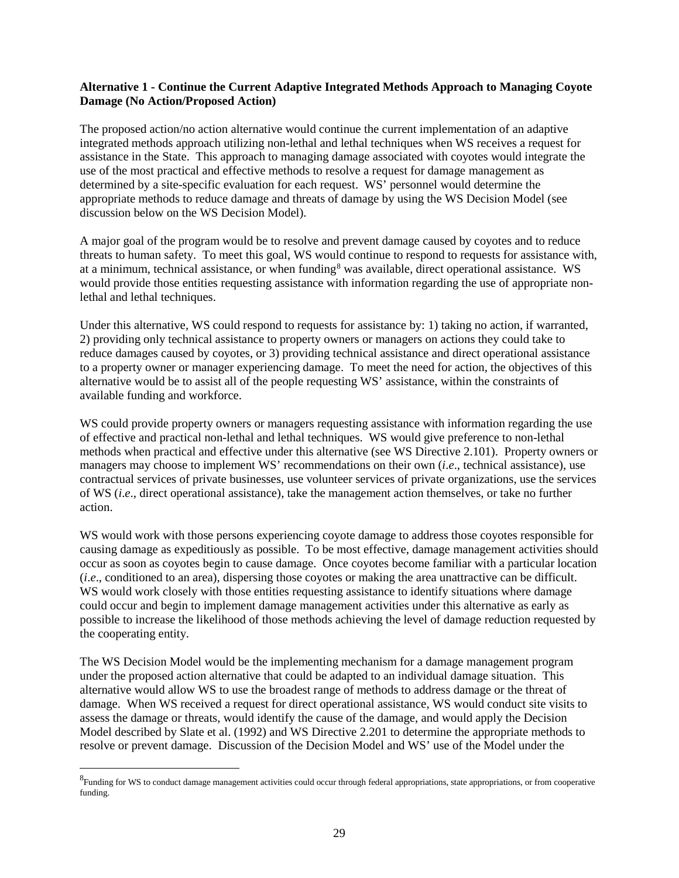**Alternative 1 - Continue the Current Adaptive Integrated Methods Approach to Managing Coyote Damage (No Action/Proposed Action)**

The proposed action/no action alternative would continue the current implementation of an adaptive integrated methods approach utilizing non-lethal and lethal techniques when WS receives a request for assistance in the State. This approach to managing damage associated with coyotes would integrate the use of the most practical and effective methods to resolve a request for damage management as determined by a site-specific evaluation for each request. WS' personnel would determine the appropriate methods to reduce damage and threats of damage by using the WS Decision Model (see discussion below on the WS Decision Model).

A major goal of the program would be to resolve and prevent damage caused by coyotes and to reduce threats to human safety. To meet this goal, WS would continue to respond to requests for assistance with, at a minimum, technical assistance, or when funding[8] was available, direct operational assistance. WS would provide those entities requesting assistance with information regarding the use of appropriate non-lethal and lethal techniques.

Under this alternative, WS could respond to requests for assistance by: 1) taking no action, if warranted, 2) providing only technical assistance to property owners or managers on actions they could take to reduce damages caused by coyotes, or 3) providing technical assistance and direct operational assistance to a property owner or manager experiencing damage. To meet the need for action, the objectives of this alternative would be to assist all of the people requesting WS' assistance, within the constraints of available funding and workforce.

WS could provide property owners or managers requesting assistance with information regarding the use of effective and practical non-lethal and lethal techniques. WS would give preference to non-lethal methods when practical and effective under this alternative (see WS Directive 2.101). Property owners or managers may choose to implement WS' recommendations on their own (*i.e*., technical assistance), use contractual services of private businesses, use volunteer services of private organizations, use the services of WS (*i.e*., direct operational assistance), take the management action themselves, or take no further action.

WS would work with those persons experiencing coyote damage to address those coyotes responsible for causing damage as expeditiously as possible. To be most effective, damage management activities should occur as soon as coyotes begin to cause damage. Once coyotes become familiar with a particular location (*i.e*., conditioned to an area), dispersing those coyotes or making the area unattractive can be difficult. WS would work closely with those entities requesting assistance to identify situations where damage could occur and begin to implement damage management activities under this alternative as early as possible to increase the likelihood of those methods achieving the level of damage reduction requested by the cooperating entity.

The WS Decision Model would be the implementing mechanism for a damage management program under the proposed action alternative that could be adapted to an individual damage situation. This alternative would allow WS to use the broadest range of methods to address damage or the threat of damage. When WS received a request for direct operational assistance, WS would conduct site visits to assess the damage or threats, would identify the cause of the damage, and would apply the Decision Model described by Slate et al. (1992) and WS Directive 2.201 to determine the appropriate methods to resolve or prevent damage. Discussion of the Decision Model and WS' use of the Model under the

[8]Funding for WS to conduct damage management activities could occur through federal appropriations, state appropriations, or from cooperative funding.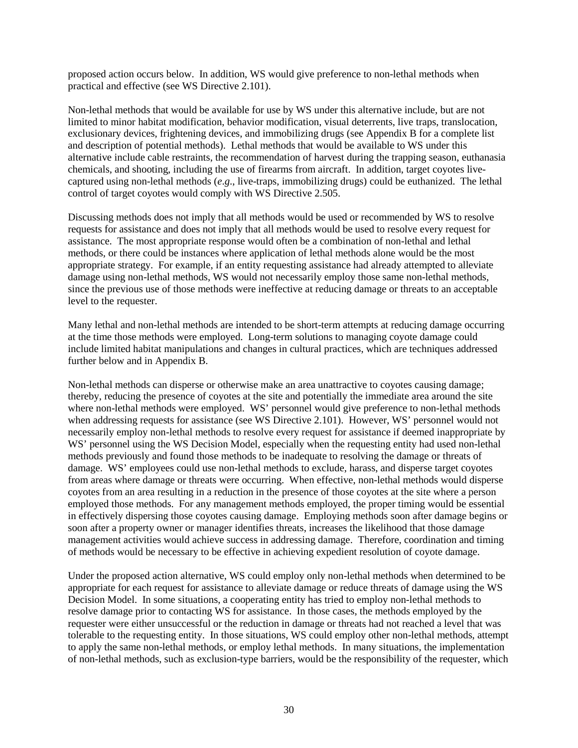proposed action occurs below. In addition, WS would give preference to non-lethal methods when practical and effective (see WS Directive 2.101).

Non-lethal methods that would be available for use by WS under this alternative include, but are not limited to minor habitat modification, behavior modification, visual deterrents, live traps, translocation, exclusionary devices, frightening devices, and immobilizing drugs (see Appendix B for a complete list and description of potential methods). Lethal methods that would be available to WS under this alternative include cable restraints, the recommendation of harvest during the trapping season, euthanasia chemicals, and shooting, including the use of firearms from aircraft. In addition, target coyotes live-captured using non-lethal methods (*e.g*., live-traps, immobilizing drugs) could be euthanized. The lethal control of target coyotes would comply with WS Directive 2.505.

Discussing methods does not imply that all methods would be used or recommended by WS to resolve requests for assistance and does not imply that all methods would be used to resolve every request for assistance. The most appropriate response would often be a combination of non-lethal and lethal methods, or there could be instances where application of lethal methods alone would be the most appropriate strategy. For example, if an entity requesting assistance had already attempted to alleviate damage using non-lethal methods, WS would not necessarily employ those same non-lethal methods, since the previous use of those methods were ineffective at reducing damage or threats to an acceptable level to the requester.

Many lethal and non-lethal methods are intended to be short-term attempts at reducing damage occurring at the time those methods were employed. Long-term solutions to managing coyote damage could include limited habitat manipulations and changes in cultural practices, which are techniques addressed further below and in Appendix B.

Non-lethal methods can disperse or otherwise make an area unattractive to coyotes causing damage; thereby, reducing the presence of coyotes at the site and potentially the immediate area around the site where non-lethal methods were employed. WS' personnel would give preference to non-lethal methods when addressing requests for assistance (see WS Directive 2.101). However, WS' personnel would not necessarily employ non-lethal methods to resolve every request for assistance if deemed inappropriate by WS' personnel using the WS Decision Model, especially when the requesting entity had used non-lethal methods previously and found those methods to be inadequate to resolving the damage or threats of damage. WS' employees could use non-lethal methods to exclude, harass, and disperse target coyotes from areas where damage or threats were occurring. When effective, non-lethal methods would disperse coyotes from an area resulting in a reduction in the presence of those coyotes at the site where a person employed those methods. For any management methods employed, the proper timing would be essential in effectively dispersing those coyotes causing damage. Employing methods soon after damage begins or soon after a property owner or manager identifies threats, increases the likelihood that those damage management activities would achieve success in addressing damage. Therefore, coordination and timing of methods would be necessary to be effective in achieving expedient resolution of coyote damage.

Under the proposed action alternative, WS could employ only non-lethal methods when determined to be appropriate for each request for assistance to alleviate damage or reduce threats of damage using the WS Decision Model. In some situations, a cooperating entity has tried to employ non-lethal methods to resolve damage prior to contacting WS for assistance. In those cases, the methods employed by the requester were either unsuccessful or the reduction in damage or threats had not reached a level that was tolerable to the requesting entity. In those situations, WS could employ other non-lethal methods, attempt to apply the same non-lethal methods, or employ lethal methods. In many situations, the implementation of non-lethal methods, such as exclusion-type barriers, would be the responsibility of the requester, which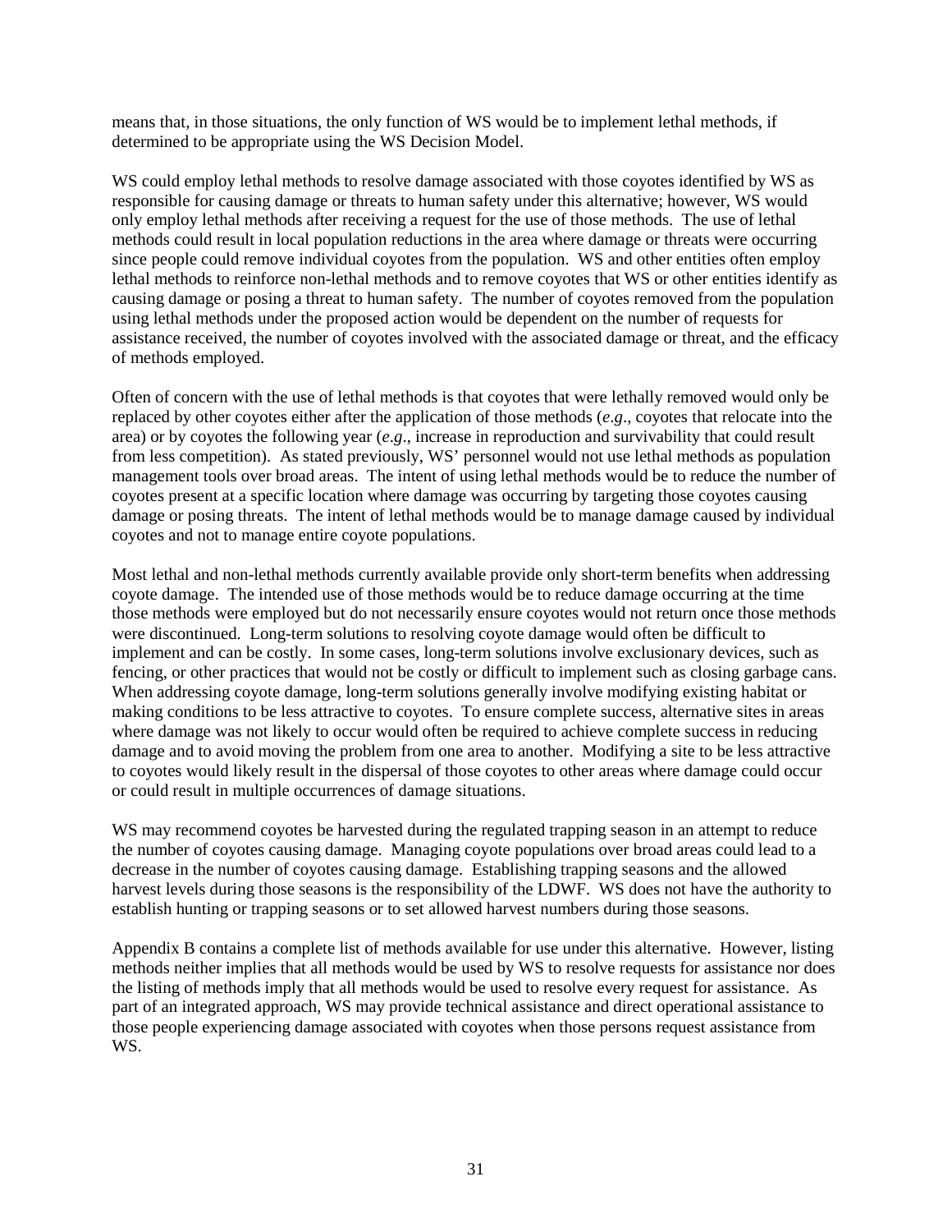means that, in those situations, the only function of WS would be to implement lethal methods, if determined to be appropriate using the WS Decision Model.

WS could employ lethal methods to resolve damage associated with those coyotes identified by WS as responsible for causing damage or threats to human safety under this alternative; however, WS would only employ lethal methods after receiving a request for the use of those methods. The use of lethal methods could result in local population reductions in the area where damage or threats were occurring since people could remove individual coyotes from the population. WS and other entities often employ lethal methods to reinforce non-lethal methods and to remove coyotes that WS or other entities identify as causing damage or posing a threat to human safety. The number of coyotes removed from the population using lethal methods under the proposed action would be dependent on the number of requests for assistance received, the number of coyotes involved with the associated damage or threat, and the efficacy of methods employed.

Often of concern with the use of lethal methods is that coyotes that were lethally removed would only be replaced by other coyotes either after the application of those methods (*e.g*., coyotes that relocate into the area) or by coyotes the following year (*e.g*., increase in reproduction and survivability that could result from less competition). As stated previously, WS' personnel would not use lethal methods as population management tools over broad areas. The intent of using lethal methods would be to reduce the number of coyotes present at a specific location where damage was occurring by targeting those coyotes causing damage or posing threats. The intent of lethal methods would be to manage damage caused by individual coyotes and not to manage entire coyote populations.

Most lethal and non-lethal methods currently available provide only short-term benefits when addressing coyote damage. The intended use of those methods would be to reduce damage occurring at the time those methods were employed but do not necessarily ensure coyotes would not return once those methods were discontinued. Long-term solutions to resolving coyote damage would often be difficult to implement and can be costly. In some cases, long-term solutions involve exclusionary devices, such as fencing, or other practices that would not be costly or difficult to implement such as closing garbage cans. When addressing coyote damage, long-term solutions generally involve modifying existing habitat or making conditions to be less attractive to coyotes. To ensure complete success, alternative sites in areas where damage was not likely to occur would often be required to achieve complete success in reducing damage and to avoid moving the problem from one area to another. Modifying a site to be less attractive to coyotes would likely result in the dispersal of those coyotes to other areas where damage could occur or could result in multiple occurrences of damage situations.

WS may recommend coyotes be harvested during the regulated trapping season in an attempt to reduce the number of coyotes causing damage. Managing coyote populations over broad areas could lead to a decrease in the number of coyotes causing damage. Establishing trapping seasons and the allowed harvest levels during those seasons is the responsibility of the LDWF. WS does not have the authority to establish hunting or trapping seasons or to set allowed harvest numbers during those seasons.

Appendix B contains a complete list of methods available for use under this alternative. However, listing methods neither implies that all methods would be used by WS to resolve requests for assistance nor does the listing of methods imply that all methods would be used to resolve every request for assistance. As part of an integrated approach, WS may provide technical assistance and direct operational assistance to those people experiencing damage associated with coyotes when those persons request assistance from WS.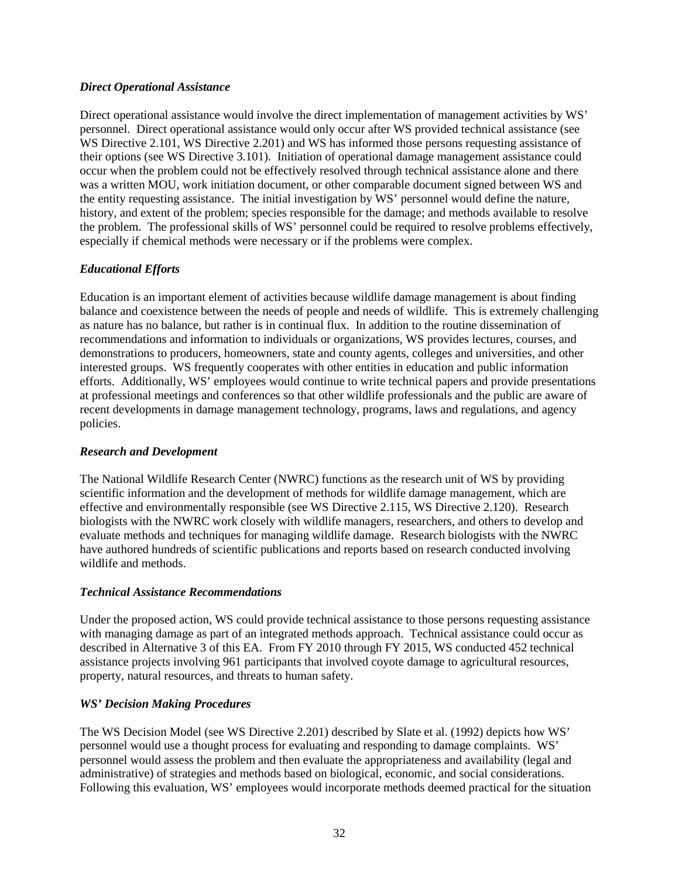### *Direct Operational Assistance*

Direct operational assistance would involve the direct implementation of management activities by WS' personnel. Direct operational assistance would only occur after WS provided technical assistance (see WS Directive 2.101, WS Directive 2.201) and WS has informed those persons requesting assistance of their options (see WS Directive 3.101). Initiation of operational damage management assistance could occur when the problem could not be effectively resolved through technical assistance alone and there was a written MOU, work initiation document, or other comparable document signed between WS and the entity requesting assistance. The initial investigation by WS' personnel would define the nature, history, and extent of the problem; species responsible for the damage; and methods available to resolve the problem. The professional skills of WS' personnel could be required to resolve problems effectively, especially if chemical methods were necessary or if the problems were complex.

### *Educational Efforts*

Education is an important element of activities because wildlife damage management is about finding balance and coexistence between the needs of people and needs of wildlife. This is extremely challenging as nature has no balance, but rather is in continual flux. In addition to the routine dissemination of recommendations and information to individuals or organizations, WS provides lectures, courses, and demonstrations to producers, homeowners, state and county agents, colleges and universities, and other interested groups. WS frequently cooperates with other entities in education and public information efforts. Additionally, WS' employees would continue to write technical papers and provide presentations at professional meetings and conferences so that other wildlife professionals and the public are aware of recent developments in damage management technology, programs, laws and regulations, and agency policies.

### *Research and Development*

The National Wildlife Research Center (NWRC) functions as the research unit of WS by providing scientific information and the development of methods for wildlife damage management, which are effective and environmentally responsible (see WS Directive 2.115, WS Directive 2.120). Research biologists with the NWRC work closely with wildlife managers, researchers, and others to develop and evaluate methods and techniques for managing wildlife damage. Research biologists with the NWRC have authored hundreds of scientific publications and reports based on research conducted involving wildlife and methods.

### *Technical Assistance Recommendations*

Under the proposed action, WS could provide technical assistance to those persons requesting assistance with managing damage as part of an integrated methods approach. Technical assistance could occur as described in Alternative 3 of this EA. From FY 2010 through FY 2015, WS conducted 452 technical assistance projects involving 961 participants that involved coyote damage to agricultural resources, property, natural resources, and threats to human safety.

### *WS' Decision Making Procedures*

The WS Decision Model (see WS Directive 2.201) described by Slate et al. (1992) depicts how WS' personnel would use a thought process for evaluating and responding to damage complaints. WS' personnel would assess the problem and then evaluate the appropriateness and availability (legal and administrative) of strategies and methods based on biological, economic, and social considerations. Following this evaluation, WS' employees would incorporate methods deemed practical for the situation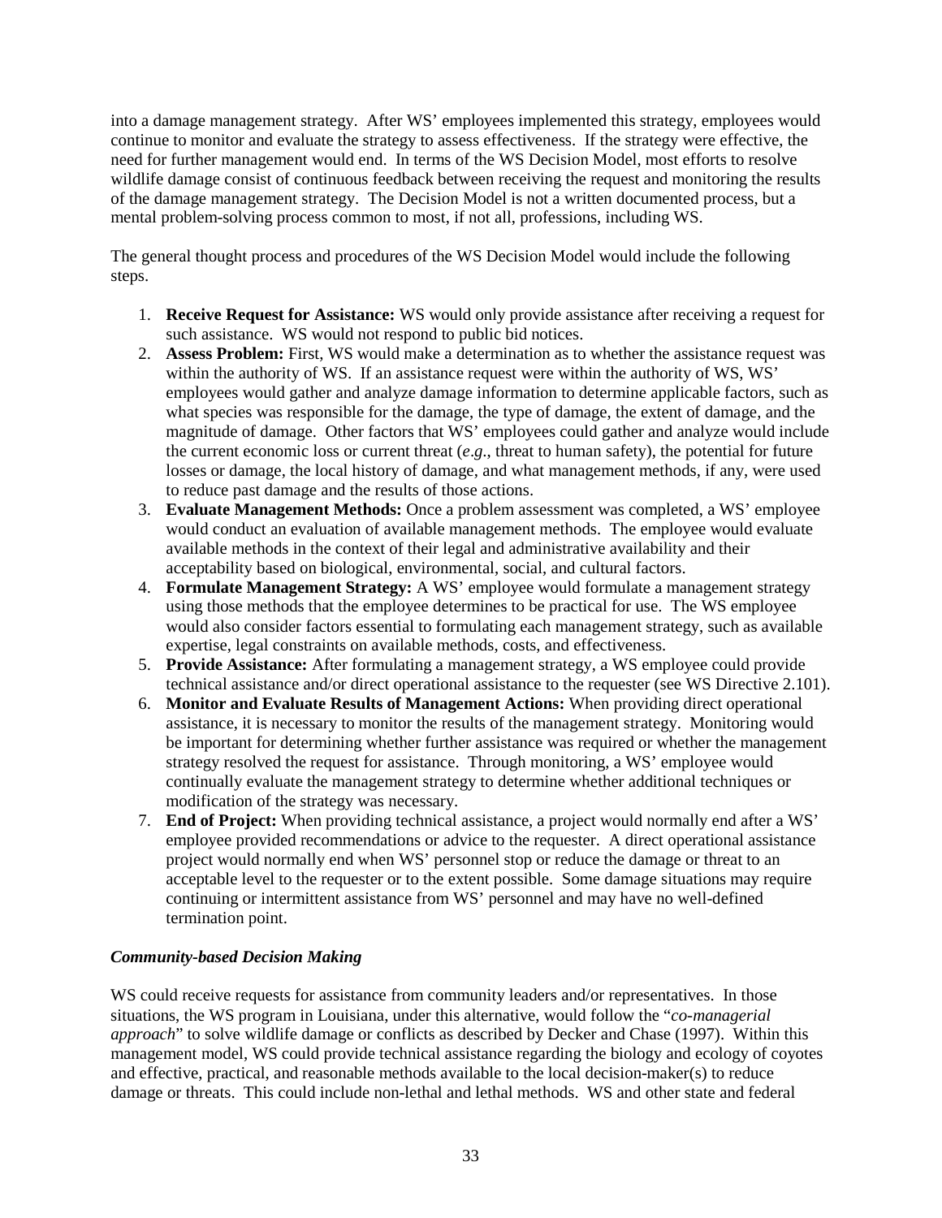into a damage management strategy. After WS' employees implemented this strategy, employees would continue to monitor and evaluate the strategy to assess effectiveness. If the strategy were effective, the need for further management would end. In terms of the WS Decision Model, most efforts to resolve wildlife damage consist of continuous feedback between receiving the request and monitoring the results of the damage management strategy. The Decision Model is not a written documented process, but a mental problem-solving process common to most, if not all, professions, including WS.

The general thought process and procedures of the WS Decision Model would include the following steps.

1. **Receive Request for Assistance:** WS would only provide assistance after receiving a request for such assistance. WS would not respond to public bid notices.
2. **Assess Problem:** First, WS would make a determination as to whether the assistance request was within the authority of WS. If an assistance request were within the authority of WS, WS' employees would gather and analyze damage information to determine applicable factors, such as what species was responsible for the damage, the type of damage, the extent of damage, and the magnitude of damage. Other factors that WS' employees could gather and analyze would include the current economic loss or current threat (*e.g*., threat to human safety), the potential for future losses or damage, the local history of damage, and what management methods, if any, were used to reduce past damage and the results of those actions.
3. **Evaluate Management Methods:** Once a problem assessment was completed, a WS' employee would conduct an evaluation of available management methods. The employee would evaluate available methods in the context of their legal and administrative availability and their acceptability based on biological, environmental, social, and cultural factors.
4. **Formulate Management Strategy:** A WS' employee would formulate a management strategy using those methods that the employee determines to be practical for use. The WS employee would also consider factors essential to formulating each management strategy, such as available expertise, legal constraints on available methods, costs, and effectiveness.
5. **Provide Assistance:** After formulating a management strategy, a WS employee could provide technical assistance and/or direct operational assistance to the requester (see WS Directive 2.101).
6. **Monitor and Evaluate Results of Management Actions:** When providing direct operational assistance, it is necessary to monitor the results of the management strategy. Monitoring would be important for determining whether further assistance was required or whether the management strategy resolved the request for assistance. Through monitoring, a WS' employee would continually evaluate the management strategy to determine whether additional techniques or modification of the strategy was necessary.
7. **End of Project:** When providing technical assistance, a project would normally end after a WS' employee provided recommendations or advice to the requester. A direct operational assistance project would normally end when WS' personnel stop or reduce the damage or threat to an acceptable level to the requester or to the extent possible. Some damage situations may require continuing or intermittent assistance from WS' personnel and may have no well-defined termination point.

***Community-based Decision Making***

WS could receive requests for assistance from community leaders and/or representatives. In those situations, the WS program in Louisiana, under this alternative, would follow the "*co-managerial approach*" to solve wildlife damage or conflicts as described by Decker and Chase (1997). Within this management model, WS could provide technical assistance regarding the biology and ecology of coyotes and effective, practical, and reasonable methods available to the local decision-maker(s) to reduce damage or threats. This could include non-lethal and lethal methods. WS and other state and federal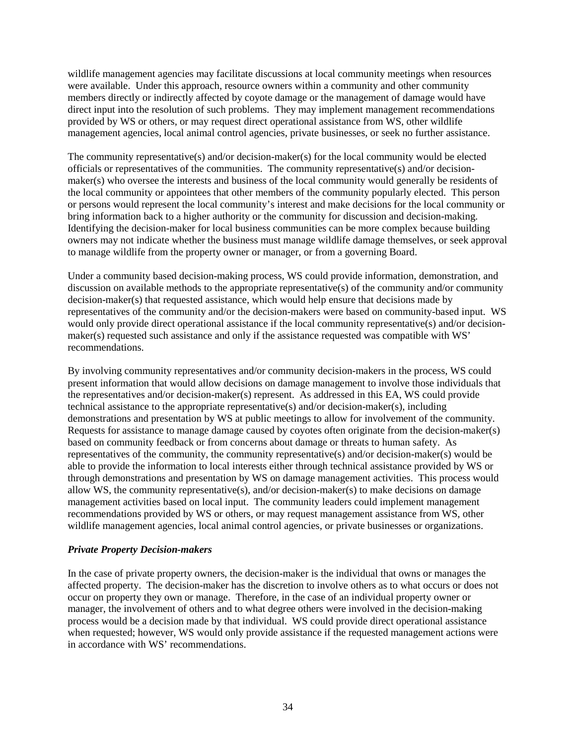wildlife management agencies may facilitate discussions at local community meetings when resources were available. Under this approach, resource owners within a community and other community members directly or indirectly affected by coyote damage or the management of damage would have direct input into the resolution of such problems. They may implement management recommendations provided by WS or others, or may request direct operational assistance from WS, other wildlife management agencies, local animal control agencies, private businesses, or seek no further assistance.

The community representative(s) and/or decision-maker(s) for the local community would be elected officials or representatives of the communities. The community representative(s) and/or decision-maker(s) who oversee the interests and business of the local community would generally be residents of the local community or appointees that other members of the community popularly elected. This person or persons would represent the local community's interest and make decisions for the local community or bring information back to a higher authority or the community for discussion and decision-making. Identifying the decision-maker for local business communities can be more complex because building owners may not indicate whether the business must manage wildlife damage themselves, or seek approval to manage wildlife from the property owner or manager, or from a governing Board.

Under a community based decision-making process, WS could provide information, demonstration, and discussion on available methods to the appropriate representative(s) of the community and/or community decision-maker(s) that requested assistance, which would help ensure that decisions made by representatives of the community and/or the decision-makers were based on community-based input. WS would only provide direct operational assistance if the local community representative(s) and/or decision-maker(s) requested such assistance and only if the assistance requested was compatible with WS' recommendations.

By involving community representatives and/or community decision-makers in the process, WS could present information that would allow decisions on damage management to involve those individuals that the representatives and/or decision-maker(s) represent. As addressed in this EA, WS could provide technical assistance to the appropriate representative(s) and/or decision-maker(s), including demonstrations and presentation by WS at public meetings to allow for involvement of the community. Requests for assistance to manage damage caused by coyotes often originate from the decision-maker(s) based on community feedback or from concerns about damage or threats to human safety. As representatives of the community, the community representative(s) and/or decision-maker(s) would be able to provide the information to local interests either through technical assistance provided by WS or through demonstrations and presentation by WS on damage management activities. This process would allow WS, the community representative(s), and/or decision-maker(s) to make decisions on damage management activities based on local input. The community leaders could implement management recommendations provided by WS or others, or may request management assistance from WS, other wildlife management agencies, local animal control agencies, or private businesses or organizations.

***Private Property Decision-makers***

In the case of private property owners, the decision-maker is the individual that owns or manages the affected property. The decision-maker has the discretion to involve others as to what occurs or does not occur on property they own or manage. Therefore, in the case of an individual property owner or manager, the involvement of others and to what degree others were involved in the decision-making process would be a decision made by that individual. WS could provide direct operational assistance when requested; however, WS would only provide assistance if the requested management actions were in accordance with WS' recommendations.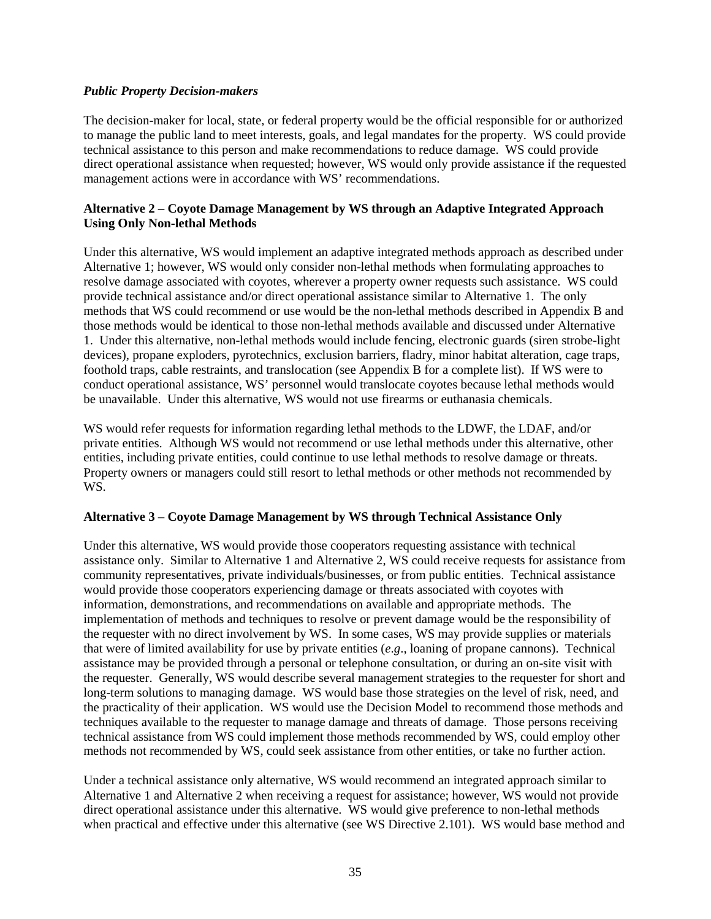***Public Property Decision-makers***

The decision-maker for local, state, or federal property would be the official responsible for or authorized to manage the public land to meet interests, goals, and legal mandates for the property. WS could provide technical assistance to this person and make recommendations to reduce damage. WS could provide direct operational assistance when requested; however, WS would only provide assistance if the requested management actions were in accordance with WS' recommendations.

**Alternative 2 – Coyote Damage Management by WS through an Adaptive Integrated Approach Using Only Non-lethal Methods**

Under this alternative, WS would implement an adaptive integrated methods approach as described under Alternative 1; however, WS would only consider non-lethal methods when formulating approaches to resolve damage associated with coyotes, wherever a property owner requests such assistance. WS could provide technical assistance and/or direct operational assistance similar to Alternative 1. The only methods that WS could recommend or use would be the non-lethal methods described in Appendix B and those methods would be identical to those non-lethal methods available and discussed under Alternative 1. Under this alternative, non-lethal methods would include fencing, electronic guards (siren strobe-light devices), propane exploders, pyrotechnics, exclusion barriers, fladry, minor habitat alteration, cage traps, foothold traps, cable restraints, and translocation (see Appendix B for a complete list). If WS were to conduct operational assistance, WS' personnel would translocate coyotes because lethal methods would be unavailable. Under this alternative, WS would not use firearms or euthanasia chemicals.

WS would refer requests for information regarding lethal methods to the LDWF, the LDAF, and/or private entities. Although WS would not recommend or use lethal methods under this alternative, other entities, including private entities, could continue to use lethal methods to resolve damage or threats. Property owners or managers could still resort to lethal methods or other methods not recommended by WS.

**Alternative 3 – Coyote Damage Management by WS through Technical Assistance Only**

Under this alternative, WS would provide those cooperators requesting assistance with technical assistance only. Similar to Alternative 1 and Alternative 2, WS could receive requests for assistance from community representatives, private individuals/businesses, or from public entities. Technical assistance would provide those cooperators experiencing damage or threats associated with coyotes with information, demonstrations, and recommendations on available and appropriate methods. The implementation of methods and techniques to resolve or prevent damage would be the responsibility of the requester with no direct involvement by WS. In some cases, WS may provide supplies or materials that were of limited availability for use by private entities (*e.g*., loaning of propane cannons). Technical assistance may be provided through a personal or telephone consultation, or during an on-site visit with the requester. Generally, WS would describe several management strategies to the requester for short and long-term solutions to managing damage. WS would base those strategies on the level of risk, need, and the practicality of their application. WS would use the Decision Model to recommend those methods and techniques available to the requester to manage damage and threats of damage. Those persons receiving technical assistance from WS could implement those methods recommended by WS, could employ other methods not recommended by WS, could seek assistance from other entities, or take no further action.

Under a technical assistance only alternative, WS would recommend an integrated approach similar to Alternative 1 and Alternative 2 when receiving a request for assistance; however, WS would not provide direct operational assistance under this alternative. WS would give preference to non-lethal methods when practical and effective under this alternative (see WS Directive 2.101). WS would base method and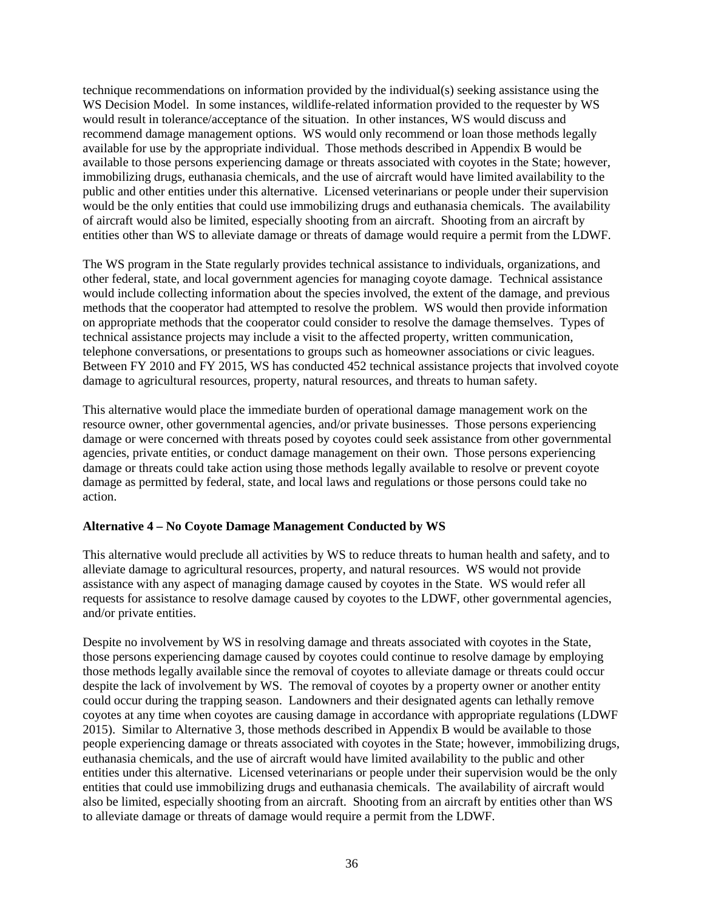technique recommendations on information provided by the individual(s) seeking assistance using the WS Decision Model. In some instances, wildlife-related information provided to the requester by WS would result in tolerance/acceptance of the situation. In other instances, WS would discuss and recommend damage management options. WS would only recommend or loan those methods legally available for use by the appropriate individual. Those methods described in Appendix B would be available to those persons experiencing damage or threats associated with coyotes in the State; however, immobilizing drugs, euthanasia chemicals, and the use of aircraft would have limited availability to the public and other entities under this alternative. Licensed veterinarians or people under their supervision would be the only entities that could use immobilizing drugs and euthanasia chemicals. The availability of aircraft would also be limited, especially shooting from an aircraft. Shooting from an aircraft by entities other than WS to alleviate damage or threats of damage would require a permit from the LDWF.

The WS program in the State regularly provides technical assistance to individuals, organizations, and other federal, state, and local government agencies for managing coyote damage. Technical assistance would include collecting information about the species involved, the extent of the damage, and previous methods that the cooperator had attempted to resolve the problem. WS would then provide information on appropriate methods that the cooperator could consider to resolve the damage themselves. Types of technical assistance projects may include a visit to the affected property, written communication, telephone conversations, or presentations to groups such as homeowner associations or civic leagues. Between FY 2010 and FY 2015, WS has conducted 452 technical assistance projects that involved coyote damage to agricultural resources, property, natural resources, and threats to human safety.

This alternative would place the immediate burden of operational damage management work on the resource owner, other governmental agencies, and/or private businesses. Those persons experiencing damage or were concerned with threats posed by coyotes could seek assistance from other governmental agencies, private entities, or conduct damage management on their own. Those persons experiencing damage or threats could take action using those methods legally available to resolve or prevent coyote damage as permitted by federal, state, and local laws and regulations or those persons could take no action.

**Alternative 4 – No Coyote Damage Management Conducted by WS**

This alternative would preclude all activities by WS to reduce threats to human health and safety, and to alleviate damage to agricultural resources, property, and natural resources. WS would not provide assistance with any aspect of managing damage caused by coyotes in the State. WS would refer all requests for assistance to resolve damage caused by coyotes to the LDWF, other governmental agencies, and/or private entities.

Despite no involvement by WS in resolving damage and threats associated with coyotes in the State, those persons experiencing damage caused by coyotes could continue to resolve damage by employing those methods legally available since the removal of coyotes to alleviate damage or threats could occur despite the lack of involvement by WS. The removal of coyotes by a property owner or another entity could occur during the trapping season. Landowners and their designated agents can lethally remove coyotes at any time when coyotes are causing damage in accordance with appropriate regulations (LDWF 2015). Similar to Alternative 3, those methods described in Appendix B would be available to those people experiencing damage or threats associated with coyotes in the State; however, immobilizing drugs, euthanasia chemicals, and the use of aircraft would have limited availability to the public and other entities under this alternative. Licensed veterinarians or people under their supervision would be the only entities that could use immobilizing drugs and euthanasia chemicals. The availability of aircraft would also be limited, especially shooting from an aircraft. Shooting from an aircraft by entities other than WS to alleviate damage or threats of damage would require a permit from the LDWF.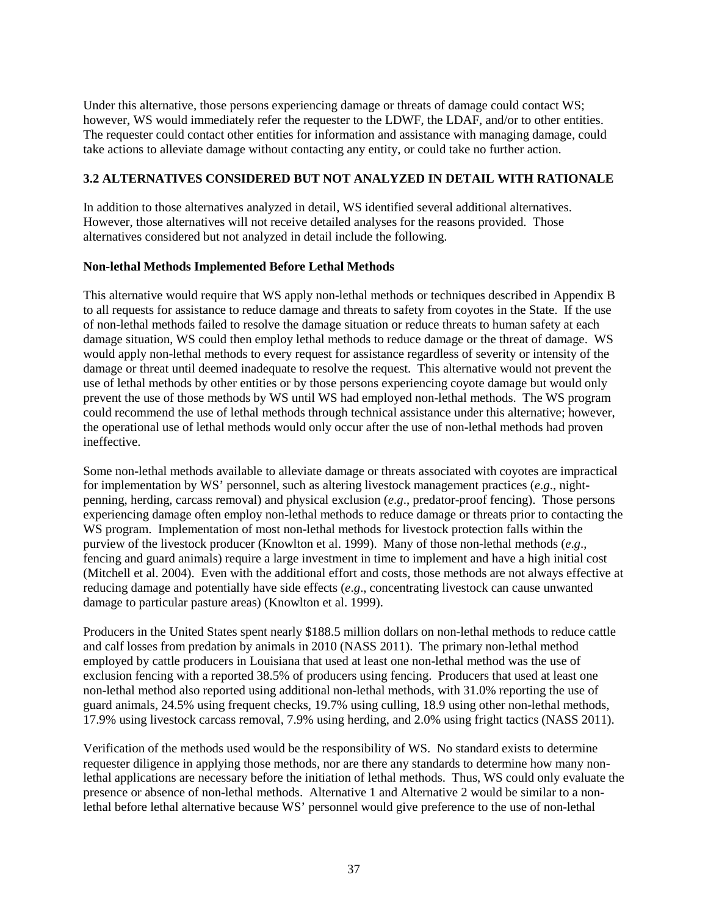Under this alternative, those persons experiencing damage or threats of damage could contact WS; however, WS would immediately refer the requester to the LDWF, the LDAF, and/or to other entities. The requester could contact other entities for information and assistance with managing damage, could take actions to alleviate damage without contacting any entity, or could take no further action.

## 3.2 ALTERNATIVES CONSIDERED BUT NOT ANALYZED IN DETAIL WITH RATIONALE

In addition to those alternatives analyzed in detail, WS identified several additional alternatives. However, those alternatives will not receive detailed analyses for the reasons provided. Those alternatives considered but not analyzed in detail include the following.

### Non-lethal Methods Implemented Before Lethal Methods

This alternative would require that WS apply non-lethal methods or techniques described in Appendix B to all requests for assistance to reduce damage and threats to safety from coyotes in the State. If the use of non-lethal methods failed to resolve the damage situation or reduce threats to human safety at each damage situation, WS could then employ lethal methods to reduce damage or the threat of damage. WS would apply non-lethal methods to every request for assistance regardless of severity or intensity of the damage or threat until deemed inadequate to resolve the request. This alternative would not prevent the use of lethal methods by other entities or by those persons experiencing coyote damage but would only prevent the use of those methods by WS until WS had employed non-lethal methods. The WS program could recommend the use of lethal methods through technical assistance under this alternative; however, the operational use of lethal methods would only occur after the use of non-lethal methods had proven ineffective.

Some non-lethal methods available to alleviate damage or threats associated with coyotes are impractical for implementation by WS' personnel, such as altering livestock management practices (*e.g*., night-penning, herding, carcass removal) and physical exclusion (*e.g*., predator-proof fencing). Those persons experiencing damage often employ non-lethal methods to reduce damage or threats prior to contacting the WS program. Implementation of most non-lethal methods for livestock protection falls within the purview of the livestock producer (Knowlton et al. 1999). Many of those non-lethal methods (*e.g*., fencing and guard animals) require a large investment in time to implement and have a high initial cost (Mitchell et al. 2004). Even with the additional effort and costs, those methods are not always effective at reducing damage and potentially have side effects (*e.g*., concentrating livestock can cause unwanted damage to particular pasture areas) (Knowlton et al. 1999).

Producers in the United States spent nearly $188.5 million dollars on non-lethal methods to reduce cattle and calf losses from predation by animals in 2010 (NASS 2011). The primary non-lethal method employed by cattle producers in Louisiana that used at least one non-lethal method was the use of exclusion fencing with a reported 38.5% of producers using fencing. Producers that used at least one non-lethal method also reported using additional non-lethal methods, with 31.0% reporting the use of guard animals, 24.5% using frequent checks, 19.7% using culling, 18.9 using other non-lethal methods, 17.9% using livestock carcass removal, 7.9% using herding, and 2.0% using fright tactics (NASS 2011).

Verification of the methods used would be the responsibility of WS. No standard exists to determine requester diligence in applying those methods, nor are there any standards to determine how many non-lethal applications are necessary before the initiation of lethal methods. Thus, WS could only evaluate the presence or absence of non-lethal methods. Alternative 1 and Alternative 2 would be similar to a non-lethal before lethal alternative because WS' personnel would give preference to the use of non-lethal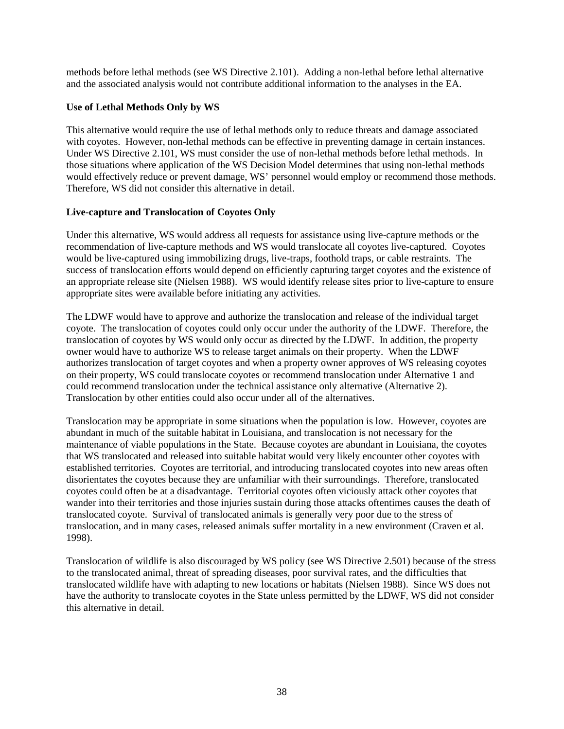methods before lethal methods (see WS Directive 2.101). Adding a non-lethal before lethal alternative and the associated analysis would not contribute additional information to the analyses in the EA.

**Use of Lethal Methods Only by WS**

This alternative would require the use of lethal methods only to reduce threats and damage associated with coyotes. However, non-lethal methods can be effective in preventing damage in certain instances. Under WS Directive 2.101, WS must consider the use of non-lethal methods before lethal methods. In those situations where application of the WS Decision Model determines that using non-lethal methods would effectively reduce or prevent damage, WS' personnel would employ or recommend those methods. Therefore, WS did not consider this alternative in detail.

**Live-capture and Translocation of Coyotes Only**

Under this alternative, WS would address all requests for assistance using live-capture methods or the recommendation of live-capture methods and WS would translocate all coyotes live-captured. Coyotes would be live-captured using immobilizing drugs, live-traps, foothold traps, or cable restraints. The success of translocation efforts would depend on efficiently capturing target coyotes and the existence of an appropriate release site (Nielsen 1988). WS would identify release sites prior to live-capture to ensure appropriate sites were available before initiating any activities.

The LDWF would have to approve and authorize the translocation and release of the individual target coyote. The translocation of coyotes could only occur under the authority of the LDWF. Therefore, the translocation of coyotes by WS would only occur as directed by the LDWF. In addition, the property owner would have to authorize WS to release target animals on their property. When the LDWF authorizes translocation of target coyotes and when a property owner approves of WS releasing coyotes on their property, WS could translocate coyotes or recommend translocation under Alternative 1 and could recommend translocation under the technical assistance only alternative (Alternative 2). Translocation by other entities could also occur under all of the alternatives.

Translocation may be appropriate in some situations when the population is low. However, coyotes are abundant in much of the suitable habitat in Louisiana, and translocation is not necessary for the maintenance of viable populations in the State. Because coyotes are abundant in Louisiana, the coyotes that WS translocated and released into suitable habitat would very likely encounter other coyotes with established territories. Coyotes are territorial, and introducing translocated coyotes into new areas often disorientates the coyotes because they are unfamiliar with their surroundings. Therefore, translocated coyotes could often be at a disadvantage. Territorial coyotes often viciously attack other coyotes that wander into their territories and those injuries sustain during those attacks oftentimes causes the death of translocated coyote. Survival of translocated animals is generally very poor due to the stress of translocation, and in many cases, released animals suffer mortality in a new environment (Craven et al. 1998).

Translocation of wildlife is also discouraged by WS policy (see WS Directive 2.501) because of the stress to the translocated animal, threat of spreading diseases, poor survival rates, and the difficulties that translocated wildlife have with adapting to new locations or habitats (Nielsen 1988). Since WS does not have the authority to translocate coyotes in the State unless permitted by the LDWF, WS did not consider this alternative in detail.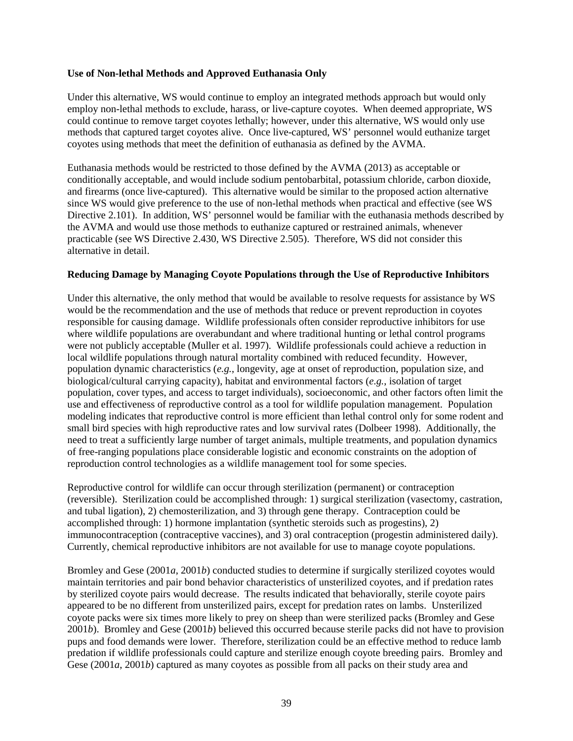**Use of Non-lethal Methods and Approved Euthanasia Only**

Under this alternative, WS would continue to employ an integrated methods approach but would only employ non-lethal methods to exclude, harass, or live-capture coyotes. When deemed appropriate, WS could continue to remove target coyotes lethally; however, under this alternative, WS would only use methods that captured target coyotes alive. Once live-captured, WS' personnel would euthanize target coyotes using methods that meet the definition of euthanasia as defined by the AVMA.

Euthanasia methods would be restricted to those defined by the AVMA (2013) as acceptable or conditionally acceptable, and would include sodium pentobarbital, potassium chloride, carbon dioxide, and firearms (once live-captured). This alternative would be similar to the proposed action alternative since WS would give preference to the use of non-lethal methods when practical and effective (see WS Directive 2.101). In addition, WS' personnel would be familiar with the euthanasia methods described by the AVMA and would use those methods to euthanize captured or restrained animals, whenever practicable (see WS Directive 2.430, WS Directive 2.505). Therefore, WS did not consider this alternative in detail.

**Reducing Damage by Managing Coyote Populations through the Use of Reproductive Inhibitors**

Under this alternative, the only method that would be available to resolve requests for assistance by WS would be the recommendation and the use of methods that reduce or prevent reproduction in coyotes responsible for causing damage. Wildlife professionals often consider reproductive inhibitors for use where wildlife populations are overabundant and where traditional hunting or lethal control programs were not publicly acceptable (Muller et al. 1997). Wildlife professionals could achieve a reduction in local wildlife populations through natural mortality combined with reduced fecundity. However, population dynamic characteristics (*e.g.*, longevity, age at onset of reproduction, population size, and biological/cultural carrying capacity), habitat and environmental factors (*e.g.*, isolation of target population, cover types, and access to target individuals), socioeconomic, and other factors often limit the use and effectiveness of reproductive control as a tool for wildlife population management. Population modeling indicates that reproductive control is more efficient than lethal control only for some rodent and small bird species with high reproductive rates and low survival rates (Dolbeer 1998). Additionally, the need to treat a sufficiently large number of target animals, multiple treatments, and population dynamics of free-ranging populations place considerable logistic and economic constraints on the adoption of reproduction control technologies as a wildlife management tool for some species.

Reproductive control for wildlife can occur through sterilization (permanent) or contraception (reversible). Sterilization could be accomplished through: 1) surgical sterilization (vasectomy, castration, and tubal ligation), 2) chemosterilization, and 3) through gene therapy. Contraception could be accomplished through: 1) hormone implantation (synthetic steroids such as progestins), 2) immunocontraception (contraceptive vaccines), and 3) oral contraception (progestin administered daily). Currently, chemical reproductive inhibitors are not available for use to manage coyote populations.

Bromley and Gese (2001*a*, 2001*b*) conducted studies to determine if surgically sterilized coyotes would maintain territories and pair bond behavior characteristics of unsterilized coyotes, and if predation rates by sterilized coyote pairs would decrease. The results indicated that behaviorally, sterile coyote pairs appeared to be no different from unsterilized pairs, except for predation rates on lambs. Unsterilized coyote packs were six times more likely to prey on sheep than were sterilized packs (Bromley and Gese 2001*b*). Bromley and Gese (2001*b*) believed this occurred because sterile packs did not have to provision pups and food demands were lower. Therefore, sterilization could be an effective method to reduce lamb predation if wildlife professionals could capture and sterilize enough coyote breeding pairs. Bromley and Gese (2001*a*, 2001*b*) captured as many coyotes as possible from all packs on their study area and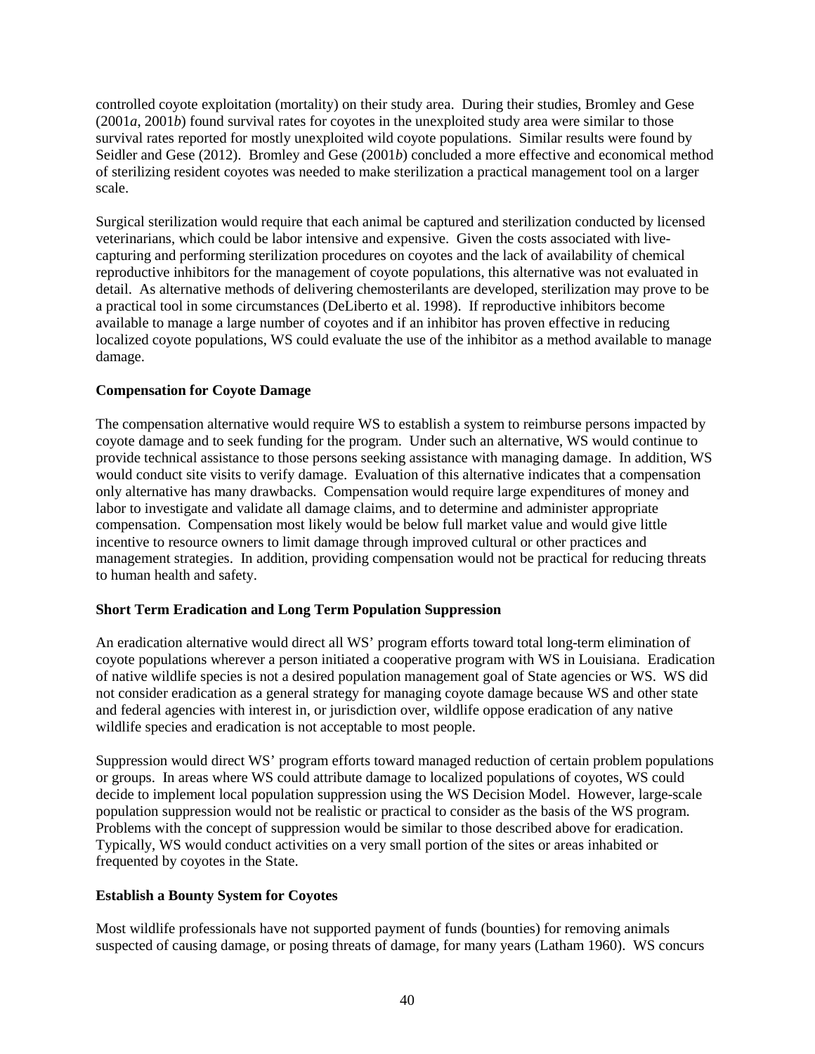controlled coyote exploitation (mortality) on their study area. During their studies, Bromley and Gese (2001*a*, 2001*b*) found survival rates for coyotes in the unexploited study area were similar to those survival rates reported for mostly unexploited wild coyote populations. Similar results were found by Seidler and Gese (2012). Bromley and Gese (2001*b*) concluded a more effective and economical method of sterilizing resident coyotes was needed to make sterilization a practical management tool on a larger scale.

Surgical sterilization would require that each animal be captured and sterilization conducted by licensed veterinarians, which could be labor intensive and expensive. Given the costs associated with live-capturing and performing sterilization procedures on coyotes and the lack of availability of chemical reproductive inhibitors for the management of coyote populations, this alternative was not evaluated in detail. As alternative methods of delivering chemosterilants are developed, sterilization may prove to be a practical tool in some circumstances (DeLiberto et al. 1998). If reproductive inhibitors become available to manage a large number of coyotes and if an inhibitor has proven effective in reducing localized coyote populations, WS could evaluate the use of the inhibitor as a method available to manage damage.

**Compensation for Coyote Damage**

The compensation alternative would require WS to establish a system to reimburse persons impacted by coyote damage and to seek funding for the program. Under such an alternative, WS would continue to provide technical assistance to those persons seeking assistance with managing damage. In addition, WS would conduct site visits to verify damage. Evaluation of this alternative indicates that a compensation only alternative has many drawbacks. Compensation would require large expenditures of money and labor to investigate and validate all damage claims, and to determine and administer appropriate compensation. Compensation most likely would be below full market value and would give little incentive to resource owners to limit damage through improved cultural or other practices and management strategies. In addition, providing compensation would not be practical for reducing threats to human health and safety.

**Short Term Eradication and Long Term Population Suppression**

An eradication alternative would direct all WS' program efforts toward total long-term elimination of coyote populations wherever a person initiated a cooperative program with WS in Louisiana. Eradication of native wildlife species is not a desired population management goal of State agencies or WS. WS did not consider eradication as a general strategy for managing coyote damage because WS and other state and federal agencies with interest in, or jurisdiction over, wildlife oppose eradication of any native wildlife species and eradication is not acceptable to most people.

Suppression would direct WS' program efforts toward managed reduction of certain problem populations or groups. In areas where WS could attribute damage to localized populations of coyotes, WS could decide to implement local population suppression using the WS Decision Model. However, large-scale population suppression would not be realistic or practical to consider as the basis of the WS program. Problems with the concept of suppression would be similar to those described above for eradication. Typically, WS would conduct activities on a very small portion of the sites or areas inhabited or frequented by coyotes in the State.

**Establish a Bounty System for Coyotes**

Most wildlife professionals have not supported payment of funds (bounties) for removing animals suspected of causing damage, or posing threats of damage, for many years (Latham 1960). WS concurs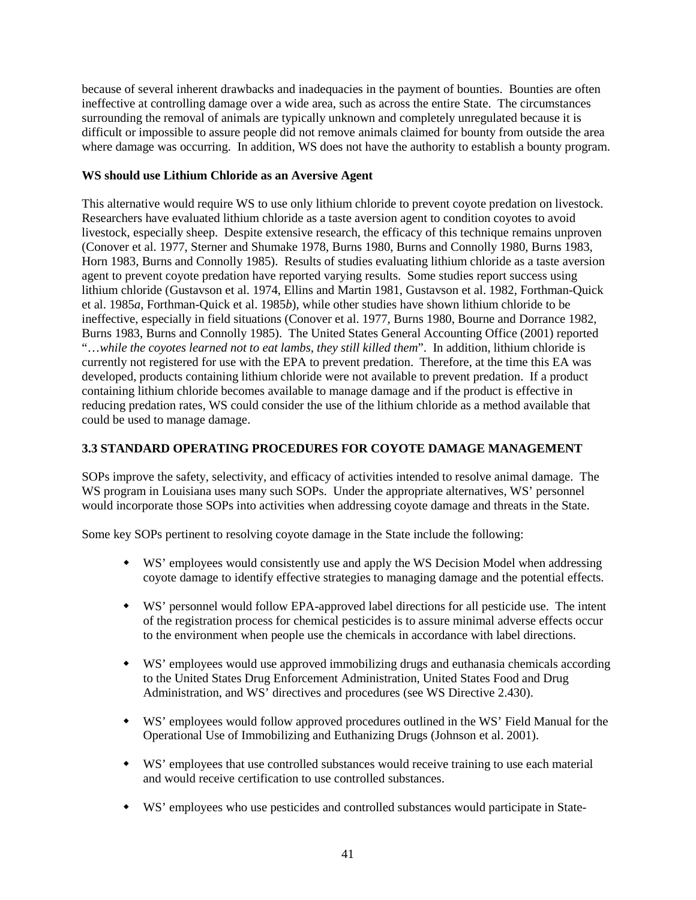because of several inherent drawbacks and inadequacies in the payment of bounties. Bounties are often ineffective at controlling damage over a wide area, such as across the entire State. The circumstances surrounding the removal of animals are typically unknown and completely unregulated because it is difficult or impossible to assure people did not remove animals claimed for bounty from outside the area where damage was occurring. In addition, WS does not have the authority to establish a bounty program.

**WS should use Lithium Chloride as an Aversive Agent**

This alternative would require WS to use only lithium chloride to prevent coyote predation on livestock. Researchers have evaluated lithium chloride as a taste aversion agent to condition coyotes to avoid livestock, especially sheep. Despite extensive research, the efficacy of this technique remains unproven (Conover et al. 1977, Sterner and Shumake 1978, Burns 1980, Burns and Connolly 1980, Burns 1983, Horn 1983, Burns and Connolly 1985). Results of studies evaluating lithium chloride as a taste aversion agent to prevent coyote predation have reported varying results. Some studies report success using lithium chloride (Gustavson et al. 1974, Ellins and Martin 1981, Gustavson et al. 1982, Forthman-Quick et al. 1985*a*, Forthman-Quick et al. 1985*b*), while other studies have shown lithium chloride to be ineffective, especially in field situations (Conover et al. 1977, Burns 1980, Bourne and Dorrance 1982, Burns 1983, Burns and Connolly 1985). The United States General Accounting Office (2001) reported "*…while the coyotes learned not to eat lambs, they still killed them*". In addition, lithium chloride is currently not registered for use with the EPA to prevent predation. Therefore, at the time this EA was developed, products containing lithium chloride were not available to prevent predation. If a product containing lithium chloride becomes available to manage damage and if the product is effective in reducing predation rates, WS could consider the use of the lithium chloride as a method available that could be used to manage damage.

### 3.3 STANDARD OPERATING PROCEDURES FOR COYOTE DAMAGE MANAGEMENT

SOPs improve the safety, selectivity, and efficacy of activities intended to resolve animal damage. The WS program in Louisiana uses many such SOPs. Under the appropriate alternatives, WS' personnel would incorporate those SOPs into activities when addressing coyote damage and threats in the State.

Some key SOPs pertinent to resolving coyote damage in the State include the following:

- WS' employees would consistently use and apply the WS Decision Model when addressing coyote damage to identify effective strategies to managing damage and the potential effects.
- WS' personnel would follow EPA-approved label directions for all pesticide use. The intent of the registration process for chemical pesticides is to assure minimal adverse effects occur to the environment when people use the chemicals in accordance with label directions.
- WS' employees would use approved immobilizing drugs and euthanasia chemicals according to the United States Drug Enforcement Administration, United States Food and Drug Administration, and WS' directives and procedures (see WS Directive 2.430).
- WS' employees would follow approved procedures outlined in the WS' Field Manual for the Operational Use of Immobilizing and Euthanizing Drugs (Johnson et al. 2001).
- WS' employees that use controlled substances would receive training to use each material and would receive certification to use controlled substances.
- WS' employees who use pesticides and controlled substances would participate in State-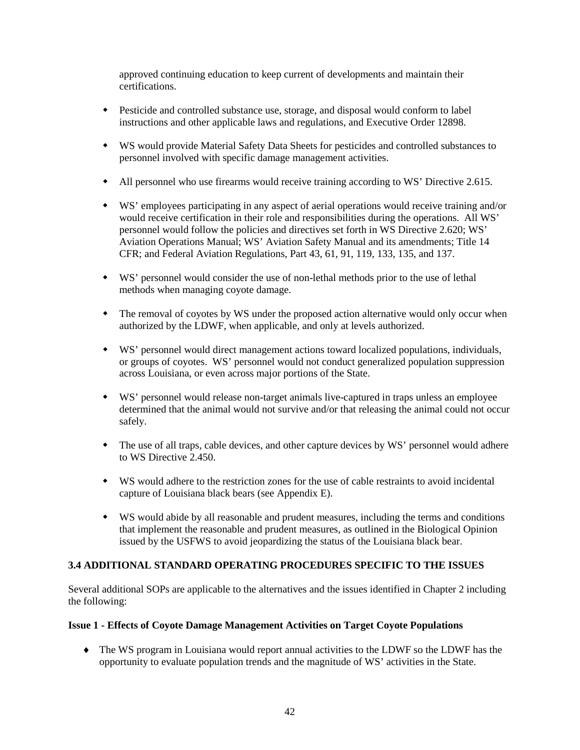approved continuing education to keep current of developments and maintain their certifications.

- Pesticide and controlled substance use, storage, and disposal would conform to label instructions and other applicable laws and regulations, and Executive Order 12898.

- WS would provide Material Safety Data Sheets for pesticides and controlled substances to personnel involved with specific damage management activities.

- All personnel who use firearms would receive training according to WS' Directive 2.615.

- WS' employees participating in any aspect of aerial operations would receive training and/or would receive certification in their role and responsibilities during the operations. All WS' personnel would follow the policies and directives set forth in WS Directive 2.620; WS' Aviation Operations Manual; WS' Aviation Safety Manual and its amendments; Title 14 CFR; and Federal Aviation Regulations, Part 43, 61, 91, 119, 133, 135, and 137.

- WS' personnel would consider the use of non-lethal methods prior to the use of lethal methods when managing coyote damage.

- The removal of coyotes by WS under the proposed action alternative would only occur when authorized by the LDWF, when applicable, and only at levels authorized.

- WS' personnel would direct management actions toward localized populations, individuals, or groups of coyotes. WS' personnel would not conduct generalized population suppression across Louisiana, or even across major portions of the State.

- WS' personnel would release non-target animals live-captured in traps unless an employee determined that the animal would not survive and/or that releasing the animal could not occur safely.

- The use of all traps, cable devices, and other capture devices by WS' personnel would adhere to WS Directive 2.450.

- WS would adhere to the restriction zones for the use of cable restraints to avoid incidental capture of Louisiana black bears (see Appendix E).

- WS would abide by all reasonable and prudent measures, including the terms and conditions that implement the reasonable and prudent measures, as outlined in the Biological Opinion issued by the USFWS to avoid jeopardizing the status of the Louisiana black bear.

## 3.4 ADDITIONAL STANDARD OPERATING PROCEDURES SPECIFIC TO THE ISSUES

Several additional SOPs are applicable to the alternatives and the issues identified in Chapter 2 including the following:

**Issue 1 - Effects of Coyote Damage Management Activities on Target Coyote Populations**

- The WS program in Louisiana would report annual activities to the LDWF so the LDWF has the opportunity to evaluate population trends and the magnitude of WS' activities in the State.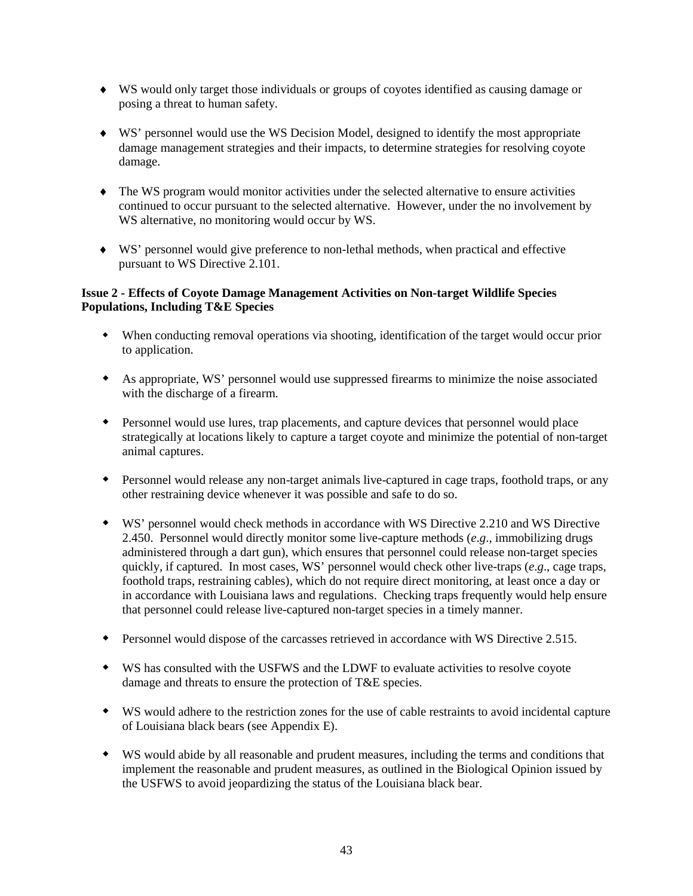- WS would only target those individuals or groups of coyotes identified as causing damage or posing a threat to human safety.

- WS' personnel would use the WS Decision Model, designed to identify the most appropriate damage management strategies and their impacts, to determine strategies for resolving coyote damage.

- The WS program would monitor activities under the selected alternative to ensure activities continued to occur pursuant to the selected alternative. However, under the no involvement by WS alternative, no monitoring would occur by WS.

- WS' personnel would give preference to non-lethal methods, when practical and effective pursuant to WS Directive 2.101.

**Issue 2 - Effects of Coyote Damage Management Activities on Non-target Wildlife Species Populations, Including T&E Species**

- When conducting removal operations via shooting, identification of the target would occur prior to application.

- As appropriate, WS' personnel would use suppressed firearms to minimize the noise associated with the discharge of a firearm.

- Personnel would use lures, trap placements, and capture devices that personnel would place strategically at locations likely to capture a target coyote and minimize the potential of non-target animal captures.

- Personnel would release any non-target animals live-captured in cage traps, foothold traps, or any other restraining device whenever it was possible and safe to do so.

- WS' personnel would check methods in accordance with WS Directive 2.210 and WS Directive 2.450. Personnel would directly monitor some live-capture methods (*e.g*., immobilizing drugs administered through a dart gun), which ensures that personnel could release non-target species quickly, if captured. In most cases, WS' personnel would check other live-traps (*e.g*., cage traps, foothold traps, restraining cables), which do not require direct monitoring, at least once a day or in accordance with Louisiana laws and regulations. Checking traps frequently would help ensure that personnel could release live-captured non-target species in a timely manner.

- Personnel would dispose of the carcasses retrieved in accordance with WS Directive 2.515.

- WS has consulted with the USFWS and the LDWF to evaluate activities to resolve coyote damage and threats to ensure the protection of T&E species.

- WS would adhere to the restriction zones for the use of cable restraints to avoid incidental capture of Louisiana black bears (see Appendix E).

- WS would abide by all reasonable and prudent measures, including the terms and conditions that implement the reasonable and prudent measures, as outlined in the Biological Opinion issued by the USFWS to avoid jeopardizing the status of the Louisiana black bear.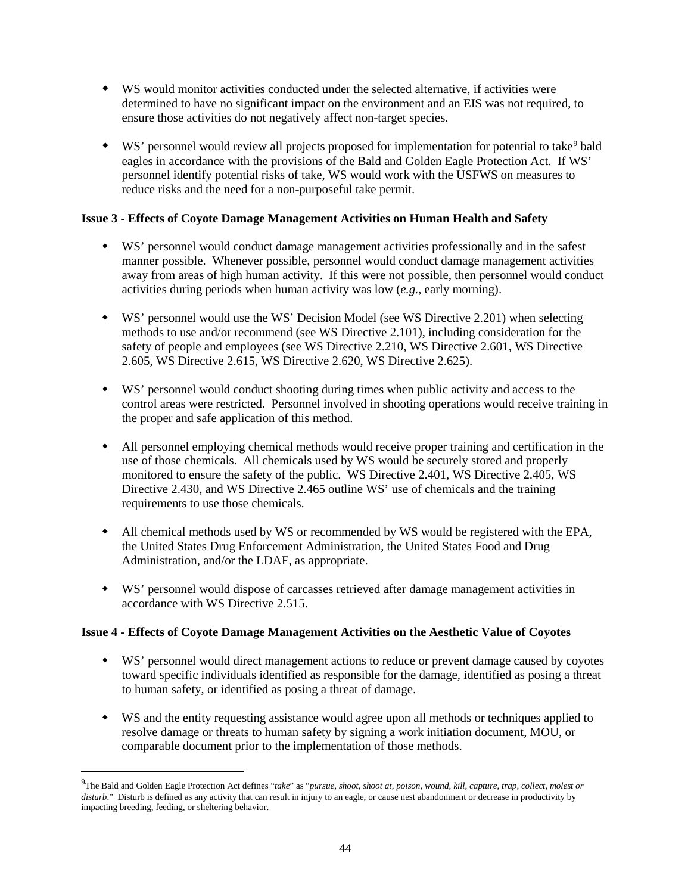- WS would monitor activities conducted under the selected alternative, if activities were determined to have no significant impact on the environment and an EIS was not required, to ensure those activities do not negatively affect non-target species.

- WS' personnel would review all projects proposed for implementation for potential to take[9] bald eagles in accordance with the provisions of the Bald and Golden Eagle Protection Act. If WS' personnel identify potential risks of take, WS would work with the USFWS on measures to reduce risks and the need for a non-purposeful take permit.

**Issue 3 - Effects of Coyote Damage Management Activities on Human Health and Safety**

- WS' personnel would conduct damage management activities professionally and in the safest manner possible. Whenever possible, personnel would conduct damage management activities away from areas of high human activity. If this were not possible, then personnel would conduct activities during periods when human activity was low (*e.g.*, early morning).

- WS' personnel would use the WS' Decision Model (see WS Directive 2.201) when selecting methods to use and/or recommend (see WS Directive 2.101), including consideration for the safety of people and employees (see WS Directive 2.210, WS Directive 2.601, WS Directive 2.605, WS Directive 2.615, WS Directive 2.620, WS Directive 2.625).

- WS' personnel would conduct shooting during times when public activity and access to the control areas were restricted. Personnel involved in shooting operations would receive training in the proper and safe application of this method.

- All personnel employing chemical methods would receive proper training and certification in the use of those chemicals. All chemicals used by WS would be securely stored and properly monitored to ensure the safety of the public. WS Directive 2.401, WS Directive 2.405, WS Directive 2.430, and WS Directive 2.465 outline WS' use of chemicals and the training requirements to use those chemicals.

- All chemical methods used by WS or recommended by WS would be registered with the EPA, the United States Drug Enforcement Administration, the United States Food and Drug Administration, and/or the LDAF, as appropriate.

- WS' personnel would dispose of carcasses retrieved after damage management activities in accordance with WS Directive 2.515.

**Issue 4 - Effects of Coyote Damage Management Activities on the Aesthetic Value of Coyotes**

- WS' personnel would direct management actions to reduce or prevent damage caused by coyotes toward specific individuals identified as responsible for the damage, identified as posing a threat to human safety, or identified as posing a threat of damage.

- WS and the entity requesting assistance would agree upon all methods or techniques applied to resolve damage or threats to human safety by signing a work initiation document, MOU, or comparable document prior to the implementation of those methods.

---

[9] The Bald and Golden Eagle Protection Act defines "*take*" as "*pursue, shoot, shoot at, poison, wound, kill, capture, trap, collect, molest or disturb*." Disturb is defined as any activity that can result in injury to an eagle, or cause nest abandonment or decrease in productivity by impacting breeding, feeding, or sheltering behavior.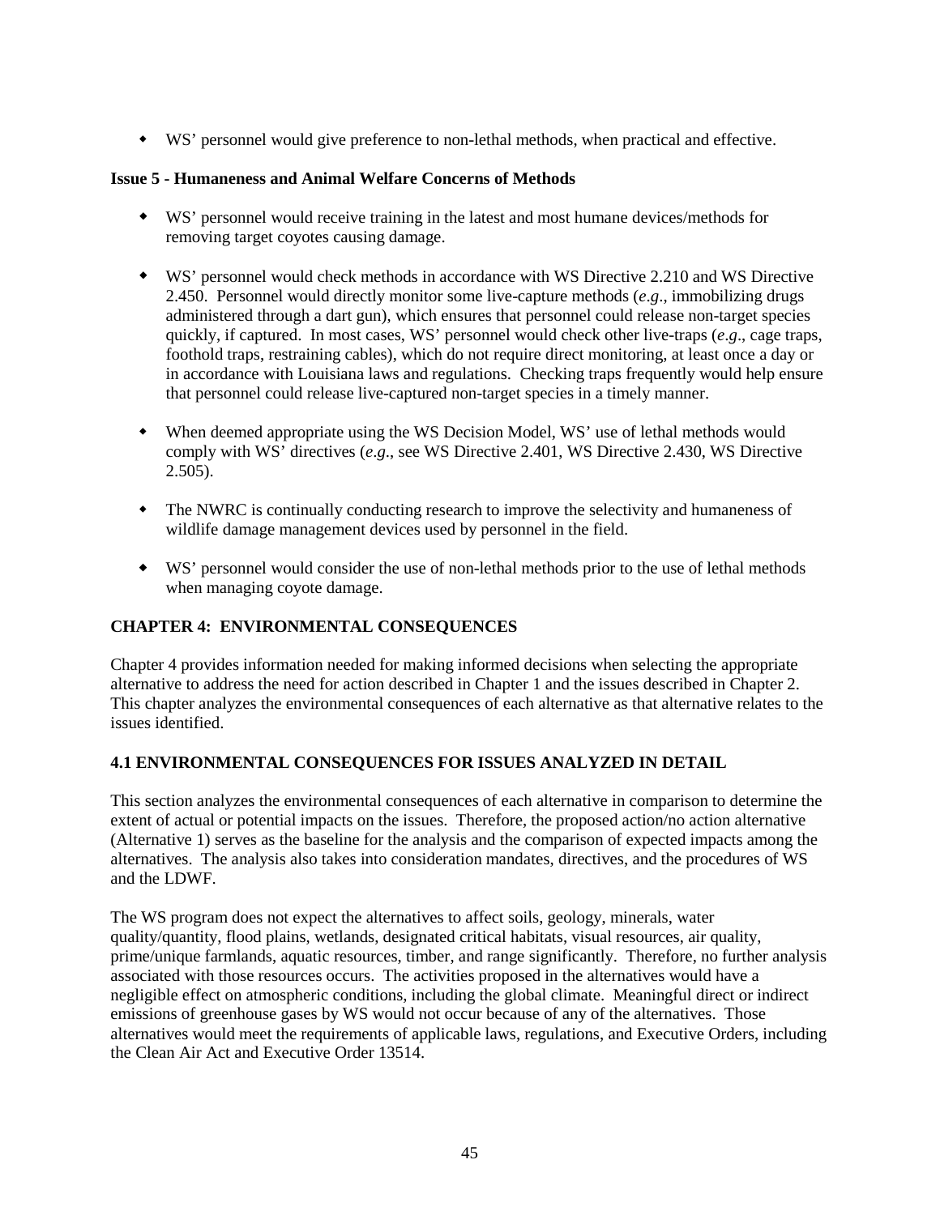- WS' personnel would give preference to non-lethal methods, when practical and effective.

**Issue 5 - Humaneness and Animal Welfare Concerns of Methods**

- WS' personnel would receive training in the latest and most humane devices/methods for removing target coyotes causing damage.
- WS' personnel would check methods in accordance with WS Directive 2.210 and WS Directive 2.450. Personnel would directly monitor some live-capture methods (*e.g*., immobilizing drugs administered through a dart gun), which ensures that personnel could release non-target species quickly, if captured. In most cases, WS' personnel would check other live-traps (*e.g*., cage traps, foothold traps, restraining cables), which do not require direct monitoring, at least once a day or in accordance with Louisiana laws and regulations. Checking traps frequently would help ensure that personnel could release live-captured non-target species in a timely manner.
- When deemed appropriate using the WS Decision Model, WS' use of lethal methods would comply with WS' directives (*e.g*., see WS Directive 2.401, WS Directive 2.430, WS Directive 2.505).
- The NWRC is continually conducting research to improve the selectivity and humaneness of wildlife damage management devices used by personnel in the field.
- WS' personnel would consider the use of non-lethal methods prior to the use of lethal methods when managing coyote damage.

## CHAPTER 4: ENVIRONMENTAL CONSEQUENCES

Chapter 4 provides information needed for making informed decisions when selecting the appropriate alternative to address the need for action described in Chapter 1 and the issues described in Chapter 2. This chapter analyzes the environmental consequences of each alternative as that alternative relates to the issues identified.

### 4.1 ENVIRONMENTAL CONSEQUENCES FOR ISSUES ANALYZED IN DETAIL

This section analyzes the environmental consequences of each alternative in comparison to determine the extent of actual or potential impacts on the issues. Therefore, the proposed action/no action alternative (Alternative 1) serves as the baseline for the analysis and the comparison of expected impacts among the alternatives. The analysis also takes into consideration mandates, directives, and the procedures of WS and the LDWF.

The WS program does not expect the alternatives to affect soils, geology, minerals, water quality/quantity, flood plains, wetlands, designated critical habitats, visual resources, air quality, prime/unique farmlands, aquatic resources, timber, and range significantly. Therefore, no further analysis associated with those resources occurs. The activities proposed in the alternatives would have a negligible effect on atmospheric conditions, including the global climate. Meaningful direct or indirect emissions of greenhouse gases by WS would not occur because of any of the alternatives. Those alternatives would meet the requirements of applicable laws, regulations, and Executive Orders, including the Clean Air Act and Executive Order 13514.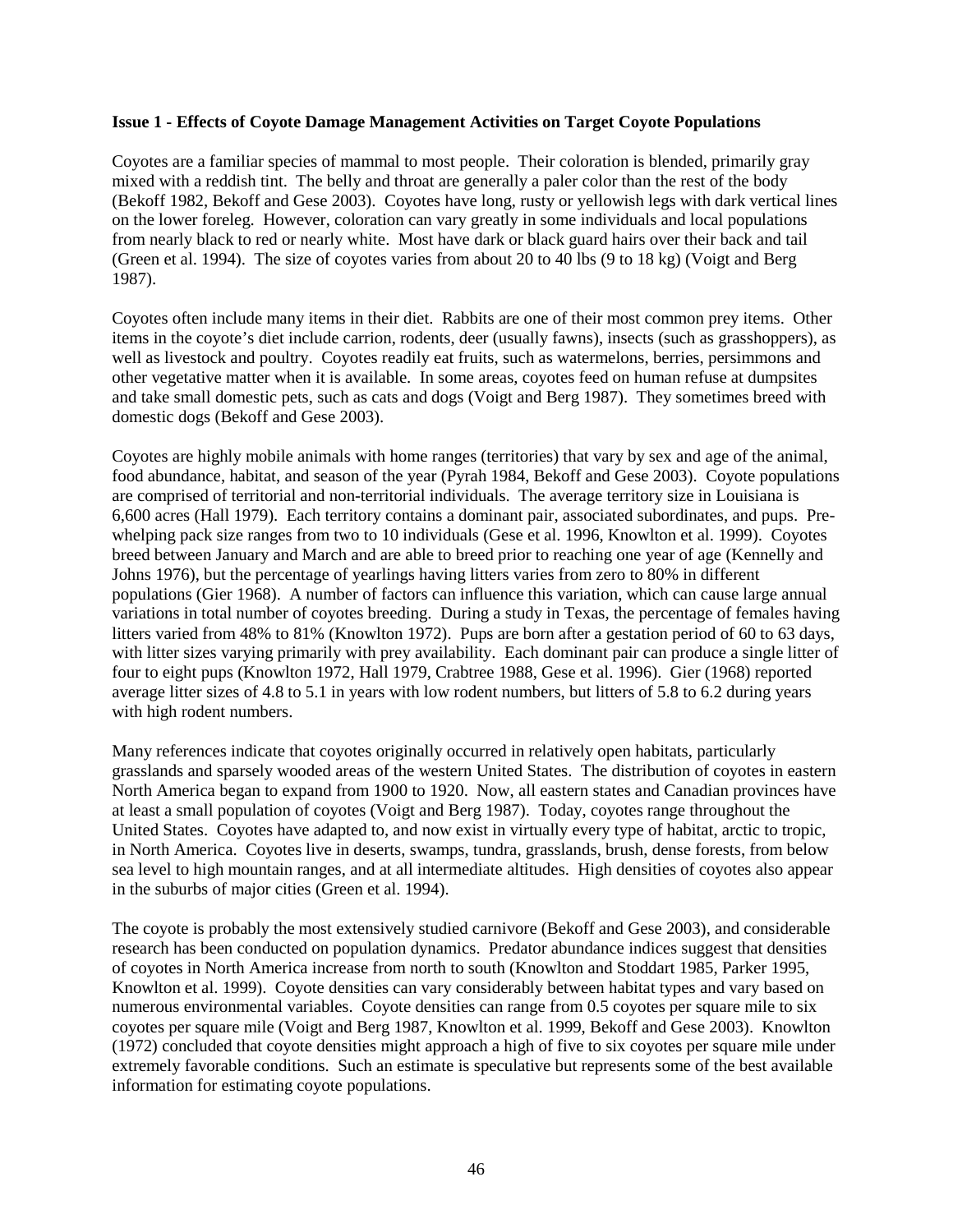**Issue 1 - Effects of Coyote Damage Management Activities on Target Coyote Populations**

Coyotes are a familiar species of mammal to most people. Their coloration is blended, primarily gray mixed with a reddish tint. The belly and throat are generally a paler color than the rest of the body (Bekoff 1982, Bekoff and Gese 2003). Coyotes have long, rusty or yellowish legs with dark vertical lines on the lower foreleg. However, coloration can vary greatly in some individuals and local populations from nearly black to red or nearly white. Most have dark or black guard hairs over their back and tail (Green et al. 1994). The size of coyotes varies from about 20 to 40 lbs (9 to 18 kg) (Voigt and Berg 1987).

Coyotes often include many items in their diet. Rabbits are one of their most common prey items. Other items in the coyote's diet include carrion, rodents, deer (usually fawns), insects (such as grasshoppers), as well as livestock and poultry. Coyotes readily eat fruits, such as watermelons, berries, persimmons and other vegetative matter when it is available. In some areas, coyotes feed on human refuse at dumpsites and take small domestic pets, such as cats and dogs (Voigt and Berg 1987). They sometimes breed with domestic dogs (Bekoff and Gese 2003).

Coyotes are highly mobile animals with home ranges (territories) that vary by sex and age of the animal, food abundance, habitat, and season of the year (Pyrah 1984, Bekoff and Gese 2003). Coyote populations are comprised of territorial and non-territorial individuals. The average territory size in Louisiana is 6,600 acres (Hall 1979). Each territory contains a dominant pair, associated subordinates, and pups. Pre-whelping pack size ranges from two to 10 individuals (Gese et al. 1996, Knowlton et al. 1999). Coyotes breed between January and March and are able to breed prior to reaching one year of age (Kennelly and Johns 1976), but the percentage of yearlings having litters varies from zero to 80% in different populations (Gier 1968). A number of factors can influence this variation, which can cause large annual variations in total number of coyotes breeding. During a study in Texas, the percentage of females having litters varied from 48% to 81% (Knowlton 1972). Pups are born after a gestation period of 60 to 63 days, with litter sizes varying primarily with prey availability. Each dominant pair can produce a single litter of four to eight pups (Knowlton 1972, Hall 1979, Crabtree 1988, Gese et al. 1996). Gier (1968) reported average litter sizes of 4.8 to 5.1 in years with low rodent numbers, but litters of 5.8 to 6.2 during years with high rodent numbers.

Many references indicate that coyotes originally occurred in relatively open habitats, particularly grasslands and sparsely wooded areas of the western United States. The distribution of coyotes in eastern North America began to expand from 1900 to 1920. Now, all eastern states and Canadian provinces have at least a small population of coyotes (Voigt and Berg 1987). Today, coyotes range throughout the United States. Coyotes have adapted to, and now exist in virtually every type of habitat, arctic to tropic, in North America. Coyotes live in deserts, swamps, tundra, grasslands, brush, dense forests, from below sea level to high mountain ranges, and at all intermediate altitudes. High densities of coyotes also appear in the suburbs of major cities (Green et al. 1994).

The coyote is probably the most extensively studied carnivore (Bekoff and Gese 2003), and considerable research has been conducted on population dynamics. Predator abundance indices suggest that densities of coyotes in North America increase from north to south (Knowlton and Stoddart 1985, Parker 1995, Knowlton et al. 1999). Coyote densities can vary considerably between habitat types and vary based on numerous environmental variables. Coyote densities can range from 0.5 coyotes per square mile to six coyotes per square mile (Voigt and Berg 1987, Knowlton et al. 1999, Bekoff and Gese 2003). Knowlton (1972) concluded that coyote densities might approach a high of five to six coyotes per square mile under extremely favorable conditions. Such an estimate is speculative but represents some of the best available information for estimating coyote populations.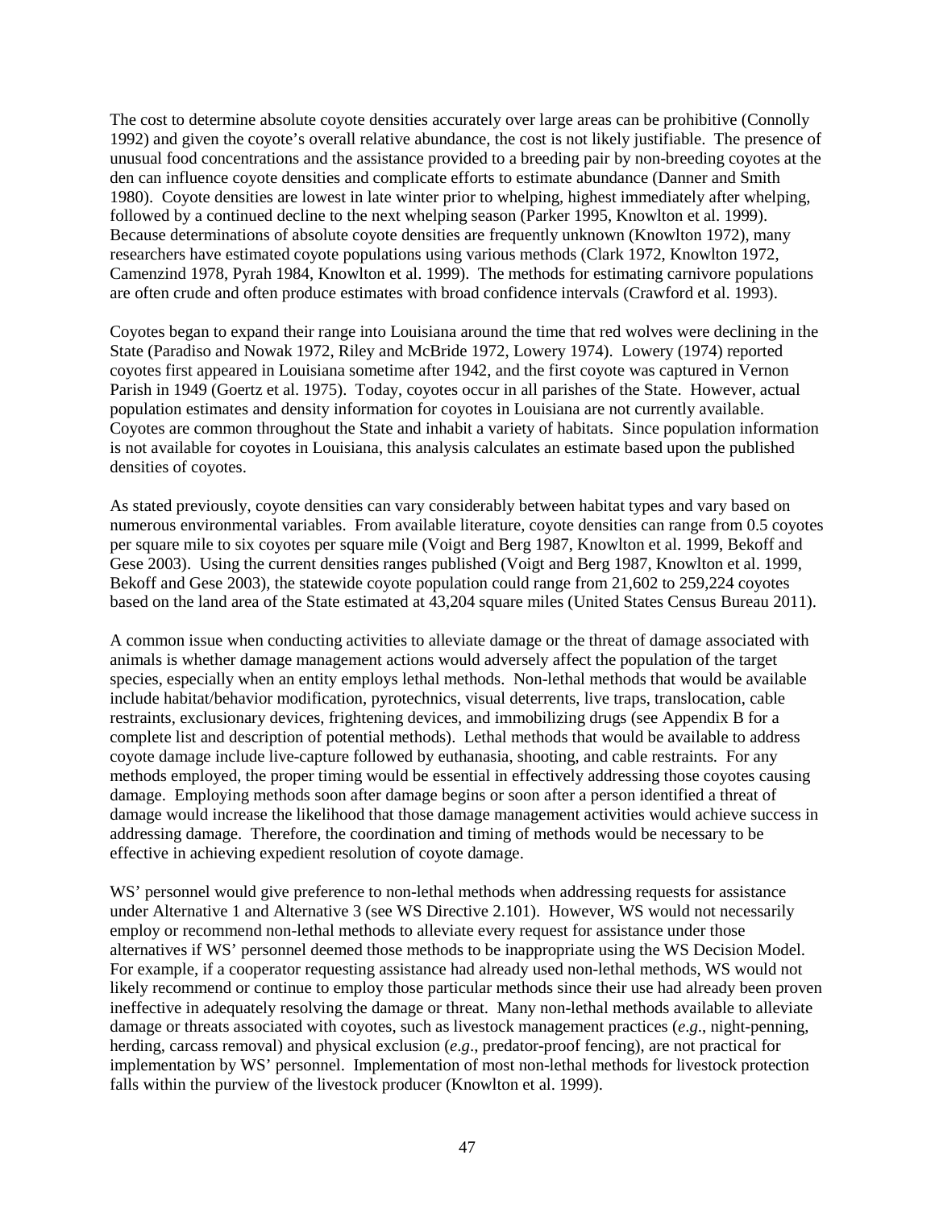The cost to determine absolute coyote densities accurately over large areas can be prohibitive (Connolly 1992) and given the coyote's overall relative abundance, the cost is not likely justifiable. The presence of unusual food concentrations and the assistance provided to a breeding pair by non-breeding coyotes at the den can influence coyote densities and complicate efforts to estimate abundance (Danner and Smith 1980). Coyote densities are lowest in late winter prior to whelping, highest immediately after whelping, followed by a continued decline to the next whelping season (Parker 1995, Knowlton et al. 1999). Because determinations of absolute coyote densities are frequently unknown (Knowlton 1972), many researchers have estimated coyote populations using various methods (Clark 1972, Knowlton 1972, Camenzind 1978, Pyrah 1984, Knowlton et al. 1999). The methods for estimating carnivore populations are often crude and often produce estimates with broad confidence intervals (Crawford et al. 1993).

Coyotes began to expand their range into Louisiana around the time that red wolves were declining in the State (Paradiso and Nowak 1972, Riley and McBride 1972, Lowery 1974). Lowery (1974) reported coyotes first appeared in Louisiana sometime after 1942, and the first coyote was captured in Vernon Parish in 1949 (Goertz et al. 1975). Today, coyotes occur in all parishes of the State. However, actual population estimates and density information for coyotes in Louisiana are not currently available. Coyotes are common throughout the State and inhabit a variety of habitats. Since population information is not available for coyotes in Louisiana, this analysis calculates an estimate based upon the published densities of coyotes.

As stated previously, coyote densities can vary considerably between habitat types and vary based on numerous environmental variables. From available literature, coyote densities can range from 0.5 coyotes per square mile to six coyotes per square mile (Voigt and Berg 1987, Knowlton et al. 1999, Bekoff and Gese 2003). Using the current densities ranges published (Voigt and Berg 1987, Knowlton et al. 1999, Bekoff and Gese 2003), the statewide coyote population could range from 21,602 to 259,224 coyotes based on the land area of the State estimated at 43,204 square miles (United States Census Bureau 2011).

A common issue when conducting activities to alleviate damage or the threat of damage associated with animals is whether damage management actions would adversely affect the population of the target species, especially when an entity employs lethal methods. Non-lethal methods that would be available include habitat/behavior modification, pyrotechnics, visual deterrents, live traps, translocation, cable restraints, exclusionary devices, frightening devices, and immobilizing drugs (see Appendix B for a complete list and description of potential methods). Lethal methods that would be available to address coyote damage include live-capture followed by euthanasia, shooting, and cable restraints. For any methods employed, the proper timing would be essential in effectively addressing those coyotes causing damage. Employing methods soon after damage begins or soon after a person identified a threat of damage would increase the likelihood that those damage management activities would achieve success in addressing damage. Therefore, the coordination and timing of methods would be necessary to be effective in achieving expedient resolution of coyote damage.

WS' personnel would give preference to non-lethal methods when addressing requests for assistance under Alternative 1 and Alternative 3 (see WS Directive 2.101). However, WS would not necessarily employ or recommend non-lethal methods to alleviate every request for assistance under those alternatives if WS' personnel deemed those methods to be inappropriate using the WS Decision Model. For example, if a cooperator requesting assistance had already used non-lethal methods, WS would not likely recommend or continue to employ those particular methods since their use had already been proven ineffective in adequately resolving the damage or threat. Many non-lethal methods available to alleviate damage or threats associated with coyotes, such as livestock management practices (*e.g.*, night-penning, herding, carcass removal) and physical exclusion (*e.g.*, predator-proof fencing), are not practical for implementation by WS' personnel. Implementation of most non-lethal methods for livestock protection falls within the purview of the livestock producer (Knowlton et al. 1999).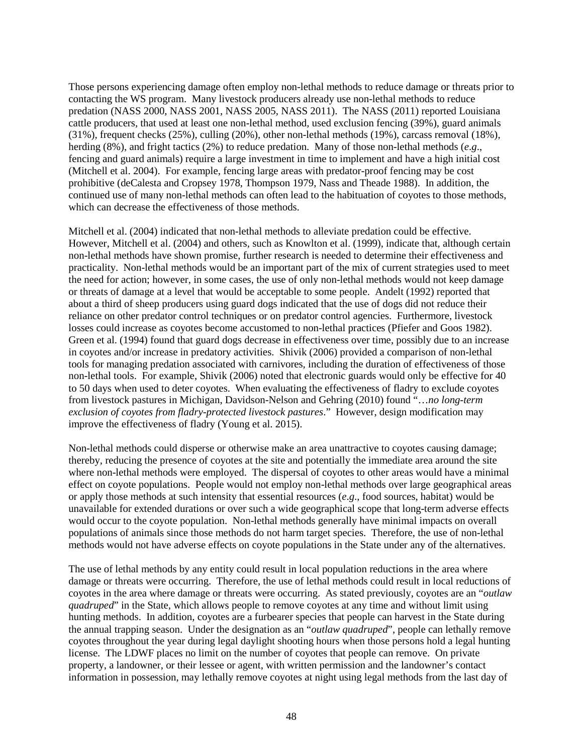Those persons experiencing damage often employ non-lethal methods to reduce damage or threats prior to contacting the WS program. Many livestock producers already use non-lethal methods to reduce predation (NASS 2000, NASS 2001, NASS 2005, NASS 2011). The NASS (2011) reported Louisiana cattle producers, that used at least one non-lethal method, used exclusion fencing (39%), guard animals (31%), frequent checks (25%), culling (20%), other non-lethal methods (19%), carcass removal (18%), herding (8%), and fright tactics (2%) to reduce predation. Many of those non-lethal methods (*e.g*., fencing and guard animals) require a large investment in time to implement and have a high initial cost (Mitchell et al. 2004). For example, fencing large areas with predator-proof fencing may be cost prohibitive (deCalesta and Cropsey 1978, Thompson 1979, Nass and Theade 1988). In addition, the continued use of many non-lethal methods can often lead to the habituation of coyotes to those methods, which can decrease the effectiveness of those methods.

Mitchell et al. (2004) indicated that non-lethal methods to alleviate predation could be effective. However, Mitchell et al. (2004) and others, such as Knowlton et al. (1999), indicate that, although certain non-lethal methods have shown promise, further research is needed to determine their effectiveness and practicality. Non-lethal methods would be an important part of the mix of current strategies used to meet the need for action; however, in some cases, the use of only non-lethal methods would not keep damage or threats of damage at a level that would be acceptable to some people. Andelt (1992) reported that about a third of sheep producers using guard dogs indicated that the use of dogs did not reduce their reliance on other predator control techniques or on predator control agencies. Furthermore, livestock losses could increase as coyotes become accustomed to non-lethal practices (Pfiefer and Goos 1982). Green et al. (1994) found that guard dogs decrease in effectiveness over time, possibly due to an increase in coyotes and/or increase in predatory activities. Shivik (2006) provided a comparison of non-lethal tools for managing predation associated with carnivores, including the duration of effectiveness of those non-lethal tools. For example, Shivik (2006) noted that electronic guards would only be effective for 40 to 50 days when used to deter coyotes. When evaluating the effectiveness of fladry to exclude coyotes from livestock pastures in Michigan, Davidson-Nelson and Gehring (2010) found "…*no long-term exclusion of coyotes from fladry-protected livestock pastures*." However, design modification may improve the effectiveness of fladry (Young et al. 2015).

Non-lethal methods could disperse or otherwise make an area unattractive to coyotes causing damage; thereby, reducing the presence of coyotes at the site and potentially the immediate area around the site where non-lethal methods were employed. The dispersal of coyotes to other areas would have a minimal effect on coyote populations. People would not employ non-lethal methods over large geographical areas or apply those methods at such intensity that essential resources (*e.g*., food sources, habitat) would be unavailable for extended durations or over such a wide geographical scope that long-term adverse effects would occur to the coyote population. Non-lethal methods generally have minimal impacts on overall populations of animals since those methods do not harm target species. Therefore, the use of non-lethal methods would not have adverse effects on coyote populations in the State under any of the alternatives.

The use of lethal methods by any entity could result in local population reductions in the area where damage or threats were occurring. Therefore, the use of lethal methods could result in local reductions of coyotes in the area where damage or threats were occurring. As stated previously, coyotes are an "*outlaw quadruped*" in the State, which allows people to remove coyotes at any time and without limit using hunting methods. In addition, coyotes are a furbearer species that people can harvest in the State during the annual trapping season. Under the designation as an "*outlaw quadruped*", people can lethally remove coyotes throughout the year during legal daylight shooting hours when those persons hold a legal hunting license. The LDWF places no limit on the number of coyotes that people can remove. On private property, a landowner, or their lessee or agent, with written permission and the landowner's contact information in possession, may lethally remove coyotes at night using legal methods from the last day of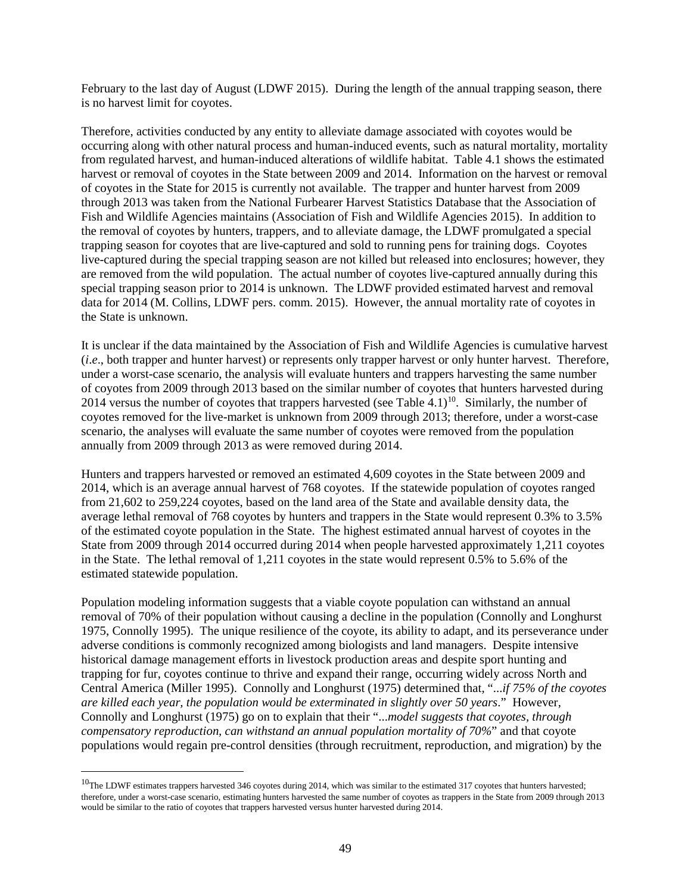February to the last day of August (LDWF 2015). During the length of the annual trapping season, there is no harvest limit for coyotes.

Therefore, activities conducted by any entity to alleviate damage associated with coyotes would be occurring along with other natural process and human-induced events, such as natural mortality, mortality from regulated harvest, and human-induced alterations of wildlife habitat. Table 4.1 shows the estimated harvest or removal of coyotes in the State between 2009 and 2014. Information on the harvest or removal of coyotes in the State for 2015 is currently not available. The trapper and hunter harvest from 2009 through 2013 was taken from the National Furbearer Harvest Statistics Database that the Association of Fish and Wildlife Agencies maintains (Association of Fish and Wildlife Agencies 2015). In addition to the removal of coyotes by hunters, trappers, and to alleviate damage, the LDWF promulgated a special trapping season for coyotes that are live-captured and sold to running pens for training dogs. Coyotes live-captured during the special trapping season are not killed but released into enclosures; however, they are removed from the wild population. The actual number of coyotes live-captured annually during this special trapping season prior to 2014 is unknown. The LDWF provided estimated harvest and removal data for 2014 (M. Collins, LDWF pers. comm. 2015). However, the annual mortality rate of coyotes in the State is unknown.

It is unclear if the data maintained by the Association of Fish and Wildlife Agencies is cumulative harvest (*i.e*., both trapper and hunter harvest) or represents only trapper harvest or only hunter harvest. Therefore, under a worst-case scenario, the analysis will evaluate hunters and trappers harvesting the same number of coyotes from 2009 through 2013 based on the similar number of coyotes that hunters harvested during 2014 versus the number of coyotes that trappers harvested (see Table 4.1)[10]. Similarly, the number of coyotes removed for the live-market is unknown from 2009 through 2013; therefore, under a worst-case scenario, the analyses will evaluate the same number of coyotes were removed from the population annually from 2009 through 2013 as were removed during 2014.

Hunters and trappers harvested or removed an estimated 4,609 coyotes in the State between 2009 and 2014, which is an average annual harvest of 768 coyotes. If the statewide population of coyotes ranged from 21,602 to 259,224 coyotes, based on the land area of the State and available density data, the average lethal removal of 768 coyotes by hunters and trappers in the State would represent 0.3% to 3.5% of the estimated coyote population in the State. The highest estimated annual harvest of coyotes in the State from 2009 through 2014 occurred during 2014 when people harvested approximately 1,211 coyotes in the State. The lethal removal of 1,211 coyotes in the state would represent 0.5% to 5.6% of the estimated statewide population.

Population modeling information suggests that a viable coyote population can withstand an annual removal of 70% of their population without causing a decline in the population (Connolly and Longhurst 1975, Connolly 1995). The unique resilience of the coyote, its ability to adapt, and its perseverance under adverse conditions is commonly recognized among biologists and land managers. Despite intensive historical damage management efforts in livestock production areas and despite sport hunting and trapping for fur, coyotes continue to thrive and expand their range, occurring widely across North and Central America (Miller 1995). Connolly and Longhurst (1975) determined that, "*...if 75% of the coyotes are killed each year, the population would be exterminated in slightly over 50 years*." However, Connolly and Longhurst (1975) go on to explain that their "*...model suggests that coyotes, through compensatory reproduction, can withstand an annual population mortality of 70%*" and that coyote populations would regain pre-control densities (through recruitment, reproduction, and migration) by the

[10]The LDWF estimates trappers harvested 346 coyotes during 2014, which was similar to the estimated 317 coyotes that hunters harvested; therefore, under a worst-case scenario, estimating hunters harvested the same number of coyotes as trappers in the State from 2009 through 2013 would be similar to the ratio of coyotes that trappers harvested versus hunter harvested during 2014.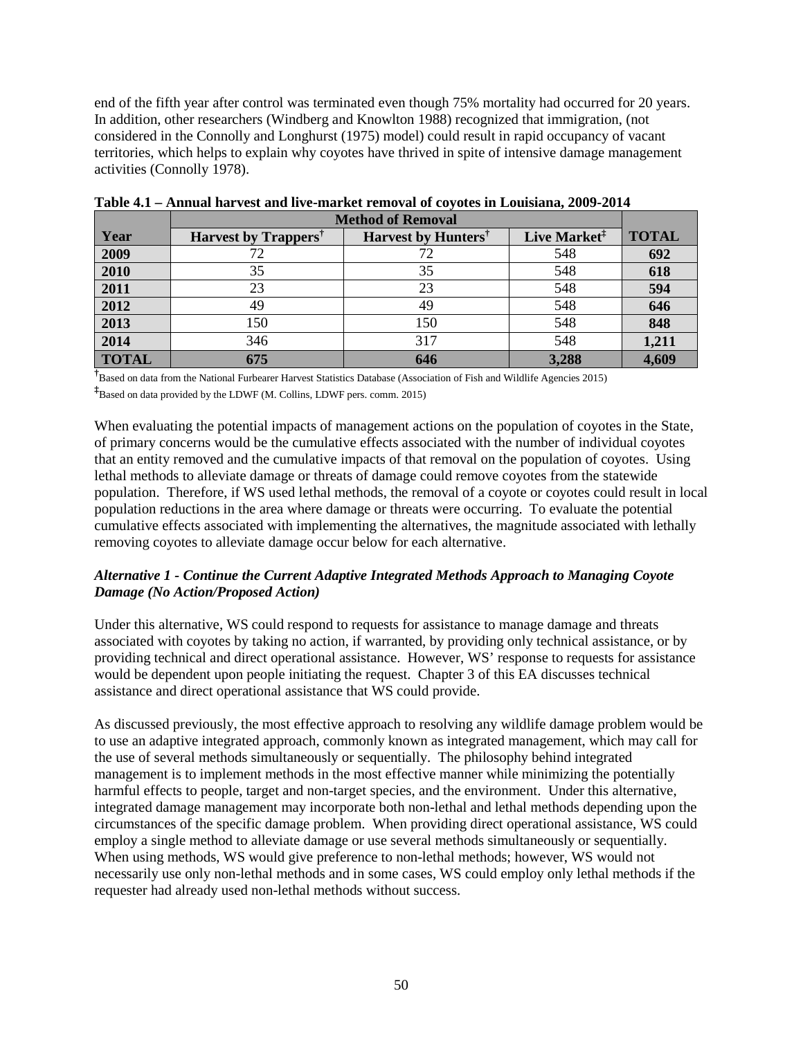end of the fifth year after control was terminated even though 75% mortality had occurred for 20 years. In addition, other researchers (Windberg and Knowlton 1988) recognized that immigration, (not considered in the Connolly and Longhurst (1975) model) could result in rapid occupancy of vacant territories, which helps to explain why coyotes have thrived in spite of intensive damage management activities (Connolly 1978).

**Table 4.1 – Annual harvest and live-market removal of coyotes in Louisiana, 2009-2014**

| | Method of Removal | | | |
|---|---|---|---|---|
| **Year** | **Harvest by Trappers**† | **Harvest by Hunters**† | **Live Market**‡ | **TOTAL** |
| **2009** | 72 | 72 | 548 | **692** |
| **2010** | 35 | 35 | 548 | **618** |
| **2011** | 23 | 23 | 548 | **594** |
| **2012** | 49 | 49 | 548 | **646** |
| **2013** | 150 | 150 | 548 | **848** |
| **2014** | 346 | 317 | 548 | **1,211** |
| **TOTAL** | **675** | **646** | **3,288** | **4,609** |

†Based on data from the National Furbearer Harvest Statistics Database (Association of Fish and Wildlife Agencies 2015)

‡Based on data provided by the LDWF (M. Collins, LDWF pers. comm. 2015)

When evaluating the potential impacts of management actions on the population of coyotes in the State, of primary concerns would be the cumulative effects associated with the number of individual coyotes that an entity removed and the cumulative impacts of that removal on the population of coyotes. Using lethal methods to alleviate damage or threats of damage could remove coyotes from the statewide population. Therefore, if WS used lethal methods, the removal of a coyote or coyotes could result in local population reductions in the area where damage or threats were occurring. To evaluate the potential cumulative effects associated with implementing the alternatives, the magnitude associated with lethally removing coyotes to alleviate damage occur below for each alternative.

***Alternative 1 - Continue the Current Adaptive Integrated Methods Approach to Managing Coyote Damage (No Action/Proposed Action)***

Under this alternative, WS could respond to requests for assistance to manage damage and threats associated with coyotes by taking no action, if warranted, by providing only technical assistance, or by providing technical and direct operational assistance. However, WS' response to requests for assistance would be dependent upon people initiating the request. Chapter 3 of this EA discusses technical assistance and direct operational assistance that WS could provide.

As discussed previously, the most effective approach to resolving any wildlife damage problem would be to use an adaptive integrated approach, commonly known as integrated management, which may call for the use of several methods simultaneously or sequentially. The philosophy behind integrated management is to implement methods in the most effective manner while minimizing the potentially harmful effects to people, target and non-target species, and the environment. Under this alternative, integrated damage management may incorporate both non-lethal and lethal methods depending upon the circumstances of the specific damage problem. When providing direct operational assistance, WS could employ a single method to alleviate damage or use several methods simultaneously or sequentially. When using methods, WS would give preference to non-lethal methods; however, WS would not necessarily use only non-lethal methods and in some cases, WS could employ only lethal methods if the requester had already used non-lethal methods without success.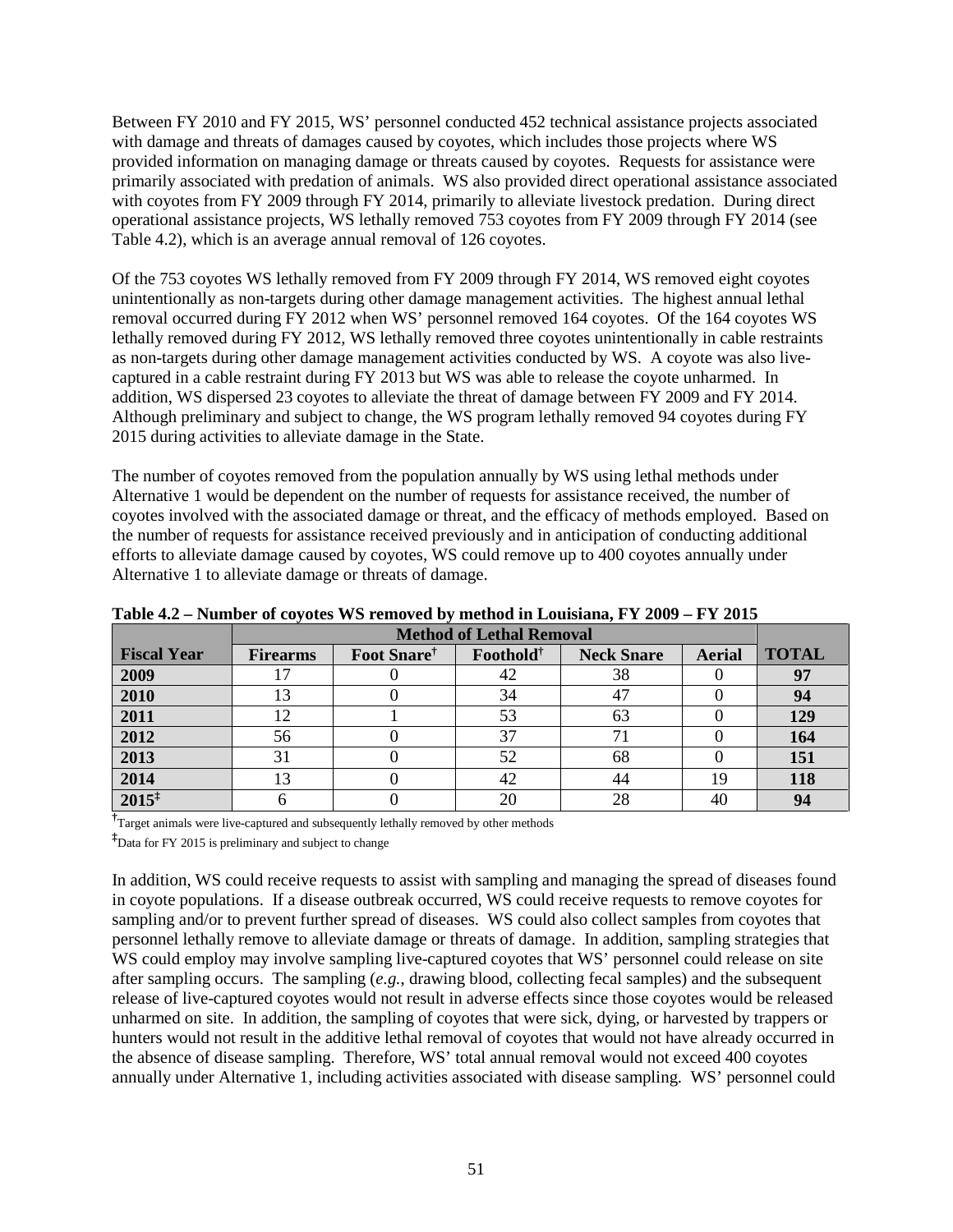Between FY 2010 and FY 2015, WS' personnel conducted 452 technical assistance projects associated with damage and threats of damages caused by coyotes, which includes those projects where WS provided information on managing damage or threats caused by coyotes. Requests for assistance were primarily associated with predation of animals. WS also provided direct operational assistance associated with coyotes from FY 2009 through FY 2014, primarily to alleviate livestock predation. During direct operational assistance projects, WS lethally removed 753 coyotes from FY 2009 through FY 2014 (see Table 4.2), which is an average annual removal of 126 coyotes.

Of the 753 coyotes WS lethally removed from FY 2009 through FY 2014, WS removed eight coyotes unintentionally as non-targets during other damage management activities. The highest annual lethal removal occurred during FY 2012 when WS' personnel removed 164 coyotes. Of the 164 coyotes WS lethally removed during FY 2012, WS lethally removed three coyotes unintentionally in cable restraints as non-targets during other damage management activities conducted by WS. A coyote was also live-captured in a cable restraint during FY 2013 but WS was able to release the coyote unharmed. In addition, WS dispersed 23 coyotes to alleviate the threat of damage between FY 2009 and FY 2014. Although preliminary and subject to change, the WS program lethally removed 94 coyotes during FY 2015 during activities to alleviate damage in the State.

The number of coyotes removed from the population annually by WS using lethal methods under Alternative 1 would be dependent on the number of requests for assistance received, the number of coyotes involved with the associated damage or threat, and the efficacy of methods employed. Based on the number of requests for assistance received previously and in anticipation of conducting additional efforts to alleviate damage caused by coyotes, WS could remove up to 400 coyotes annually under Alternative 1 to alleviate damage or threats of damage.

**Table 4.2 – Number of coyotes WS removed by method in Louisiana, FY 2009 – FY 2015**

| | Method of Lethal Removal | | | | | |
|---|---|---|---|---|---|---|
| **Fiscal Year** | **Firearms** | **Foot Snare†** | **Foothold†** | **Neck Snare** | **Aerial** | **TOTAL** |
| **2009** | 17 | 0 | 42 | 38 | 0 | **97** |
| **2010** | 13 | 0 | 34 | 47 | 0 | **94** |
| **2011** | 12 | 1 | 53 | 63 | 0 | **129** |
| **2012** | 56 | 0 | 37 | 71 | 0 | **164** |
| **2013** | 31 | 0 | 52 | 68 | 0 | **151** |
| **2014** | 13 | 0 | 42 | 44 | 19 | **118** |
| **2015‡** | 6 | 0 | 20 | 28 | 40 | **94** |

†Target animals were live-captured and subsequently lethally removed by other methods

‡Data for FY 2015 is preliminary and subject to change

In addition, WS could receive requests to assist with sampling and managing the spread of diseases found in coyote populations. If a disease outbreak occurred, WS could receive requests to remove coyotes for sampling and/or to prevent further spread of diseases. WS could also collect samples from coyotes that personnel lethally remove to alleviate damage or threats of damage. In addition, sampling strategies that WS could employ may involve sampling live-captured coyotes that WS' personnel could release on site after sampling occurs. The sampling (*e.g.,* drawing blood, collecting fecal samples) and the subsequent release of live-captured coyotes would not result in adverse effects since those coyotes would be released unharmed on site. In addition, the sampling of coyotes that were sick, dying, or harvested by trappers or hunters would not result in the additive lethal removal of coyotes that would not have already occurred in the absence of disease sampling. Therefore, WS' total annual removal would not exceed 400 coyotes annually under Alternative 1, including activities associated with disease sampling. WS' personnel could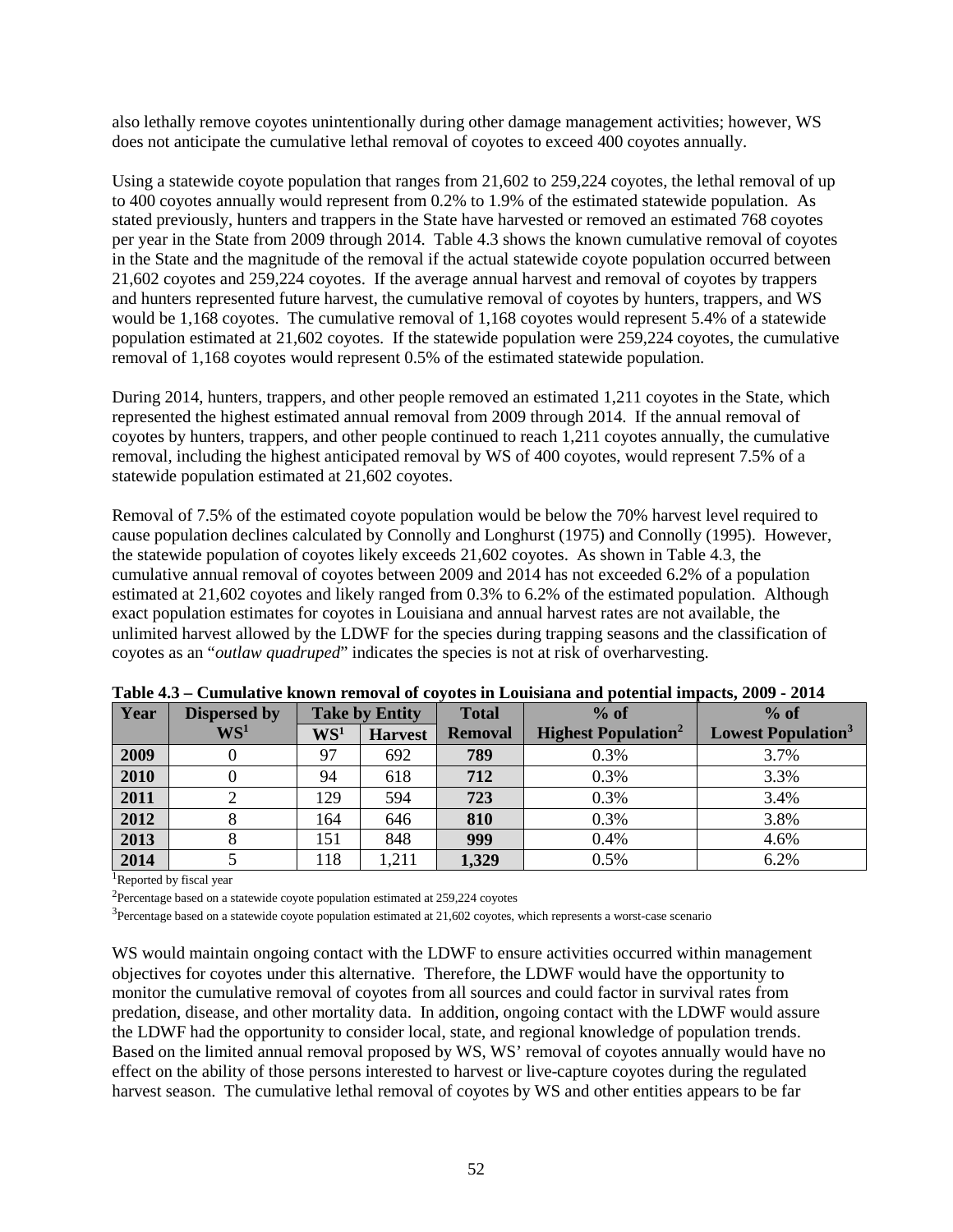also lethally remove coyotes unintentionally during other damage management activities; however, WS does not anticipate the cumulative lethal removal of coyotes to exceed 400 coyotes annually.

Using a statewide coyote population that ranges from 21,602 to 259,224 coyotes, the lethal removal of up to 400 coyotes annually would represent from 0.2% to 1.9% of the estimated statewide population. As stated previously, hunters and trappers in the State have harvested or removed an estimated 768 coyotes per year in the State from 2009 through 2014. Table 4.3 shows the known cumulative removal of coyotes in the State and the magnitude of the removal if the actual statewide coyote population occurred between 21,602 coyotes and 259,224 coyotes. If the average annual harvest and removal of coyotes by trappers and hunters represented future harvest, the cumulative removal of coyotes by hunters, trappers, and WS would be 1,168 coyotes. The cumulative removal of 1,168 coyotes would represent 5.4% of a statewide population estimated at 21,602 coyotes. If the statewide population were 259,224 coyotes, the cumulative removal of 1,168 coyotes would represent 0.5% of the estimated statewide population.

During 2014, hunters, trappers, and other people removed an estimated 1,211 coyotes in the State, which represented the highest estimated annual removal from 2009 through 2014. If the annual removal of coyotes by hunters, trappers, and other people continued to reach 1,211 coyotes annually, the cumulative removal, including the highest anticipated removal by WS of 400 coyotes, would represent 7.5% of a statewide population estimated at 21,602 coyotes.

Removal of 7.5% of the estimated coyote population would be below the 70% harvest level required to cause population declines calculated by Connolly and Longhurst (1975) and Connolly (1995). However, the statewide population of coyotes likely exceeds 21,602 coyotes. As shown in Table 4.3, the cumulative annual removal of coyotes between 2009 and 2014 has not exceeded 6.2% of a population estimated at 21,602 coyotes and likely ranged from 0.3% to 6.2% of the estimated population. Although exact population estimates for coyotes in Louisiana and annual harvest rates are not available, the unlimited harvest allowed by the LDWF for the species during trapping seasons and the classification of coyotes as an "*outlaw quadruped*" indicates the species is not at risk of overharvesting.

**Table 4.3 – Cumulative known removal of coyotes in Louisiana and potential impacts, 2009 - 2014**

| Year | Dispersed by WS[1] | Take by Entity | | Total Removal | % of Highest Population[2] | % of Lowest Population[3] |
|---|---|---|---|---|---|---|
| | | WS[1] | Harvest | | | |
| **2009** | 0 | 97 | 692 | **789** | 0.3% | 3.7% |
| **2010** | 0 | 94 | 618 | **712** | 0.3% | 3.3% |
| **2011** | 2 | 129 | 594 | **723** | 0.3% | 3.4% |
| **2012** | 8 | 164 | 646 | **810** | 0.3% | 3.8% |
| **2013** | 8 | 151 | 848 | **999** | 0.4% | 4.6% |
| **2014** | 5 | 118 | 1,211 | **1,329** | 0.5% | 6.2% |

[1]Reported by fiscal year

[2]Percentage based on a statewide coyote population estimated at 259,224 coyotes

[3]Percentage based on a statewide coyote population estimated at 21,602 coyotes, which represents a worst-case scenario

WS would maintain ongoing contact with the LDWF to ensure activities occurred within management objectives for coyotes under this alternative. Therefore, the LDWF would have the opportunity to monitor the cumulative removal of coyotes from all sources and could factor in survival rates from predation, disease, and other mortality data. In addition, ongoing contact with the LDWF would assure the LDWF had the opportunity to consider local, state, and regional knowledge of population trends. Based on the limited annual removal proposed by WS, WS' removal of coyotes annually would have no effect on the ability of those persons interested to harvest or live-capture coyotes during the regulated harvest season. The cumulative lethal removal of coyotes by WS and other entities appears to be far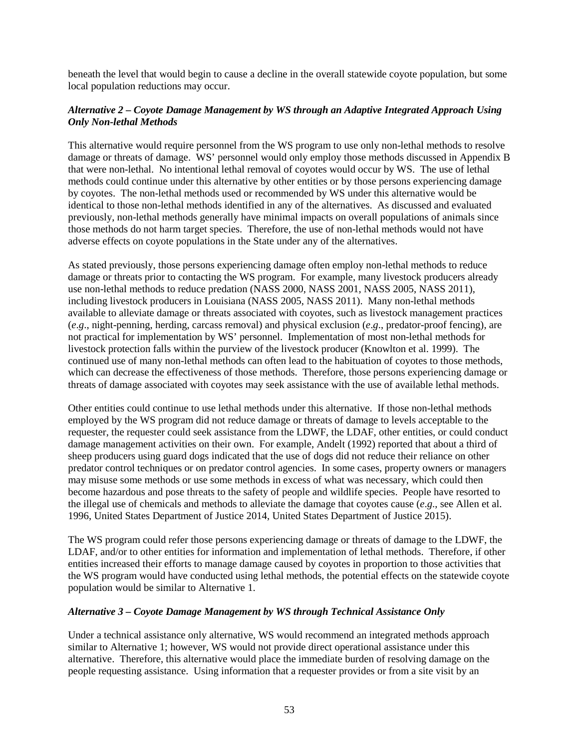beneath the level that would begin to cause a decline in the overall statewide coyote population, but some local population reductions may occur.

***Alternative 2 – Coyote Damage Management by WS through an Adaptive Integrated Approach Using Only Non-lethal Methods***

This alternative would require personnel from the WS program to use only non-lethal methods to resolve damage or threats of damage. WS' personnel would only employ those methods discussed in Appendix B that were non-lethal. No intentional lethal removal of coyotes would occur by WS. The use of lethal methods could continue under this alternative by other entities or by those persons experiencing damage by coyotes. The non-lethal methods used or recommended by WS under this alternative would be identical to those non-lethal methods identified in any of the alternatives. As discussed and evaluated previously, non-lethal methods generally have minimal impacts on overall populations of animals since those methods do not harm target species. Therefore, the use of non-lethal methods would not have adverse effects on coyote populations in the State under any of the alternatives.

As stated previously, those persons experiencing damage often employ non-lethal methods to reduce damage or threats prior to contacting the WS program. For example, many livestock producers already use non-lethal methods to reduce predation (NASS 2000, NASS 2001, NASS 2005, NASS 2011), including livestock producers in Louisiana (NASS 2005, NASS 2011). Many non-lethal methods available to alleviate damage or threats associated with coyotes, such as livestock management practices (*e.g*., night-penning, herding, carcass removal) and physical exclusion (*e.g*., predator-proof fencing), are not practical for implementation by WS' personnel. Implementation of most non-lethal methods for livestock protection falls within the purview of the livestock producer (Knowlton et al. 1999). The continued use of many non-lethal methods can often lead to the habituation of coyotes to those methods, which can decrease the effectiveness of those methods. Therefore, those persons experiencing damage or threats of damage associated with coyotes may seek assistance with the use of available lethal methods.

Other entities could continue to use lethal methods under this alternative. If those non-lethal methods employed by the WS program did not reduce damage or threats of damage to levels acceptable to the requester, the requester could seek assistance from the LDWF, the LDAF, other entities, or could conduct damage management activities on their own. For example, Andelt (1992) reported that about a third of sheep producers using guard dogs indicated that the use of dogs did not reduce their reliance on other predator control techniques or on predator control agencies. In some cases, property owners or managers may misuse some methods or use some methods in excess of what was necessary, which could then become hazardous and pose threats to the safety of people and wildlife species. People have resorted to the illegal use of chemicals and methods to alleviate the damage that coyotes cause (*e.g*., see Allen et al. 1996, United States Department of Justice 2014, United States Department of Justice 2015).

The WS program could refer those persons experiencing damage or threats of damage to the LDWF, the LDAF, and/or to other entities for information and implementation of lethal methods. Therefore, if other entities increased their efforts to manage damage caused by coyotes in proportion to those activities that the WS program would have conducted using lethal methods, the potential effects on the statewide coyote population would be similar to Alternative 1.

***Alternative 3 – Coyote Damage Management by WS through Technical Assistance Only***

Under a technical assistance only alternative, WS would recommend an integrated methods approach similar to Alternative 1; however, WS would not provide direct operational assistance under this alternative. Therefore, this alternative would place the immediate burden of resolving damage on the people requesting assistance. Using information that a requester provides or from a site visit by an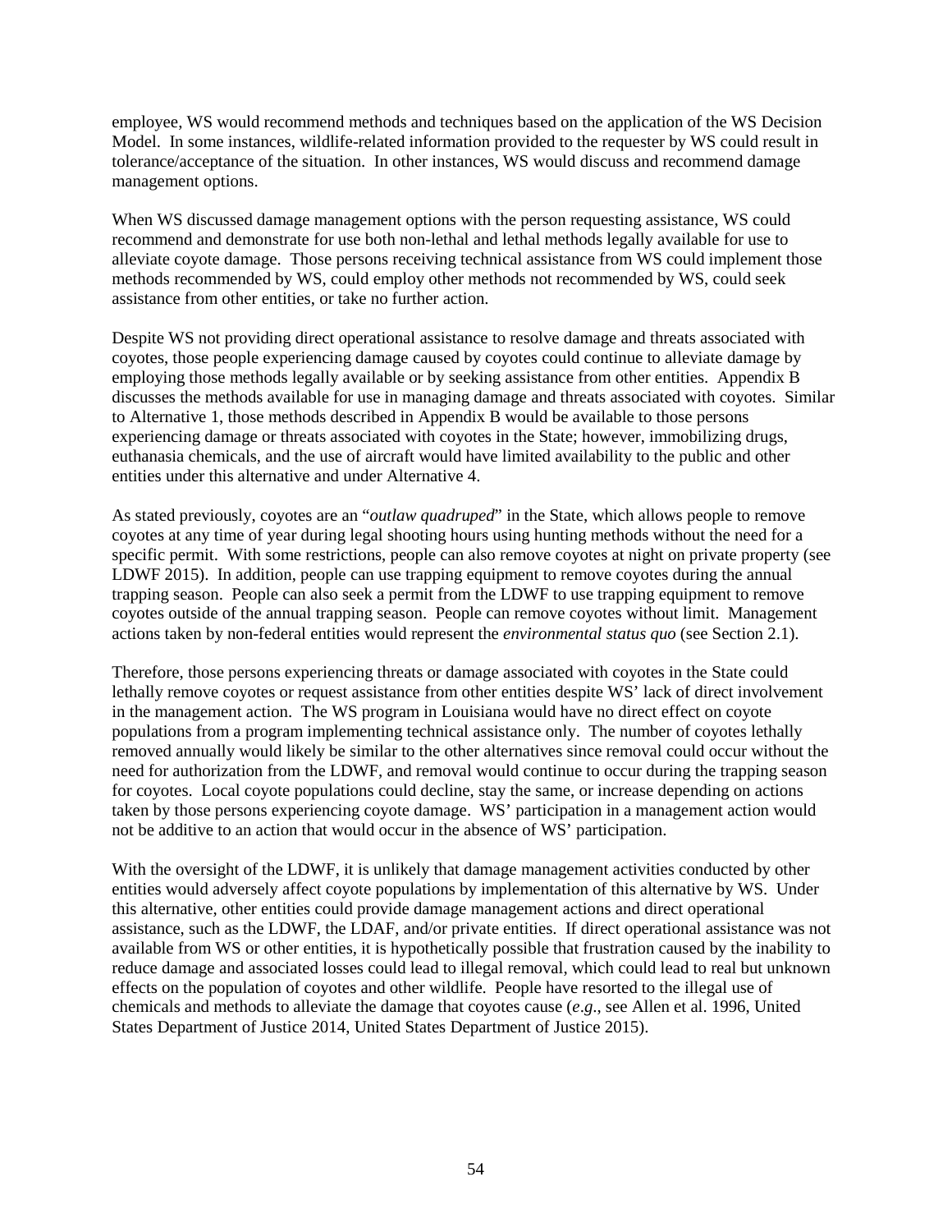employee, WS would recommend methods and techniques based on the application of the WS Decision Model. In some instances, wildlife-related information provided to the requester by WS could result in tolerance/acceptance of the situation. In other instances, WS would discuss and recommend damage management options.

When WS discussed damage management options with the person requesting assistance, WS could recommend and demonstrate for use both non-lethal and lethal methods legally available for use to alleviate coyote damage. Those persons receiving technical assistance from WS could implement those methods recommended by WS, could employ other methods not recommended by WS, could seek assistance from other entities, or take no further action.

Despite WS not providing direct operational assistance to resolve damage and threats associated with coyotes, those people experiencing damage caused by coyotes could continue to alleviate damage by employing those methods legally available or by seeking assistance from other entities. Appendix B discusses the methods available for use in managing damage and threats associated with coyotes. Similar to Alternative 1, those methods described in Appendix B would be available to those persons experiencing damage or threats associated with coyotes in the State; however, immobilizing drugs, euthanasia chemicals, and the use of aircraft would have limited availability to the public and other entities under this alternative and under Alternative 4.

As stated previously, coyotes are an "*outlaw quadruped*" in the State, which allows people to remove coyotes at any time of year during legal shooting hours using hunting methods without the need for a specific permit. With some restrictions, people can also remove coyotes at night on private property (see LDWF 2015). In addition, people can use trapping equipment to remove coyotes during the annual trapping season. People can also seek a permit from the LDWF to use trapping equipment to remove coyotes outside of the annual trapping season. People can remove coyotes without limit. Management actions taken by non-federal entities would represent the *environmental status quo* (see Section 2.1).

Therefore, those persons experiencing threats or damage associated with coyotes in the State could lethally remove coyotes or request assistance from other entities despite WS' lack of direct involvement in the management action. The WS program in Louisiana would have no direct effect on coyote populations from a program implementing technical assistance only. The number of coyotes lethally removed annually would likely be similar to the other alternatives since removal could occur without the need for authorization from the LDWF, and removal would continue to occur during the trapping season for coyotes. Local coyote populations could decline, stay the same, or increase depending on actions taken by those persons experiencing coyote damage. WS' participation in a management action would not be additive to an action that would occur in the absence of WS' participation.

With the oversight of the LDWF, it is unlikely that damage management activities conducted by other entities would adversely affect coyote populations by implementation of this alternative by WS. Under this alternative, other entities could provide damage management actions and direct operational assistance, such as the LDWF, the LDAF, and/or private entities. If direct operational assistance was not available from WS or other entities, it is hypothetically possible that frustration caused by the inability to reduce damage and associated losses could lead to illegal removal, which could lead to real but unknown effects on the population of coyotes and other wildlife. People have resorted to the illegal use of chemicals and methods to alleviate the damage that coyotes cause (*e.g.*, see Allen et al. 1996, United States Department of Justice 2014, United States Department of Justice 2015).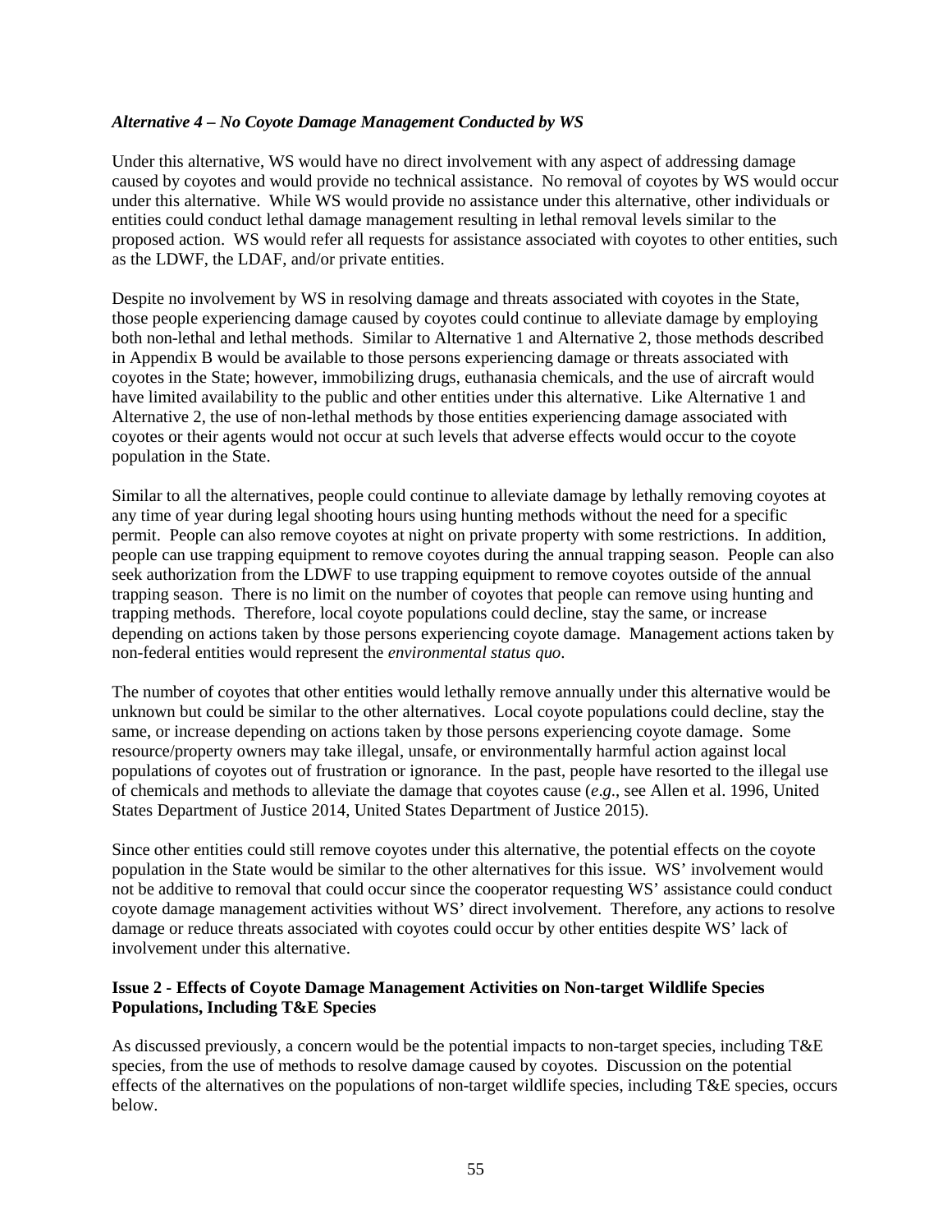*Alternative 4 – No Coyote Damage Management Conducted by WS*

Under this alternative, WS would have no direct involvement with any aspect of addressing damage caused by coyotes and would provide no technical assistance. No removal of coyotes by WS would occur under this alternative. While WS would provide no assistance under this alternative, other individuals or entities could conduct lethal damage management resulting in lethal removal levels similar to the proposed action. WS would refer all requests for assistance associated with coyotes to other entities, such as the LDWF, the LDAF, and/or private entities.

Despite no involvement by WS in resolving damage and threats associated with coyotes in the State, those people experiencing damage caused by coyotes could continue to alleviate damage by employing both non-lethal and lethal methods. Similar to Alternative 1 and Alternative 2, those methods described in Appendix B would be available to those persons experiencing damage or threats associated with coyotes in the State; however, immobilizing drugs, euthanasia chemicals, and the use of aircraft would have limited availability to the public and other entities under this alternative. Like Alternative 1 and Alternative 2, the use of non-lethal methods by those entities experiencing damage associated with coyotes or their agents would not occur at such levels that adverse effects would occur to the coyote population in the State.

Similar to all the alternatives, people could continue to alleviate damage by lethally removing coyotes at any time of year during legal shooting hours using hunting methods without the need for a specific permit. People can also remove coyotes at night on private property with some restrictions. In addition, people can use trapping equipment to remove coyotes during the annual trapping season. People can also seek authorization from the LDWF to use trapping equipment to remove coyotes outside of the annual trapping season. There is no limit on the number of coyotes that people can remove using hunting and trapping methods. Therefore, local coyote populations could decline, stay the same, or increase depending on actions taken by those persons experiencing coyote damage. Management actions taken by non-federal entities would represent the *environmental status quo*.

The number of coyotes that other entities would lethally remove annually under this alternative would be unknown but could be similar to the other alternatives. Local coyote populations could decline, stay the same, or increase depending on actions taken by those persons experiencing coyote damage. Some resource/property owners may take illegal, unsafe, or environmentally harmful action against local populations of coyotes out of frustration or ignorance. In the past, people have resorted to the illegal use of chemicals and methods to alleviate the damage that coyotes cause (*e.g*., see Allen et al. 1996, United States Department of Justice 2014, United States Department of Justice 2015).

Since other entities could still remove coyotes under this alternative, the potential effects on the coyote population in the State would be similar to the other alternatives for this issue. WS' involvement would not be additive to removal that could occur since the cooperator requesting WS' assistance could conduct coyote damage management activities without WS' direct involvement. Therefore, any actions to resolve damage or reduce threats associated with coyotes could occur by other entities despite WS' lack of involvement under this alternative.

**Issue 2 - Effects of Coyote Damage Management Activities on Non-target Wildlife Species Populations, Including T&E Species**

As discussed previously, a concern would be the potential impacts to non-target species, including T&E species, from the use of methods to resolve damage caused by coyotes. Discussion on the potential effects of the alternatives on the populations of non-target wildlife species, including T&E species, occurs below.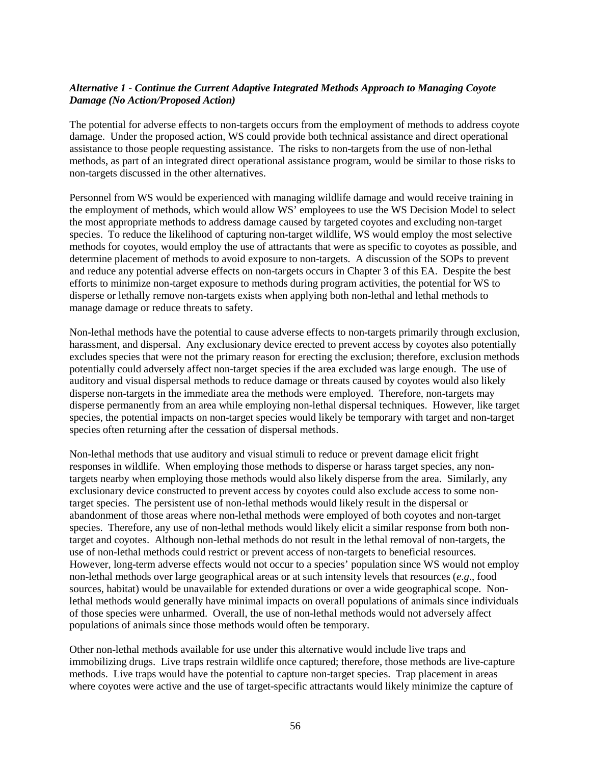***Alternative 1 - Continue the Current Adaptive Integrated Methods Approach to Managing Coyote Damage (No Action/Proposed Action)***

The potential for adverse effects to non-targets occurs from the employment of methods to address coyote damage. Under the proposed action, WS could provide both technical assistance and direct operational assistance to those people requesting assistance. The risks to non-targets from the use of non-lethal methods, as part of an integrated direct operational assistance program, would be similar to those risks to non-targets discussed in the other alternatives.

Personnel from WS would be experienced with managing wildlife damage and would receive training in the employment of methods, which would allow WS' employees to use the WS Decision Model to select the most appropriate methods to address damage caused by targeted coyotes and excluding non-target species. To reduce the likelihood of capturing non-target wildlife, WS would employ the most selective methods for coyotes, would employ the use of attractants that were as specific to coyotes as possible, and determine placement of methods to avoid exposure to non-targets. A discussion of the SOPs to prevent and reduce any potential adverse effects on non-targets occurs in Chapter 3 of this EA. Despite the best efforts to minimize non-target exposure to methods during program activities, the potential for WS to disperse or lethally remove non-targets exists when applying both non-lethal and lethal methods to manage damage or reduce threats to safety.

Non-lethal methods have the potential to cause adverse effects to non-targets primarily through exclusion, harassment, and dispersal. Any exclusionary device erected to prevent access by coyotes also potentially excludes species that were not the primary reason for erecting the exclusion; therefore, exclusion methods potentially could adversely affect non-target species if the area excluded was large enough. The use of auditory and visual dispersal methods to reduce damage or threats caused by coyotes would also likely disperse non-targets in the immediate area the methods were employed. Therefore, non-targets may disperse permanently from an area while employing non-lethal dispersal techniques. However, like target species, the potential impacts on non-target species would likely be temporary with target and non-target species often returning after the cessation of dispersal methods.

Non-lethal methods that use auditory and visual stimuli to reduce or prevent damage elicit fright responses in wildlife. When employing those methods to disperse or harass target species, any non-targets nearby when employing those methods would also likely disperse from the area. Similarly, any exclusionary device constructed to prevent access by coyotes could also exclude access to some non-target species. The persistent use of non-lethal methods would likely result in the dispersal or abandonment of those areas where non-lethal methods were employed of both coyotes and non-target species. Therefore, any use of non-lethal methods would likely elicit a similar response from both non-target and coyotes. Although non-lethal methods do not result in the lethal removal of non-targets, the use of non-lethal methods could restrict or prevent access of non-targets to beneficial resources. However, long-term adverse effects would not occur to a species' population since WS would not employ non-lethal methods over large geographical areas or at such intensity levels that resources (*e.g*., food sources, habitat) would be unavailable for extended durations or over a wide geographical scope. Non-lethal methods would generally have minimal impacts on overall populations of animals since individuals of those species were unharmed. Overall, the use of non-lethal methods would not adversely affect populations of animals since those methods would often be temporary.

Other non-lethal methods available for use under this alternative would include live traps and immobilizing drugs. Live traps restrain wildlife once captured; therefore, those methods are live-capture methods. Live traps would have the potential to capture non-target species. Trap placement in areas where coyotes were active and the use of target-specific attractants would likely minimize the capture of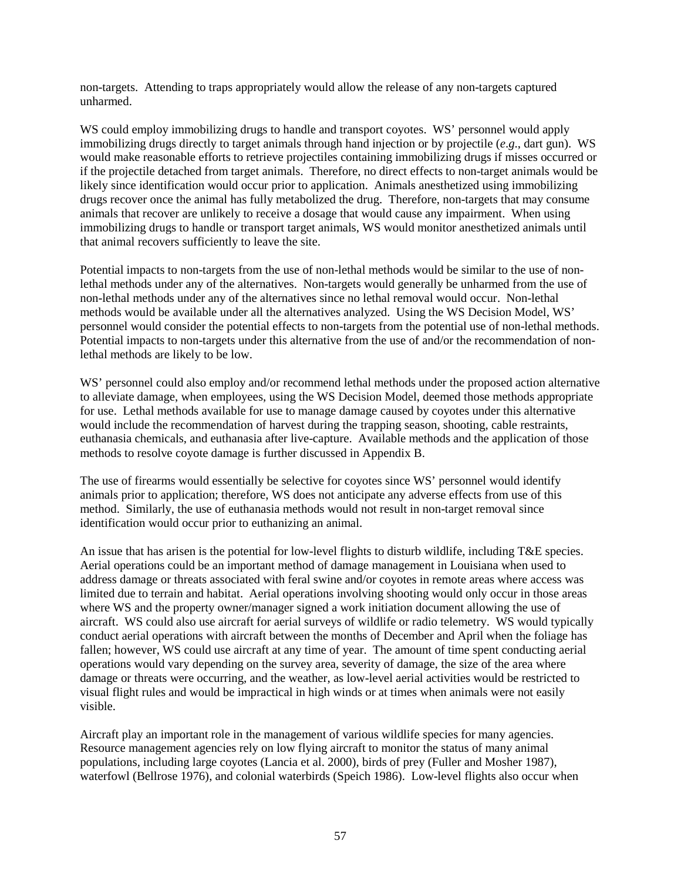non-targets. Attending to traps appropriately would allow the release of any non-targets captured unharmed.

WS could employ immobilizing drugs to handle and transport coyotes. WS' personnel would apply immobilizing drugs directly to target animals through hand injection or by projectile (*e.g.*, dart gun). WS would make reasonable efforts to retrieve projectiles containing immobilizing drugs if misses occurred or if the projectile detached from target animals. Therefore, no direct effects to non-target animals would be likely since identification would occur prior to application. Animals anesthetized using immobilizing drugs recover once the animal has fully metabolized the drug. Therefore, non-targets that may consume animals that recover are unlikely to receive a dosage that would cause any impairment. When using immobilizing drugs to handle or transport target animals, WS would monitor anesthetized animals until that animal recovers sufficiently to leave the site.

Potential impacts to non-targets from the use of non-lethal methods would be similar to the use of non-lethal methods under any of the alternatives. Non-targets would generally be unharmed from the use of non-lethal methods under any of the alternatives since no lethal removal would occur. Non-lethal methods would be available under all the alternatives analyzed. Using the WS Decision Model, WS' personnel would consider the potential effects to non-targets from the potential use of non-lethal methods. Potential impacts to non-targets under this alternative from the use of and/or the recommendation of non-lethal methods are likely to be low.

WS' personnel could also employ and/or recommend lethal methods under the proposed action alternative to alleviate damage, when employees, using the WS Decision Model, deemed those methods appropriate for use. Lethal methods available for use to manage damage caused by coyotes under this alternative would include the recommendation of harvest during the trapping season, shooting, cable restraints, euthanasia chemicals, and euthanasia after live-capture. Available methods and the application of those methods to resolve coyote damage is further discussed in Appendix B.

The use of firearms would essentially be selective for coyotes since WS' personnel would identify animals prior to application; therefore, WS does not anticipate any adverse effects from use of this method. Similarly, the use of euthanasia methods would not result in non-target removal since identification would occur prior to euthanizing an animal.

An issue that has arisen is the potential for low-level flights to disturb wildlife, including T&E species. Aerial operations could be an important method of damage management in Louisiana when used to address damage or threats associated with feral swine and/or coyotes in remote areas where access was limited due to terrain and habitat. Aerial operations involving shooting would only occur in those areas where WS and the property owner/manager signed a work initiation document allowing the use of aircraft. WS could also use aircraft for aerial surveys of wildlife or radio telemetry. WS would typically conduct aerial operations with aircraft between the months of December and April when the foliage has fallen; however, WS could use aircraft at any time of year. The amount of time spent conducting aerial operations would vary depending on the survey area, severity of damage, the size of the area where damage or threats were occurring, and the weather, as low-level aerial activities would be restricted to visual flight rules and would be impractical in high winds or at times when animals were not easily visible.

Aircraft play an important role in the management of various wildlife species for many agencies. Resource management agencies rely on low flying aircraft to monitor the status of many animal populations, including large coyotes (Lancia et al. 2000), birds of prey (Fuller and Mosher 1987), waterfowl (Bellrose 1976), and colonial waterbirds (Speich 1986). Low-level flights also occur when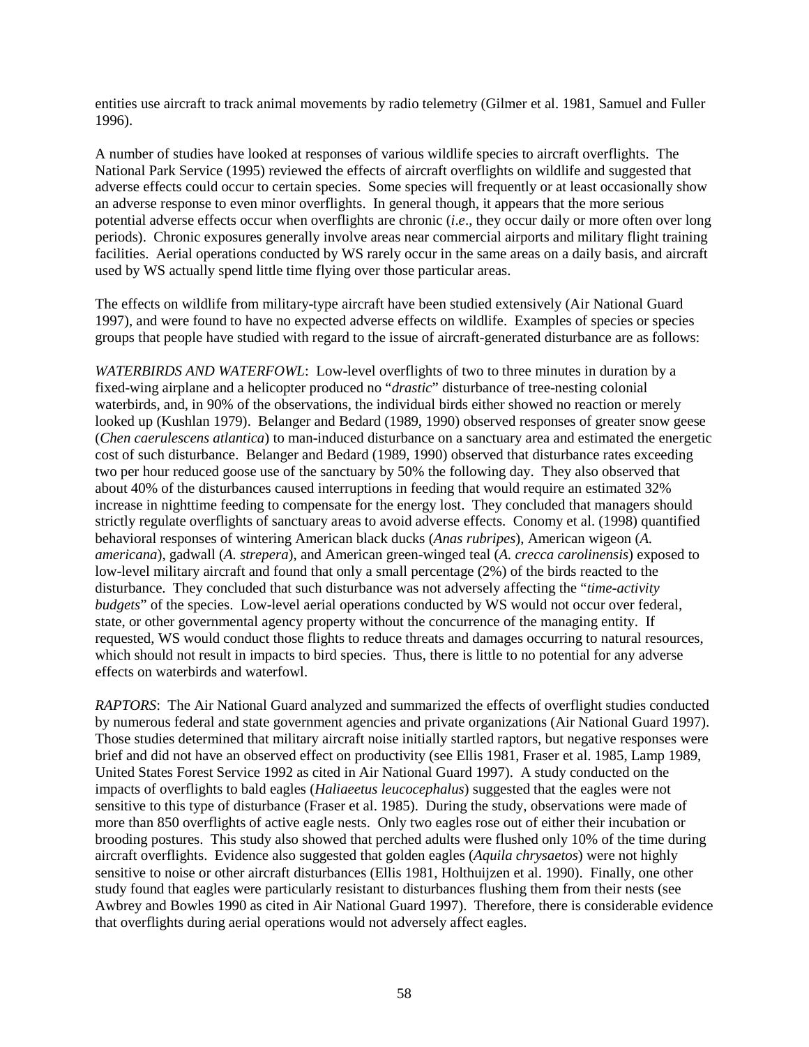entities use aircraft to track animal movements by radio telemetry (Gilmer et al. 1981, Samuel and Fuller 1996).

A number of studies have looked at responses of various wildlife species to aircraft overflights. The National Park Service (1995) reviewed the effects of aircraft overflights on wildlife and suggested that adverse effects could occur to certain species. Some species will frequently or at least occasionally show an adverse response to even minor overflights. In general though, it appears that the more serious potential adverse effects occur when overflights are chronic (*i.e*., they occur daily or more often over long periods). Chronic exposures generally involve areas near commercial airports and military flight training facilities. Aerial operations conducted by WS rarely occur in the same areas on a daily basis, and aircraft used by WS actually spend little time flying over those particular areas.

The effects on wildlife from military-type aircraft have been studied extensively (Air National Guard 1997), and were found to have no expected adverse effects on wildlife. Examples of species or species groups that people have studied with regard to the issue of aircraft-generated disturbance are as follows:

*WATERBIRDS AND WATERFOWL*: Low-level overflights of two to three minutes in duration by a fixed-wing airplane and a helicopter produced no "*drastic*" disturbance of tree-nesting colonial waterbirds, and, in 90% of the observations, the individual birds either showed no reaction or merely looked up (Kushlan 1979). Belanger and Bedard (1989, 1990) observed responses of greater snow geese (*Chen caerulescens atlantica*) to man-induced disturbance on a sanctuary area and estimated the energetic cost of such disturbance. Belanger and Bedard (1989, 1990) observed that disturbance rates exceeding two per hour reduced goose use of the sanctuary by 50% the following day. They also observed that about 40% of the disturbances caused interruptions in feeding that would require an estimated 32% increase in nighttime feeding to compensate for the energy lost. They concluded that managers should strictly regulate overflights of sanctuary areas to avoid adverse effects. Conomy et al. (1998) quantified behavioral responses of wintering American black ducks (*Anas rubripes*), American wigeon (*A. americana*), gadwall (*A. strepera*), and American green-winged teal (*A. crecca carolinensis*) exposed to low-level military aircraft and found that only a small percentage (2%) of the birds reacted to the disturbance. They concluded that such disturbance was not adversely affecting the "*time-activity budgets*" of the species. Low-level aerial operations conducted by WS would not occur over federal, state, or other governmental agency property without the concurrence of the managing entity. If requested, WS would conduct those flights to reduce threats and damages occurring to natural resources, which should not result in impacts to bird species. Thus, there is little to no potential for any adverse effects on waterbirds and waterfowl.

*RAPTORS*: The Air National Guard analyzed and summarized the effects of overflight studies conducted by numerous federal and state government agencies and private organizations (Air National Guard 1997). Those studies determined that military aircraft noise initially startled raptors, but negative responses were brief and did not have an observed effect on productivity (see Ellis 1981, Fraser et al. 1985, Lamp 1989, United States Forest Service 1992 as cited in Air National Guard 1997). A study conducted on the impacts of overflights to bald eagles (*Haliaeetus leucocephalus*) suggested that the eagles were not sensitive to this type of disturbance (Fraser et al. 1985). During the study, observations were made of more than 850 overflights of active eagle nests. Only two eagles rose out of either their incubation or brooding postures. This study also showed that perched adults were flushed only 10% of the time during aircraft overflights. Evidence also suggested that golden eagles (*Aquila chrysaetos*) were not highly sensitive to noise or other aircraft disturbances (Ellis 1981, Holthuijzen et al. 1990). Finally, one other study found that eagles were particularly resistant to disturbances flushing them from their nests (see Awbrey and Bowles 1990 as cited in Air National Guard 1997). Therefore, there is considerable evidence that overflights during aerial operations would not adversely affect eagles.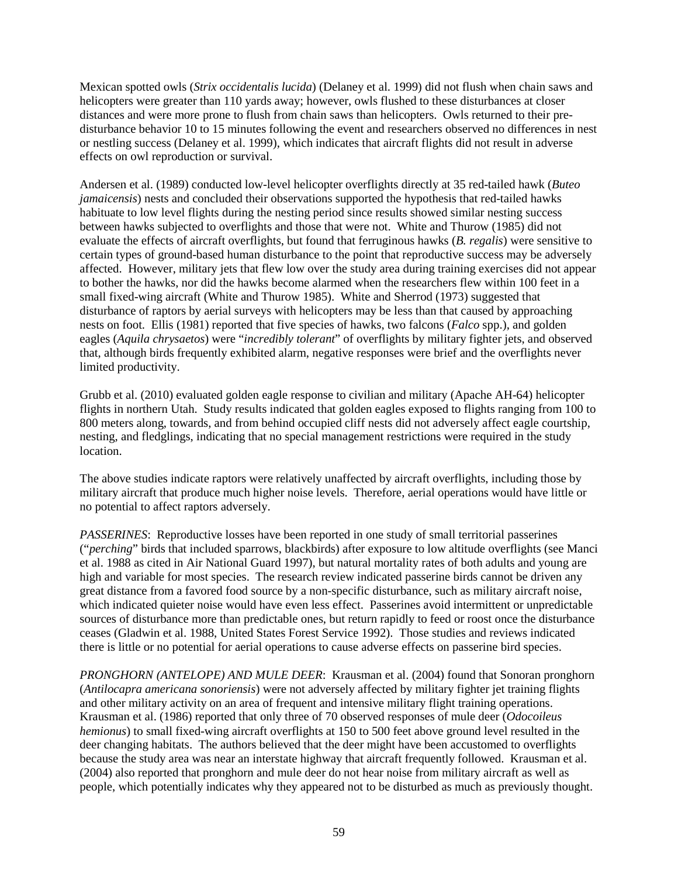Mexican spotted owls (*Strix occidentalis lucida*) (Delaney et al. 1999) did not flush when chain saws and helicopters were greater than 110 yards away; however, owls flushed to these disturbances at closer distances and were more prone to flush from chain saws than helicopters. Owls returned to their pre-disturbance behavior 10 to 15 minutes following the event and researchers observed no differences in nest or nestling success (Delaney et al. 1999), which indicates that aircraft flights did not result in adverse effects on owl reproduction or survival.

Andersen et al. (1989) conducted low-level helicopter overflights directly at 35 red-tailed hawk (*Buteo jamaicensis*) nests and concluded their observations supported the hypothesis that red-tailed hawks habituate to low level flights during the nesting period since results showed similar nesting success between hawks subjected to overflights and those that were not. White and Thurow (1985) did not evaluate the effects of aircraft overflights, but found that ferruginous hawks (*B. regalis*) were sensitive to certain types of ground-based human disturbance to the point that reproductive success may be adversely affected. However, military jets that flew low over the study area during training exercises did not appear to bother the hawks, nor did the hawks become alarmed when the researchers flew within 100 feet in a small fixed-wing aircraft (White and Thurow 1985). White and Sherrod (1973) suggested that disturbance of raptors by aerial surveys with helicopters may be less than that caused by approaching nests on foot. Ellis (1981) reported that five species of hawks, two falcons (*Falco* spp.), and golden eagles (*Aquila chrysaetos*) were "*incredibly tolerant*" of overflights by military fighter jets, and observed that, although birds frequently exhibited alarm, negative responses were brief and the overflights never limited productivity.

Grubb et al. (2010) evaluated golden eagle response to civilian and military (Apache AH-64) helicopter flights in northern Utah. Study results indicated that golden eagles exposed to flights ranging from 100 to 800 meters along, towards, and from behind occupied cliff nests did not adversely affect eagle courtship, nesting, and fledglings, indicating that no special management restrictions were required in the study location.

The above studies indicate raptors were relatively unaffected by aircraft overflights, including those by military aircraft that produce much higher noise levels. Therefore, aerial operations would have little or no potential to affect raptors adversely.

*PASSERINES*: Reproductive losses have been reported in one study of small territorial passerines ("*perching*" birds that included sparrows, blackbirds) after exposure to low altitude overflights (see Manci et al. 1988 as cited in Air National Guard 1997), but natural mortality rates of both adults and young are high and variable for most species. The research review indicated passerine birds cannot be driven any great distance from a favored food source by a non-specific disturbance, such as military aircraft noise, which indicated quieter noise would have even less effect. Passerines avoid intermittent or unpredictable sources of disturbance more than predictable ones, but return rapidly to feed or roost once the disturbance ceases (Gladwin et al. 1988, United States Forest Service 1992). Those studies and reviews indicated there is little or no potential for aerial operations to cause adverse effects on passerine bird species.

*PRONGHORN (ANTELOPE) AND MULE DEER*: Krausman et al. (2004) found that Sonoran pronghorn (*Antilocapra americana sonoriensis*) were not adversely affected by military fighter jet training flights and other military activity on an area of frequent and intensive military flight training operations. Krausman et al. (1986) reported that only three of 70 observed responses of mule deer (*Odocoileus hemionus*) to small fixed-wing aircraft overflights at 150 to 500 feet above ground level resulted in the deer changing habitats. The authors believed that the deer might have been accustomed to overflights because the study area was near an interstate highway that aircraft frequently followed. Krausman et al. (2004) also reported that pronghorn and mule deer do not hear noise from military aircraft as well as people, which potentially indicates why they appeared not to be disturbed as much as previously thought.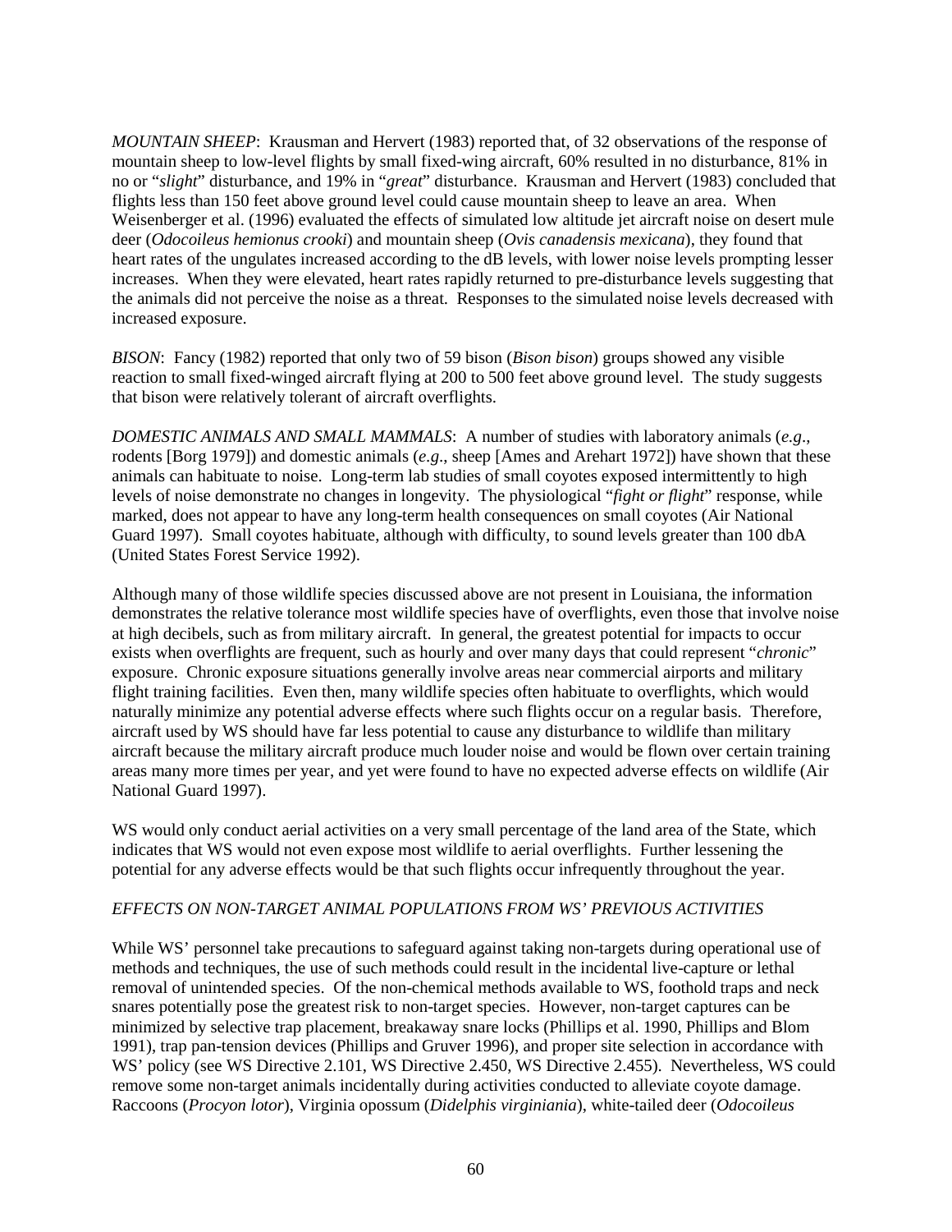*MOUNTAIN SHEEP*: Krausman and Hervert (1983) reported that, of 32 observations of the response of mountain sheep to low-level flights by small fixed-wing aircraft, 60% resulted in no disturbance, 81% in no or "*slight*" disturbance, and 19% in "*great*" disturbance. Krausman and Hervert (1983) concluded that flights less than 150 feet above ground level could cause mountain sheep to leave an area. When Weisenberger et al. (1996) evaluated the effects of simulated low altitude jet aircraft noise on desert mule deer (*Odocoileus hemionus crooki*) and mountain sheep (*Ovis canadensis mexicana*), they found that heart rates of the ungulates increased according to the dB levels, with lower noise levels prompting lesser increases. When they were elevated, heart rates rapidly returned to pre-disturbance levels suggesting that the animals did not perceive the noise as a threat. Responses to the simulated noise levels decreased with increased exposure.

*BISON*: Fancy (1982) reported that only two of 59 bison (*Bison bison*) groups showed any visible reaction to small fixed-winged aircraft flying at 200 to 500 feet above ground level. The study suggests that bison were relatively tolerant of aircraft overflights.

*DOMESTIC ANIMALS AND SMALL MAMMALS*: A number of studies with laboratory animals (*e.g*., rodents [Borg 1979]) and domestic animals (*e.g*., sheep [Ames and Arehart 1972]) have shown that these animals can habituate to noise. Long-term lab studies of small coyotes exposed intermittently to high levels of noise demonstrate no changes in longevity. The physiological "*fight or flight*" response, while marked, does not appear to have any long-term health consequences on small coyotes (Air National Guard 1997). Small coyotes habituate, although with difficulty, to sound levels greater than 100 dbA (United States Forest Service 1992).

Although many of those wildlife species discussed above are not present in Louisiana, the information demonstrates the relative tolerance most wildlife species have of overflights, even those that involve noise at high decibels, such as from military aircraft. In general, the greatest potential for impacts to occur exists when overflights are frequent, such as hourly and over many days that could represent "*chronic*" exposure. Chronic exposure situations generally involve areas near commercial airports and military flight training facilities. Even then, many wildlife species often habituate to overflights, which would naturally minimize any potential adverse effects where such flights occur on a regular basis. Therefore, aircraft used by WS should have far less potential to cause any disturbance to wildlife than military aircraft because the military aircraft produce much louder noise and would be flown over certain training areas many more times per year, and yet were found to have no expected adverse effects on wildlife (Air National Guard 1997).

WS would only conduct aerial activities on a very small percentage of the land area of the State, which indicates that WS would not even expose most wildlife to aerial overflights. Further lessening the potential for any adverse effects would be that such flights occur infrequently throughout the year.

*EFFECTS ON NON-TARGET ANIMAL POPULATIONS FROM WS' PREVIOUS ACTIVITIES*

While WS' personnel take precautions to safeguard against taking non-targets during operational use of methods and techniques, the use of such methods could result in the incidental live-capture or lethal removal of unintended species. Of the non-chemical methods available to WS, foothold traps and neck snares potentially pose the greatest risk to non-target species. However, non-target captures can be minimized by selective trap placement, breakaway snare locks (Phillips et al. 1990, Phillips and Blom 1991), trap pan-tension devices (Phillips and Gruver 1996), and proper site selection in accordance with WS' policy (see WS Directive 2.101, WS Directive 2.450, WS Directive 2.455). Nevertheless, WS could remove some non-target animals incidentally during activities conducted to alleviate coyote damage. Raccoons (*Procyon lotor*), Virginia opossum (*Didelphis virginiania*), white-tailed deer (*Odocoileus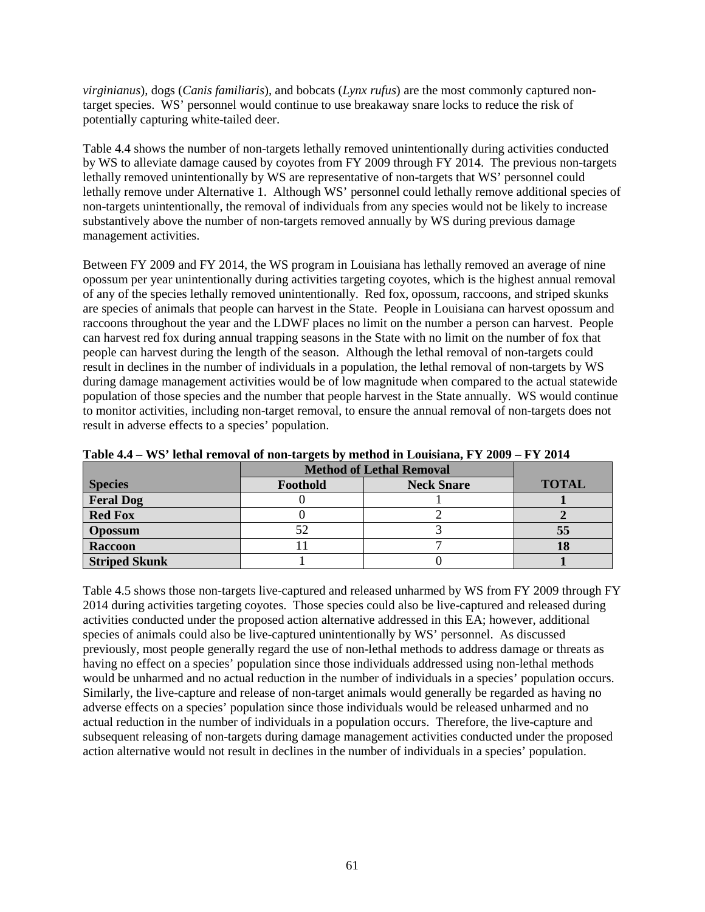*virginianus*), dogs (*Canis familiaris*), and bobcats (*Lynx rufus*) are the most commonly captured non-target species. WS' personnel would continue to use breakaway snare locks to reduce the risk of potentially capturing white-tailed deer.

Table 4.4 shows the number of non-targets lethally removed unintentionally during activities conducted by WS to alleviate damage caused by coyotes from FY 2009 through FY 2014. The previous non-targets lethally removed unintentionally by WS are representative of non-targets that WS' personnel could lethally remove under Alternative 1. Although WS' personnel could lethally remove additional species of non-targets unintentionally, the removal of individuals from any species would not be likely to increase substantively above the number of non-targets removed annually by WS during previous damage management activities.

Between FY 2009 and FY 2014, the WS program in Louisiana has lethally removed an average of nine opossum per year unintentionally during activities targeting coyotes, which is the highest annual removal of any of the species lethally removed unintentionally. Red fox, opossum, raccoons, and striped skunks are species of animals that people can harvest in the State. People in Louisiana can harvest opossum and raccoons throughout the year and the LDWF places no limit on the number a person can harvest. People can harvest red fox during annual trapping seasons in the State with no limit on the number of fox that people can harvest during the length of the season. Although the lethal removal of non-targets could result in declines in the number of individuals in a population, the lethal removal of non-targets by WS during damage management activities would be of low magnitude when compared to the actual statewide population of those species and the number that people harvest in the State annually. WS would continue to monitor activities, including non-target removal, to ensure the annual removal of non-targets does not result in adverse effects to a species' population.

**Table 4.4 – WS' lethal removal of non-targets by method in Louisiana, FY 2009 – FY 2014**

| | Method of Lethal Removal | | |
|---|---|---|---|
| **Species** | **Foothold** | **Neck Snare** | **TOTAL** |
| **Feral Dog** | 0 | 1 | **1** |
| **Red Fox** | 0 | 2 | **2** |
| **Opossum** | 52 | 3 | **55** |
| **Raccoon** | 11 | 7 | **18** |
| **Striped Skunk** | 1 | 0 | **1** |

Table 4.5 shows those non-targets live-captured and released unharmed by WS from FY 2009 through FY 2014 during activities targeting coyotes. Those species could also be live-captured and released during activities conducted under the proposed action alternative addressed in this EA; however, additional species of animals could also be live-captured unintentionally by WS' personnel. As discussed previously, most people generally regard the use of non-lethal methods to address damage or threats as having no effect on a species' population since those individuals addressed using non-lethal methods would be unharmed and no actual reduction in the number of individuals in a species' population occurs. Similarly, the live-capture and release of non-target animals would generally be regarded as having no adverse effects on a species' population since those individuals would be released unharmed and no actual reduction in the number of individuals in a population occurs. Therefore, the live-capture and subsequent releasing of non-targets during damage management activities conducted under the proposed action alternative would not result in declines in the number of individuals in a species' population.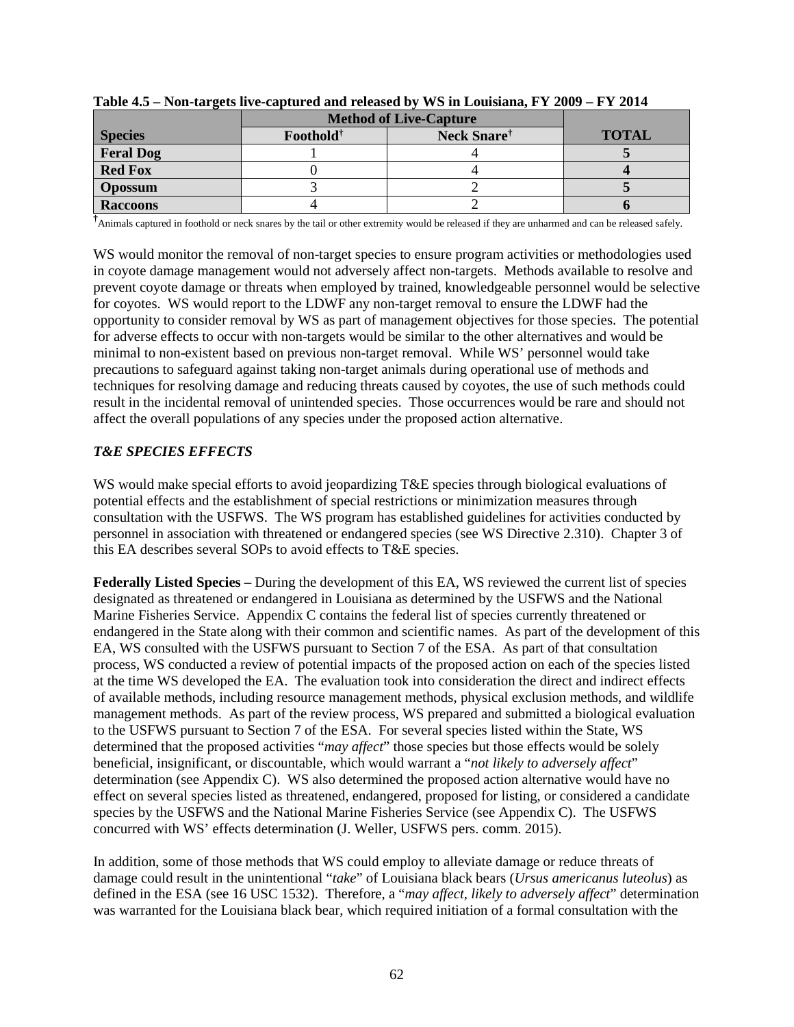**Table 4.5 – Non-targets live-captured and released by WS in Louisiana, FY 2009 – FY 2014**

| | Method of Live-Capture | | |
|---|---|---|---|
| **Species** | **Foothold†** | **Neck Snare†** | **TOTAL** |
| **Feral Dog** | 1 | 4 | **5** |
| **Red Fox** | 0 | 4 | **4** |
| **Opossum** | 3 | 2 | **5** |
| **Raccoons** | 4 | 2 | **6** |

†Animals captured in foothold or neck snares by the tail or other extremity would be released if they are unharmed and can be released safely.

WS would monitor the removal of non-target species to ensure program activities or methodologies used in coyote damage management would not adversely affect non-targets. Methods available to resolve and prevent coyote damage or threats when employed by trained, knowledgeable personnel would be selective for coyotes. WS would report to the LDWF any non-target removal to ensure the LDWF had the opportunity to consider removal by WS as part of management objectives for those species. The potential for adverse effects to occur with non-targets would be similar to the other alternatives and would be minimal to non-existent based on previous non-target removal. While WS' personnel would take precautions to safeguard against taking non-target animals during operational use of methods and techniques for resolving damage and reducing threats caused by coyotes, the use of such methods could result in the incidental removal of unintended species. Those occurrences would be rare and should not affect the overall populations of any species under the proposed action alternative.

***T&E SPECIES EFFECTS***

WS would make special efforts to avoid jeopardizing T&E species through biological evaluations of potential effects and the establishment of special restrictions or minimization measures through consultation with the USFWS. The WS program has established guidelines for activities conducted by personnel in association with threatened or endangered species (see WS Directive 2.310). Chapter 3 of this EA describes several SOPs to avoid effects to T&E species.

**Federally Listed Species –** During the development of this EA, WS reviewed the current list of species designated as threatened or endangered in Louisiana as determined by the USFWS and the National Marine Fisheries Service. Appendix C contains the federal list of species currently threatened or endangered in the State along with their common and scientific names. As part of the development of this EA, WS consulted with the USFWS pursuant to Section 7 of the ESA. As part of that consultation process, WS conducted a review of potential impacts of the proposed action on each of the species listed at the time WS developed the EA. The evaluation took into consideration the direct and indirect effects of available methods, including resource management methods, physical exclusion methods, and wildlife management methods. As part of the review process, WS prepared and submitted a biological evaluation to the USFWS pursuant to Section 7 of the ESA. For several species listed within the State, WS determined that the proposed activities "*may affect*" those species but those effects would be solely beneficial, insignificant, or discountable, which would warrant a "*not likely to adversely affect*" determination (see Appendix C). WS also determined the proposed action alternative would have no effect on several species listed as threatened, endangered, proposed for listing, or considered a candidate species by the USFWS and the National Marine Fisheries Service (see Appendix C). The USFWS concurred with WS' effects determination (J. Weller, USFWS pers. comm. 2015).

In addition, some of those methods that WS could employ to alleviate damage or reduce threats of damage could result in the unintentional "*take*" of Louisiana black bears (*Ursus americanus luteolus*) as defined in the ESA (see 16 USC 1532). Therefore, a "*may affect, likely to adversely affect*" determination was warranted for the Louisiana black bear, which required initiation of a formal consultation with the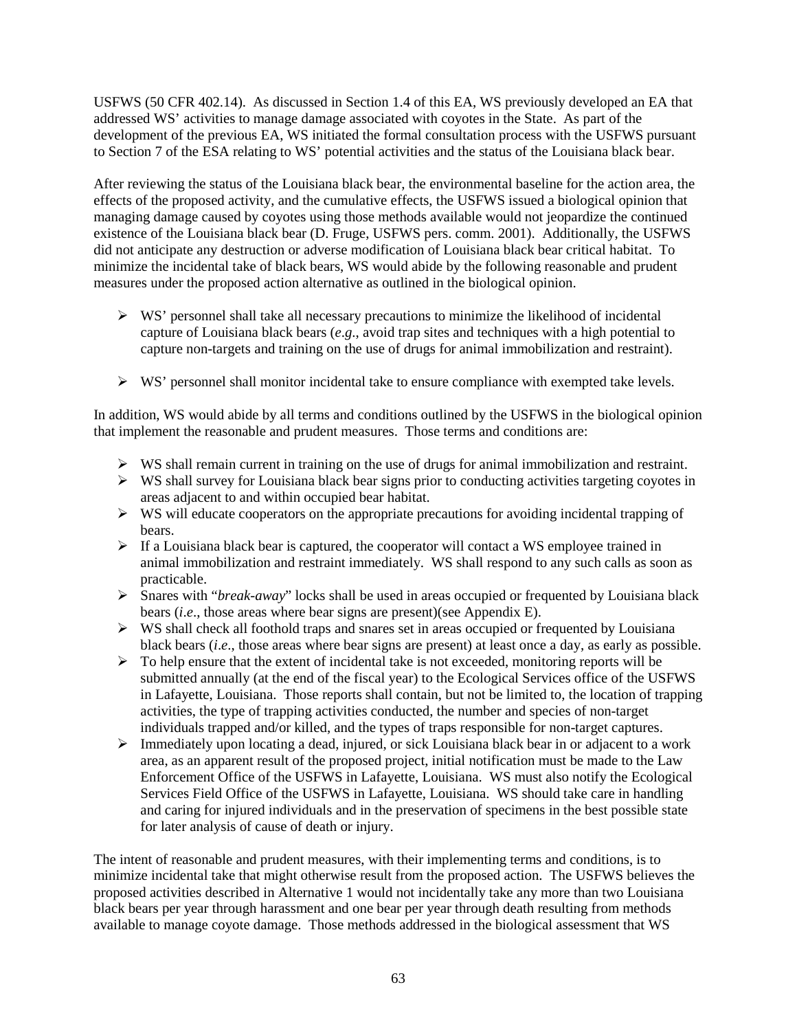USFWS (50 CFR 402.14). As discussed in Section 1.4 of this EA, WS previously developed an EA that addressed WS' activities to manage damage associated with coyotes in the State. As part of the development of the previous EA, WS initiated the formal consultation process with the USFWS pursuant to Section 7 of the ESA relating to WS' potential activities and the status of the Louisiana black bear.

After reviewing the status of the Louisiana black bear, the environmental baseline for the action area, the effects of the proposed activity, and the cumulative effects, the USFWS issued a biological opinion that managing damage caused by coyotes using those methods available would not jeopardize the continued existence of the Louisiana black bear (D. Fruge, USFWS pers. comm. 2001). Additionally, the USFWS did not anticipate any destruction or adverse modification of Louisiana black bear critical habitat. To minimize the incidental take of black bears, WS would abide by the following reasonable and prudent measures under the proposed action alternative as outlined in the biological opinion.

- WS' personnel shall take all necessary precautions to minimize the likelihood of incidental capture of Louisiana black bears (*e.g*., avoid trap sites and techniques with a high potential to capture non-targets and training on the use of drugs for animal immobilization and restraint).
- WS' personnel shall monitor incidental take to ensure compliance with exempted take levels.

In addition, WS would abide by all terms and conditions outlined by the USFWS in the biological opinion that implement the reasonable and prudent measures. Those terms and conditions are:

- WS shall remain current in training on the use of drugs for animal immobilization and restraint.
- WS shall survey for Louisiana black bear signs prior to conducting activities targeting coyotes in areas adjacent to and within occupied bear habitat.
- WS will educate cooperators on the appropriate precautions for avoiding incidental trapping of bears.
- If a Louisiana black bear is captured, the cooperator will contact a WS employee trained in animal immobilization and restraint immediately. WS shall respond to any such calls as soon as practicable.
- Snares with "*break-away*" locks shall be used in areas occupied or frequented by Louisiana black bears (*i.e*., those areas where bear signs are present)(see Appendix E).
- WS shall check all foothold traps and snares set in areas occupied or frequented by Louisiana black bears (*i.e*., those areas where bear signs are present) at least once a day, as early as possible.
- To help ensure that the extent of incidental take is not exceeded, monitoring reports will be submitted annually (at the end of the fiscal year) to the Ecological Services office of the USFWS in Lafayette, Louisiana. Those reports shall contain, but not be limited to, the location of trapping activities, the type of trapping activities conducted, the number and species of non-target individuals trapped and/or killed, and the types of traps responsible for non-target captures.
- Immediately upon locating a dead, injured, or sick Louisiana black bear in or adjacent to a work area, as an apparent result of the proposed project, initial notification must be made to the Law Enforcement Office of the USFWS in Lafayette, Louisiana. WS must also notify the Ecological Services Field Office of the USFWS in Lafayette, Louisiana. WS should take care in handling and caring for injured individuals and in the preservation of specimens in the best possible state for later analysis of cause of death or injury.

The intent of reasonable and prudent measures, with their implementing terms and conditions, is to minimize incidental take that might otherwise result from the proposed action. The USFWS believes the proposed activities described in Alternative 1 would not incidentally take any more than two Louisiana black bears per year through harassment and one bear per year through death resulting from methods available to manage coyote damage. Those methods addressed in the biological assessment that WS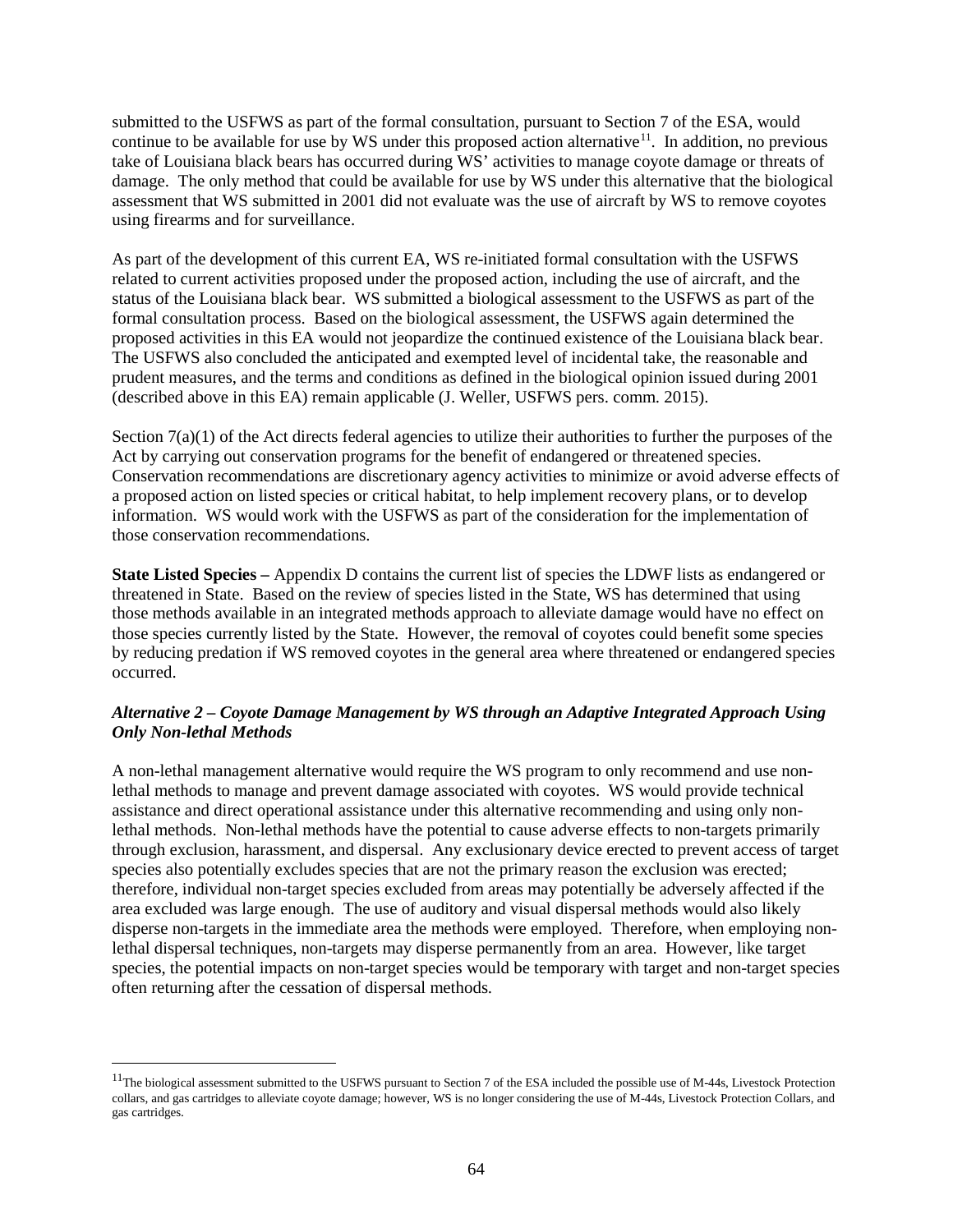submitted to the USFWS as part of the formal consultation, pursuant to Section 7 of the ESA, would continue to be available for use by WS under this proposed action alternative[11]. In addition, no previous take of Louisiana black bears has occurred during WS' activities to manage coyote damage or threats of damage. The only method that could be available for use by WS under this alternative that the biological assessment that WS submitted in 2001 did not evaluate was the use of aircraft by WS to remove coyotes using firearms and for surveillance.

As part of the development of this current EA, WS re-initiated formal consultation with the USFWS related to current activities proposed under the proposed action, including the use of aircraft, and the status of the Louisiana black bear. WS submitted a biological assessment to the USFWS as part of the formal consultation process. Based on the biological assessment, the USFWS again determined the proposed activities in this EA would not jeopardize the continued existence of the Louisiana black bear. The USFWS also concluded the anticipated and exempted level of incidental take, the reasonable and prudent measures, and the terms and conditions as defined in the biological opinion issued during 2001 (described above in this EA) remain applicable (J. Weller, USFWS pers. comm. 2015).

Section 7(a)(1) of the Act directs federal agencies to utilize their authorities to further the purposes of the Act by carrying out conservation programs for the benefit of endangered or threatened species. Conservation recommendations are discretionary agency activities to minimize or avoid adverse effects of a proposed action on listed species or critical habitat, to help implement recovery plans, or to develop information. WS would work with the USFWS as part of the consideration for the implementation of those conservation recommendations.

**State Listed Species –** Appendix D contains the current list of species the LDWF lists as endangered or threatened in State. Based on the review of species listed in the State, WS has determined that using those methods available in an integrated methods approach to alleviate damage would have no effect on those species currently listed by the State. However, the removal of coyotes could benefit some species by reducing predation if WS removed coyotes in the general area where threatened or endangered species occurred.

***Alternative 2 – Coyote Damage Management by WS through an Adaptive Integrated Approach Using Only Non-lethal Methods***

A non-lethal management alternative would require the WS program to only recommend and use non-lethal methods to manage and prevent damage associated with coyotes. WS would provide technical assistance and direct operational assistance under this alternative recommending and using only non-lethal methods. Non-lethal methods have the potential to cause adverse effects to non-targets primarily through exclusion, harassment, and dispersal. Any exclusionary device erected to prevent access of target species also potentially excludes species that are not the primary reason the exclusion was erected; therefore, individual non-target species excluded from areas may potentially be adversely affected if the area excluded was large enough. The use of auditory and visual dispersal methods would also likely disperse non-targets in the immediate area the methods were employed. Therefore, when employing non-lethal dispersal techniques, non-targets may disperse permanently from an area. However, like target species, the potential impacts on non-target species would be temporary with target and non-target species often returning after the cessation of dispersal methods.

[11]The biological assessment submitted to the USFWS pursuant to Section 7 of the ESA included the possible use of M-44s, Livestock Protection collars, and gas cartridges to alleviate coyote damage; however, WS is no longer considering the use of M-44s, Livestock Protection Collars, and gas cartridges.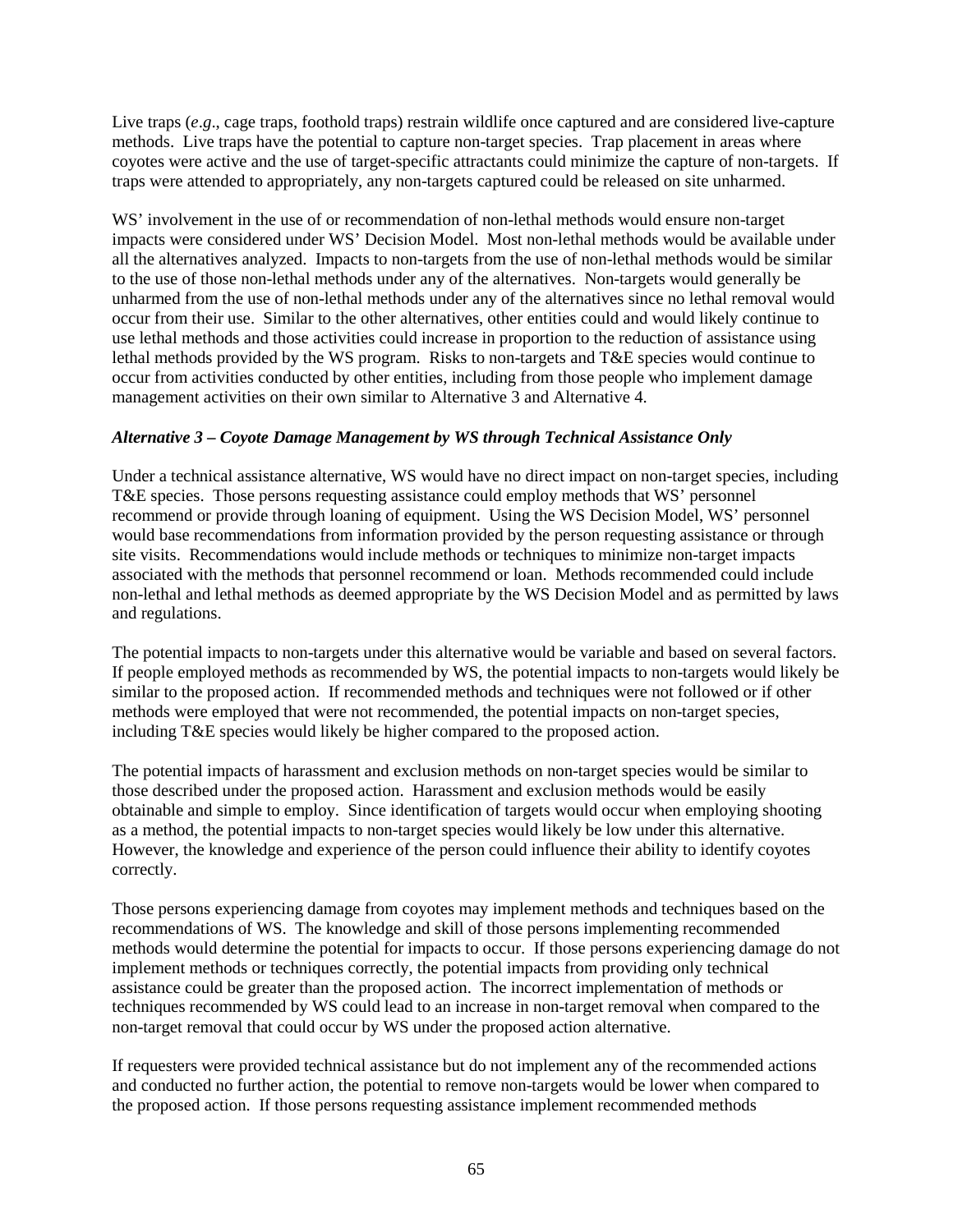Live traps (*e.g*., cage traps, foothold traps) restrain wildlife once captured and are considered live-capture methods. Live traps have the potential to capture non-target species. Trap placement in areas where coyotes were active and the use of target-specific attractants could minimize the capture of non-targets. If traps were attended to appropriately, any non-targets captured could be released on site unharmed.

WS' involvement in the use of or recommendation of non-lethal methods would ensure non-target impacts were considered under WS' Decision Model. Most non-lethal methods would be available under all the alternatives analyzed. Impacts to non-targets from the use of non-lethal methods would be similar to the use of those non-lethal methods under any of the alternatives. Non-targets would generally be unharmed from the use of non-lethal methods under any of the alternatives since no lethal removal would occur from their use. Similar to the other alternatives, other entities could and would likely continue to use lethal methods and those activities could increase in proportion to the reduction of assistance using lethal methods provided by the WS program. Risks to non-targets and T&E species would continue to occur from activities conducted by other entities, including from those people who implement damage management activities on their own similar to Alternative 3 and Alternative 4.

***Alternative 3 – Coyote Damage Management by WS through Technical Assistance Only***

Under a technical assistance alternative, WS would have no direct impact on non-target species, including T&E species. Those persons requesting assistance could employ methods that WS' personnel recommend or provide through loaning of equipment. Using the WS Decision Model, WS' personnel would base recommendations from information provided by the person requesting assistance or through site visits. Recommendations would include methods or techniques to minimize non-target impacts associated with the methods that personnel recommend or loan. Methods recommended could include non-lethal and lethal methods as deemed appropriate by the WS Decision Model and as permitted by laws and regulations.

The potential impacts to non-targets under this alternative would be variable and based on several factors. If people employed methods as recommended by WS, the potential impacts to non-targets would likely be similar to the proposed action. If recommended methods and techniques were not followed or if other methods were employed that were not recommended, the potential impacts on non-target species, including T&E species would likely be higher compared to the proposed action.

The potential impacts of harassment and exclusion methods on non-target species would be similar to those described under the proposed action. Harassment and exclusion methods would be easily obtainable and simple to employ. Since identification of targets would occur when employing shooting as a method, the potential impacts to non-target species would likely be low under this alternative. However, the knowledge and experience of the person could influence their ability to identify coyotes correctly.

Those persons experiencing damage from coyotes may implement methods and techniques based on the recommendations of WS. The knowledge and skill of those persons implementing recommended methods would determine the potential for impacts to occur. If those persons experiencing damage do not implement methods or techniques correctly, the potential impacts from providing only technical assistance could be greater than the proposed action. The incorrect implementation of methods or techniques recommended by WS could lead to an increase in non-target removal when compared to the non-target removal that could occur by WS under the proposed action alternative.

If requesters were provided technical assistance but do not implement any of the recommended actions and conducted no further action, the potential to remove non-targets would be lower when compared to the proposed action. If those persons requesting assistance implement recommended methods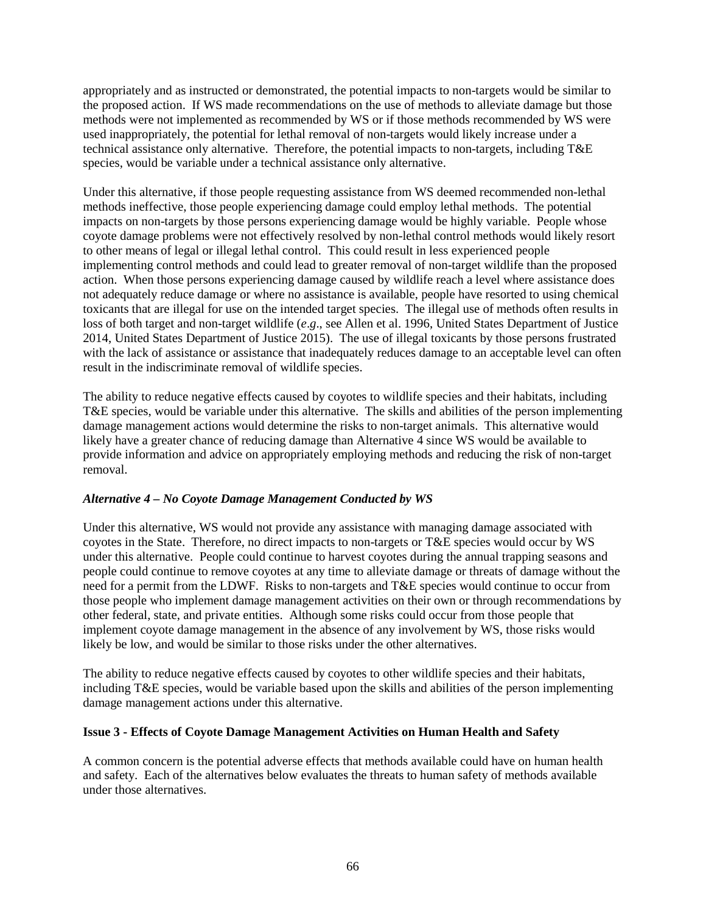appropriately and as instructed or demonstrated, the potential impacts to non-targets would be similar to the proposed action. If WS made recommendations on the use of methods to alleviate damage but those methods were not implemented as recommended by WS or if those methods recommended by WS were used inappropriately, the potential for lethal removal of non-targets would likely increase under a technical assistance only alternative. Therefore, the potential impacts to non-targets, including T&E species, would be variable under a technical assistance only alternative.

Under this alternative, if those people requesting assistance from WS deemed recommended non-lethal methods ineffective, those people experiencing damage could employ lethal methods. The potential impacts on non-targets by those persons experiencing damage would be highly variable. People whose coyote damage problems were not effectively resolved by non-lethal control methods would likely resort to other means of legal or illegal lethal control. This could result in less experienced people implementing control methods and could lead to greater removal of non-target wildlife than the proposed action. When those persons experiencing damage caused by wildlife reach a level where assistance does not adequately reduce damage or where no assistance is available, people have resorted to using chemical toxicants that are illegal for use on the intended target species. The illegal use of methods often results in loss of both target and non-target wildlife (*e.g*., see Allen et al. 1996, United States Department of Justice 2014, United States Department of Justice 2015). The use of illegal toxicants by those persons frustrated with the lack of assistance or assistance that inadequately reduces damage to an acceptable level can often result in the indiscriminate removal of wildlife species.

The ability to reduce negative effects caused by coyotes to wildlife species and their habitats, including T&E species, would be variable under this alternative. The skills and abilities of the person implementing damage management actions would determine the risks to non-target animals. This alternative would likely have a greater chance of reducing damage than Alternative 4 since WS would be available to provide information and advice on appropriately employing methods and reducing the risk of non-target removal.

### *Alternative 4 – No Coyote Damage Management Conducted by WS*

Under this alternative, WS would not provide any assistance with managing damage associated with coyotes in the State. Therefore, no direct impacts to non-targets or T&E species would occur by WS under this alternative. People could continue to harvest coyotes during the annual trapping seasons and people could continue to remove coyotes at any time to alleviate damage or threats of damage without the need for a permit from the LDWF. Risks to non-targets and T&E species would continue to occur from those people who implement damage management activities on their own or through recommendations by other federal, state, and private entities. Although some risks could occur from those people that implement coyote damage management in the absence of any involvement by WS, those risks would likely be low, and would be similar to those risks under the other alternatives.

The ability to reduce negative effects caused by coyotes to other wildlife species and their habitats, including T&E species, would be variable based upon the skills and abilities of the person implementing damage management actions under this alternative.

### **Issue 3 - Effects of Coyote Damage Management Activities on Human Health and Safety**

A common concern is the potential adverse effects that methods available could have on human health and safety. Each of the alternatives below evaluates the threats to human safety of methods available under those alternatives.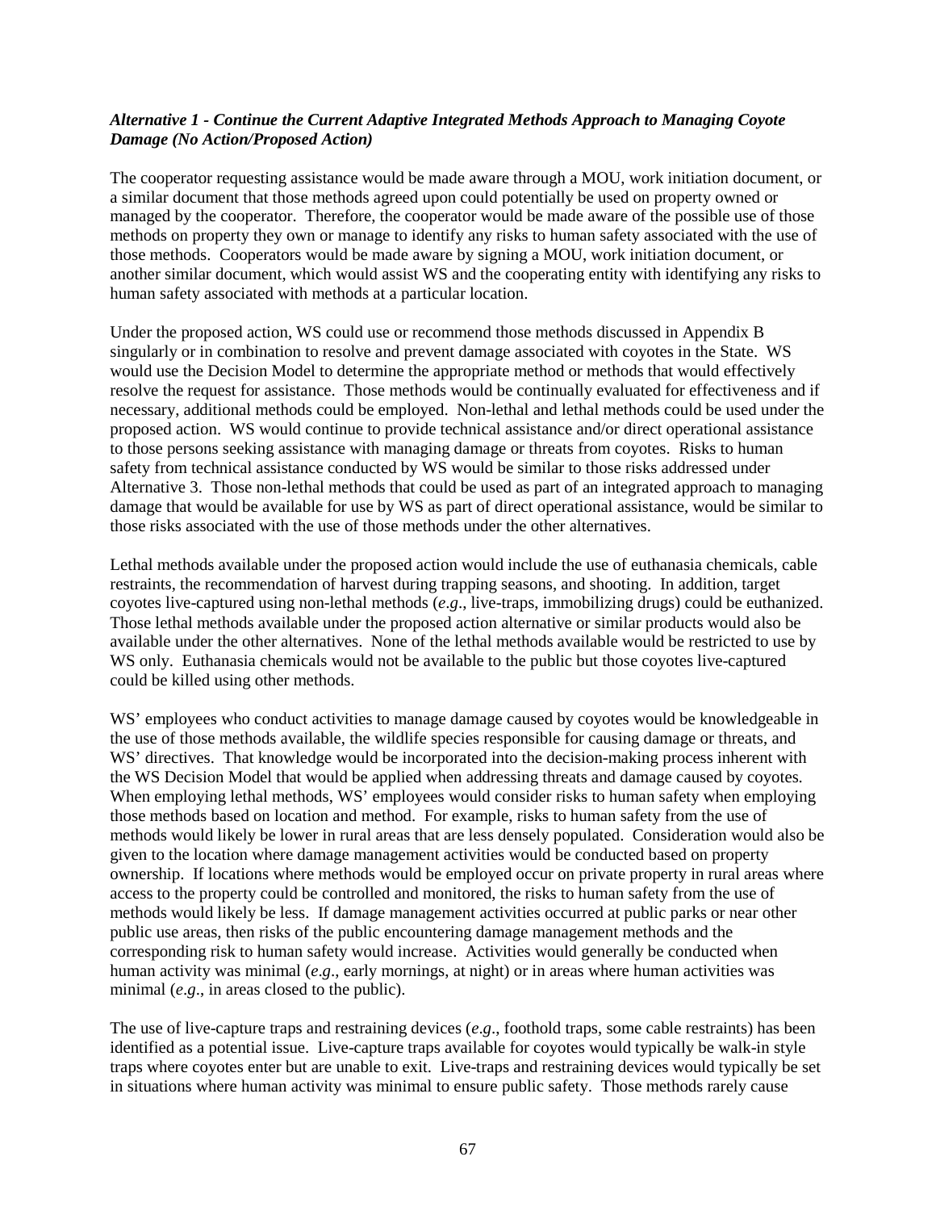***Alternative 1 - Continue the Current Adaptive Integrated Methods Approach to Managing Coyote Damage (No Action/Proposed Action)***

The cooperator requesting assistance would be made aware through a MOU, work initiation document, or a similar document that those methods agreed upon could potentially be used on property owned or managed by the cooperator. Therefore, the cooperator would be made aware of the possible use of those methods on property they own or manage to identify any risks to human safety associated with the use of those methods. Cooperators would be made aware by signing a MOU, work initiation document, or another similar document, which would assist WS and the cooperating entity with identifying any risks to human safety associated with methods at a particular location.

Under the proposed action, WS could use or recommend those methods discussed in Appendix B singularly or in combination to resolve and prevent damage associated with coyotes in the State. WS would use the Decision Model to determine the appropriate method or methods that would effectively resolve the request for assistance. Those methods would be continually evaluated for effectiveness and if necessary, additional methods could be employed. Non-lethal and lethal methods could be used under the proposed action. WS would continue to provide technical assistance and/or direct operational assistance to those persons seeking assistance with managing damage or threats from coyotes. Risks to human safety from technical assistance conducted by WS would be similar to those risks addressed under Alternative 3. Those non-lethal methods that could be used as part of an integrated approach to managing damage that would be available for use by WS as part of direct operational assistance, would be similar to those risks associated with the use of those methods under the other alternatives.

Lethal methods available under the proposed action would include the use of euthanasia chemicals, cable restraints, the recommendation of harvest during trapping seasons, and shooting. In addition, target coyotes live-captured using non-lethal methods (*e.g*., live-traps, immobilizing drugs) could be euthanized. Those lethal methods available under the proposed action alternative or similar products would also be available under the other alternatives. None of the lethal methods available would be restricted to use by WS only. Euthanasia chemicals would not be available to the public but those coyotes live-captured could be killed using other methods.

WS' employees who conduct activities to manage damage caused by coyotes would be knowledgeable in the use of those methods available, the wildlife species responsible for causing damage or threats, and WS' directives. That knowledge would be incorporated into the decision-making process inherent with the WS Decision Model that would be applied when addressing threats and damage caused by coyotes. When employing lethal methods, WS' employees would consider risks to human safety when employing those methods based on location and method. For example, risks to human safety from the use of methods would likely be lower in rural areas that are less densely populated. Consideration would also be given to the location where damage management activities would be conducted based on property ownership. If locations where methods would be employed occur on private property in rural areas where access to the property could be controlled and monitored, the risks to human safety from the use of methods would likely be less. If damage management activities occurred at public parks or near other public use areas, then risks of the public encountering damage management methods and the corresponding risk to human safety would increase. Activities would generally be conducted when human activity was minimal (*e.g*., early mornings, at night) or in areas where human activities was minimal (*e.g*., in areas closed to the public).

The use of live-capture traps and restraining devices (*e.g*., foothold traps, some cable restraints) has been identified as a potential issue. Live-capture traps available for coyotes would typically be walk-in style traps where coyotes enter but are unable to exit. Live-traps and restraining devices would typically be set in situations where human activity was minimal to ensure public safety. Those methods rarely cause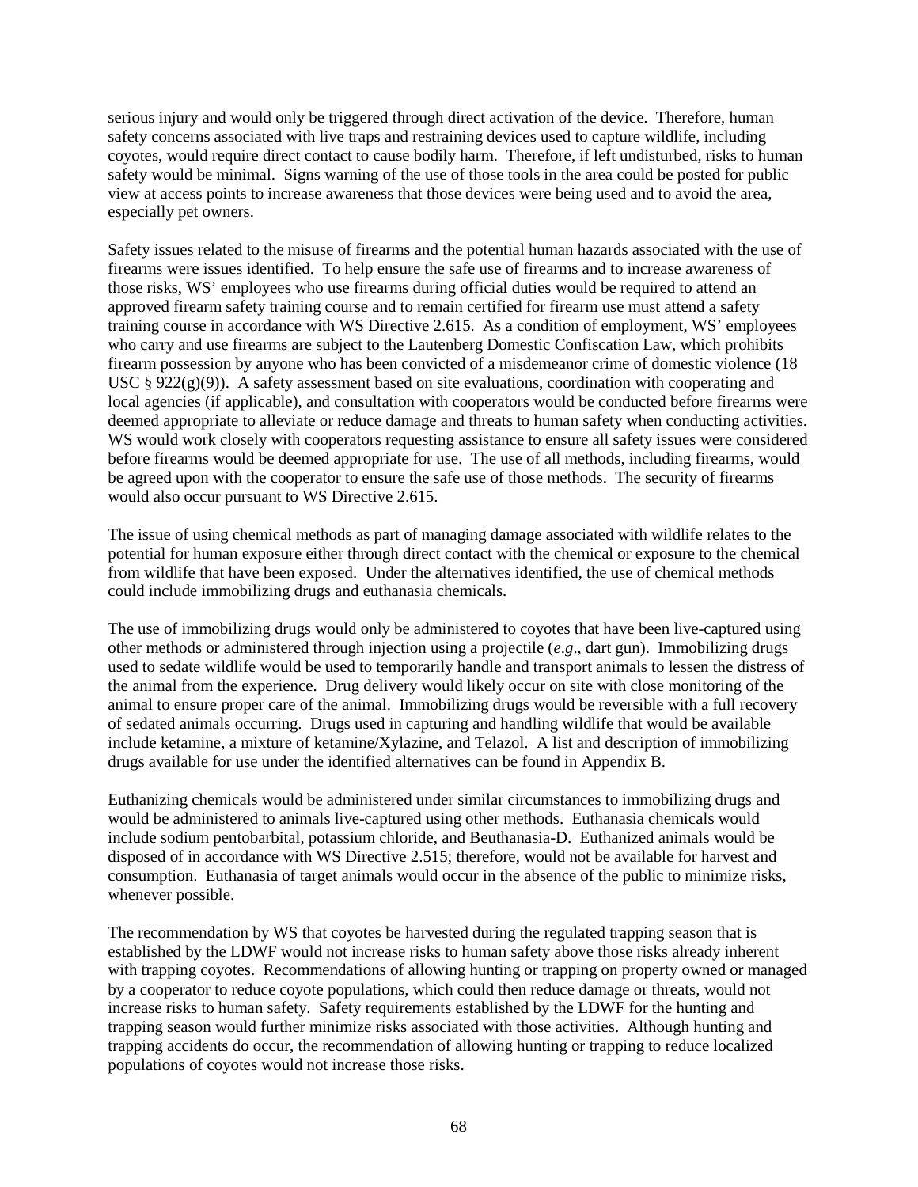serious injury and would only be triggered through direct activation of the device. Therefore, human safety concerns associated with live traps and restraining devices used to capture wildlife, including coyotes, would require direct contact to cause bodily harm. Therefore, if left undisturbed, risks to human safety would be minimal. Signs warning of the use of those tools in the area could be posted for public view at access points to increase awareness that those devices were being used and to avoid the area, especially pet owners.

Safety issues related to the misuse of firearms and the potential human hazards associated with the use of firearms were issues identified. To help ensure the safe use of firearms and to increase awareness of those risks, WS' employees who use firearms during official duties would be required to attend an approved firearm safety training course and to remain certified for firearm use must attend a safety training course in accordance with WS Directive 2.615. As a condition of employment, WS' employees who carry and use firearms are subject to the Lautenberg Domestic Confiscation Law, which prohibits firearm possession by anyone who has been convicted of a misdemeanor crime of domestic violence (18 USC § 922(g)(9)). A safety assessment based on site evaluations, coordination with cooperating and local agencies (if applicable), and consultation with cooperators would be conducted before firearms were deemed appropriate to alleviate or reduce damage and threats to human safety when conducting activities. WS would work closely with cooperators requesting assistance to ensure all safety issues were considered before firearms would be deemed appropriate for use. The use of all methods, including firearms, would be agreed upon with the cooperator to ensure the safe use of those methods. The security of firearms would also occur pursuant to WS Directive 2.615.

The issue of using chemical methods as part of managing damage associated with wildlife relates to the potential for human exposure either through direct contact with the chemical or exposure to the chemical from wildlife that have been exposed. Under the alternatives identified, the use of chemical methods could include immobilizing drugs and euthanasia chemicals.

The use of immobilizing drugs would only be administered to coyotes that have been live-captured using other methods or administered through injection using a projectile (*e.g*., dart gun). Immobilizing drugs used to sedate wildlife would be used to temporarily handle and transport animals to lessen the distress of the animal from the experience. Drug delivery would likely occur on site with close monitoring of the animal to ensure proper care of the animal. Immobilizing drugs would be reversible with a full recovery of sedated animals occurring. Drugs used in capturing and handling wildlife that would be available include ketamine, a mixture of ketamine/Xylazine, and Telazol. A list and description of immobilizing drugs available for use under the identified alternatives can be found in Appendix B.

Euthanizing chemicals would be administered under similar circumstances to immobilizing drugs and would be administered to animals live-captured using other methods. Euthanasia chemicals would include sodium pentobarbital, potassium chloride, and Beuthanasia-D. Euthanized animals would be disposed of in accordance with WS Directive 2.515; therefore, would not be available for harvest and consumption. Euthanasia of target animals would occur in the absence of the public to minimize risks, whenever possible.

The recommendation by WS that coyotes be harvested during the regulated trapping season that is established by the LDWF would not increase risks to human safety above those risks already inherent with trapping coyotes. Recommendations of allowing hunting or trapping on property owned or managed by a cooperator to reduce coyote populations, which could then reduce damage or threats, would not increase risks to human safety. Safety requirements established by the LDWF for the hunting and trapping season would further minimize risks associated with those activities. Although hunting and trapping accidents do occur, the recommendation of allowing hunting or trapping to reduce localized populations of coyotes would not increase those risks.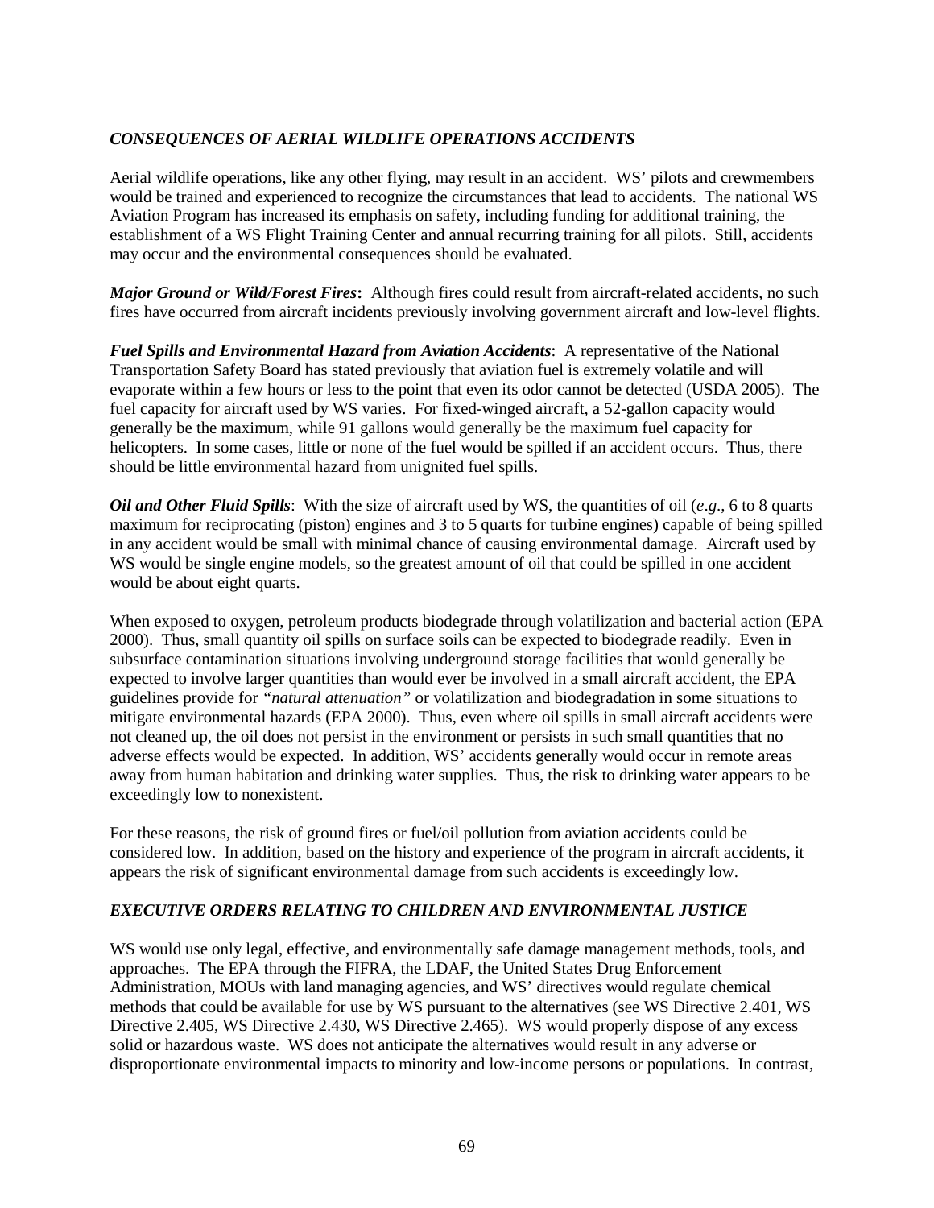### *CONSEQUENCES OF AERIAL WILDLIFE OPERATIONS ACCIDENTS*

Aerial wildlife operations, like any other flying, may result in an accident. WS' pilots and crewmembers would be trained and experienced to recognize the circumstances that lead to accidents. The national WS Aviation Program has increased its emphasis on safety, including funding for additional training, the establishment of a WS Flight Training Center and annual recurring training for all pilots. Still, accidents may occur and the environmental consequences should be evaluated.

***Major Ground or Wild/Forest Fires*:** Although fires could result from aircraft-related accidents, no such fires have occurred from aircraft incidents previously involving government aircraft and low-level flights.

***Fuel Spills and Environmental Hazard from Aviation Accidents***: A representative of the National Transportation Safety Board has stated previously that aviation fuel is extremely volatile and will evaporate within a few hours or less to the point that even its odor cannot be detected (USDA 2005). The fuel capacity for aircraft used by WS varies. For fixed-winged aircraft, a 52-gallon capacity would generally be the maximum, while 91 gallons would generally be the maximum fuel capacity for helicopters. In some cases, little or none of the fuel would be spilled if an accident occurs. Thus, there should be little environmental hazard from unignited fuel spills.

***Oil and Other Fluid Spills***: With the size of aircraft used by WS, the quantities of oil (*e.g*., 6 to 8 quarts maximum for reciprocating (piston) engines and 3 to 5 quarts for turbine engines) capable of being spilled in any accident would be small with minimal chance of causing environmental damage. Aircraft used by WS would be single engine models, so the greatest amount of oil that could be spilled in one accident would be about eight quarts.

When exposed to oxygen, petroleum products biodegrade through volatilization and bacterial action (EPA 2000). Thus, small quantity oil spills on surface soils can be expected to biodegrade readily. Even in subsurface contamination situations involving underground storage facilities that would generally be expected to involve larger quantities than would ever be involved in a small aircraft accident, the EPA guidelines provide for *"natural attenuation"* or volatilization and biodegradation in some situations to mitigate environmental hazards (EPA 2000). Thus, even where oil spills in small aircraft accidents were not cleaned up, the oil does not persist in the environment or persists in such small quantities that no adverse effects would be expected. In addition, WS' accidents generally would occur in remote areas away from human habitation and drinking water supplies. Thus, the risk to drinking water appears to be exceedingly low to nonexistent.

For these reasons, the risk of ground fires or fuel/oil pollution from aviation accidents could be considered low. In addition, based on the history and experience of the program in aircraft accidents, it appears the risk of significant environmental damage from such accidents is exceedingly low.

### *EXECUTIVE ORDERS RELATING TO CHILDREN AND ENVIRONMENTAL JUSTICE*

WS would use only legal, effective, and environmentally safe damage management methods, tools, and approaches. The EPA through the FIFRA, the LDAF, the United States Drug Enforcement Administration, MOUs with land managing agencies, and WS' directives would regulate chemical methods that could be available for use by WS pursuant to the alternatives (see WS Directive 2.401, WS Directive 2.405, WS Directive 2.430, WS Directive 2.465). WS would properly dispose of any excess solid or hazardous waste. WS does not anticipate the alternatives would result in any adverse or disproportionate environmental impacts to minority and low-income persons or populations. In contrast,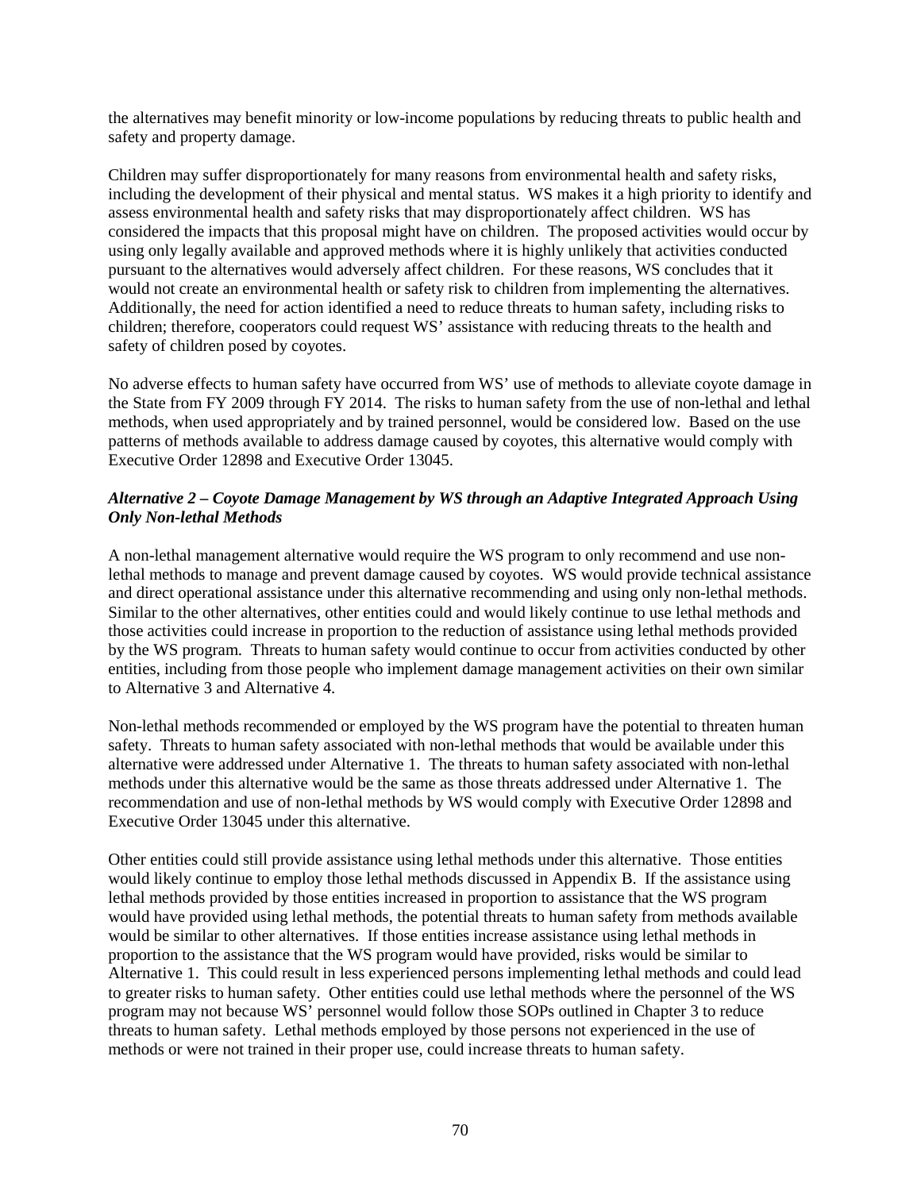the alternatives may benefit minority or low-income populations by reducing threats to public health and safety and property damage.

Children may suffer disproportionately for many reasons from environmental health and safety risks, including the development of their physical and mental status. WS makes it a high priority to identify and assess environmental health and safety risks that may disproportionately affect children. WS has considered the impacts that this proposal might have on children. The proposed activities would occur by using only legally available and approved methods where it is highly unlikely that activities conducted pursuant to the alternatives would adversely affect children. For these reasons, WS concludes that it would not create an environmental health or safety risk to children from implementing the alternatives. Additionally, the need for action identified a need to reduce threats to human safety, including risks to children; therefore, cooperators could request WS' assistance with reducing threats to the health and safety of children posed by coyotes.

No adverse effects to human safety have occurred from WS' use of methods to alleviate coyote damage in the State from FY 2009 through FY 2014. The risks to human safety from the use of non-lethal and lethal methods, when used appropriately and by trained personnel, would be considered low. Based on the use patterns of methods available to address damage caused by coyotes, this alternative would comply with Executive Order 12898 and Executive Order 13045.

***Alternative 2 – Coyote Damage Management by WS through an Adaptive Integrated Approach Using Only Non-lethal Methods***

A non-lethal management alternative would require the WS program to only recommend and use non-lethal methods to manage and prevent damage caused by coyotes. WS would provide technical assistance and direct operational assistance under this alternative recommending and using only non-lethal methods. Similar to the other alternatives, other entities could and would likely continue to use lethal methods and those activities could increase in proportion to the reduction of assistance using lethal methods provided by the WS program. Threats to human safety would continue to occur from activities conducted by other entities, including from those people who implement damage management activities on their own similar to Alternative 3 and Alternative 4.

Non-lethal methods recommended or employed by the WS program have the potential to threaten human safety. Threats to human safety associated with non-lethal methods that would be available under this alternative were addressed under Alternative 1. The threats to human safety associated with non-lethal methods under this alternative would be the same as those threats addressed under Alternative 1. The recommendation and use of non-lethal methods by WS would comply with Executive Order 12898 and Executive Order 13045 under this alternative.

Other entities could still provide assistance using lethal methods under this alternative. Those entities would likely continue to employ those lethal methods discussed in Appendix B. If the assistance using lethal methods provided by those entities increased in proportion to assistance that the WS program would have provided using lethal methods, the potential threats to human safety from methods available would be similar to other alternatives. If those entities increase assistance using lethal methods in proportion to the assistance that the WS program would have provided, risks would be similar to Alternative 1. This could result in less experienced persons implementing lethal methods and could lead to greater risks to human safety. Other entities could use lethal methods where the personnel of the WS program may not because WS' personnel would follow those SOPs outlined in Chapter 3 to reduce threats to human safety. Lethal methods employed by those persons not experienced in the use of methods or were not trained in their proper use, could increase threats to human safety.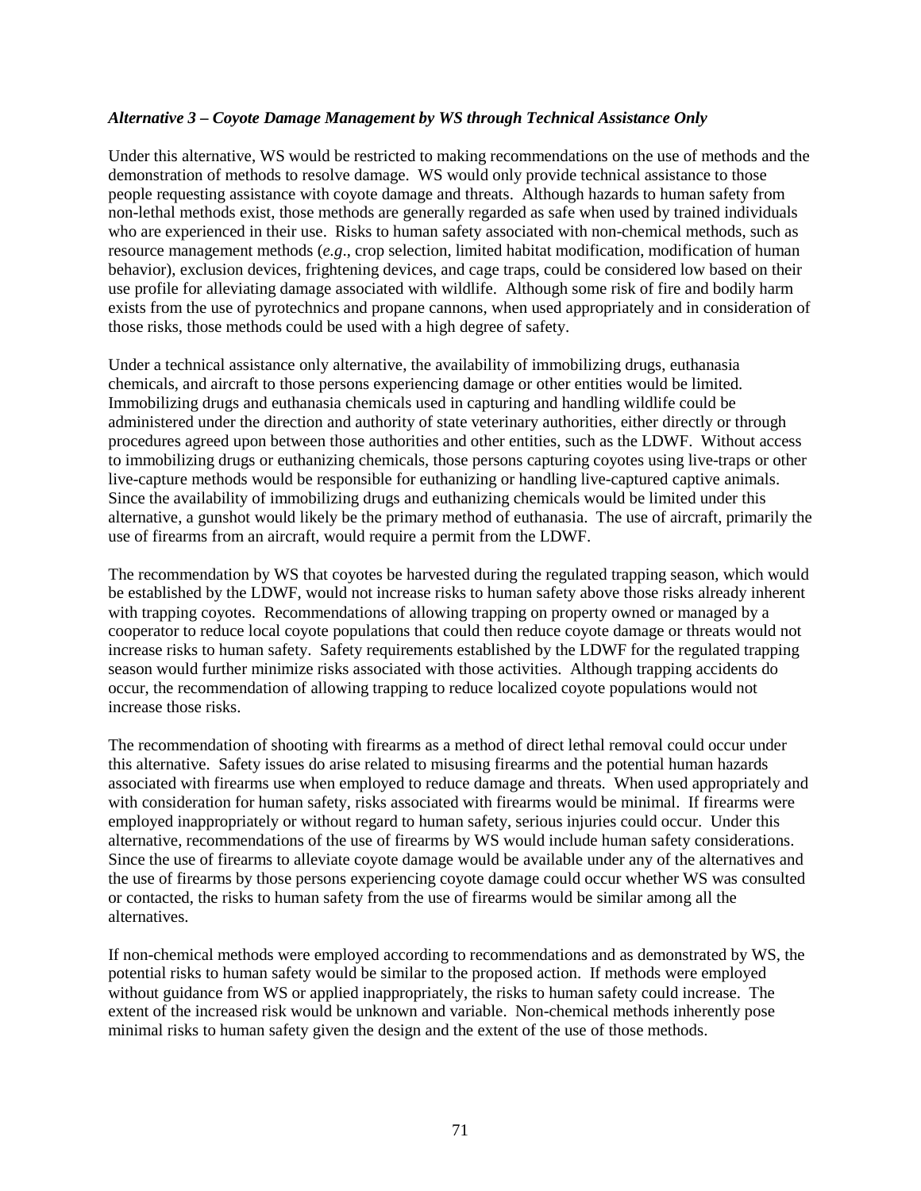***Alternative 3 – Coyote Damage Management by WS through Technical Assistance Only***

Under this alternative, WS would be restricted to making recommendations on the use of methods and the demonstration of methods to resolve damage. WS would only provide technical assistance to those people requesting assistance with coyote damage and threats. Although hazards to human safety from non-lethal methods exist, those methods are generally regarded as safe when used by trained individuals who are experienced in their use. Risks to human safety associated with non-chemical methods, such as resource management methods (*e.g*., crop selection, limited habitat modification, modification of human behavior), exclusion devices, frightening devices, and cage traps, could be considered low based on their use profile for alleviating damage associated with wildlife. Although some risk of fire and bodily harm exists from the use of pyrotechnics and propane cannons, when used appropriately and in consideration of those risks, those methods could be used with a high degree of safety.

Under a technical assistance only alternative, the availability of immobilizing drugs, euthanasia chemicals, and aircraft to those persons experiencing damage or other entities would be limited. Immobilizing drugs and euthanasia chemicals used in capturing and handling wildlife could be administered under the direction and authority of state veterinary authorities, either directly or through procedures agreed upon between those authorities and other entities, such as the LDWF. Without access to immobilizing drugs or euthanizing chemicals, those persons capturing coyotes using live-traps or other live-capture methods would be responsible for euthanizing or handling live-captured captive animals. Since the availability of immobilizing drugs and euthanizing chemicals would be limited under this alternative, a gunshot would likely be the primary method of euthanasia. The use of aircraft, primarily the use of firearms from an aircraft, would require a permit from the LDWF.

The recommendation by WS that coyotes be harvested during the regulated trapping season, which would be established by the LDWF, would not increase risks to human safety above those risks already inherent with trapping coyotes. Recommendations of allowing trapping on property owned or managed by a cooperator to reduce local coyote populations that could then reduce coyote damage or threats would not increase risks to human safety. Safety requirements established by the LDWF for the regulated trapping season would further minimize risks associated with those activities. Although trapping accidents do occur, the recommendation of allowing trapping to reduce localized coyote populations would not increase those risks.

The recommendation of shooting with firearms as a method of direct lethal removal could occur under this alternative. Safety issues do arise related to misusing firearms and the potential human hazards associated with firearms use when employed to reduce damage and threats. When used appropriately and with consideration for human safety, risks associated with firearms would be minimal. If firearms were employed inappropriately or without regard to human safety, serious injuries could occur. Under this alternative, recommendations of the use of firearms by WS would include human safety considerations. Since the use of firearms to alleviate coyote damage would be available under any of the alternatives and the use of firearms by those persons experiencing coyote damage could occur whether WS was consulted or contacted, the risks to human safety from the use of firearms would be similar among all the alternatives.

If non-chemical methods were employed according to recommendations and as demonstrated by WS, the potential risks to human safety would be similar to the proposed action. If methods were employed without guidance from WS or applied inappropriately, the risks to human safety could increase. The extent of the increased risk would be unknown and variable. Non-chemical methods inherently pose minimal risks to human safety given the design and the extent of the use of those methods.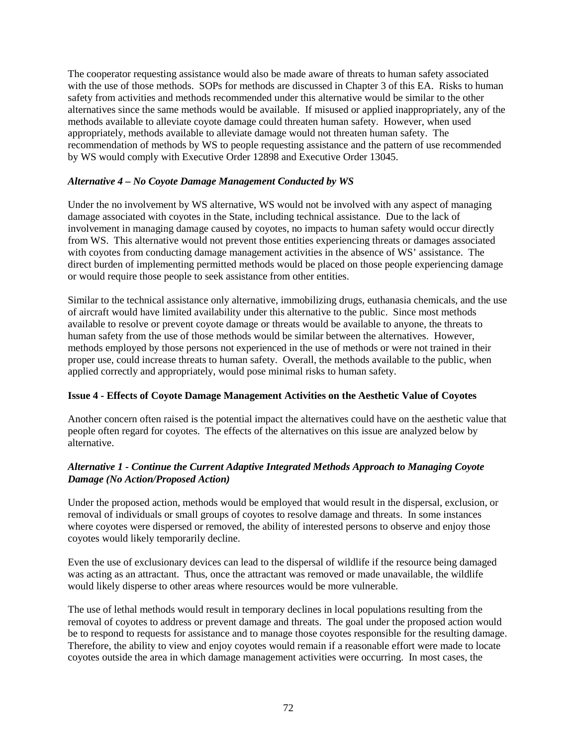The cooperator requesting assistance would also be made aware of threats to human safety associated with the use of those methods. SOPs for methods are discussed in Chapter 3 of this EA. Risks to human safety from activities and methods recommended under this alternative would be similar to the other alternatives since the same methods would be available. If misused or applied inappropriately, any of the methods available to alleviate coyote damage could threaten human safety. However, when used appropriately, methods available to alleviate damage would not threaten human safety. The recommendation of methods by WS to people requesting assistance and the pattern of use recommended by WS would comply with Executive Order 12898 and Executive Order 13045.

#### *Alternative 4 – No Coyote Damage Management Conducted by WS*

Under the no involvement by WS alternative, WS would not be involved with any aspect of managing damage associated with coyotes in the State, including technical assistance. Due to the lack of involvement in managing damage caused by coyotes, no impacts to human safety would occur directly from WS. This alternative would not prevent those entities experiencing threats or damages associated with coyotes from conducting damage management activities in the absence of WS' assistance. The direct burden of implementing permitted methods would be placed on those people experiencing damage or would require those people to seek assistance from other entities.

Similar to the technical assistance only alternative, immobilizing drugs, euthanasia chemicals, and the use of aircraft would have limited availability under this alternative to the public. Since most methods available to resolve or prevent coyote damage or threats would be available to anyone, the threats to human safety from the use of those methods would be similar between the alternatives. However, methods employed by those persons not experienced in the use of methods or were not trained in their proper use, could increase threats to human safety. Overall, the methods available to the public, when applied correctly and appropriately, would pose minimal risks to human safety.

### Issue 4 - Effects of Coyote Damage Management Activities on the Aesthetic Value of Coyotes

Another concern often raised is the potential impact the alternatives could have on the aesthetic value that people often regard for coyotes. The effects of the alternatives on this issue are analyzed below by alternative.

#### *Alternative 1 - Continue the Current Adaptive Integrated Methods Approach to Managing Coyote Damage (No Action/Proposed Action)*

Under the proposed action, methods would be employed that would result in the dispersal, exclusion, or removal of individuals or small groups of coyotes to resolve damage and threats. In some instances where coyotes were dispersed or removed, the ability of interested persons to observe and enjoy those coyotes would likely temporarily decline.

Even the use of exclusionary devices can lead to the dispersal of wildlife if the resource being damaged was acting as an attractant. Thus, once the attractant was removed or made unavailable, the wildlife would likely disperse to other areas where resources would be more vulnerable.

The use of lethal methods would result in temporary declines in local populations resulting from the removal of coyotes to address or prevent damage and threats. The goal under the proposed action would be to respond to requests for assistance and to manage those coyotes responsible for the resulting damage. Therefore, the ability to view and enjoy coyotes would remain if a reasonable effort were made to locate coyotes outside the area in which damage management activities were occurring. In most cases, the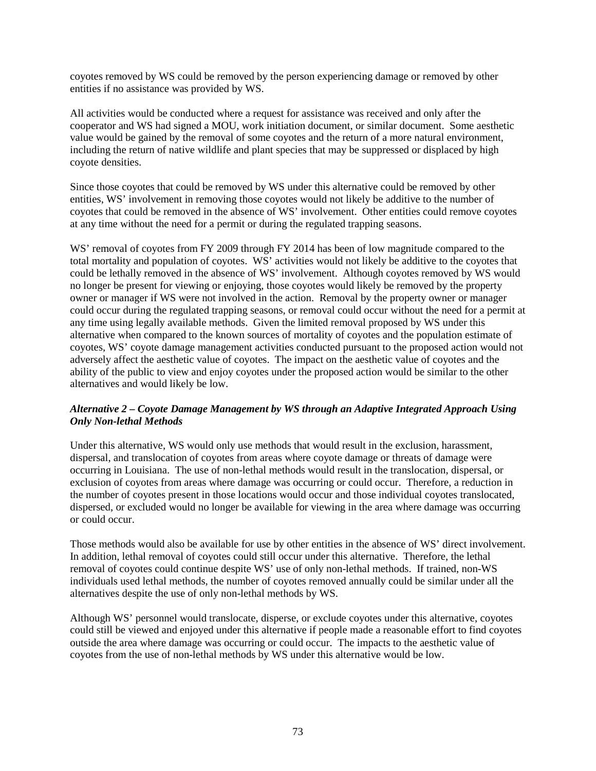coyotes removed by WS could be removed by the person experiencing damage or removed by other entities if no assistance was provided by WS.

All activities would be conducted where a request for assistance was received and only after the cooperator and WS had signed a MOU, work initiation document, or similar document. Some aesthetic value would be gained by the removal of some coyotes and the return of a more natural environment, including the return of native wildlife and plant species that may be suppressed or displaced by high coyote densities.

Since those coyotes that could be removed by WS under this alternative could be removed by other entities, WS' involvement in removing those coyotes would not likely be additive to the number of coyotes that could be removed in the absence of WS' involvement. Other entities could remove coyotes at any time without the need for a permit or during the regulated trapping seasons.

WS' removal of coyotes from FY 2009 through FY 2014 has been of low magnitude compared to the total mortality and population of coyotes. WS' activities would not likely be additive to the coyotes that could be lethally removed in the absence of WS' involvement. Although coyotes removed by WS would no longer be present for viewing or enjoying, those coyotes would likely be removed by the property owner or manager if WS were not involved in the action. Removal by the property owner or manager could occur during the regulated trapping seasons, or removal could occur without the need for a permit at any time using legally available methods. Given the limited removal proposed by WS under this alternative when compared to the known sources of mortality of coyotes and the population estimate of coyotes, WS' coyote damage management activities conducted pursuant to the proposed action would not adversely affect the aesthetic value of coyotes. The impact on the aesthetic value of coyotes and the ability of the public to view and enjoy coyotes under the proposed action would be similar to the other alternatives and would likely be low.

***Alternative 2 – Coyote Damage Management by WS through an Adaptive Integrated Approach Using Only Non-lethal Methods***

Under this alternative, WS would only use methods that would result in the exclusion, harassment, dispersal, and translocation of coyotes from areas where coyote damage or threats of damage were occurring in Louisiana. The use of non-lethal methods would result in the translocation, dispersal, or exclusion of coyotes from areas where damage was occurring or could occur. Therefore, a reduction in the number of coyotes present in those locations would occur and those individual coyotes translocated, dispersed, or excluded would no longer be available for viewing in the area where damage was occurring or could occur.

Those methods would also be available for use by other entities in the absence of WS' direct involvement. In addition, lethal removal of coyotes could still occur under this alternative. Therefore, the lethal removal of coyotes could continue despite WS' use of only non-lethal methods. If trained, non-WS individuals used lethal methods, the number of coyotes removed annually could be similar under all the alternatives despite the use of only non-lethal methods by WS.

Although WS' personnel would translocate, disperse, or exclude coyotes under this alternative, coyotes could still be viewed and enjoyed under this alternative if people made a reasonable effort to find coyotes outside the area where damage was occurring or could occur. The impacts to the aesthetic value of coyotes from the use of non-lethal methods by WS under this alternative would be low.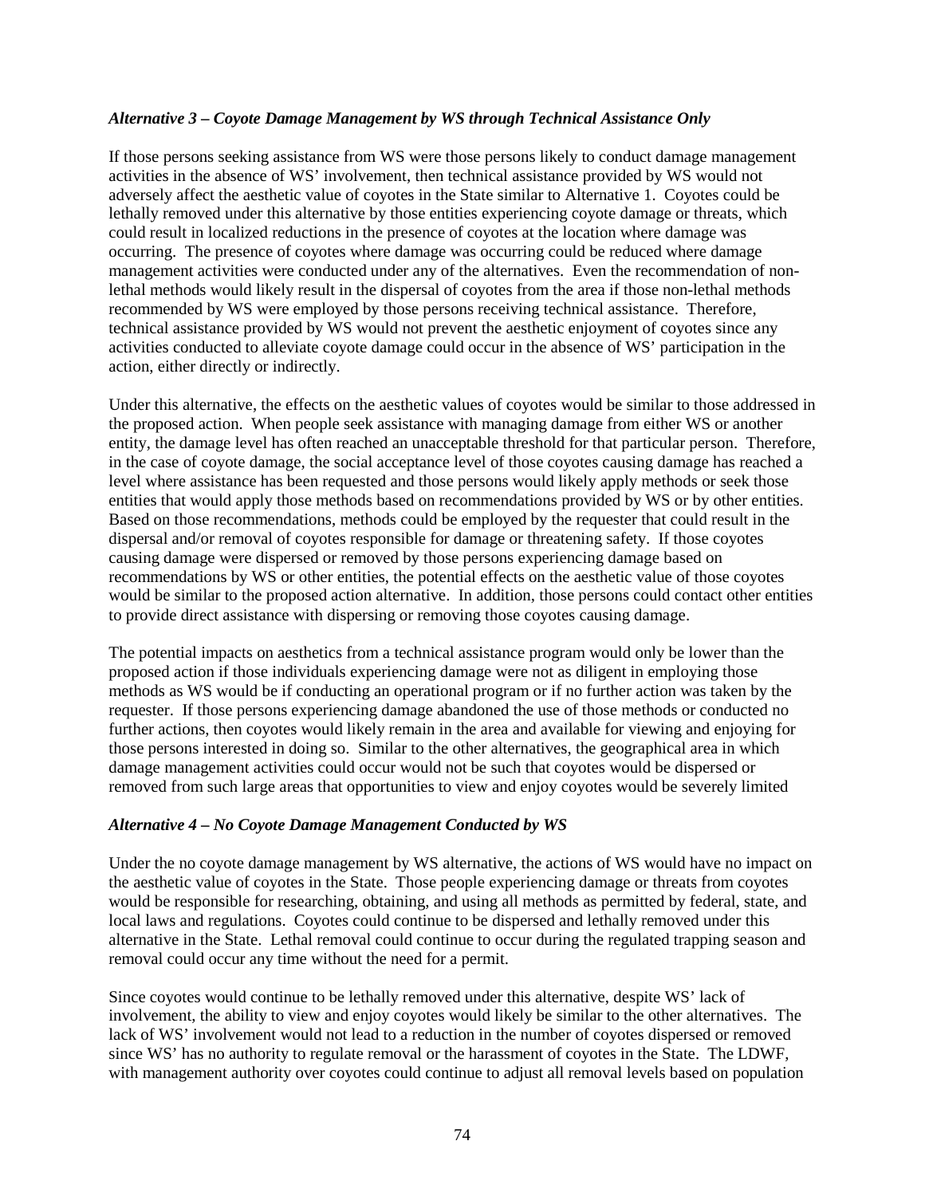*Alternative 3 – Coyote Damage Management by WS through Technical Assistance Only*

If those persons seeking assistance from WS were those persons likely to conduct damage management activities in the absence of WS' involvement, then technical assistance provided by WS would not adversely affect the aesthetic value of coyotes in the State similar to Alternative 1. Coyotes could be lethally removed under this alternative by those entities experiencing coyote damage or threats, which could result in localized reductions in the presence of coyotes at the location where damage was occurring. The presence of coyotes where damage was occurring could be reduced where damage management activities were conducted under any of the alternatives. Even the recommendation of non-lethal methods would likely result in the dispersal of coyotes from the area if those non-lethal methods recommended by WS were employed by those persons receiving technical assistance. Therefore, technical assistance provided by WS would not prevent the aesthetic enjoyment of coyotes since any activities conducted to alleviate coyote damage could occur in the absence of WS' participation in the action, either directly or indirectly.

Under this alternative, the effects on the aesthetic values of coyotes would be similar to those addressed in the proposed action. When people seek assistance with managing damage from either WS or another entity, the damage level has often reached an unacceptable threshold for that particular person. Therefore, in the case of coyote damage, the social acceptance level of those coyotes causing damage has reached a level where assistance has been requested and those persons would likely apply methods or seek those entities that would apply those methods based on recommendations provided by WS or by other entities. Based on those recommendations, methods could be employed by the requester that could result in the dispersal and/or removal of coyotes responsible for damage or threatening safety. If those coyotes causing damage were dispersed or removed by those persons experiencing damage based on recommendations by WS or other entities, the potential effects on the aesthetic value of those coyotes would be similar to the proposed action alternative. In addition, those persons could contact other entities to provide direct assistance with dispersing or removing those coyotes causing damage.

The potential impacts on aesthetics from a technical assistance program would only be lower than the proposed action if those individuals experiencing damage were not as diligent in employing those methods as WS would be if conducting an operational program or if no further action was taken by the requester. If those persons experiencing damage abandoned the use of those methods or conducted no further actions, then coyotes would likely remain in the area and available for viewing and enjoying for those persons interested in doing so. Similar to the other alternatives, the geographical area in which damage management activities could occur would not be such that coyotes would be dispersed or removed from such large areas that opportunities to view and enjoy coyotes would be severely limited

*Alternative 4 – No Coyote Damage Management Conducted by WS*

Under the no coyote damage management by WS alternative, the actions of WS would have no impact on the aesthetic value of coyotes in the State. Those people experiencing damage or threats from coyotes would be responsible for researching, obtaining, and using all methods as permitted by federal, state, and local laws and regulations. Coyotes could continue to be dispersed and lethally removed under this alternative in the State. Lethal removal could continue to occur during the regulated trapping season and removal could occur any time without the need for a permit.

Since coyotes would continue to be lethally removed under this alternative, despite WS' lack of involvement, the ability to view and enjoy coyotes would likely be similar to the other alternatives. The lack of WS' involvement would not lead to a reduction in the number of coyotes dispersed or removed since WS' has no authority to regulate removal or the harassment of coyotes in the State. The LDWF, with management authority over coyotes could continue to adjust all removal levels based on population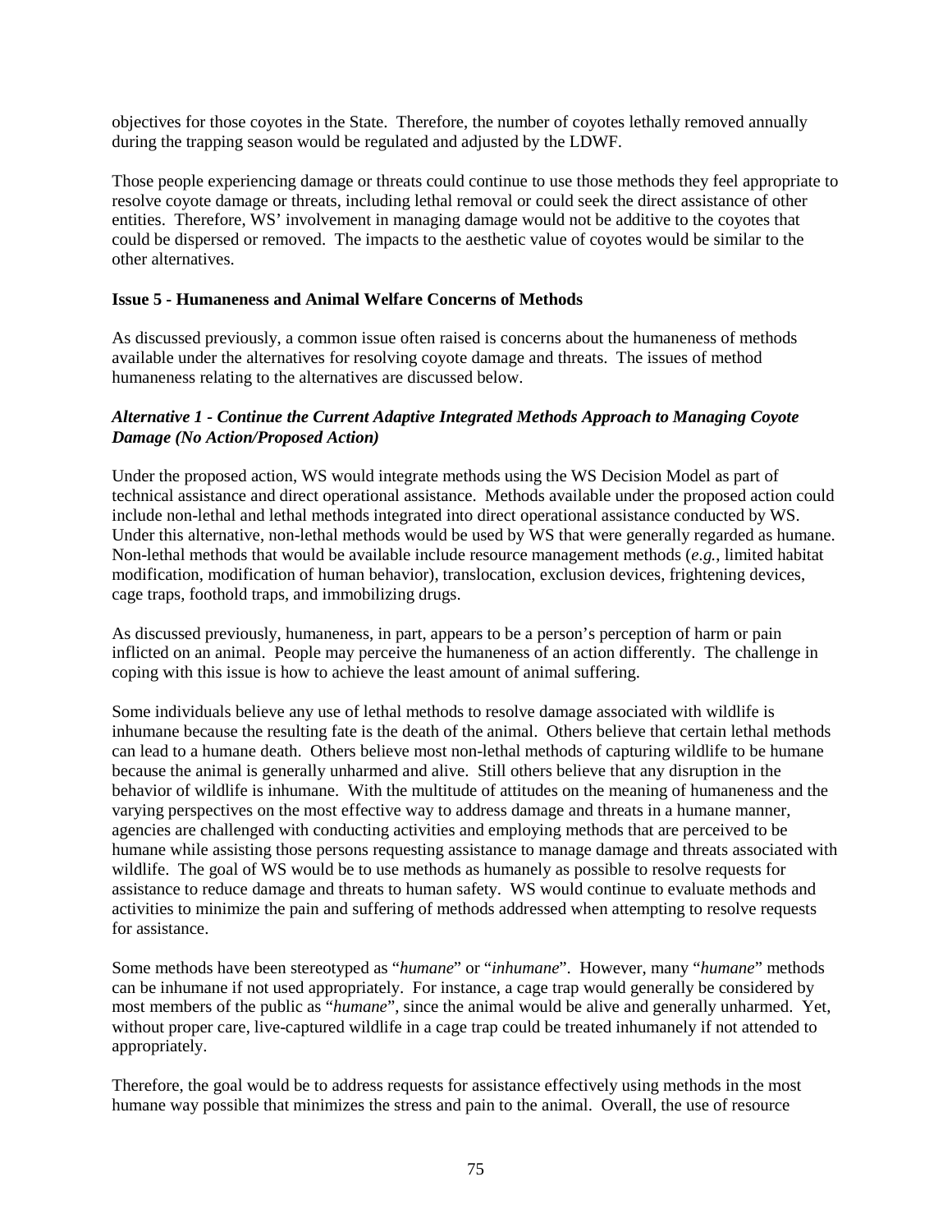objectives for those coyotes in the State. Therefore, the number of coyotes lethally removed annually during the trapping season would be regulated and adjusted by the LDWF.

Those people experiencing damage or threats could continue to use those methods they feel appropriate to resolve coyote damage or threats, including lethal removal or could seek the direct assistance of other entities. Therefore, WS' involvement in managing damage would not be additive to the coyotes that could be dispersed or removed. The impacts to the aesthetic value of coyotes would be similar to the other alternatives.

**Issue 5 - Humaneness and Animal Welfare Concerns of Methods**

As discussed previously, a common issue often raised is concerns about the humaneness of methods available under the alternatives for resolving coyote damage and threats. The issues of method humaneness relating to the alternatives are discussed below.

***Alternative 1 - Continue the Current Adaptive Integrated Methods Approach to Managing Coyote Damage (No Action/Proposed Action)***

Under the proposed action, WS would integrate methods using the WS Decision Model as part of technical assistance and direct operational assistance. Methods available under the proposed action could include non-lethal and lethal methods integrated into direct operational assistance conducted by WS. Under this alternative, non-lethal methods would be used by WS that were generally regarded as humane. Non-lethal methods that would be available include resource management methods (*e.g.*, limited habitat modification, modification of human behavior), translocation, exclusion devices, frightening devices, cage traps, foothold traps, and immobilizing drugs.

As discussed previously, humaneness, in part, appears to be a person's perception of harm or pain inflicted on an animal. People may perceive the humaneness of an action differently. The challenge in coping with this issue is how to achieve the least amount of animal suffering.

Some individuals believe any use of lethal methods to resolve damage associated with wildlife is inhumane because the resulting fate is the death of the animal. Others believe that certain lethal methods can lead to a humane death. Others believe most non-lethal methods of capturing wildlife to be humane because the animal is generally unharmed and alive. Still others believe that any disruption in the behavior of wildlife is inhumane. With the multitude of attitudes on the meaning of humaneness and the varying perspectives on the most effective way to address damage and threats in a humane manner, agencies are challenged with conducting activities and employing methods that are perceived to be humane while assisting those persons requesting assistance to manage damage and threats associated with wildlife. The goal of WS would be to use methods as humanely as possible to resolve requests for assistance to reduce damage and threats to human safety. WS would continue to evaluate methods and activities to minimize the pain and suffering of methods addressed when attempting to resolve requests for assistance.

Some methods have been stereotyped as "*humane*" or "*inhumane*". However, many "*humane*" methods can be inhumane if not used appropriately. For instance, a cage trap would generally be considered by most members of the public as "*humane*", since the animal would be alive and generally unharmed. Yet, without proper care, live-captured wildlife in a cage trap could be treated inhumanely if not attended to appropriately.

Therefore, the goal would be to address requests for assistance effectively using methods in the most humane way possible that minimizes the stress and pain to the animal. Overall, the use of resource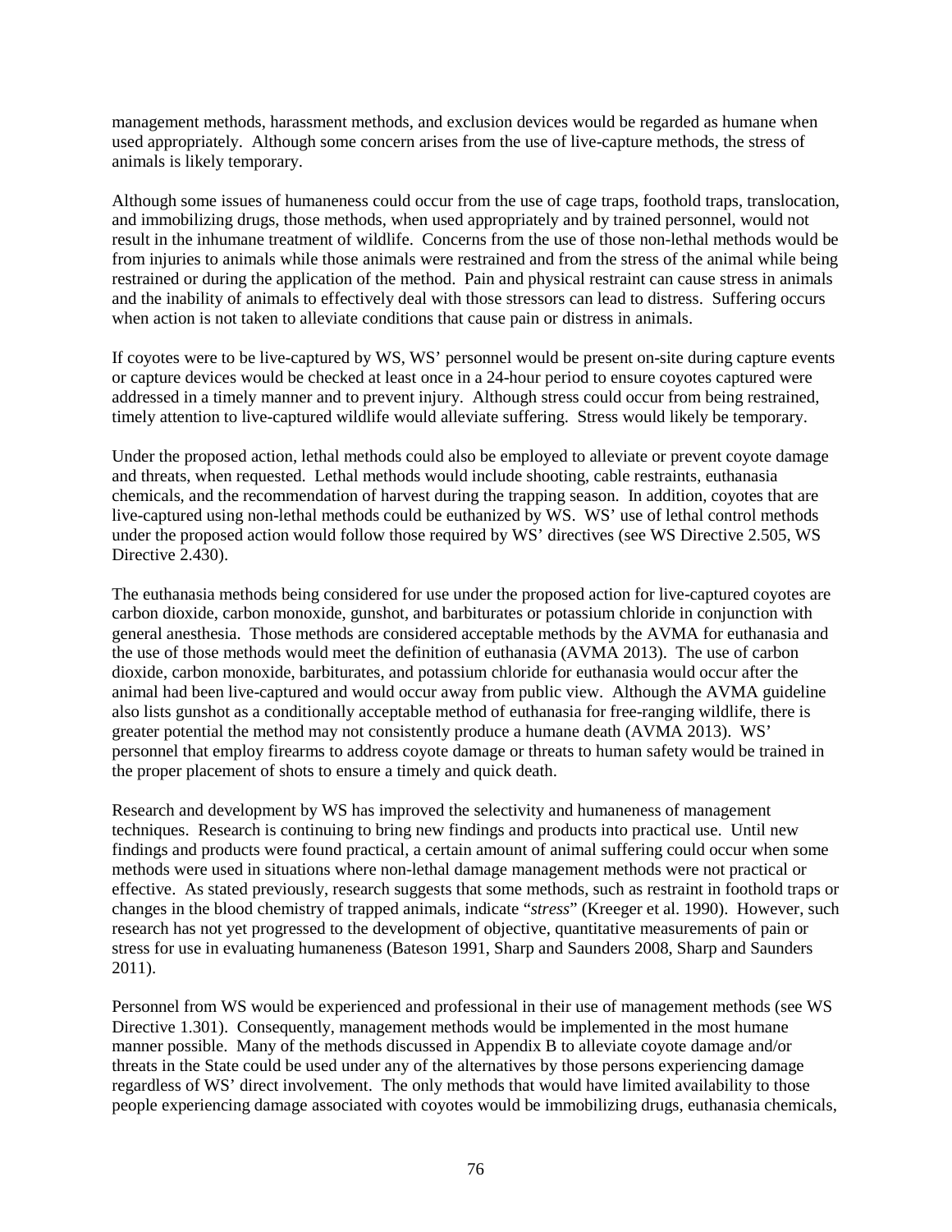management methods, harassment methods, and exclusion devices would be regarded as humane when used appropriately. Although some concern arises from the use of live-capture methods, the stress of animals is likely temporary.

Although some issues of humaneness could occur from the use of cage traps, foothold traps, translocation, and immobilizing drugs, those methods, when used appropriately and by trained personnel, would not result in the inhumane treatment of wildlife. Concerns from the use of those non-lethal methods would be from injuries to animals while those animals were restrained and from the stress of the animal while being restrained or during the application of the method. Pain and physical restraint can cause stress in animals and the inability of animals to effectively deal with those stressors can lead to distress. Suffering occurs when action is not taken to alleviate conditions that cause pain or distress in animals.

If coyotes were to be live-captured by WS, WS' personnel would be present on-site during capture events or capture devices would be checked at least once in a 24-hour period to ensure coyotes captured were addressed in a timely manner and to prevent injury. Although stress could occur from being restrained, timely attention to live-captured wildlife would alleviate suffering. Stress would likely be temporary.

Under the proposed action, lethal methods could also be employed to alleviate or prevent coyote damage and threats, when requested. Lethal methods would include shooting, cable restraints, euthanasia chemicals, and the recommendation of harvest during the trapping season. In addition, coyotes that are live-captured using non-lethal methods could be euthanized by WS. WS' use of lethal control methods under the proposed action would follow those required by WS' directives (see WS Directive 2.505, WS Directive 2.430).

The euthanasia methods being considered for use under the proposed action for live-captured coyotes are carbon dioxide, carbon monoxide, gunshot, and barbiturates or potassium chloride in conjunction with general anesthesia. Those methods are considered acceptable methods by the AVMA for euthanasia and the use of those methods would meet the definition of euthanasia (AVMA 2013). The use of carbon dioxide, carbon monoxide, barbiturates, and potassium chloride for euthanasia would occur after the animal had been live-captured and would occur away from public view. Although the AVMA guideline also lists gunshot as a conditionally acceptable method of euthanasia for free-ranging wildlife, there is greater potential the method may not consistently produce a humane death (AVMA 2013). WS' personnel that employ firearms to address coyote damage or threats to human safety would be trained in the proper placement of shots to ensure a timely and quick death.

Research and development by WS has improved the selectivity and humaneness of management techniques. Research is continuing to bring new findings and products into practical use. Until new findings and products were found practical, a certain amount of animal suffering could occur when some methods were used in situations where non-lethal damage management methods were not practical or effective. As stated previously, research suggests that some methods, such as restraint in foothold traps or changes in the blood chemistry of trapped animals, indicate "*stress*" (Kreeger et al. 1990). However, such research has not yet progressed to the development of objective, quantitative measurements of pain or stress for use in evaluating humaneness (Bateson 1991, Sharp and Saunders 2008, Sharp and Saunders 2011).

Personnel from WS would be experienced and professional in their use of management methods (see WS Directive 1.301). Consequently, management methods would be implemented in the most humane manner possible. Many of the methods discussed in Appendix B to alleviate coyote damage and/or threats in the State could be used under any of the alternatives by those persons experiencing damage regardless of WS' direct involvement. The only methods that would have limited availability to those people experiencing damage associated with coyotes would be immobilizing drugs, euthanasia chemicals,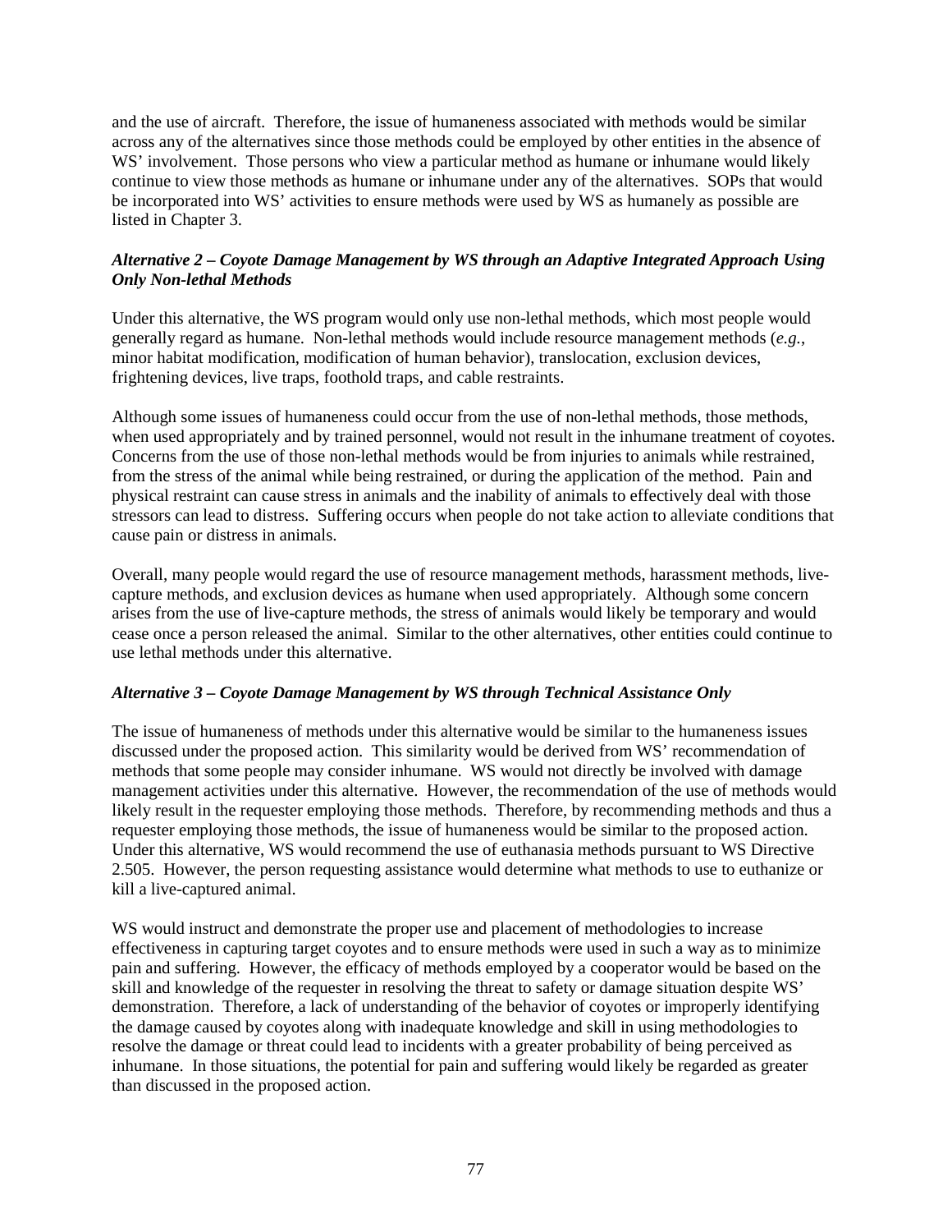and the use of aircraft. Therefore, the issue of humaneness associated with methods would be similar across any of the alternatives since those methods could be employed by other entities in the absence of WS' involvement. Those persons who view a particular method as humane or inhumane would likely continue to view those methods as humane or inhumane under any of the alternatives. SOPs that would be incorporated into WS' activities to ensure methods were used by WS as humanely as possible are listed in Chapter 3.

### *Alternative 2 – Coyote Damage Management by WS through an Adaptive Integrated Approach Using Only Non-lethal Methods*

Under this alternative, the WS program would only use non-lethal methods, which most people would generally regard as humane. Non-lethal methods would include resource management methods (*e.g.*, minor habitat modification, modification of human behavior), translocation, exclusion devices, frightening devices, live traps, foothold traps, and cable restraints.

Although some issues of humaneness could occur from the use of non-lethal methods, those methods, when used appropriately and by trained personnel, would not result in the inhumane treatment of coyotes. Concerns from the use of those non-lethal methods would be from injuries to animals while restrained, from the stress of the animal while being restrained, or during the application of the method. Pain and physical restraint can cause stress in animals and the inability of animals to effectively deal with those stressors can lead to distress. Suffering occurs when people do not take action to alleviate conditions that cause pain or distress in animals.

Overall, many people would regard the use of resource management methods, harassment methods, live-capture methods, and exclusion devices as humane when used appropriately. Although some concern arises from the use of live-capture methods, the stress of animals would likely be temporary and would cease once a person released the animal. Similar to the other alternatives, other entities could continue to use lethal methods under this alternative.

### *Alternative 3 – Coyote Damage Management by WS through Technical Assistance Only*

The issue of humaneness of methods under this alternative would be similar to the humaneness issues discussed under the proposed action. This similarity would be derived from WS' recommendation of methods that some people may consider inhumane. WS would not directly be involved with damage management activities under this alternative. However, the recommendation of the use of methods would likely result in the requester employing those methods. Therefore, by recommending methods and thus a requester employing those methods, the issue of humaneness would be similar to the proposed action. Under this alternative, WS would recommend the use of euthanasia methods pursuant to WS Directive 2.505. However, the person requesting assistance would determine what methods to use to euthanize or kill a live-captured animal.

WS would instruct and demonstrate the proper use and placement of methodologies to increase effectiveness in capturing target coyotes and to ensure methods were used in such a way as to minimize pain and suffering. However, the efficacy of methods employed by a cooperator would be based on the skill and knowledge of the requester in resolving the threat to safety or damage situation despite WS' demonstration. Therefore, a lack of understanding of the behavior of coyotes or improperly identifying the damage caused by coyotes along with inadequate knowledge and skill in using methodologies to resolve the damage or threat could lead to incidents with a greater probability of being perceived as inhumane. In those situations, the potential for pain and suffering would likely be regarded as greater than discussed in the proposed action.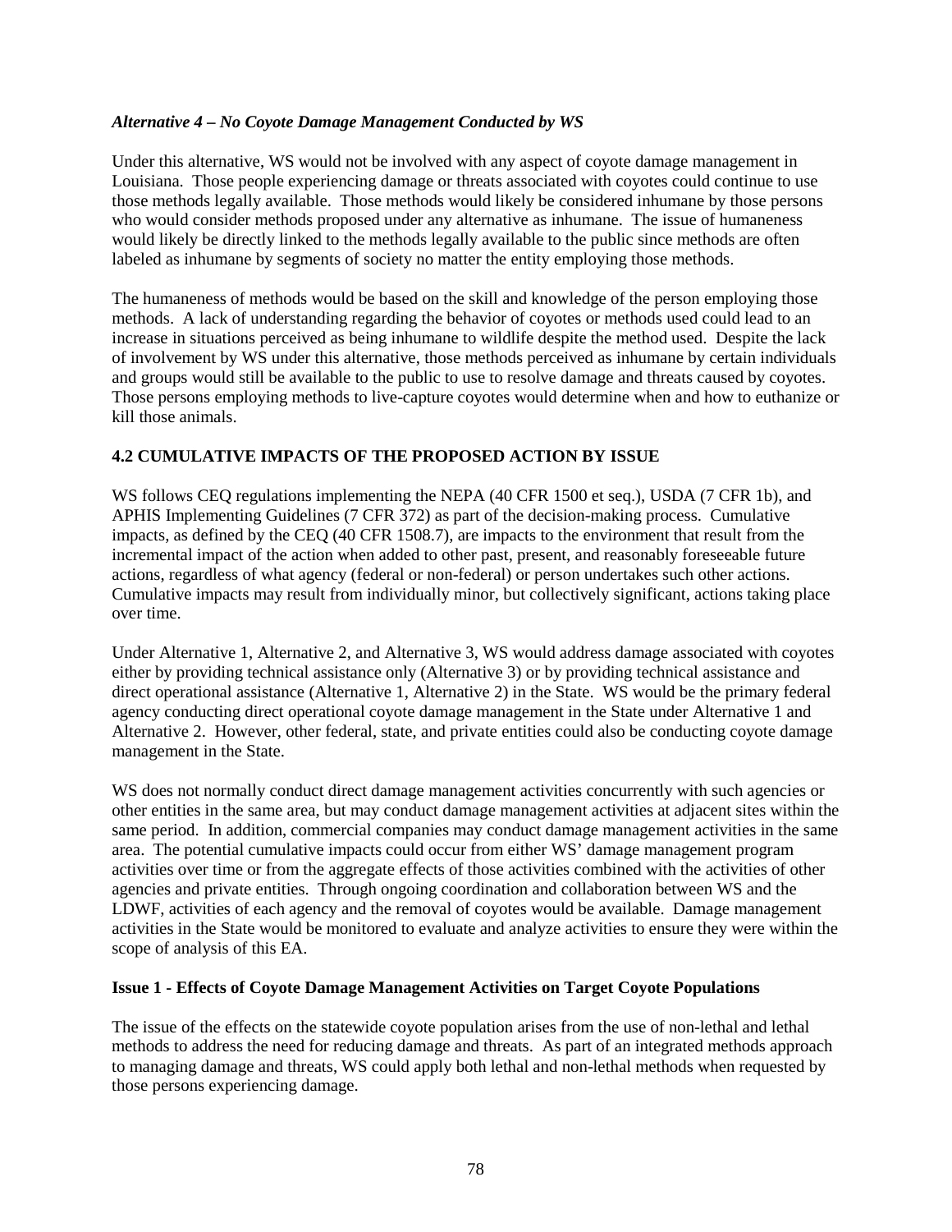*Alternative 4 – No Coyote Damage Management Conducted by WS*

Under this alternative, WS would not be involved with any aspect of coyote damage management in Louisiana. Those people experiencing damage or threats associated with coyotes could continue to use those methods legally available. Those methods would likely be considered inhumane by those persons who would consider methods proposed under any alternative as inhumane. The issue of humaneness would likely be directly linked to the methods legally available to the public since methods are often labeled as inhumane by segments of society no matter the entity employing those methods.

The humaneness of methods would be based on the skill and knowledge of the person employing those methods. A lack of understanding regarding the behavior of coyotes or methods used could lead to an increase in situations perceived as being inhumane to wildlife despite the method used. Despite the lack of involvement by WS under this alternative, those methods perceived as inhumane by certain individuals and groups would still be available to the public to use to resolve damage and threats caused by coyotes. Those persons employing methods to live-capture coyotes would determine when and how to euthanize or kill those animals.

## 4.2 CUMULATIVE IMPACTS OF THE PROPOSED ACTION BY ISSUE

WS follows CEQ regulations implementing the NEPA (40 CFR 1500 et seq.), USDA (7 CFR 1b), and APHIS Implementing Guidelines (7 CFR 372) as part of the decision-making process. Cumulative impacts, as defined by the CEQ (40 CFR 1508.7), are impacts to the environment that result from the incremental impact of the action when added to other past, present, and reasonably foreseeable future actions, regardless of what agency (federal or non-federal) or person undertakes such other actions. Cumulative impacts may result from individually minor, but collectively significant, actions taking place over time.

Under Alternative 1, Alternative 2, and Alternative 3, WS would address damage associated with coyotes either by providing technical assistance only (Alternative 3) or by providing technical assistance and direct operational assistance (Alternative 1, Alternative 2) in the State. WS would be the primary federal agency conducting direct operational coyote damage management in the State under Alternative 1 and Alternative 2. However, other federal, state, and private entities could also be conducting coyote damage management in the State.

WS does not normally conduct direct damage management activities concurrently with such agencies or other entities in the same area, but may conduct damage management activities at adjacent sites within the same period. In addition, commercial companies may conduct damage management activities in the same area. The potential cumulative impacts could occur from either WS' damage management program activities over time or from the aggregate effects of those activities combined with the activities of other agencies and private entities. Through ongoing coordination and collaboration between WS and the LDWF, activities of each agency and the removal of coyotes would be available. Damage management activities in the State would be monitored to evaluate and analyze activities to ensure they were within the scope of analysis of this EA.

**Issue 1 - Effects of Coyote Damage Management Activities on Target Coyote Populations**

The issue of the effects on the statewide coyote population arises from the use of non-lethal and lethal methods to address the need for reducing damage and threats. As part of an integrated methods approach to managing damage and threats, WS could apply both lethal and non-lethal methods when requested by those persons experiencing damage.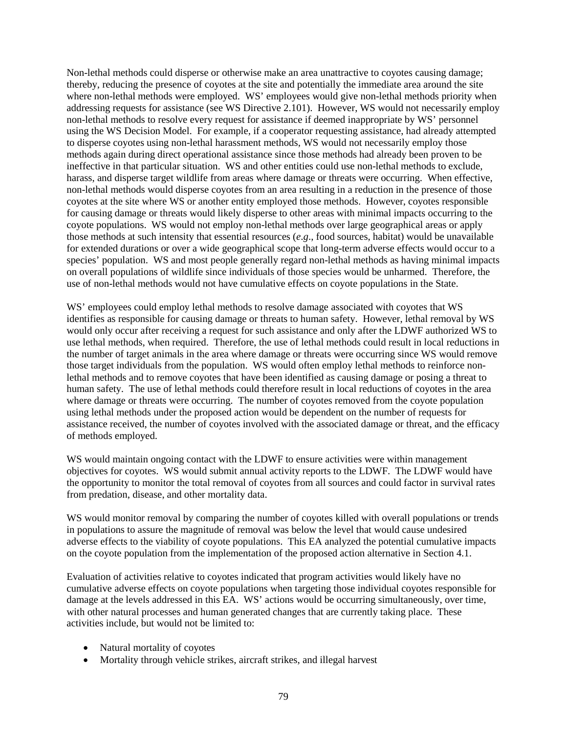Non-lethal methods could disperse or otherwise make an area unattractive to coyotes causing damage; thereby, reducing the presence of coyotes at the site and potentially the immediate area around the site where non-lethal methods were employed. WS' employees would give non-lethal methods priority when addressing requests for assistance (see WS Directive 2.101). However, WS would not necessarily employ non-lethal methods to resolve every request for assistance if deemed inappropriate by WS' personnel using the WS Decision Model. For example, if a cooperator requesting assistance, had already attempted to disperse coyotes using non-lethal harassment methods, WS would not necessarily employ those methods again during direct operational assistance since those methods had already been proven to be ineffective in that particular situation. WS and other entities could use non-lethal methods to exclude, harass, and disperse target wildlife from areas where damage or threats were occurring. When effective, non-lethal methods would disperse coyotes from an area resulting in a reduction in the presence of those coyotes at the site where WS or another entity employed those methods. However, coyotes responsible for causing damage or threats would likely disperse to other areas with minimal impacts occurring to the coyote populations. WS would not employ non-lethal methods over large geographical areas or apply those methods at such intensity that essential resources (*e.g*., food sources, habitat) would be unavailable for extended durations or over a wide geographical scope that long-term adverse effects would occur to a species' population. WS and most people generally regard non-lethal methods as having minimal impacts on overall populations of wildlife since individuals of those species would be unharmed. Therefore, the use of non-lethal methods would not have cumulative effects on coyote populations in the State.

WS' employees could employ lethal methods to resolve damage associated with coyotes that WS identifies as responsible for causing damage or threats to human safety. However, lethal removal by WS would only occur after receiving a request for such assistance and only after the LDWF authorized WS to use lethal methods, when required. Therefore, the use of lethal methods could result in local reductions in the number of target animals in the area where damage or threats were occurring since WS would remove those target individuals from the population. WS would often employ lethal methods to reinforce non-lethal methods and to remove coyotes that have been identified as causing damage or posing a threat to human safety. The use of lethal methods could therefore result in local reductions of coyotes in the area where damage or threats were occurring. The number of coyotes removed from the coyote population using lethal methods under the proposed action would be dependent on the number of requests for assistance received, the number of coyotes involved with the associated damage or threat, and the efficacy of methods employed.

WS would maintain ongoing contact with the LDWF to ensure activities were within management objectives for coyotes. WS would submit annual activity reports to the LDWF. The LDWF would have the opportunity to monitor the total removal of coyotes from all sources and could factor in survival rates from predation, disease, and other mortality data.

WS would monitor removal by comparing the number of coyotes killed with overall populations or trends in populations to assure the magnitude of removal was below the level that would cause undesired adverse effects to the viability of coyote populations. This EA analyzed the potential cumulative impacts on the coyote population from the implementation of the proposed action alternative in Section 4.1.

Evaluation of activities relative to coyotes indicated that program activities would likely have no cumulative adverse effects on coyote populations when targeting those individual coyotes responsible for damage at the levels addressed in this EA. WS' actions would be occurring simultaneously, over time, with other natural processes and human generated changes that are currently taking place. These activities include, but would not be limited to:

- Natural mortality of coyotes
- Mortality through vehicle strikes, aircraft strikes, and illegal harvest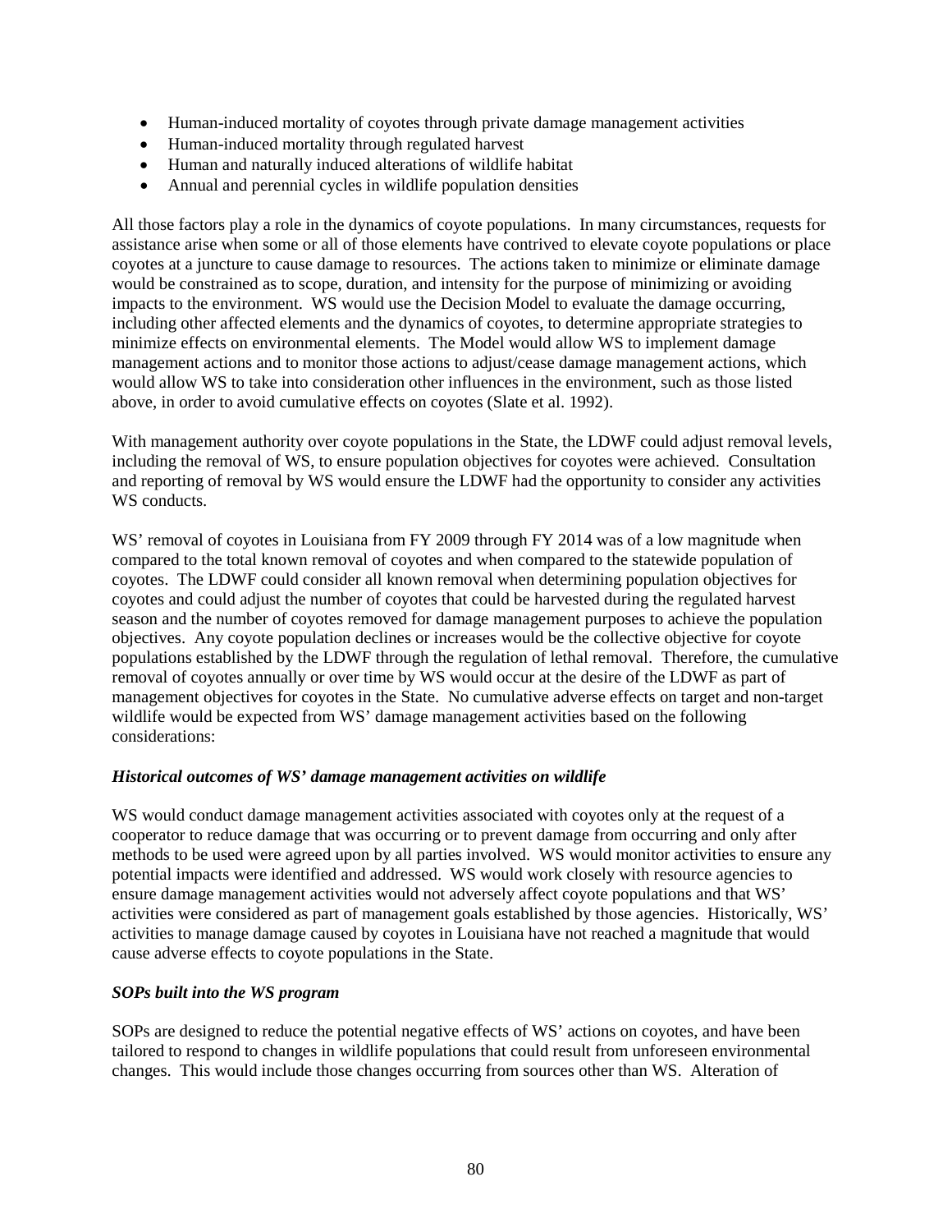- Human-induced mortality of coyotes through private damage management activities
- Human-induced mortality through regulated harvest
- Human and naturally induced alterations of wildlife habitat
- Annual and perennial cycles in wildlife population densities

All those factors play a role in the dynamics of coyote populations. In many circumstances, requests for assistance arise when some or all of those elements have contrived to elevate coyote populations or place coyotes at a juncture to cause damage to resources. The actions taken to minimize or eliminate damage would be constrained as to scope, duration, and intensity for the purpose of minimizing or avoiding impacts to the environment. WS would use the Decision Model to evaluate the damage occurring, including other affected elements and the dynamics of coyotes, to determine appropriate strategies to minimize effects on environmental elements. The Model would allow WS to implement damage management actions and to monitor those actions to adjust/cease damage management actions, which would allow WS to take into consideration other influences in the environment, such as those listed above, in order to avoid cumulative effects on coyotes (Slate et al. 1992).

With management authority over coyote populations in the State, the LDWF could adjust removal levels, including the removal of WS, to ensure population objectives for coyotes were achieved. Consultation and reporting of removal by WS would ensure the LDWF had the opportunity to consider any activities WS conducts.

WS' removal of coyotes in Louisiana from FY 2009 through FY 2014 was of a low magnitude when compared to the total known removal of coyotes and when compared to the statewide population of coyotes. The LDWF could consider all known removal when determining population objectives for coyotes and could adjust the number of coyotes that could be harvested during the regulated harvest season and the number of coyotes removed for damage management purposes to achieve the population objectives. Any coyote population declines or increases would be the collective objective for coyote populations established by the LDWF through the regulation of lethal removal. Therefore, the cumulative removal of coyotes annually or over time by WS would occur at the desire of the LDWF as part of management objectives for coyotes in the State. No cumulative adverse effects on target and non-target wildlife would be expected from WS' damage management activities based on the following considerations:

***Historical outcomes of WS' damage management activities on wildlife***

WS would conduct damage management activities associated with coyotes only at the request of a cooperator to reduce damage that was occurring or to prevent damage from occurring and only after methods to be used were agreed upon by all parties involved. WS would monitor activities to ensure any potential impacts were identified and addressed. WS would work closely with resource agencies to ensure damage management activities would not adversely affect coyote populations and that WS' activities were considered as part of management goals established by those agencies. Historically, WS' activities to manage damage caused by coyotes in Louisiana have not reached a magnitude that would cause adverse effects to coyote populations in the State.

***SOPs built into the WS program***

SOPs are designed to reduce the potential negative effects of WS' actions on coyotes, and have been tailored to respond to changes in wildlife populations that could result from unforeseen environmental changes. This would include those changes occurring from sources other than WS. Alteration of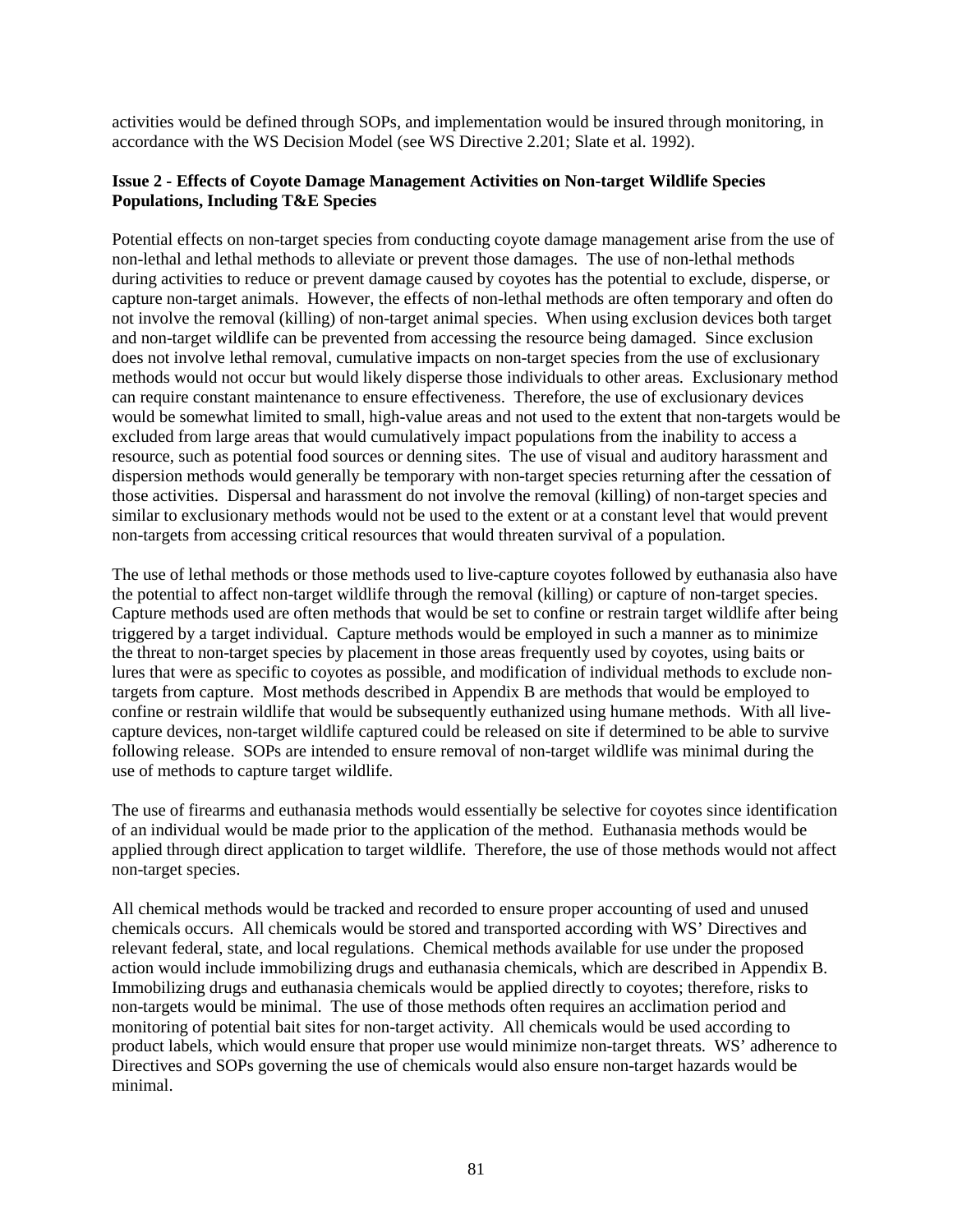activities would be defined through SOPs, and implementation would be insured through monitoring, in accordance with the WS Decision Model (see WS Directive 2.201; Slate et al. 1992).

**Issue 2 - Effects of Coyote Damage Management Activities on Non-target Wildlife Species Populations, Including T&E Species**

Potential effects on non-target species from conducting coyote damage management arise from the use of non-lethal and lethal methods to alleviate or prevent those damages. The use of non-lethal methods during activities to reduce or prevent damage caused by coyotes has the potential to exclude, disperse, or capture non-target animals. However, the effects of non-lethal methods are often temporary and often do not involve the removal (killing) of non-target animal species. When using exclusion devices both target and non-target wildlife can be prevented from accessing the resource being damaged. Since exclusion does not involve lethal removal, cumulative impacts on non-target species from the use of exclusionary methods would not occur but would likely disperse those individuals to other areas. Exclusionary method can require constant maintenance to ensure effectiveness. Therefore, the use of exclusionary devices would be somewhat limited to small, high-value areas and not used to the extent that non-targets would be excluded from large areas that would cumulatively impact populations from the inability to access a resource, such as potential food sources or denning sites. The use of visual and auditory harassment and dispersion methods would generally be temporary with non-target species returning after the cessation of those activities. Dispersal and harassment do not involve the removal (killing) of non-target species and similar to exclusionary methods would not be used to the extent or at a constant level that would prevent non-targets from accessing critical resources that would threaten survival of a population.

The use of lethal methods or those methods used to live-capture coyotes followed by euthanasia also have the potential to affect non-target wildlife through the removal (killing) or capture of non-target species. Capture methods used are often methods that would be set to confine or restrain target wildlife after being triggered by a target individual. Capture methods would be employed in such a manner as to minimize the threat to non-target species by placement in those areas frequently used by coyotes, using baits or lures that were as specific to coyotes as possible, and modification of individual methods to exclude non-targets from capture. Most methods described in Appendix B are methods that would be employed to confine or restrain wildlife that would be subsequently euthanized using humane methods. With all live-capture devices, non-target wildlife captured could be released on site if determined to be able to survive following release. SOPs are intended to ensure removal of non-target wildlife was minimal during the use of methods to capture target wildlife.

The use of firearms and euthanasia methods would essentially be selective for coyotes since identification of an individual would be made prior to the application of the method. Euthanasia methods would be applied through direct application to target wildlife. Therefore, the use of those methods would not affect non-target species.

All chemical methods would be tracked and recorded to ensure proper accounting of used and unused chemicals occurs. All chemicals would be stored and transported according with WS' Directives and relevant federal, state, and local regulations. Chemical methods available for use under the proposed action would include immobilizing drugs and euthanasia chemicals, which are described in Appendix B. Immobilizing drugs and euthanasia chemicals would be applied directly to coyotes; therefore, risks to non-targets would be minimal. The use of those methods often requires an acclimation period and monitoring of potential bait sites for non-target activity. All chemicals would be used according to product labels, which would ensure that proper use would minimize non-target threats. WS' adherence to Directives and SOPs governing the use of chemicals would also ensure non-target hazards would be minimal.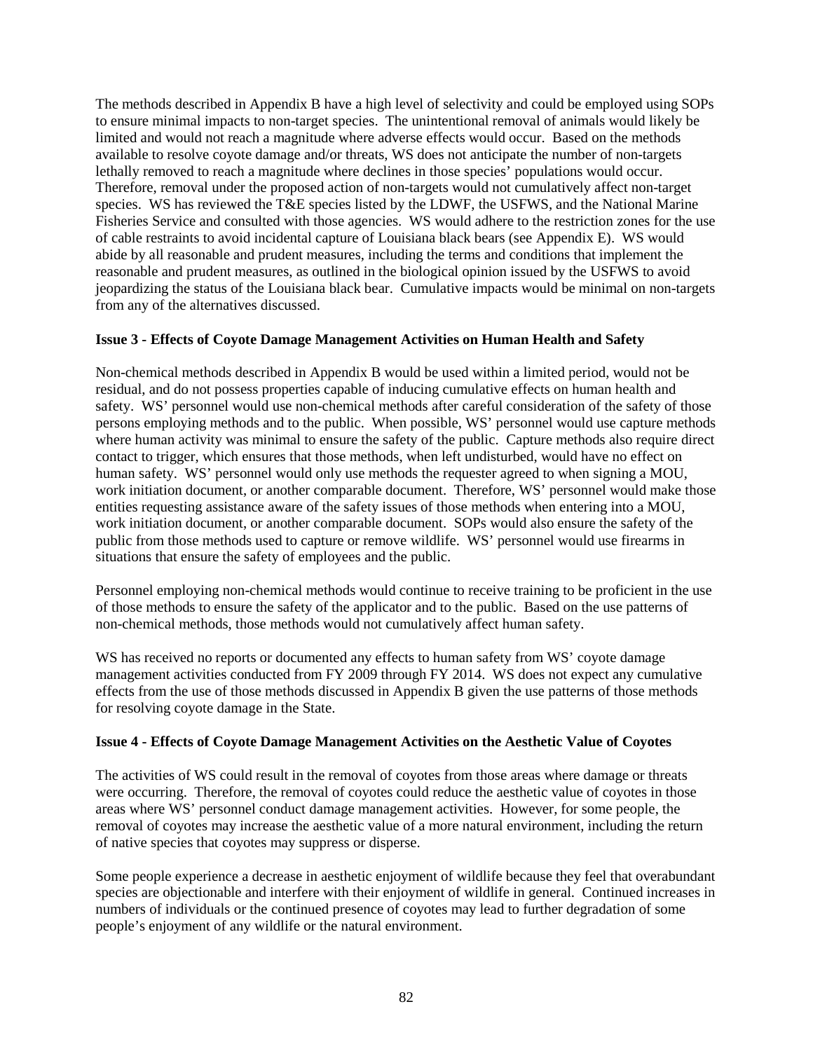The methods described in Appendix B have a high level of selectivity and could be employed using SOPs to ensure minimal impacts to non-target species. The unintentional removal of animals would likely be limited and would not reach a magnitude where adverse effects would occur. Based on the methods available to resolve coyote damage and/or threats, WS does not anticipate the number of non-targets lethally removed to reach a magnitude where declines in those species' populations would occur. Therefore, removal under the proposed action of non-targets would not cumulatively affect non-target species. WS has reviewed the T&E species listed by the LDWF, the USFWS, and the National Marine Fisheries Service and consulted with those agencies. WS would adhere to the restriction zones for the use of cable restraints to avoid incidental capture of Louisiana black bears (see Appendix E). WS would abide by all reasonable and prudent measures, including the terms and conditions that implement the reasonable and prudent measures, as outlined in the biological opinion issued by the USFWS to avoid jeopardizing the status of the Louisiana black bear. Cumulative impacts would be minimal on non-targets from any of the alternatives discussed.

**Issue 3 - Effects of Coyote Damage Management Activities on Human Health and Safety**

Non-chemical methods described in Appendix B would be used within a limited period, would not be residual, and do not possess properties capable of inducing cumulative effects on human health and safety. WS' personnel would use non-chemical methods after careful consideration of the safety of those persons employing methods and to the public. When possible, WS' personnel would use capture methods where human activity was minimal to ensure the safety of the public. Capture methods also require direct contact to trigger, which ensures that those methods, when left undisturbed, would have no effect on human safety. WS' personnel would only use methods the requester agreed to when signing a MOU, work initiation document, or another comparable document. Therefore, WS' personnel would make those entities requesting assistance aware of the safety issues of those methods when entering into a MOU, work initiation document, or another comparable document. SOPs would also ensure the safety of the public from those methods used to capture or remove wildlife. WS' personnel would use firearms in situations that ensure the safety of employees and the public.

Personnel employing non-chemical methods would continue to receive training to be proficient in the use of those methods to ensure the safety of the applicator and to the public. Based on the use patterns of non-chemical methods, those methods would not cumulatively affect human safety.

WS has received no reports or documented any effects to human safety from WS' coyote damage management activities conducted from FY 2009 through FY 2014. WS does not expect any cumulative effects from the use of those methods discussed in Appendix B given the use patterns of those methods for resolving coyote damage in the State.

**Issue 4 - Effects of Coyote Damage Management Activities on the Aesthetic Value of Coyotes**

The activities of WS could result in the removal of coyotes from those areas where damage or threats were occurring. Therefore, the removal of coyotes could reduce the aesthetic value of coyotes in those areas where WS' personnel conduct damage management activities. However, for some people, the removal of coyotes may increase the aesthetic value of a more natural environment, including the return of native species that coyotes may suppress or disperse.

Some people experience a decrease in aesthetic enjoyment of wildlife because they feel that overabundant species are objectionable and interfere with their enjoyment of wildlife in general. Continued increases in numbers of individuals or the continued presence of coyotes may lead to further degradation of some people's enjoyment of any wildlife or the natural environment.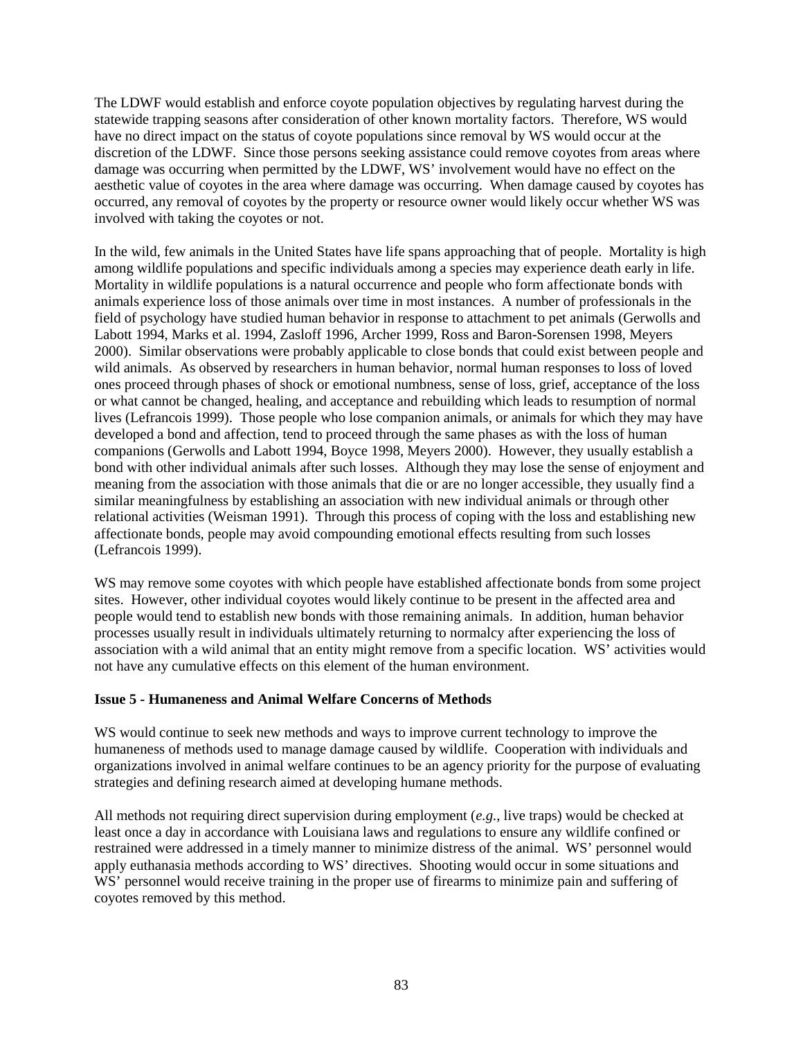The LDWF would establish and enforce coyote population objectives by regulating harvest during the statewide trapping seasons after consideration of other known mortality factors. Therefore, WS would have no direct impact on the status of coyote populations since removal by WS would occur at the discretion of the LDWF. Since those persons seeking assistance could remove coyotes from areas where damage was occurring when permitted by the LDWF, WS' involvement would have no effect on the aesthetic value of coyotes in the area where damage was occurring. When damage caused by coyotes has occurred, any removal of coyotes by the property or resource owner would likely occur whether WS was involved with taking the coyotes or not.

In the wild, few animals in the United States have life spans approaching that of people. Mortality is high among wildlife populations and specific individuals among a species may experience death early in life. Mortality in wildlife populations is a natural occurrence and people who form affectionate bonds with animals experience loss of those animals over time in most instances. A number of professionals in the field of psychology have studied human behavior in response to attachment to pet animals (Gerwolls and Labott 1994, Marks et al. 1994, Zasloff 1996, Archer 1999, Ross and Baron-Sorensen 1998, Meyers 2000). Similar observations were probably applicable to close bonds that could exist between people and wild animals. As observed by researchers in human behavior, normal human responses to loss of loved ones proceed through phases of shock or emotional numbness, sense of loss, grief, acceptance of the loss or what cannot be changed, healing, and acceptance and rebuilding which leads to resumption of normal lives (Lefrancois 1999). Those people who lose companion animals, or animals for which they may have developed a bond and affection, tend to proceed through the same phases as with the loss of human companions (Gerwolls and Labott 1994, Boyce 1998, Meyers 2000). However, they usually establish a bond with other individual animals after such losses. Although they may lose the sense of enjoyment and meaning from the association with those animals that die or are no longer accessible, they usually find a similar meaningfulness by establishing an association with new individual animals or through other relational activities (Weisman 1991). Through this process of coping with the loss and establishing new affectionate bonds, people may avoid compounding emotional effects resulting from such losses (Lefrancois 1999).

WS may remove some coyotes with which people have established affectionate bonds from some project sites. However, other individual coyotes would likely continue to be present in the affected area and people would tend to establish new bonds with those remaining animals. In addition, human behavior processes usually result in individuals ultimately returning to normalcy after experiencing the loss of association with a wild animal that an entity might remove from a specific location. WS' activities would not have any cumulative effects on this element of the human environment.

**Issue 5 - Humaneness and Animal Welfare Concerns of Methods**

WS would continue to seek new methods and ways to improve current technology to improve the humaneness of methods used to manage damage caused by wildlife. Cooperation with individuals and organizations involved in animal welfare continues to be an agency priority for the purpose of evaluating strategies and defining research aimed at developing humane methods.

All methods not requiring direct supervision during employment (*e.g.*, live traps) would be checked at least once a day in accordance with Louisiana laws and regulations to ensure any wildlife confined or restrained were addressed in a timely manner to minimize distress of the animal. WS' personnel would apply euthanasia methods according to WS' directives. Shooting would occur in some situations and WS' personnel would receive training in the proper use of firearms to minimize pain and suffering of coyotes removed by this method.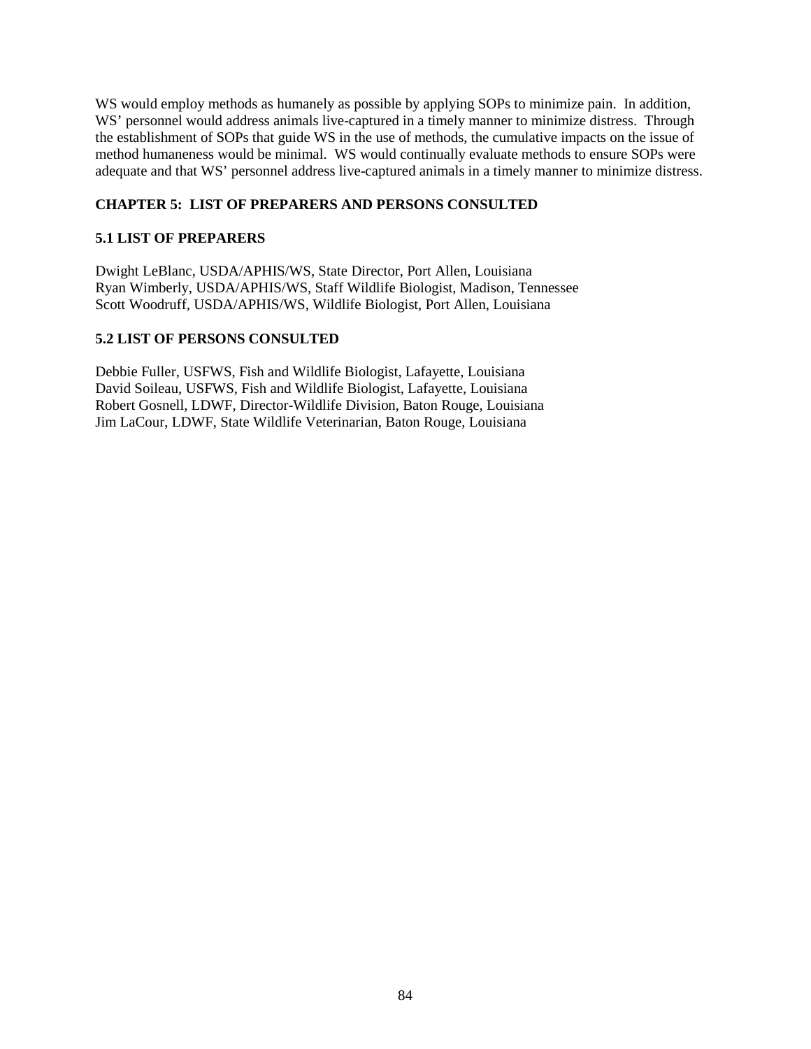WS would employ methods as humanely as possible by applying SOPs to minimize pain. In addition, WS' personnel would address animals live-captured in a timely manner to minimize distress. Through the establishment of SOPs that guide WS in the use of methods, the cumulative impacts on the issue of method humaneness would be minimal. WS would continually evaluate methods to ensure SOPs were adequate and that WS' personnel address live-captured animals in a timely manner to minimize distress.

## CHAPTER 5: LIST OF PREPARERS AND PERSONS CONSULTED

### 5.1 LIST OF PREPARERS

Dwight LeBlanc, USDA/APHIS/WS, State Director, Port Allen, Louisiana
Ryan Wimberly, USDA/APHIS/WS, Staff Wildlife Biologist, Madison, Tennessee
Scott Woodruff, USDA/APHIS/WS, Wildlife Biologist, Port Allen, Louisiana

### 5.2 LIST OF PERSONS CONSULTED

Debbie Fuller, USFWS, Fish and Wildlife Biologist, Lafayette, Louisiana
David Soileau, USFWS, Fish and Wildlife Biologist, Lafayette, Louisiana
Robert Gosnell, LDWF, Director-Wildlife Division, Baton Rouge, Louisiana
Jim LaCour, LDWF, State Wildlife Veterinarian, Baton Rouge, Louisiana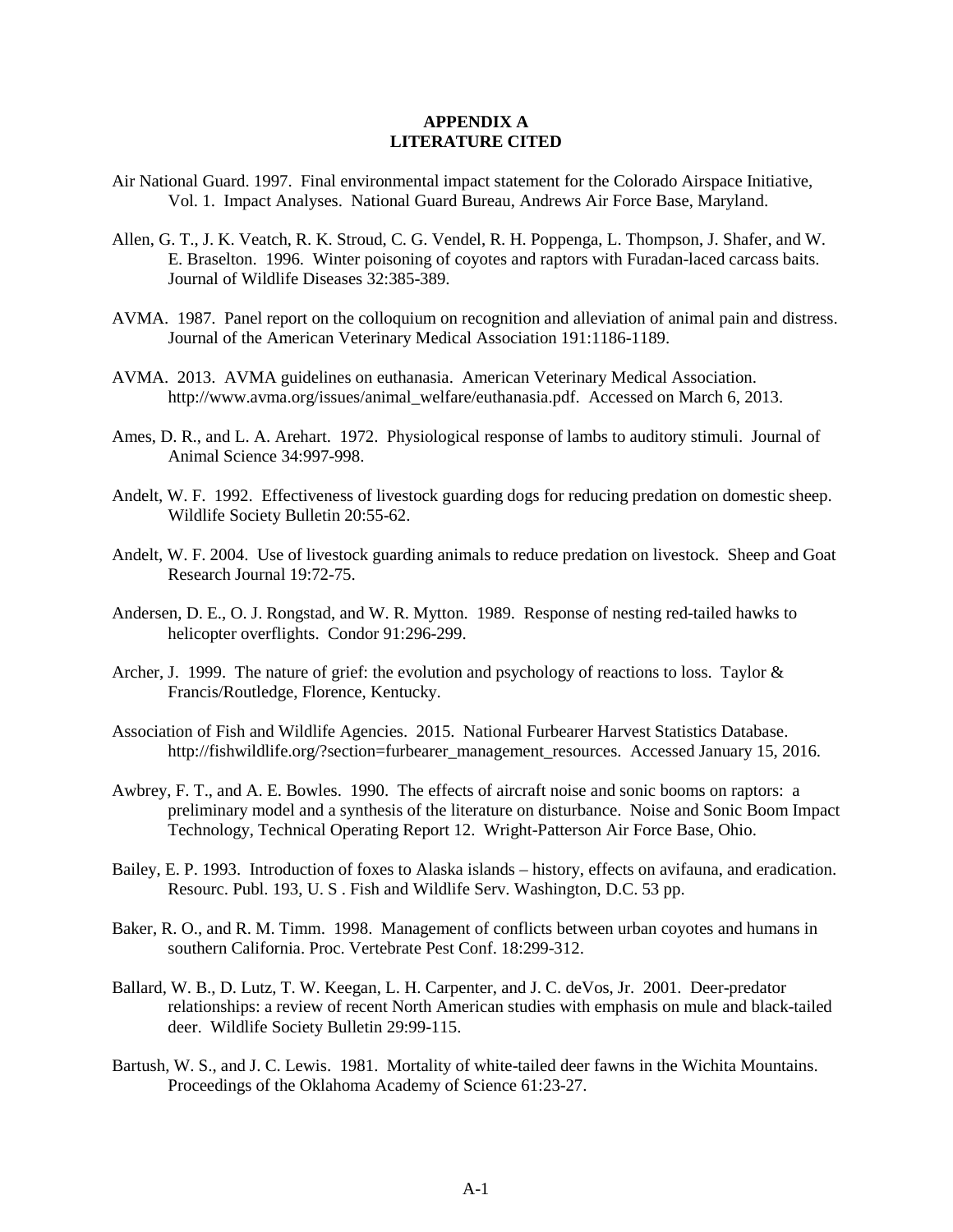# APPENDIX A
# LITERATURE CITED

Air National Guard. 1997. Final environmental impact statement for the Colorado Airspace Initiative, Vol. 1. Impact Analyses. National Guard Bureau, Andrews Air Force Base, Maryland.

Allen, G. T., J. K. Veatch, R. K. Stroud, C. G. Vendel, R. H. Poppenga, L. Thompson, J. Shafer, and W. E. Braselton. 1996. Winter poisoning of coyotes and raptors with Furadan-laced carcass baits. Journal of Wildlife Diseases 32:385-389.

AVMA. 1987. Panel report on the colloquium on recognition and alleviation of animal pain and distress. Journal of the American Veterinary Medical Association 191:1186-1189.

AVMA. 2013. AVMA guidelines on euthanasia. American Veterinary Medical Association. http://www.avma.org/issues/animal_welfare/euthanasia.pdf. Accessed on March 6, 2013.

Ames, D. R., and L. A. Arehart. 1972. Physiological response of lambs to auditory stimuli. Journal of Animal Science 34:997-998.

Andelt, W. F. 1992. Effectiveness of livestock guarding dogs for reducing predation on domestic sheep. Wildlife Society Bulletin 20:55-62.

Andelt, W. F. 2004. Use of livestock guarding animals to reduce predation on livestock. Sheep and Goat Research Journal 19:72-75.

Andersen, D. E., O. J. Rongstad, and W. R. Mytton. 1989. Response of nesting red-tailed hawks to helicopter overflights. Condor 91:296-299.

Archer, J. 1999. The nature of grief: the evolution and psychology of reactions to loss. Taylor & Francis/Routledge, Florence, Kentucky.

Association of Fish and Wildlife Agencies. 2015. National Furbearer Harvest Statistics Database. http://fishwildlife.org/?section=furbearer_management_resources. Accessed January 15, 2016.

Awbrey, F. T., and A. E. Bowles. 1990. The effects of aircraft noise and sonic booms on raptors: a preliminary model and a synthesis of the literature on disturbance. Noise and Sonic Boom Impact Technology, Technical Operating Report 12. Wright-Patterson Air Force Base, Ohio.

Bailey, E. P. 1993. Introduction of foxes to Alaska islands – history, effects on avifauna, and eradication. Resourc. Publ. 193, U. S . Fish and Wildlife Serv. Washington, D.C. 53 pp.

Baker, R. O., and R. M. Timm. 1998. Management of conflicts between urban coyotes and humans in southern California. Proc. Vertebrate Pest Conf. 18:299-312.

Ballard, W. B., D. Lutz, T. W. Keegan, L. H. Carpenter, and J. C. deVos, Jr. 2001. Deer-predator relationships: a review of recent North American studies with emphasis on mule and black-tailed deer. Wildlife Society Bulletin 29:99-115.

Bartush, W. S., and J. C. Lewis. 1981. Mortality of white-tailed deer fawns in the Wichita Mountains. Proceedings of the Oklahoma Academy of Science 61:23-27.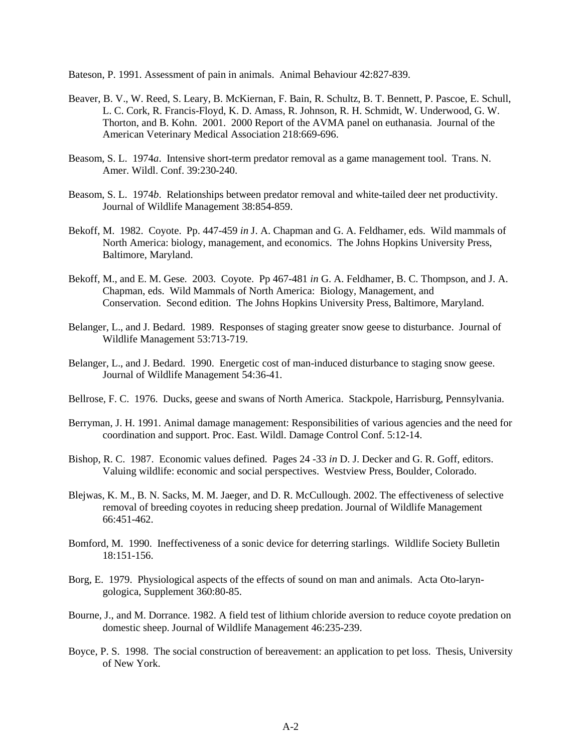Bateson, P. 1991. Assessment of pain in animals. Animal Behaviour 42:827-839.

Beaver, B. V., W. Reed, S. Leary, B. McKiernan, F. Bain, R. Schultz, B. T. Bennett, P. Pascoe, E. Schull, L. C. Cork, R. Francis-Floyd, K. D. Amass, R. Johnson, R. H. Schmidt, W. Underwood, G. W. Thorton, and B. Kohn. 2001. 2000 Report of the AVMA panel on euthanasia. Journal of the American Veterinary Medical Association 218:669-696.

Beasom, S. L. 1974*a*. Intensive short-term predator removal as a game management tool. Trans. N. Amer. Wildl. Conf. 39:230-240.

Beasom, S. L. 1974*b*. Relationships between predator removal and white-tailed deer net productivity. Journal of Wildlife Management 38:854-859.

Bekoff, M. 1982. Coyote. Pp. 447-459 *in* J. A. Chapman and G. A. Feldhamer, eds. Wild mammals of North America: biology, management, and economics. The Johns Hopkins University Press, Baltimore, Maryland.

Bekoff, M., and E. M. Gese. 2003. Coyote. Pp 467-481 *in* G. A. Feldhamer, B. C. Thompson, and J. A. Chapman, eds. Wild Mammals of North America: Biology, Management, and Conservation. Second edition. The Johns Hopkins University Press, Baltimore, Maryland.

Belanger, L., and J. Bedard. 1989. Responses of staging greater snow geese to disturbance. Journal of Wildlife Management 53:713-719.

Belanger, L., and J. Bedard. 1990. Energetic cost of man-induced disturbance to staging snow geese. Journal of Wildlife Management 54:36-41.

Bellrose, F. C. 1976. Ducks, geese and swans of North America. Stackpole, Harrisburg, Pennsylvania.

Berryman, J. H. 1991. Animal damage management: Responsibilities of various agencies and the need for coordination and support. Proc. East. Wildl. Damage Control Conf. 5:12-14.

Bishop, R. C. 1987. Economic values defined. Pages 24 -33 *in* D. J. Decker and G. R. Goff, editors. Valuing wildlife: economic and social perspectives. Westview Press, Boulder, Colorado.

Blejwas, K. M., B. N. Sacks, M. M. Jaeger, and D. R. McCullough. 2002. The effectiveness of selective removal of breeding coyotes in reducing sheep predation. Journal of Wildlife Management 66:451-462.

Bomford, M. 1990. Ineffectiveness of a sonic device for deterring starlings. Wildlife Society Bulletin 18:151-156.

Borg, E. 1979. Physiological aspects of the effects of sound on man and animals. Acta Oto-laryngologica, Supplement 360:80-85.

Bourne, J., and M. Dorrance. 1982. A field test of lithium chloride aversion to reduce coyote predation on domestic sheep. Journal of Wildlife Management 46:235-239.

Boyce, P. S. 1998. The social construction of bereavement: an application to pet loss. Thesis, University of New York.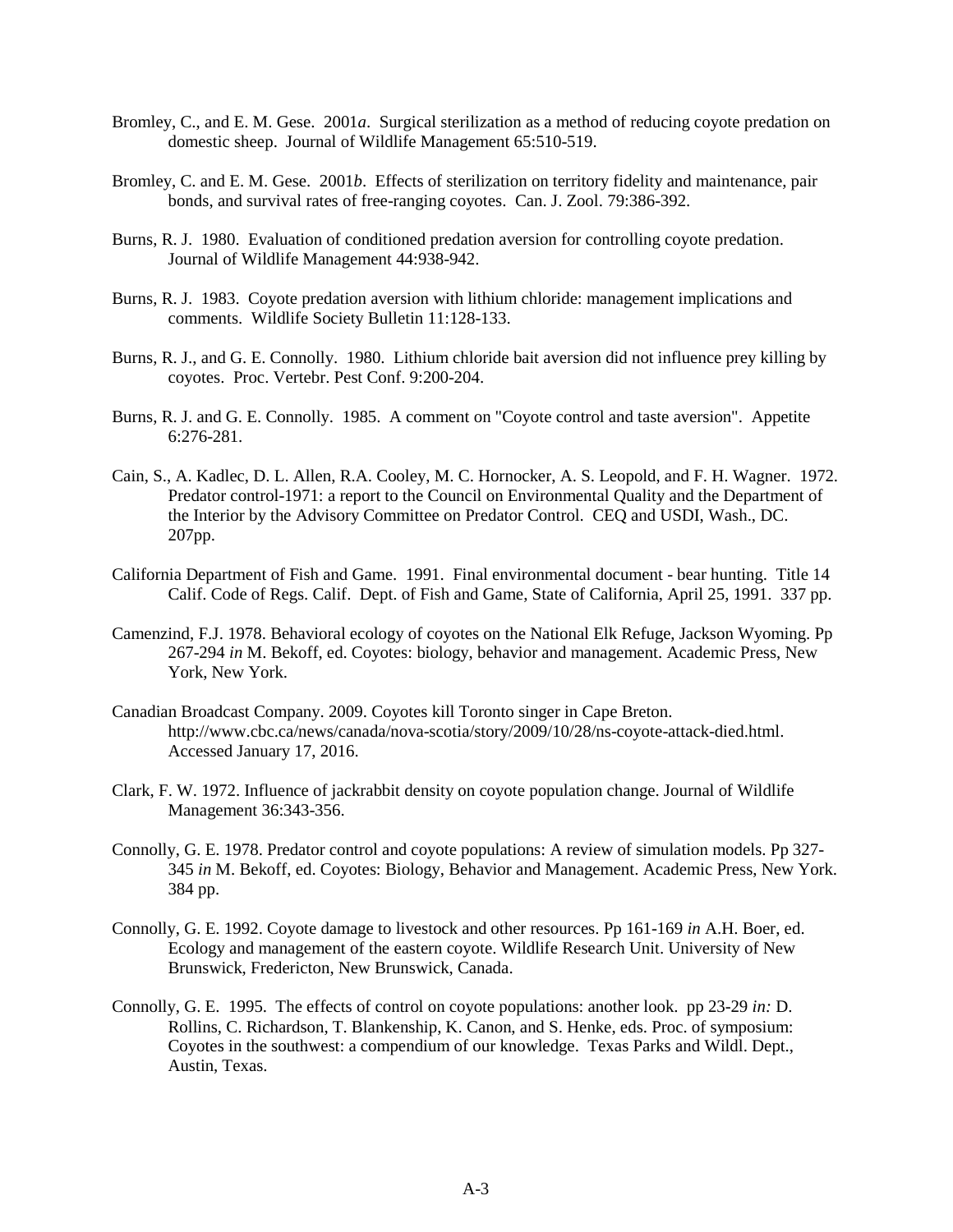Bromley, C., and E. M. Gese. 2001*a*. Surgical sterilization as a method of reducing coyote predation on domestic sheep. Journal of Wildlife Management 65:510-519.

Bromley, C. and E. M. Gese. 2001*b*. Effects of sterilization on territory fidelity and maintenance, pair bonds, and survival rates of free-ranging coyotes. Can. J. Zool. 79:386-392.

Burns, R. J. 1980. Evaluation of conditioned predation aversion for controlling coyote predation. Journal of Wildlife Management 44:938-942.

Burns, R. J. 1983. Coyote predation aversion with lithium chloride: management implications and comments. Wildlife Society Bulletin 11:128-133.

Burns, R. J., and G. E. Connolly. 1980. Lithium chloride bait aversion did not influence prey killing by coyotes. Proc. Vertebr. Pest Conf. 9:200-204.

Burns, R. J. and G. E. Connolly. 1985. A comment on "Coyote control and taste aversion". Appetite 6:276-281.

Cain, S., A. Kadlec, D. L. Allen, R.A. Cooley, M. C. Hornocker, A. S. Leopold, and F. H. Wagner. 1972. Predator control-1971: a report to the Council on Environmental Quality and the Department of the Interior by the Advisory Committee on Predator Control. CEQ and USDI, Wash., DC. 207pp.

California Department of Fish and Game. 1991. Final environmental document - bear hunting. Title 14 Calif. Code of Regs. Calif. Dept. of Fish and Game, State of California, April 25, 1991. 337 pp.

Camenzind, F.J. 1978. Behavioral ecology of coyotes on the National Elk Refuge, Jackson Wyoming. Pp 267-294 *in* M. Bekoff, ed. Coyotes: biology, behavior and management. Academic Press, New York, New York.

Canadian Broadcast Company. 2009. Coyotes kill Toronto singer in Cape Breton. http://www.cbc.ca/news/canada/nova-scotia/story/2009/10/28/ns-coyote-attack-died.html. Accessed January 17, 2016.

Clark, F. W. 1972. Influence of jackrabbit density on coyote population change. Journal of Wildlife Management 36:343-356.

Connolly, G. E. 1978. Predator control and coyote populations: A review of simulation models. Pp 327-345 *in* M. Bekoff, ed. Coyotes: Biology, Behavior and Management. Academic Press, New York. 384 pp.

Connolly, G. E. 1992. Coyote damage to livestock and other resources. Pp 161-169 *in* A.H. Boer, ed. Ecology and management of the eastern coyote. Wildlife Research Unit. University of New Brunswick, Fredericton, New Brunswick, Canada.

Connolly, G. E. 1995. The effects of control on coyote populations: another look. pp 23-29 *in:* D. Rollins, C. Richardson, T. Blankenship, K. Canon, and S. Henke, eds. Proc. of symposium: Coyotes in the southwest: a compendium of our knowledge. Texas Parks and Wildl. Dept., Austin, Texas.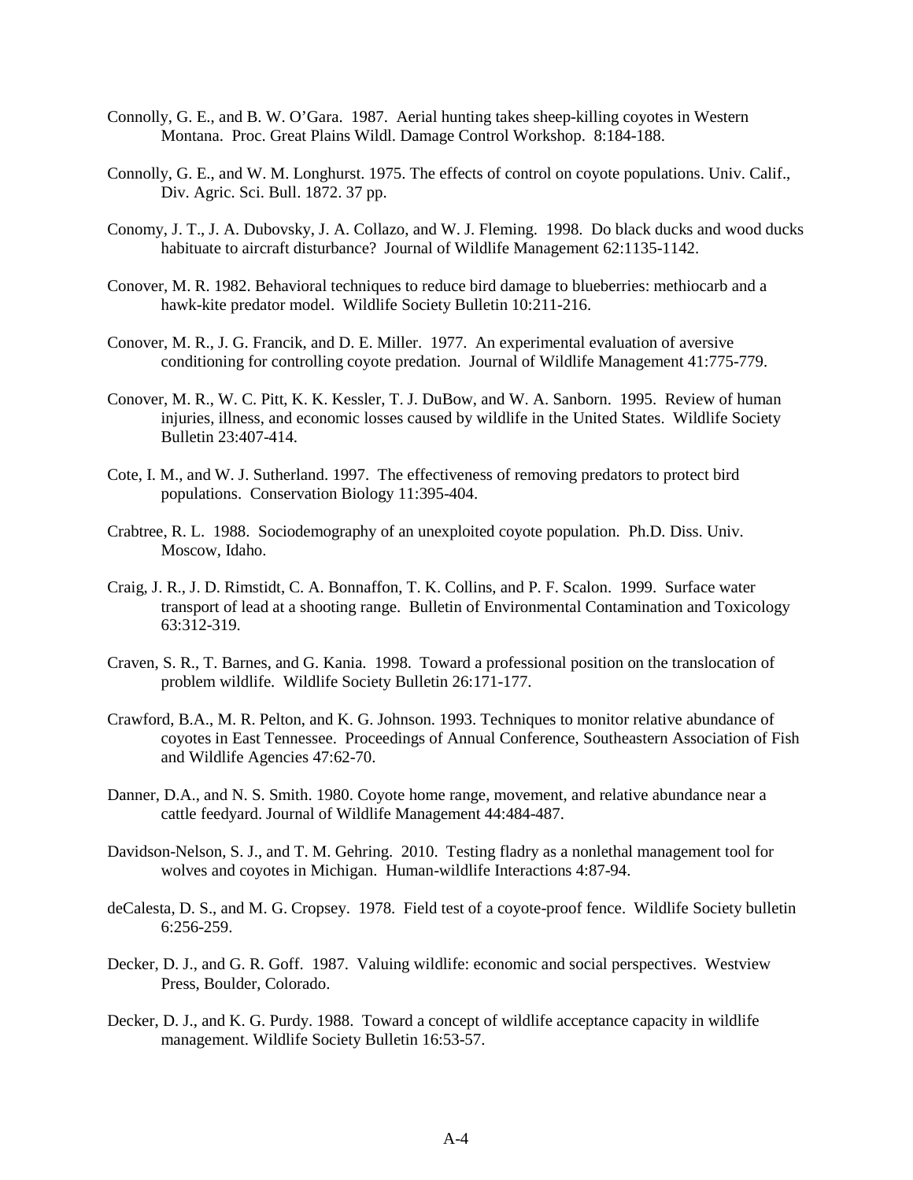Connolly, G. E., and B. W. O'Gara. 1987. Aerial hunting takes sheep-killing coyotes in Western Montana. Proc. Great Plains Wildl. Damage Control Workshop. 8:184-188.

Connolly, G. E., and W. M. Longhurst. 1975. The effects of control on coyote populations. Univ. Calif., Div. Agric. Sci. Bull. 1872. 37 pp.

Conomy, J. T., J. A. Dubovsky, J. A. Collazo, and W. J. Fleming. 1998. Do black ducks and wood ducks habituate to aircraft disturbance? Journal of Wildlife Management 62:1135-1142.

Conover, M. R. 1982. Behavioral techniques to reduce bird damage to blueberries: methiocarb and a hawk-kite predator model. Wildlife Society Bulletin 10:211-216.

Conover, M. R., J. G. Francik, and D. E. Miller. 1977. An experimental evaluation of aversive conditioning for controlling coyote predation. Journal of Wildlife Management 41:775-779.

Conover, M. R., W. C. Pitt, K. K. Kessler, T. J. DuBow, and W. A. Sanborn. 1995. Review of human injuries, illness, and economic losses caused by wildlife in the United States. Wildlife Society Bulletin 23:407-414.

Cote, I. M., and W. J. Sutherland. 1997. The effectiveness of removing predators to protect bird populations. Conservation Biology 11:395-404.

Crabtree, R. L. 1988. Sociodemography of an unexploited coyote population. Ph.D. Diss. Univ. Moscow, Idaho.

Craig, J. R., J. D. Rimstidt, C. A. Bonnaffon, T. K. Collins, and P. F. Scalon. 1999. Surface water transport of lead at a shooting range. Bulletin of Environmental Contamination and Toxicology 63:312-319.

Craven, S. R., T. Barnes, and G. Kania. 1998. Toward a professional position on the translocation of problem wildlife. Wildlife Society Bulletin 26:171-177.

Crawford, B.A., M. R. Pelton, and K. G. Johnson. 1993. Techniques to monitor relative abundance of coyotes in East Tennessee. Proceedings of Annual Conference, Southeastern Association of Fish and Wildlife Agencies 47:62-70.

Danner, D.A., and N. S. Smith. 1980. Coyote home range, movement, and relative abundance near a cattle feedyard. Journal of Wildlife Management 44:484-487.

Davidson-Nelson, S. J., and T. M. Gehring. 2010. Testing fladry as a nonlethal management tool for wolves and coyotes in Michigan. Human-wildlife Interactions 4:87-94.

deCalesta, D. S., and M. G. Cropsey. 1978. Field test of a coyote-proof fence. Wildlife Society bulletin 6:256-259.

Decker, D. J., and G. R. Goff. 1987. Valuing wildlife: economic and social perspectives. Westview Press, Boulder, Colorado.

Decker, D. J., and K. G. Purdy. 1988. Toward a concept of wildlife acceptance capacity in wildlife management. Wildlife Society Bulletin 16:53-57.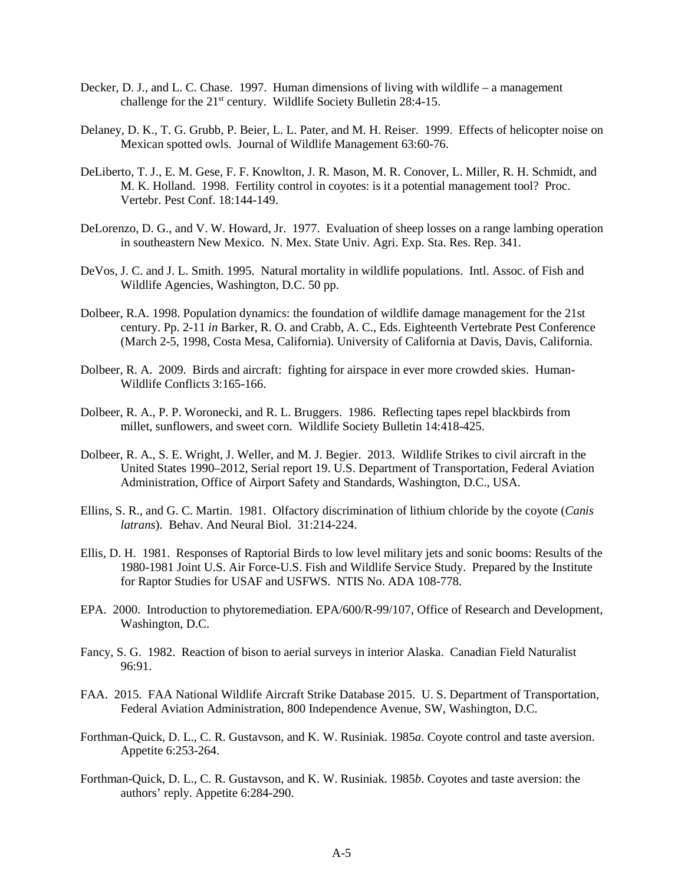Decker, D. J., and L. C. Chase. 1997. Human dimensions of living with wildlife – a management challenge for the 21st century. Wildlife Society Bulletin 28:4-15.

Delaney, D. K., T. G. Grubb, P. Beier, L. L. Pater, and M. H. Reiser. 1999. Effects of helicopter noise on Mexican spotted owls. Journal of Wildlife Management 63:60-76.

DeLiberto, T. J., E. M. Gese, F. F. Knowlton, J. R. Mason, M. R. Conover, L. Miller, R. H. Schmidt, and M. K. Holland. 1998. Fertility control in coyotes: is it a potential management tool? Proc. Vertebr. Pest Conf. 18:144-149.

DeLorenzo, D. G., and V. W. Howard, Jr. 1977. Evaluation of sheep losses on a range lambing operation in southeastern New Mexico. N. Mex. State Univ. Agri. Exp. Sta. Res. Rep. 341.

DeVos, J. C. and J. L. Smith. 1995. Natural mortality in wildlife populations. Intl. Assoc. of Fish and Wildlife Agencies, Washington, D.C. 50 pp.

Dolbeer, R.A. 1998. Population dynamics: the foundation of wildlife damage management for the 21st century. Pp. 2-11 *in* Barker, R. O. and Crabb, A. C., Eds. Eighteenth Vertebrate Pest Conference (March 2-5, 1998, Costa Mesa, California). University of California at Davis, Davis, California.

Dolbeer, R. A. 2009. Birds and aircraft: fighting for airspace in ever more crowded skies. Human-Wildlife Conflicts 3:165-166.

Dolbeer, R. A., P. P. Woronecki, and R. L. Bruggers. 1986. Reflecting tapes repel blackbirds from millet, sunflowers, and sweet corn. Wildlife Society Bulletin 14:418-425.

Dolbeer, R. A., S. E. Wright, J. Weller, and M. J. Begier. 2013. Wildlife Strikes to civil aircraft in the United States 1990–2012, Serial report 19. U.S. Department of Transportation, Federal Aviation Administration, Office of Airport Safety and Standards, Washington, D.C., USA.

Ellins, S. R., and G. C. Martin. 1981. Olfactory discrimination of lithium chloride by the coyote (*Canis latrans*). Behav. And Neural Biol. 31:214-224.

Ellis, D. H. 1981. Responses of Raptorial Birds to low level military jets and sonic booms: Results of the 1980-1981 Joint U.S. Air Force-U.S. Fish and Wildlife Service Study. Prepared by the Institute for Raptor Studies for USAF and USFWS. NTIS No. ADA 108-778.

EPA. 2000. Introduction to phytoremediation. EPA/600/R-99/107, Office of Research and Development, Washington, D.C.

Fancy, S. G. 1982. Reaction of bison to aerial surveys in interior Alaska. Canadian Field Naturalist 96:91.

FAA. 2015. FAA National Wildlife Aircraft Strike Database 2015. U. S. Department of Transportation, Federal Aviation Administration, 800 Independence Avenue, SW, Washington, D.C.

Forthman-Quick, D. L., C. R. Gustavson, and K. W. Rusiniak. 1985*a*. Coyote control and taste aversion. Appetite 6:253-264.

Forthman-Quick, D. L., C. R. Gustavson, and K. W. Rusiniak. 1985*b*. Coyotes and taste aversion: the authors' reply. Appetite 6:284-290.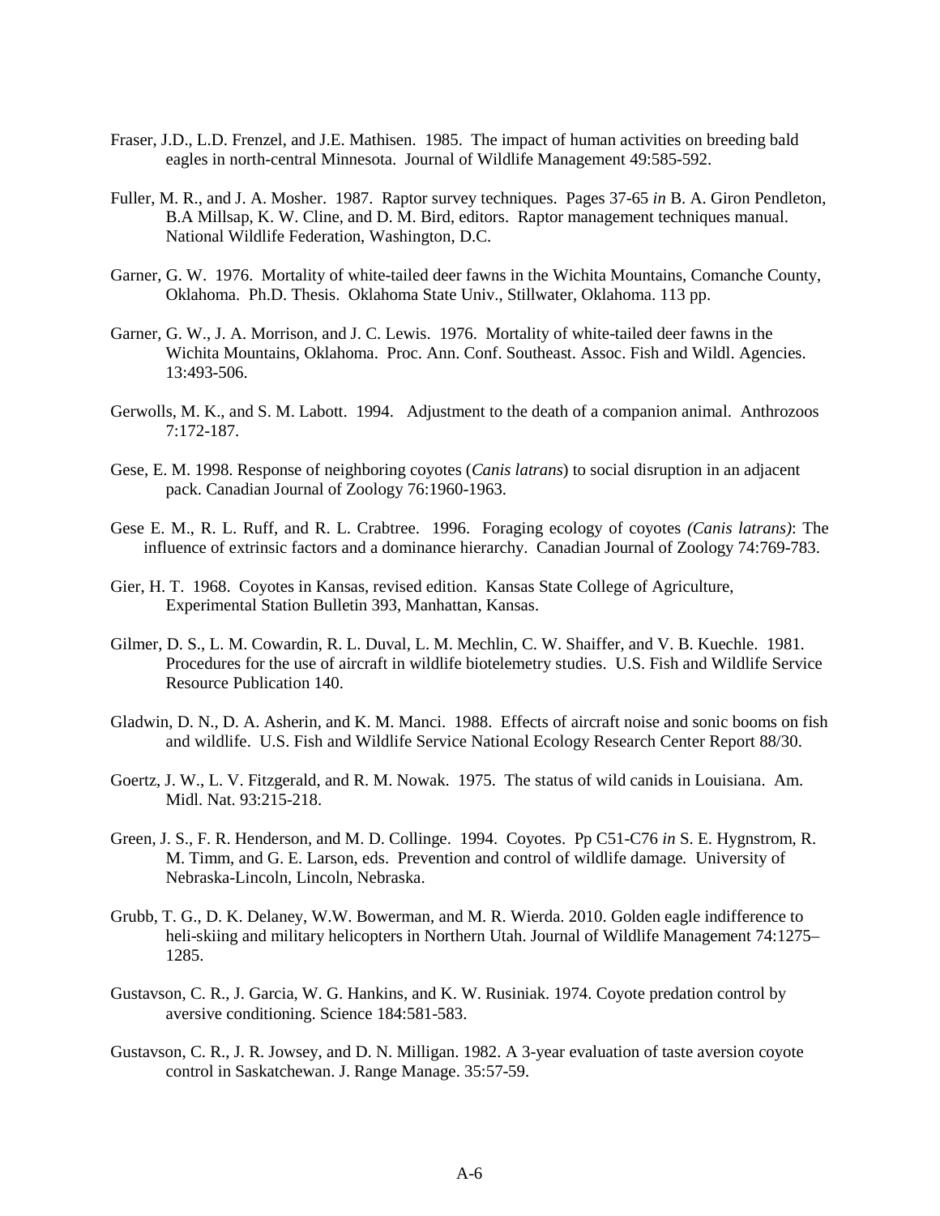Fraser, J.D., L.D. Frenzel, and J.E. Mathisen. 1985. The impact of human activities on breeding bald eagles in north-central Minnesota. Journal of Wildlife Management 49:585-592.

Fuller, M. R., and J. A. Mosher. 1987. Raptor survey techniques. Pages 37-65 *in* B. A. Giron Pendleton, B.A Millsap, K. W. Cline, and D. M. Bird, editors. Raptor management techniques manual. National Wildlife Federation, Washington, D.C.

Garner, G. W. 1976. Mortality of white-tailed deer fawns in the Wichita Mountains, Comanche County, Oklahoma. Ph.D. Thesis. Oklahoma State Univ., Stillwater, Oklahoma. 113 pp.

Garner, G. W., J. A. Morrison, and J. C. Lewis. 1976. Mortality of white-tailed deer fawns in the Wichita Mountains, Oklahoma. Proc. Ann. Conf. Southeast. Assoc. Fish and Wildl. Agencies. 13:493-506.

Gerwolls, M. K., and S. M. Labott. 1994. Adjustment to the death of a companion animal. Anthrozoos 7:172-187.

Gese, E. M. 1998. Response of neighboring coyotes (*Canis latrans*) to social disruption in an adjacent pack. Canadian Journal of Zoology 76:1960-1963.

Gese E. M., R. L. Ruff, and R. L. Crabtree. 1996. Foraging ecology of coyotes *(Canis latrans)*: The influence of extrinsic factors and a dominance hierarchy. Canadian Journal of Zoology 74:769-783.

Gier, H. T. 1968. Coyotes in Kansas, revised edition. Kansas State College of Agriculture, Experimental Station Bulletin 393, Manhattan, Kansas.

Gilmer, D. S., L. M. Cowardin, R. L. Duval, L. M. Mechlin, C. W. Shaiffer, and V. B. Kuechle. 1981. Procedures for the use of aircraft in wildlife biotelemetry studies. U.S. Fish and Wildlife Service Resource Publication 140.

Gladwin, D. N., D. A. Asherin, and K. M. Manci. 1988. Effects of aircraft noise and sonic booms on fish and wildlife. U.S. Fish and Wildlife Service National Ecology Research Center Report 88/30.

Goertz, J. W., L. V. Fitzgerald, and R. M. Nowak. 1975. The status of wild canids in Louisiana. Am. Midl. Nat. 93:215-218.

Green, J. S., F. R. Henderson, and M. D. Collinge. 1994. Coyotes. Pp C51-C76 *in* S. E. Hygnstrom, R. M. Timm, and G. E. Larson, eds. Prevention and control of wildlife damage. University of Nebraska-Lincoln, Lincoln, Nebraska.

Grubb, T. G., D. K. Delaney, W.W. Bowerman, and M. R. Wierda. 2010. Golden eagle indifference to heli-skiing and military helicopters in Northern Utah. Journal of Wildlife Management 74:1275–1285.

Gustavson, C. R., J. Garcia, W. G. Hankins, and K. W. Rusiniak. 1974. Coyote predation control by aversive conditioning. Science 184:581-583.

Gustavson, C. R., J. R. Jowsey, and D. N. Milligan. 1982. A 3-year evaluation of taste aversion coyote control in Saskatchewan. J. Range Manage. 35:57-59.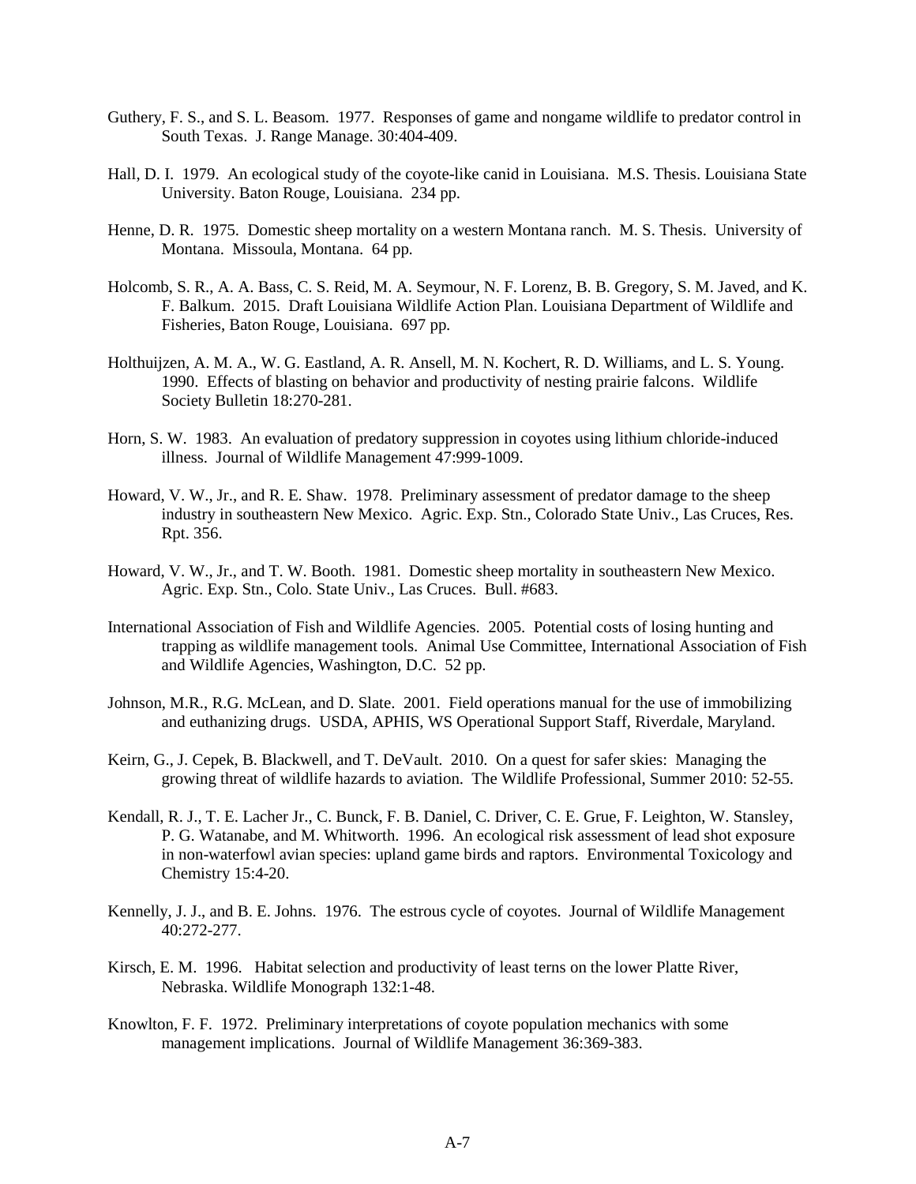Guthery, F. S., and S. L. Beasom. 1977. Responses of game and nongame wildlife to predator control in South Texas. J. Range Manage. 30:404-409.

Hall, D. I. 1979. An ecological study of the coyote-like canid in Louisiana. M.S. Thesis. Louisiana State University. Baton Rouge, Louisiana. 234 pp.

Henne, D. R. 1975. Domestic sheep mortality on a western Montana ranch. M. S. Thesis. University of Montana. Missoula, Montana. 64 pp.

Holcomb, S. R., A. A. Bass, C. S. Reid, M. A. Seymour, N. F. Lorenz, B. B. Gregory, S. M. Javed, and K. F. Balkum. 2015. Draft Louisiana Wildlife Action Plan. Louisiana Department of Wildlife and Fisheries, Baton Rouge, Louisiana. 697 pp.

Holthuijzen, A. M. A., W. G. Eastland, A. R. Ansell, M. N. Kochert, R. D. Williams, and L. S. Young. 1990. Effects of blasting on behavior and productivity of nesting prairie falcons. Wildlife Society Bulletin 18:270-281.

Horn, S. W. 1983. An evaluation of predatory suppression in coyotes using lithium chloride-induced illness. Journal of Wildlife Management 47:999-1009.

Howard, V. W., Jr., and R. E. Shaw. 1978. Preliminary assessment of predator damage to the sheep industry in southeastern New Mexico. Agric. Exp. Stn., Colorado State Univ., Las Cruces, Res. Rpt. 356.

Howard, V. W., Jr., and T. W. Booth. 1981. Domestic sheep mortality in southeastern New Mexico. Agric. Exp. Stn., Colo. State Univ., Las Cruces. Bull. #683.

International Association of Fish and Wildlife Agencies. 2005. Potential costs of losing hunting and trapping as wildlife management tools. Animal Use Committee, International Association of Fish and Wildlife Agencies, Washington, D.C. 52 pp.

Johnson, M.R., R.G. McLean, and D. Slate. 2001. Field operations manual for the use of immobilizing and euthanizing drugs. USDA, APHIS, WS Operational Support Staff, Riverdale, Maryland.

Keirn, G., J. Cepek, B. Blackwell, and T. DeVault. 2010. On a quest for safer skies: Managing the growing threat of wildlife hazards to aviation. The Wildlife Professional, Summer 2010: 52-55.

Kendall, R. J., T. E. Lacher Jr., C. Bunck, F. B. Daniel, C. Driver, C. E. Grue, F. Leighton, W. Stansley, P. G. Watanabe, and M. Whitworth. 1996. An ecological risk assessment of lead shot exposure in non-waterfowl avian species: upland game birds and raptors. Environmental Toxicology and Chemistry 15:4-20.

Kennelly, J. J., and B. E. Johns. 1976. The estrous cycle of coyotes. Journal of Wildlife Management 40:272-277.

Kirsch, E. M. 1996. Habitat selection and productivity of least terns on the lower Platte River, Nebraska. Wildlife Monograph 132:1-48.

Knowlton, F. F. 1972. Preliminary interpretations of coyote population mechanics with some management implications. Journal of Wildlife Management 36:369-383.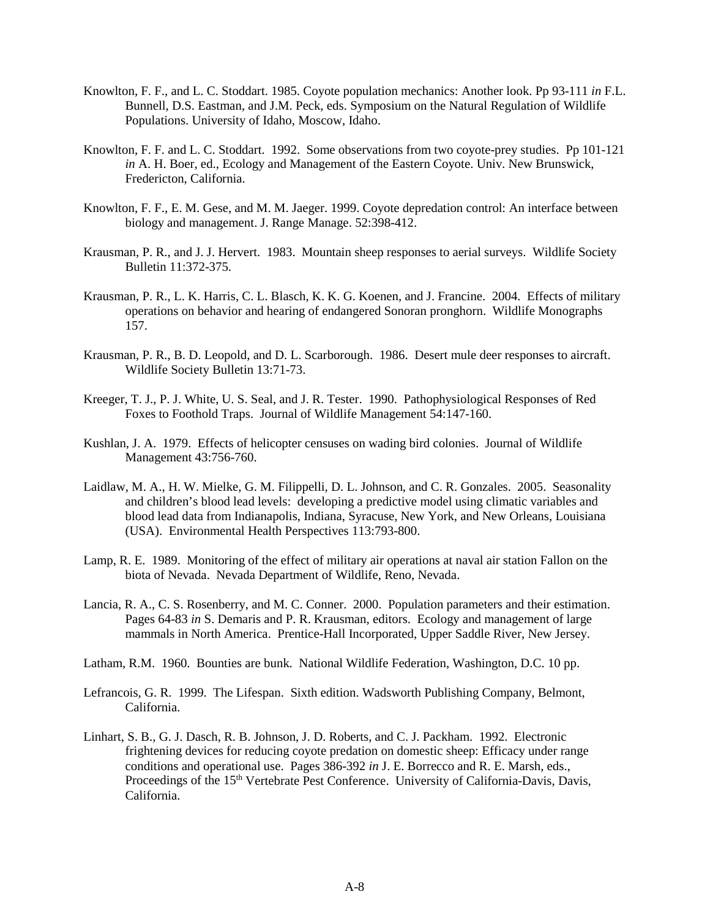Knowlton, F. F., and L. C. Stoddart. 1985. Coyote population mechanics: Another look. Pp 93-111 *in* F.L. Bunnell, D.S. Eastman, and J.M. Peck, eds. Symposium on the Natural Regulation of Wildlife Populations. University of Idaho, Moscow, Idaho.

Knowlton, F. F. and L. C. Stoddart. 1992. Some observations from two coyote-prey studies. Pp 101-121 *in* A. H. Boer, ed., Ecology and Management of the Eastern Coyote. Univ. New Brunswick, Fredericton, California.

Knowlton, F. F., E. M. Gese, and M. M. Jaeger. 1999. Coyote depredation control: An interface between biology and management. J. Range Manage. 52:398-412.

Krausman, P. R., and J. J. Hervert. 1983. Mountain sheep responses to aerial surveys. Wildlife Society Bulletin 11:372-375.

Krausman, P. R., L. K. Harris, C. L. Blasch, K. K. G. Koenen, and J. Francine. 2004. Effects of military operations on behavior and hearing of endangered Sonoran pronghorn. Wildlife Monographs 157.

Krausman, P. R., B. D. Leopold, and D. L. Scarborough. 1986. Desert mule deer responses to aircraft. Wildlife Society Bulletin 13:71-73.

Kreeger, T. J., P. J. White, U. S. Seal, and J. R. Tester. 1990. Pathophysiological Responses of Red Foxes to Foothold Traps. Journal of Wildlife Management 54:147-160.

Kushlan, J. A. 1979. Effects of helicopter censuses on wading bird colonies. Journal of Wildlife Management 43:756-760.

Laidlaw, M. A., H. W. Mielke, G. M. Filippelli, D. L. Johnson, and C. R. Gonzales. 2005. Seasonality and children's blood lead levels: developing a predictive model using climatic variables and blood lead data from Indianapolis, Indiana, Syracuse, New York, and New Orleans, Louisiana (USA). Environmental Health Perspectives 113:793-800.

Lamp, R. E. 1989. Monitoring of the effect of military air operations at naval air station Fallon on the biota of Nevada. Nevada Department of Wildlife, Reno, Nevada.

Lancia, R. A., C. S. Rosenberry, and M. C. Conner. 2000. Population parameters and their estimation. Pages 64-83 *in* S. Demaris and P. R. Krausman, editors. Ecology and management of large mammals in North America. Prentice-Hall Incorporated, Upper Saddle River, New Jersey.

Latham, R.M. 1960. Bounties are bunk. National Wildlife Federation, Washington, D.C. 10 pp.

Lefrancois, G. R. 1999. The Lifespan. Sixth edition. Wadsworth Publishing Company, Belmont, California.

Linhart, S. B., G. J. Dasch, R. B. Johnson, J. D. Roberts, and C. J. Packham. 1992. Electronic frightening devices for reducing coyote predation on domestic sheep: Efficacy under range conditions and operational use. Pages 386-392 *in* J. E. Borrecco and R. E. Marsh, eds., Proceedings of the 15th Vertebrate Pest Conference. University of California-Davis, Davis, California.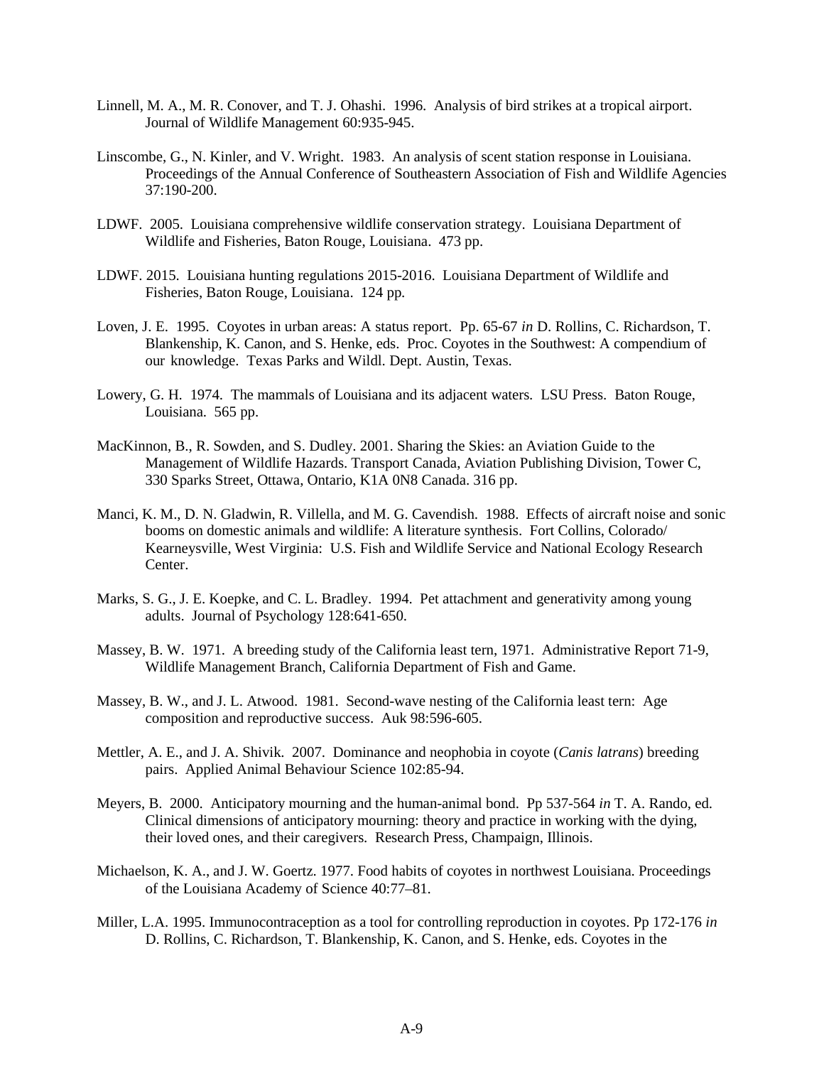Linnell, M. A., M. R. Conover, and T. J. Ohashi. 1996. Analysis of bird strikes at a tropical airport. Journal of Wildlife Management 60:935-945.

Linscombe, G., N. Kinler, and V. Wright. 1983. An analysis of scent station response in Louisiana. Proceedings of the Annual Conference of Southeastern Association of Fish and Wildlife Agencies 37:190-200.

LDWF. 2005. Louisiana comprehensive wildlife conservation strategy. Louisiana Department of Wildlife and Fisheries, Baton Rouge, Louisiana. 473 pp.

LDWF. 2015. Louisiana hunting regulations 2015-2016. Louisiana Department of Wildlife and Fisheries, Baton Rouge, Louisiana. 124 pp.

Loven, J. E. 1995. Coyotes in urban areas: A status report. Pp. 65-67 *in* D. Rollins, C. Richardson, T. Blankenship, K. Canon, and S. Henke, eds. Proc. Coyotes in the Southwest: A compendium of our knowledge. Texas Parks and Wildl. Dept. Austin, Texas.

Lowery, G. H. 1974. The mammals of Louisiana and its adjacent waters. LSU Press. Baton Rouge, Louisiana. 565 pp.

MacKinnon, B., R. Sowden, and S. Dudley. 2001. Sharing the Skies: an Aviation Guide to the Management of Wildlife Hazards. Transport Canada, Aviation Publishing Division, Tower C, 330 Sparks Street, Ottawa, Ontario, K1A 0N8 Canada. 316 pp.

Manci, K. M., D. N. Gladwin, R. Villella, and M. G. Cavendish. 1988. Effects of aircraft noise and sonic booms on domestic animals and wildlife: A literature synthesis. Fort Collins, Colorado/ Kearneysville, West Virginia: U.S. Fish and Wildlife Service and National Ecology Research Center.

Marks, S. G., J. E. Koepke, and C. L. Bradley. 1994. Pet attachment and generativity among young adults. Journal of Psychology 128:641-650.

Massey, B. W. 1971. A breeding study of the California least tern, 1971. Administrative Report 71-9, Wildlife Management Branch, California Department of Fish and Game.

Massey, B. W., and J. L. Atwood. 1981. Second-wave nesting of the California least tern: Age composition and reproductive success. Auk 98:596-605.

Mettler, A. E., and J. A. Shivik. 2007. Dominance and neophobia in coyote (*Canis latrans*) breeding pairs. Applied Animal Behaviour Science 102:85-94.

Meyers, B. 2000. Anticipatory mourning and the human-animal bond. Pp 537-564 *in* T. A. Rando, ed. Clinical dimensions of anticipatory mourning: theory and practice in working with the dying, their loved ones, and their caregivers. Research Press, Champaign, Illinois.

Michaelson, K. A., and J. W. Goertz. 1977. Food habits of coyotes in northwest Louisiana. Proceedings of the Louisiana Academy of Science 40:77–81.

Miller, L.A. 1995. Immunocontraception as a tool for controlling reproduction in coyotes. Pp 172-176 *in* D. Rollins, C. Richardson, T. Blankenship, K. Canon, and S. Henke, eds. Coyotes in the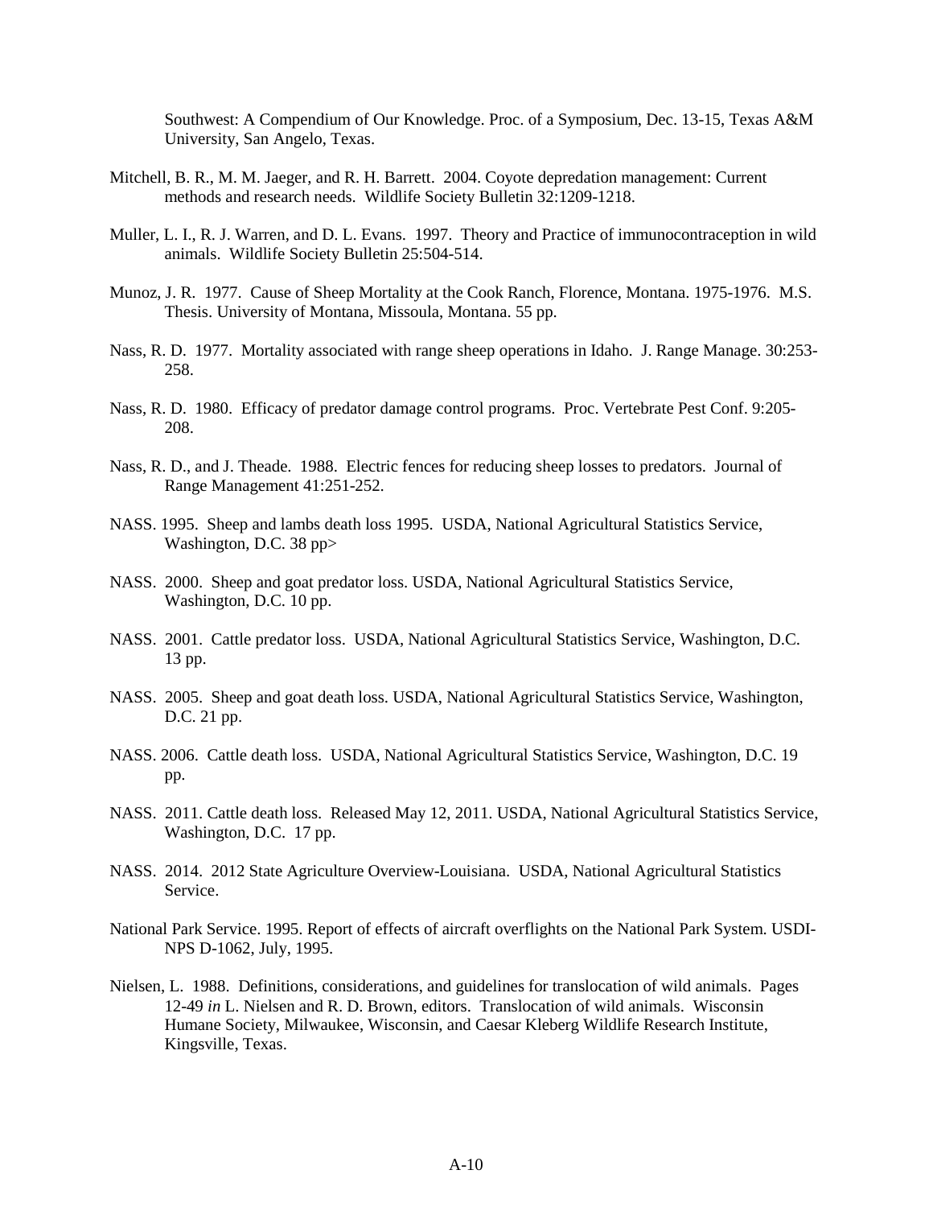Southwest: A Compendium of Our Knowledge. Proc. of a Symposium, Dec. 13-15, Texas A&M University, San Angelo, Texas.

Mitchell, B. R., M. M. Jaeger, and R. H. Barrett. 2004. Coyote depredation management: Current methods and research needs. Wildlife Society Bulletin 32:1209-1218.

Muller, L. I., R. J. Warren, and D. L. Evans. 1997. Theory and Practice of immunocontraception in wild animals. Wildlife Society Bulletin 25:504-514.

Munoz, J. R. 1977. Cause of Sheep Mortality at the Cook Ranch, Florence, Montana. 1975-1976. M.S. Thesis. University of Montana, Missoula, Montana. 55 pp.

Nass, R. D. 1977. Mortality associated with range sheep operations in Idaho. J. Range Manage. 30:253-258.

Nass, R. D. 1980. Efficacy of predator damage control programs. Proc. Vertebrate Pest Conf. 9:205-208.

Nass, R. D., and J. Theade. 1988. Electric fences for reducing sheep losses to predators. Journal of Range Management 41:251-252.

NASS. 1995. Sheep and lambs death loss 1995. USDA, National Agricultural Statistics Service, Washington, D.C. 38 pp>

NASS. 2000. Sheep and goat predator loss. USDA, National Agricultural Statistics Service, Washington, D.C. 10 pp.

NASS. 2001. Cattle predator loss. USDA, National Agricultural Statistics Service, Washington, D.C. 13 pp.

NASS. 2005. Sheep and goat death loss. USDA, National Agricultural Statistics Service, Washington, D.C. 21 pp.

NASS. 2006. Cattle death loss. USDA, National Agricultural Statistics Service, Washington, D.C. 19 pp.

NASS. 2011. Cattle death loss. Released May 12, 2011. USDA, National Agricultural Statistics Service, Washington, D.C. 17 pp.

NASS. 2014. 2012 State Agriculture Overview-Louisiana. USDA, National Agricultural Statistics Service.

National Park Service. 1995. Report of effects of aircraft overflights on the National Park System. USDI-NPS D-1062, July, 1995.

Nielsen, L. 1988. Definitions, considerations, and guidelines for translocation of wild animals. Pages 12-49 *in* L. Nielsen and R. D. Brown, editors. Translocation of wild animals. Wisconsin Humane Society, Milwaukee, Wisconsin, and Caesar Kleberg Wildlife Research Institute, Kingsville, Texas.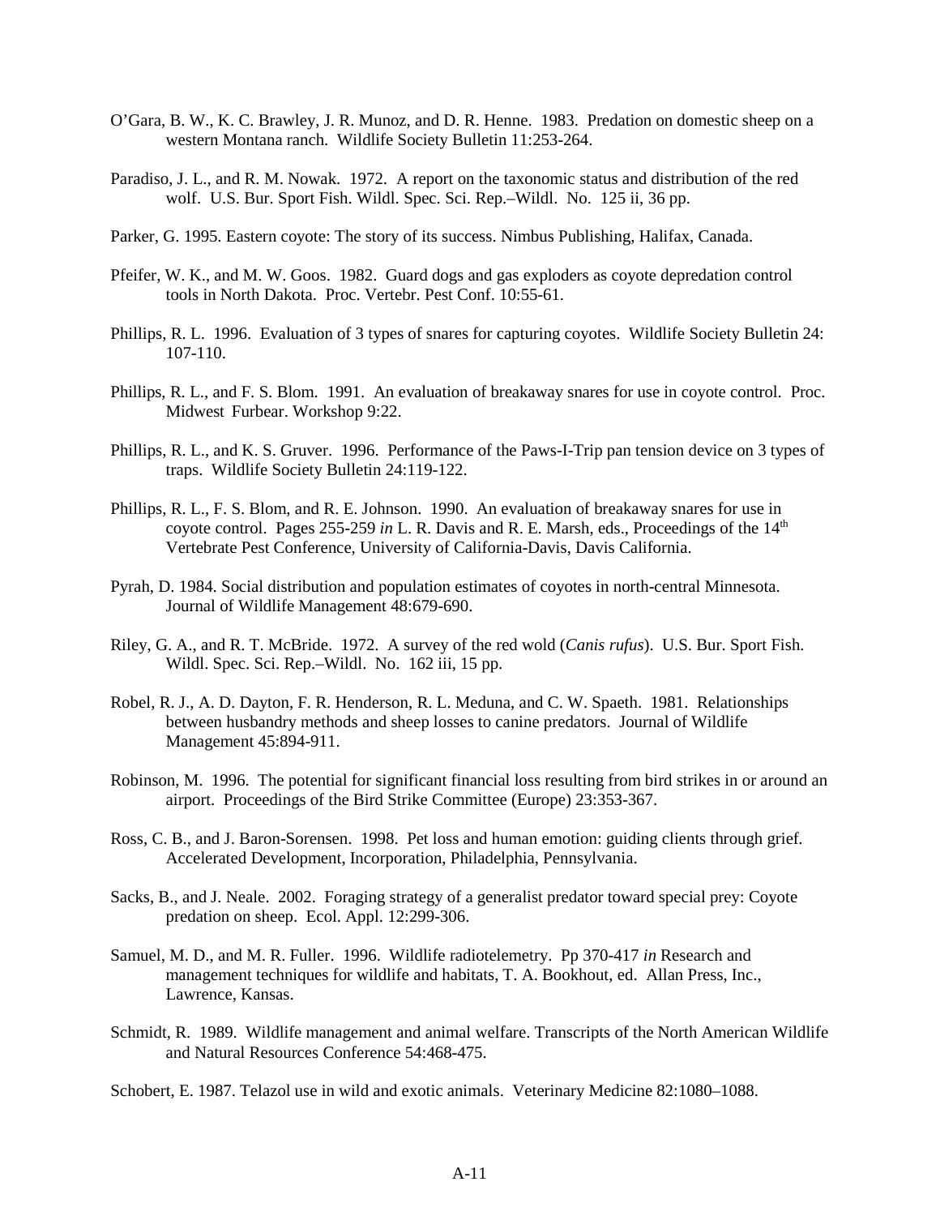O'Gara, B. W., K. C. Brawley, J. R. Munoz, and D. R. Henne. 1983. Predation on domestic sheep on a western Montana ranch. Wildlife Society Bulletin 11:253-264.

Paradiso, J. L., and R. M. Nowak. 1972. A report on the taxonomic status and distribution of the red wolf. U.S. Bur. Sport Fish. Wildl. Spec. Sci. Rep.–Wildl. No. 125 ii, 36 pp.

Parker, G. 1995. Eastern coyote: The story of its success. Nimbus Publishing, Halifax, Canada.

Pfeifer, W. K., and M. W. Goos. 1982. Guard dogs and gas exploders as coyote depredation control tools in North Dakota. Proc. Vertebr. Pest Conf. 10:55-61.

Phillips, R. L. 1996. Evaluation of 3 types of snares for capturing coyotes. Wildlife Society Bulletin 24: 107-110.

Phillips, R. L., and F. S. Blom. 1991. An evaluation of breakaway snares for use in coyote control. Proc. Midwest Furbear. Workshop 9:22.

Phillips, R. L., and K. S. Gruver. 1996. Performance of the Paws-I-Trip pan tension device on 3 types of traps. Wildlife Society Bulletin 24:119-122.

Phillips, R. L., F. S. Blom, and R. E. Johnson. 1990. An evaluation of breakaway snares for use in coyote control. Pages 255-259 *in* L. R. Davis and R. E. Marsh, eds., Proceedings of the 14th Vertebrate Pest Conference, University of California-Davis, Davis California.

Pyrah, D. 1984. Social distribution and population estimates of coyotes in north-central Minnesota. Journal of Wildlife Management 48:679-690.

Riley, G. A., and R. T. McBride. 1972. A survey of the red wold (*Canis rufus*). U.S. Bur. Sport Fish. Wildl. Spec. Sci. Rep.–Wildl. No. 162 iii, 15 pp.

Robel, R. J., A. D. Dayton, F. R. Henderson, R. L. Meduna, and C. W. Spaeth. 1981. Relationships between husbandry methods and sheep losses to canine predators. Journal of Wildlife Management 45:894-911.

Robinson, M. 1996. The potential for significant financial loss resulting from bird strikes in or around an airport. Proceedings of the Bird Strike Committee (Europe) 23:353-367.

Ross, C. B., and J. Baron-Sorensen. 1998. Pet loss and human emotion: guiding clients through grief. Accelerated Development, Incorporation, Philadelphia, Pennsylvania.

Sacks, B., and J. Neale. 2002. Foraging strategy of a generalist predator toward special prey: Coyote predation on sheep. Ecol. Appl. 12:299-306.

Samuel, M. D., and M. R. Fuller. 1996. Wildlife radiotelemetry. Pp 370-417 *in* Research and management techniques for wildlife and habitats, T. A. Bookhout, ed. Allan Press, Inc., Lawrence, Kansas.

Schmidt, R. 1989. Wildlife management and animal welfare. Transcripts of the North American Wildlife and Natural Resources Conference 54:468-475.

Schobert, E. 1987. Telazol use in wild and exotic animals. Veterinary Medicine 82:1080–1088.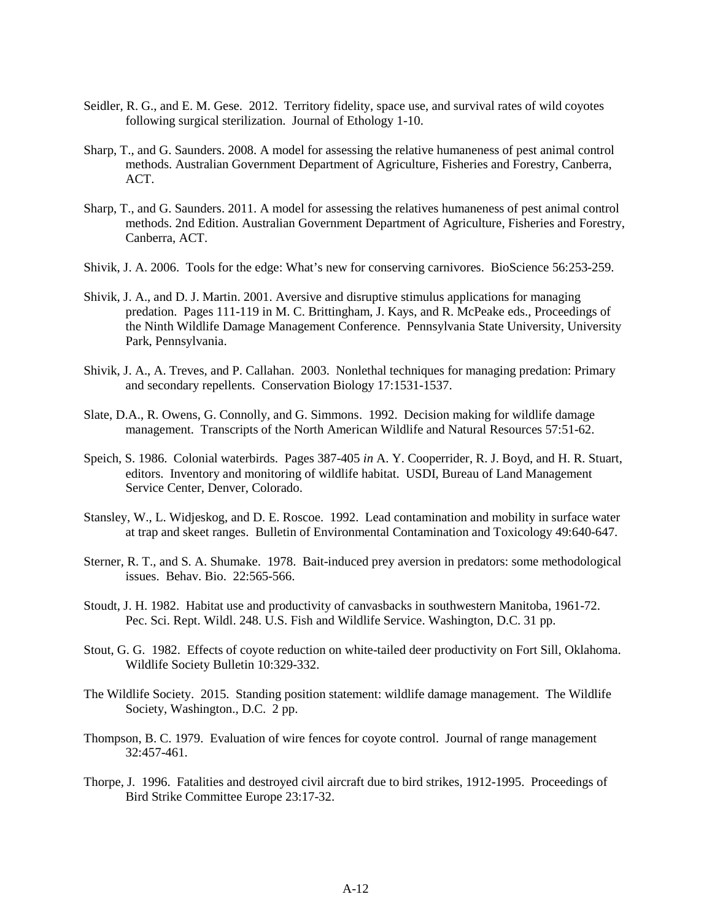Seidler, R. G., and E. M. Gese. 2012. Territory fidelity, space use, and survival rates of wild coyotes following surgical sterilization. Journal of Ethology 1-10.

Sharp, T., and G. Saunders. 2008. A model for assessing the relative humaneness of pest animal control methods. Australian Government Department of Agriculture, Fisheries and Forestry, Canberra, ACT.

Sharp, T., and G. Saunders. 2011. A model for assessing the relatives humaneness of pest animal control methods. 2nd Edition. Australian Government Department of Agriculture, Fisheries and Forestry, Canberra, ACT.

Shivik, J. A. 2006. Tools for the edge: What's new for conserving carnivores. BioScience 56:253-259.

Shivik, J. A., and D. J. Martin. 2001. Aversive and disruptive stimulus applications for managing predation. Pages 111-119 in M. C. Brittingham, J. Kays, and R. McPeake eds., Proceedings of the Ninth Wildlife Damage Management Conference. Pennsylvania State University, University Park, Pennsylvania.

Shivik, J. A., A. Treves, and P. Callahan. 2003. Nonlethal techniques for managing predation: Primary and secondary repellents. Conservation Biology 17:1531-1537.

Slate, D.A., R. Owens, G. Connolly, and G. Simmons. 1992. Decision making for wildlife damage management. Transcripts of the North American Wildlife and Natural Resources 57:51-62.

Speich, S. 1986. Colonial waterbirds. Pages 387-405 *in* A. Y. Cooperrider, R. J. Boyd, and H. R. Stuart, editors. Inventory and monitoring of wildlife habitat. USDI, Bureau of Land Management Service Center, Denver, Colorado.

Stansley, W., L. Widjeskog, and D. E. Roscoe. 1992. Lead contamination and mobility in surface water at trap and skeet ranges. Bulletin of Environmental Contamination and Toxicology 49:640-647.

Sterner, R. T., and S. A. Shumake. 1978. Bait-induced prey aversion in predators: some methodological issues. Behav. Bio. 22:565-566.

Stoudt, J. H. 1982. Habitat use and productivity of canvasbacks in southwestern Manitoba, 1961-72. Pec. Sci. Rept. Wildl. 248. U.S. Fish and Wildlife Service. Washington, D.C. 31 pp.

Stout, G. G. 1982. Effects of coyote reduction on white-tailed deer productivity on Fort Sill, Oklahoma. Wildlife Society Bulletin 10:329-332.

The Wildlife Society. 2015. Standing position statement: wildlife damage management. The Wildlife Society, Washington., D.C. 2 pp.

Thompson, B. C. 1979. Evaluation of wire fences for coyote control. Journal of range management 32:457-461.

Thorpe, J. 1996. Fatalities and destroyed civil aircraft due to bird strikes, 1912-1995. Proceedings of Bird Strike Committee Europe 23:17-32.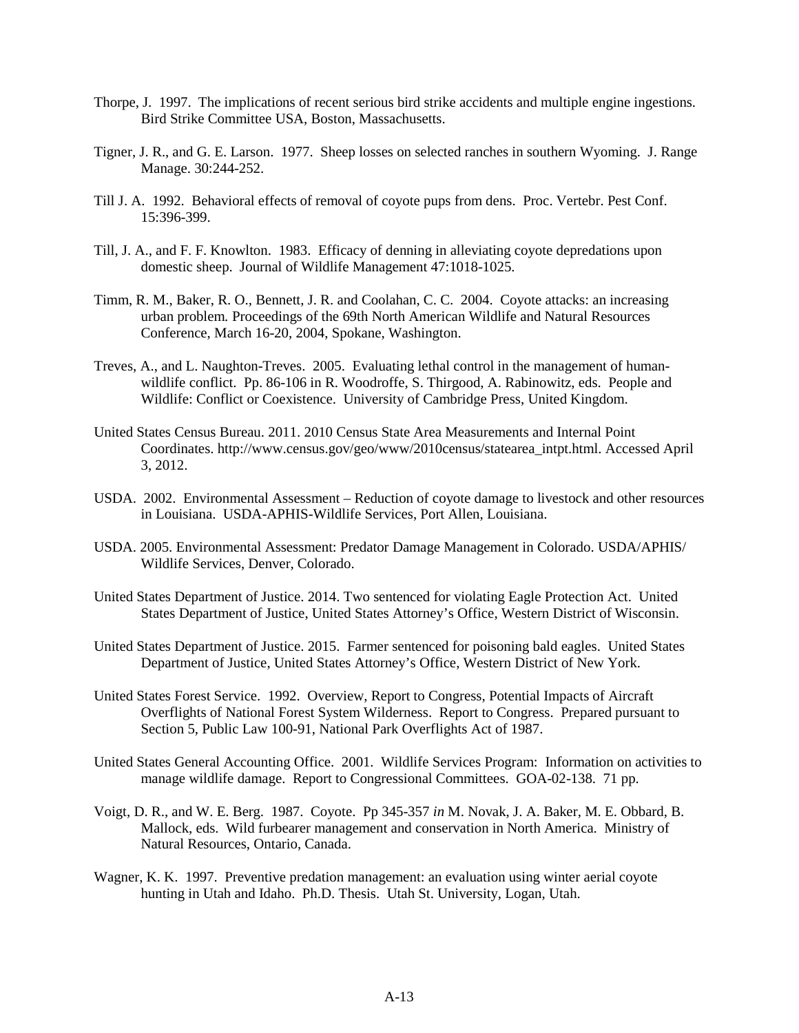Thorpe, J. 1997. The implications of recent serious bird strike accidents and multiple engine ingestions. Bird Strike Committee USA, Boston, Massachusetts.

Tigner, J. R., and G. E. Larson. 1977. Sheep losses on selected ranches in southern Wyoming. J. Range Manage. 30:244-252.

Till J. A. 1992. Behavioral effects of removal of coyote pups from dens. Proc. Vertebr. Pest Conf. 15:396-399.

Till, J. A., and F. F. Knowlton. 1983. Efficacy of denning in alleviating coyote depredations upon domestic sheep. Journal of Wildlife Management 47:1018-1025.

Timm, R. M., Baker, R. O., Bennett, J. R. and Coolahan, C. C. 2004. Coyote attacks: an increasing urban problem. Proceedings of the 69th North American Wildlife and Natural Resources Conference, March 16-20, 2004, Spokane, Washington.

Treves, A., and L. Naughton-Treves. 2005. Evaluating lethal control in the management of human-wildlife conflict. Pp. 86-106 in R. Woodroffe, S. Thirgood, A. Rabinowitz, eds. People and Wildlife: Conflict or Coexistence. University of Cambridge Press, United Kingdom.

United States Census Bureau. 2011. 2010 Census State Area Measurements and Internal Point Coordinates. http://www.census.gov/geo/www/2010census/statearea_intpt.html. Accessed April 3, 2012.

USDA. 2002. Environmental Assessment – Reduction of coyote damage to livestock and other resources in Louisiana. USDA-APHIS-Wildlife Services, Port Allen, Louisiana.

USDA. 2005. Environmental Assessment: Predator Damage Management in Colorado. USDA/APHIS/ Wildlife Services, Denver, Colorado.

United States Department of Justice. 2014. Two sentenced for violating Eagle Protection Act. United States Department of Justice, United States Attorney's Office, Western District of Wisconsin.

United States Department of Justice. 2015. Farmer sentenced for poisoning bald eagles. United States Department of Justice, United States Attorney's Office, Western District of New York.

United States Forest Service. 1992. Overview, Report to Congress, Potential Impacts of Aircraft Overflights of National Forest System Wilderness. Report to Congress. Prepared pursuant to Section 5, Public Law 100-91, National Park Overflights Act of 1987.

United States General Accounting Office. 2001. Wildlife Services Program: Information on activities to manage wildlife damage. Report to Congressional Committees. GOA-02-138. 71 pp.

Voigt, D. R., and W. E. Berg. 1987. Coyote. Pp 345-357 *in* M. Novak, J. A. Baker, M. E. Obbard, B. Mallock, eds. Wild furbearer management and conservation in North America. Ministry of Natural Resources, Ontario, Canada.

Wagner, K. K. 1997. Preventive predation management: an evaluation using winter aerial coyote hunting in Utah and Idaho. Ph.D. Thesis. Utah St. University, Logan, Utah.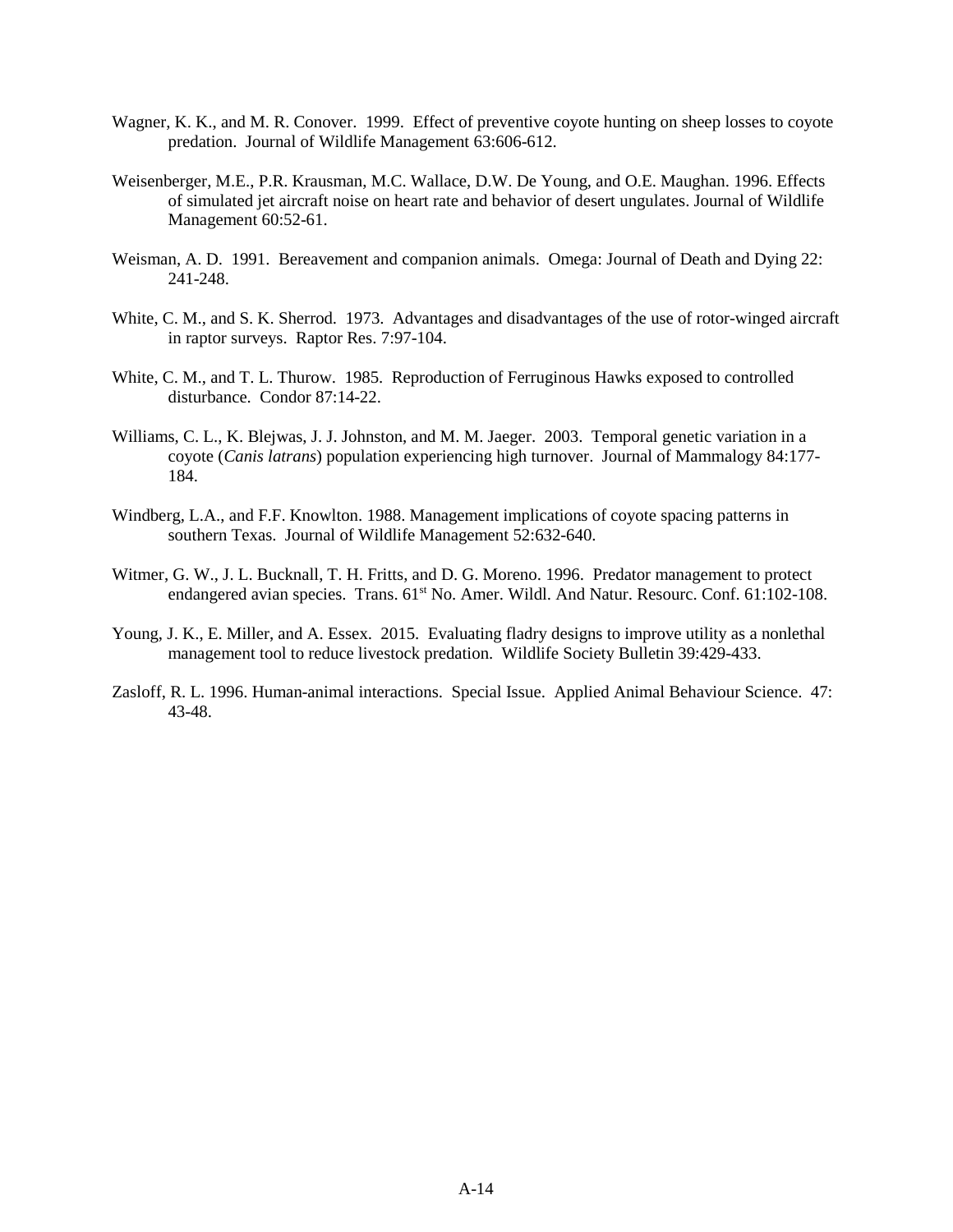Wagner, K. K., and M. R. Conover. 1999. Effect of preventive coyote hunting on sheep losses to coyote predation. Journal of Wildlife Management 63:606-612.

Weisenberger, M.E., P.R. Krausman, M.C. Wallace, D.W. De Young, and O.E. Maughan. 1996. Effects of simulated jet aircraft noise on heart rate and behavior of desert ungulates. Journal of Wildlife Management 60:52-61.

Weisman, A. D. 1991. Bereavement and companion animals. Omega: Journal of Death and Dying 22: 241-248.

White, C. M., and S. K. Sherrod. 1973. Advantages and disadvantages of the use of rotor-winged aircraft in raptor surveys. Raptor Res. 7:97-104.

White, C. M., and T. L. Thurow. 1985. Reproduction of Ferruginous Hawks exposed to controlled disturbance. Condor 87:14-22.

Williams, C. L., K. Blejwas, J. J. Johnston, and M. M. Jaeger. 2003. Temporal genetic variation in a coyote (*Canis latrans*) population experiencing high turnover. Journal of Mammalogy 84:177-184.

Windberg, L.A., and F.F. Knowlton. 1988. Management implications of coyote spacing patterns in southern Texas. Journal of Wildlife Management 52:632-640.

Witmer, G. W., J. L. Bucknall, T. H. Fritts, and D. G. Moreno. 1996. Predator management to protect endangered avian species. Trans. 61st No. Amer. Wildl. And Natur. Resourc. Conf. 61:102-108.

Young, J. K., E. Miller, and A. Essex. 2015. Evaluating fladry designs to improve utility as a nonlethal management tool to reduce livestock predation. Wildlife Society Bulletin 39:429-433.

Zasloff, R. L. 1996. Human-animal interactions. Special Issue. Applied Animal Behaviour Science. 47: 43-48.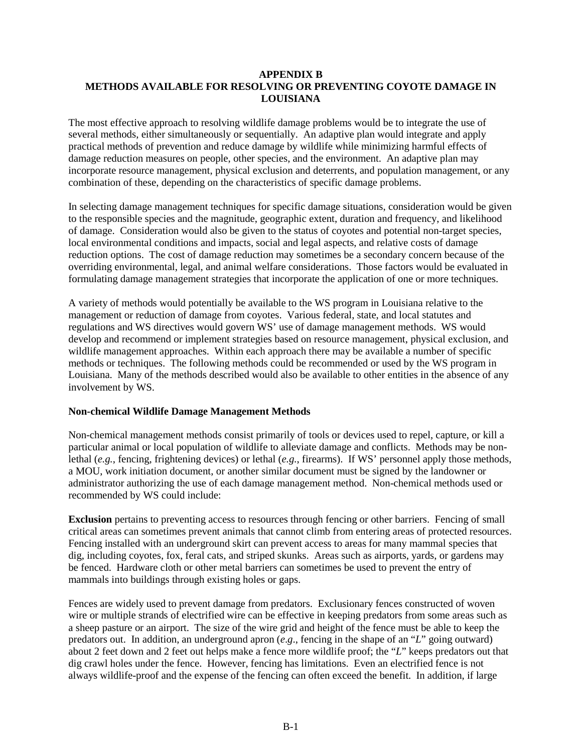# APPENDIX B
# METHODS AVAILABLE FOR RESOLVING OR PREVENTING COYOTE DAMAGE IN LOUISIANA

The most effective approach to resolving wildlife damage problems would be to integrate the use of several methods, either simultaneously or sequentially. An adaptive plan would integrate and apply practical methods of prevention and reduce damage by wildlife while minimizing harmful effects of damage reduction measures on people, other species, and the environment. An adaptive plan may incorporate resource management, physical exclusion and deterrents, and population management, or any combination of these, depending on the characteristics of specific damage problems.

In selecting damage management techniques for specific damage situations, consideration would be given to the responsible species and the magnitude, geographic extent, duration and frequency, and likelihood of damage. Consideration would also be given to the status of coyotes and potential non-target species, local environmental conditions and impacts, social and legal aspects, and relative costs of damage reduction options. The cost of damage reduction may sometimes be a secondary concern because of the overriding environmental, legal, and animal welfare considerations. Those factors would be evaluated in formulating damage management strategies that incorporate the application of one or more techniques.

A variety of methods would potentially be available to the WS program in Louisiana relative to the management or reduction of damage from coyotes. Various federal, state, and local statutes and regulations and WS directives would govern WS' use of damage management methods. WS would develop and recommend or implement strategies based on resource management, physical exclusion, and wildlife management approaches. Within each approach there may be available a number of specific methods or techniques. The following methods could be recommended or used by the WS program in Louisiana. Many of the methods described would also be available to other entities in the absence of any involvement by WS.

## Non-chemical Wildlife Damage Management Methods

Non-chemical management methods consist primarily of tools or devices used to repel, capture, or kill a particular animal or local population of wildlife to alleviate damage and conflicts. Methods may be non-lethal (*e.g.*, fencing, frightening devices) or lethal (*e.g.*, firearms). If WS' personnel apply those methods, a MOU, work initiation document, or another similar document must be signed by the landowner or administrator authorizing the use of each damage management method. Non-chemical methods used or recommended by WS could include:

**Exclusion** pertains to preventing access to resources through fencing or other barriers. Fencing of small critical areas can sometimes prevent animals that cannot climb from entering areas of protected resources. Fencing installed with an underground skirt can prevent access to areas for many mammal species that dig, including coyotes, fox, feral cats, and striped skunks. Areas such as airports, yards, or gardens may be fenced. Hardware cloth or other metal barriers can sometimes be used to prevent the entry of mammals into buildings through existing holes or gaps.

Fences are widely used to prevent damage from predators. Exclusionary fences constructed of woven wire or multiple strands of electrified wire can be effective in keeping predators from some areas such as a sheep pasture or an airport. The size of the wire grid and height of the fence must be able to keep the predators out. In addition, an underground apron (*e.g.*, fencing in the shape of an "*L*" going outward) about 2 feet down and 2 feet out helps make a fence more wildlife proof; the "*L*" keeps predators out that dig crawl holes under the fence. However, fencing has limitations. Even an electrified fence is not always wildlife-proof and the expense of the fencing can often exceed the benefit. In addition, if large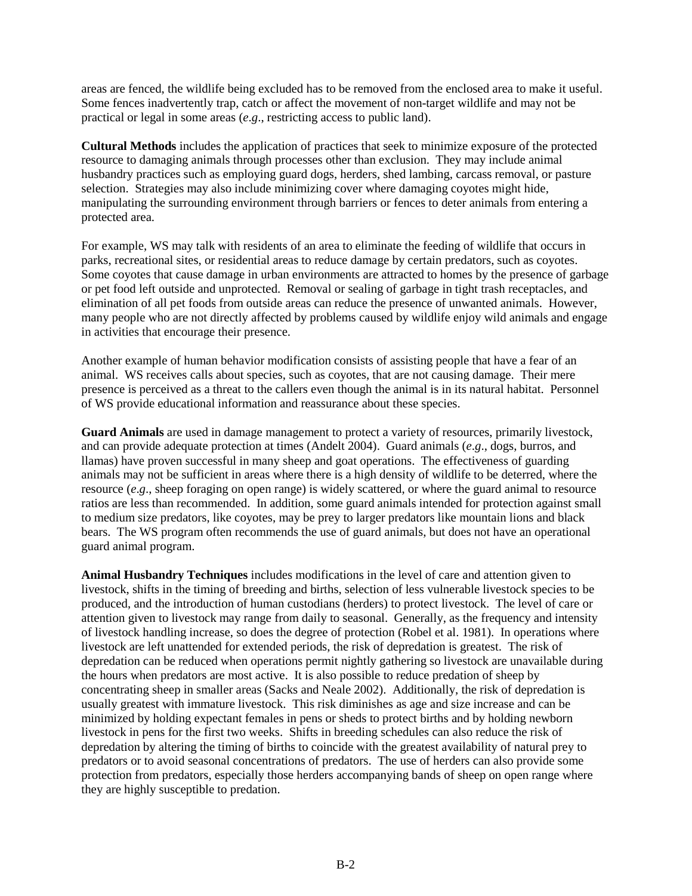areas are fenced, the wildlife being excluded has to be removed from the enclosed area to make it useful. Some fences inadvertently trap, catch or affect the movement of non-target wildlife and may not be practical or legal in some areas (*e.g*., restricting access to public land).

**Cultural Methods** includes the application of practices that seek to minimize exposure of the protected resource to damaging animals through processes other than exclusion. They may include animal husbandry practices such as employing guard dogs, herders, shed lambing, carcass removal, or pasture selection. Strategies may also include minimizing cover where damaging coyotes might hide, manipulating the surrounding environment through barriers or fences to deter animals from entering a protected area.

For example, WS may talk with residents of an area to eliminate the feeding of wildlife that occurs in parks, recreational sites, or residential areas to reduce damage by certain predators, such as coyotes. Some coyotes that cause damage in urban environments are attracted to homes by the presence of garbage or pet food left outside and unprotected. Removal or sealing of garbage in tight trash receptacles, and elimination of all pet foods from outside areas can reduce the presence of unwanted animals. However, many people who are not directly affected by problems caused by wildlife enjoy wild animals and engage in activities that encourage their presence.

Another example of human behavior modification consists of assisting people that have a fear of an animal. WS receives calls about species, such as coyotes, that are not causing damage. Their mere presence is perceived as a threat to the callers even though the animal is in its natural habitat. Personnel of WS provide educational information and reassurance about these species.

**Guard Animals** are used in damage management to protect a variety of resources, primarily livestock, and can provide adequate protection at times (Andelt 2004). Guard animals (*e.g*., dogs, burros, and llamas) have proven successful in many sheep and goat operations. The effectiveness of guarding animals may not be sufficient in areas where there is a high density of wildlife to be deterred, where the resource (*e.g*., sheep foraging on open range) is widely scattered, or where the guard animal to resource ratios are less than recommended. In addition, some guard animals intended for protection against small to medium size predators, like coyotes, may be prey to larger predators like mountain lions and black bears. The WS program often recommends the use of guard animals, but does not have an operational guard animal program.

**Animal Husbandry Techniques** includes modifications in the level of care and attention given to livestock, shifts in the timing of breeding and births, selection of less vulnerable livestock species to be produced, and the introduction of human custodians (herders) to protect livestock. The level of care or attention given to livestock may range from daily to seasonal. Generally, as the frequency and intensity of livestock handling increase, so does the degree of protection (Robel et al. 1981). In operations where livestock are left unattended for extended periods, the risk of depredation is greatest. The risk of depredation can be reduced when operations permit nightly gathering so livestock are unavailable during the hours when predators are most active. It is also possible to reduce predation of sheep by concentrating sheep in smaller areas (Sacks and Neale 2002). Additionally, the risk of depredation is usually greatest with immature livestock. This risk diminishes as age and size increase and can be minimized by holding expectant females in pens or sheds to protect births and by holding newborn livestock in pens for the first two weeks. Shifts in breeding schedules can also reduce the risk of depredation by altering the timing of births to coincide with the greatest availability of natural prey to predators or to avoid seasonal concentrations of predators. The use of herders can also provide some protection from predators, especially those herders accompanying bands of sheep on open range where they are highly susceptible to predation.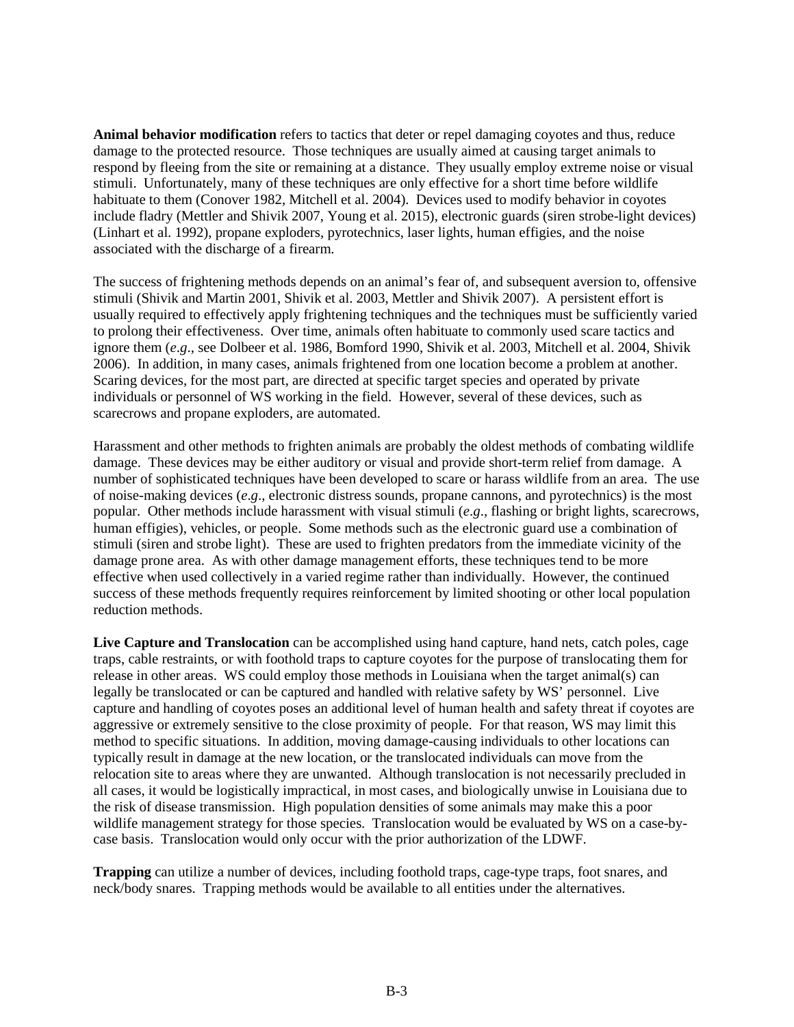**Animal behavior modification** refers to tactics that deter or repel damaging coyotes and thus, reduce damage to the protected resource. Those techniques are usually aimed at causing target animals to respond by fleeing from the site or remaining at a distance. They usually employ extreme noise or visual stimuli. Unfortunately, many of these techniques are only effective for a short time before wildlife habituate to them (Conover 1982, Mitchell et al. 2004). Devices used to modify behavior in coyotes include fladry (Mettler and Shivik 2007, Young et al. 2015), electronic guards (siren strobe-light devices) (Linhart et al. 1992), propane exploders, pyrotechnics, laser lights, human effigies, and the noise associated with the discharge of a firearm.

The success of frightening methods depends on an animal's fear of, and subsequent aversion to, offensive stimuli (Shivik and Martin 2001, Shivik et al. 2003, Mettler and Shivik 2007). A persistent effort is usually required to effectively apply frightening techniques and the techniques must be sufficiently varied to prolong their effectiveness. Over time, animals often habituate to commonly used scare tactics and ignore them (*e.g*., see Dolbeer et al. 1986, Bomford 1990, Shivik et al. 2003, Mitchell et al. 2004, Shivik 2006). In addition, in many cases, animals frightened from one location become a problem at another. Scaring devices, for the most part, are directed at specific target species and operated by private individuals or personnel of WS working in the field. However, several of these devices, such as scarecrows and propane exploders, are automated.

Harassment and other methods to frighten animals are probably the oldest methods of combating wildlife damage. These devices may be either auditory or visual and provide short-term relief from damage. A number of sophisticated techniques have been developed to scare or harass wildlife from an area. The use of noise-making devices (*e.g*., electronic distress sounds, propane cannons, and pyrotechnics) is the most popular. Other methods include harassment with visual stimuli (*e.g*., flashing or bright lights, scarecrows, human effigies), vehicles, or people. Some methods such as the electronic guard use a combination of stimuli (siren and strobe light). These are used to frighten predators from the immediate vicinity of the damage prone area. As with other damage management efforts, these techniques tend to be more effective when used collectively in a varied regime rather than individually. However, the continued success of these methods frequently requires reinforcement by limited shooting or other local population reduction methods.

**Live Capture and Translocation** can be accomplished using hand capture, hand nets, catch poles, cage traps, cable restraints, or with foothold traps to capture coyotes for the purpose of translocating them for release in other areas. WS could employ those methods in Louisiana when the target animal(s) can legally be translocated or can be captured and handled with relative safety by WS' personnel. Live capture and handling of coyotes poses an additional level of human health and safety threat if coyotes are aggressive or extremely sensitive to the close proximity of people. For that reason, WS may limit this method to specific situations. In addition, moving damage-causing individuals to other locations can typically result in damage at the new location, or the translocated individuals can move from the relocation site to areas where they are unwanted. Although translocation is not necessarily precluded in all cases, it would be logistically impractical, in most cases, and biologically unwise in Louisiana due to the risk of disease transmission. High population densities of some animals may make this a poor wildlife management strategy for those species. Translocation would be evaluated by WS on a case-by-case basis. Translocation would only occur with the prior authorization of the LDWF.

**Trapping** can utilize a number of devices, including foothold traps, cage-type traps, foot snares, and neck/body snares. Trapping methods would be available to all entities under the alternatives.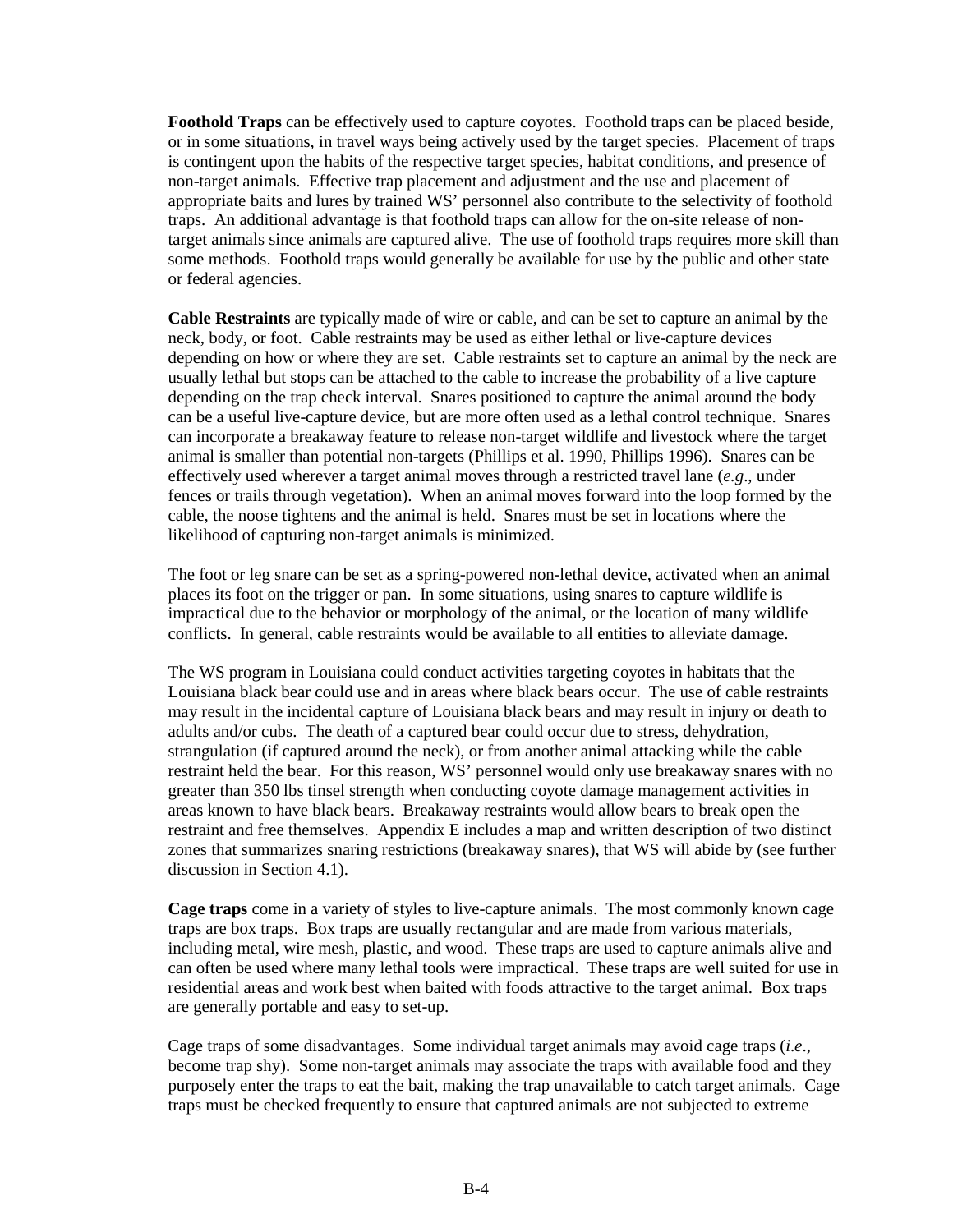**Foothold Traps** can be effectively used to capture coyotes. Foothold traps can be placed beside, or in some situations, in travel ways being actively used by the target species. Placement of traps is contingent upon the habits of the respective target species, habitat conditions, and presence of non-target animals. Effective trap placement and adjustment and the use and placement of appropriate baits and lures by trained WS' personnel also contribute to the selectivity of foothold traps. An additional advantage is that foothold traps can allow for the on-site release of non-target animals since animals are captured alive. The use of foothold traps requires more skill than some methods. Foothold traps would generally be available for use by the public and other state or federal agencies.

**Cable Restraints** are typically made of wire or cable, and can be set to capture an animal by the neck, body, or foot. Cable restraints may be used as either lethal or live-capture devices depending on how or where they are set. Cable restraints set to capture an animal by the neck are usually lethal but stops can be attached to the cable to increase the probability of a live capture depending on the trap check interval. Snares positioned to capture the animal around the body can be a useful live-capture device, but are more often used as a lethal control technique. Snares can incorporate a breakaway feature to release non-target wildlife and livestock where the target animal is smaller than potential non-targets (Phillips et al. 1990, Phillips 1996). Snares can be effectively used wherever a target animal moves through a restricted travel lane (*e.g*., under fences or trails through vegetation). When an animal moves forward into the loop formed by the cable, the noose tightens and the animal is held. Snares must be set in locations where the likelihood of capturing non-target animals is minimized.

The foot or leg snare can be set as a spring-powered non-lethal device, activated when an animal places its foot on the trigger or pan. In some situations, using snares to capture wildlife is impractical due to the behavior or morphology of the animal, or the location of many wildlife conflicts. In general, cable restraints would be available to all entities to alleviate damage.

The WS program in Louisiana could conduct activities targeting coyotes in habitats that the Louisiana black bear could use and in areas where black bears occur. The use of cable restraints may result in the incidental capture of Louisiana black bears and may result in injury or death to adults and/or cubs. The death of a captured bear could occur due to stress, dehydration, strangulation (if captured around the neck), or from another animal attacking while the cable restraint held the bear. For this reason, WS' personnel would only use breakaway snares with no greater than 350 lbs tinsel strength when conducting coyote damage management activities in areas known to have black bears. Breakaway restraints would allow bears to break open the restraint and free themselves. Appendix E includes a map and written description of two distinct zones that summarizes snaring restrictions (breakaway snares), that WS will abide by (see further discussion in Section 4.1).

**Cage traps** come in a variety of styles to live-capture animals. The most commonly known cage traps are box traps. Box traps are usually rectangular and are made from various materials, including metal, wire mesh, plastic, and wood. These traps are used to capture animals alive and can often be used where many lethal tools were impractical. These traps are well suited for use in residential areas and work best when baited with foods attractive to the target animal. Box traps are generally portable and easy to set-up.

Cage traps of some disadvantages. Some individual target animals may avoid cage traps (*i.e*., become trap shy). Some non-target animals may associate the traps with available food and they purposely enter the traps to eat the bait, making the trap unavailable to catch target animals. Cage traps must be checked frequently to ensure that captured animals are not subjected to extreme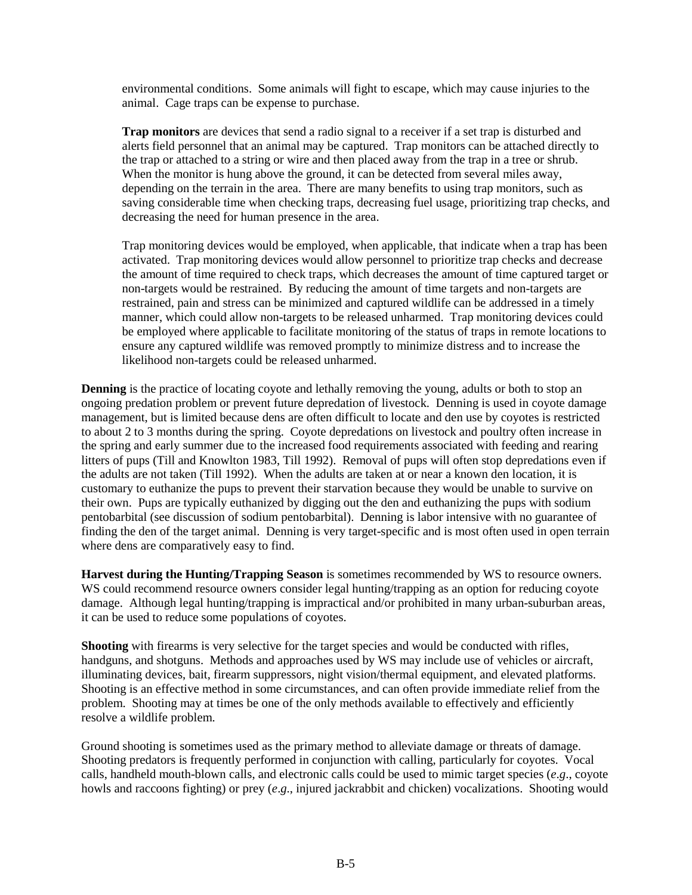environmental conditions. Some animals will fight to escape, which may cause injuries to the animal. Cage traps can be expense to purchase.

**Trap monitors** are devices that send a radio signal to a receiver if a set trap is disturbed and alerts field personnel that an animal may be captured. Trap monitors can be attached directly to the trap or attached to a string or wire and then placed away from the trap in a tree or shrub. When the monitor is hung above the ground, it can be detected from several miles away, depending on the terrain in the area. There are many benefits to using trap monitors, such as saving considerable time when checking traps, decreasing fuel usage, prioritizing trap checks, and decreasing the need for human presence in the area.

Trap monitoring devices would be employed, when applicable, that indicate when a trap has been activated. Trap monitoring devices would allow personnel to prioritize trap checks and decrease the amount of time required to check traps, which decreases the amount of time captured target or non-targets would be restrained. By reducing the amount of time targets and non-targets are restrained, pain and stress can be minimized and captured wildlife can be addressed in a timely manner, which could allow non-targets to be released unharmed. Trap monitoring devices could be employed where applicable to facilitate monitoring of the status of traps in remote locations to ensure any captured wildlife was removed promptly to minimize distress and to increase the likelihood non-targets could be released unharmed.

**Denning** is the practice of locating coyote and lethally removing the young, adults or both to stop an ongoing predation problem or prevent future depredation of livestock. Denning is used in coyote damage management, but is limited because dens are often difficult to locate and den use by coyotes is restricted to about 2 to 3 months during the spring. Coyote depredations on livestock and poultry often increase in the spring and early summer due to the increased food requirements associated with feeding and rearing litters of pups (Till and Knowlton 1983, Till 1992). Removal of pups will often stop depredations even if the adults are not taken (Till 1992). When the adults are taken at or near a known den location, it is customary to euthanize the pups to prevent their starvation because they would be unable to survive on their own. Pups are typically euthanized by digging out the den and euthanizing the pups with sodium pentobarbital (see discussion of sodium pentobarbital). Denning is labor intensive with no guarantee of finding the den of the target animal. Denning is very target-specific and is most often used in open terrain where dens are comparatively easy to find.

**Harvest during the Hunting/Trapping Season** is sometimes recommended by WS to resource owners. WS could recommend resource owners consider legal hunting/trapping as an option for reducing coyote damage. Although legal hunting/trapping is impractical and/or prohibited in many urban-suburban areas, it can be used to reduce some populations of coyotes.

**Shooting** with firearms is very selective for the target species and would be conducted with rifles, handguns, and shotguns. Methods and approaches used by WS may include use of vehicles or aircraft, illuminating devices, bait, firearm suppressors, night vision/thermal equipment, and elevated platforms. Shooting is an effective method in some circumstances, and can often provide immediate relief from the problem. Shooting may at times be one of the only methods available to effectively and efficiently resolve a wildlife problem.

Ground shooting is sometimes used as the primary method to alleviate damage or threats of damage. Shooting predators is frequently performed in conjunction with calling, particularly for coyotes. Vocal calls, handheld mouth-blown calls, and electronic calls could be used to mimic target species (*e.g*., coyote howls and raccoons fighting) or prey (*e.g*., injured jackrabbit and chicken) vocalizations. Shooting would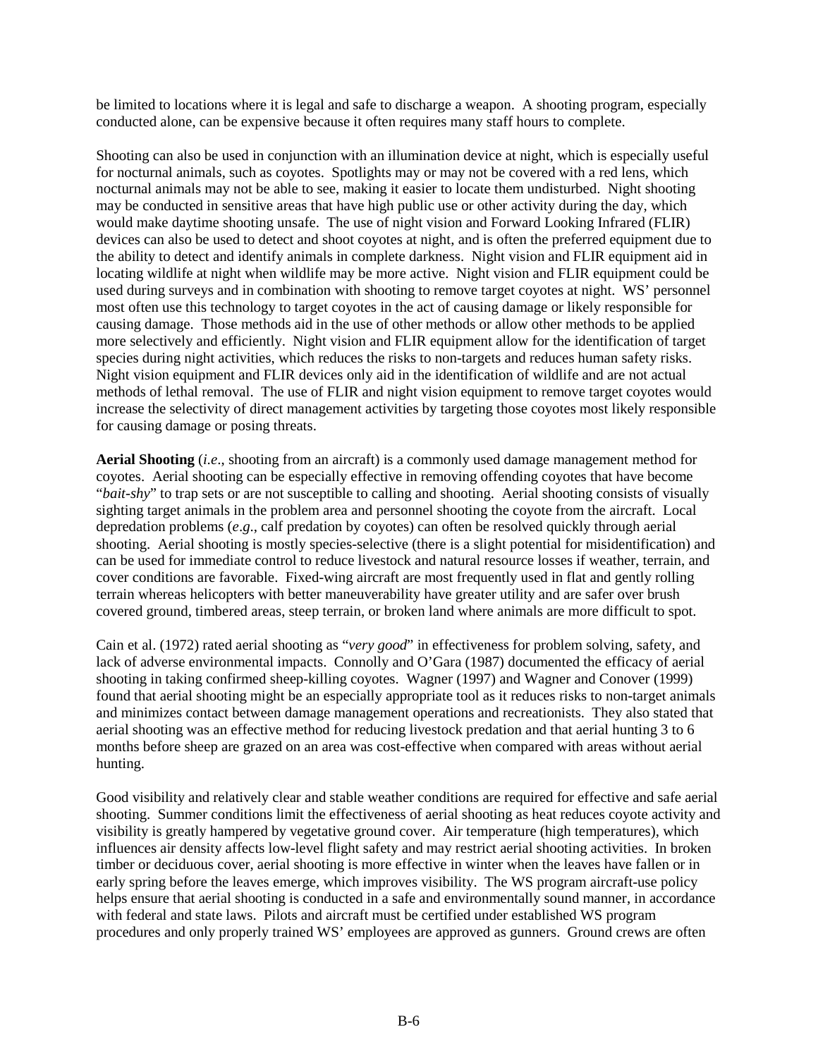be limited to locations where it is legal and safe to discharge a weapon. A shooting program, especially conducted alone, can be expensive because it often requires many staff hours to complete.

Shooting can also be used in conjunction with an illumination device at night, which is especially useful for nocturnal animals, such as coyotes. Spotlights may or may not be covered with a red lens, which nocturnal animals may not be able to see, making it easier to locate them undisturbed. Night shooting may be conducted in sensitive areas that have high public use or other activity during the day, which would make daytime shooting unsafe. The use of night vision and Forward Looking Infrared (FLIR) devices can also be used to detect and shoot coyotes at night, and is often the preferred equipment due to the ability to detect and identify animals in complete darkness. Night vision and FLIR equipment aid in locating wildlife at night when wildlife may be more active. Night vision and FLIR equipment could be used during surveys and in combination with shooting to remove target coyotes at night. WS' personnel most often use this technology to target coyotes in the act of causing damage or likely responsible for causing damage. Those methods aid in the use of other methods or allow other methods to be applied more selectively and efficiently. Night vision and FLIR equipment allow for the identification of target species during night activities, which reduces the risks to non-targets and reduces human safety risks. Night vision equipment and FLIR devices only aid in the identification of wildlife and are not actual methods of lethal removal. The use of FLIR and night vision equipment to remove target coyotes would increase the selectivity of direct management activities by targeting those coyotes most likely responsible for causing damage or posing threats.

**Aerial Shooting** (*i.e*., shooting from an aircraft) is a commonly used damage management method for coyotes. Aerial shooting can be especially effective in removing offending coyotes that have become "*bait-shy*" to trap sets or are not susceptible to calling and shooting. Aerial shooting consists of visually sighting target animals in the problem area and personnel shooting the coyote from the aircraft. Local depredation problems (*e.g*., calf predation by coyotes) can often be resolved quickly through aerial shooting. Aerial shooting is mostly species-selective (there is a slight potential for misidentification) and can be used for immediate control to reduce livestock and natural resource losses if weather, terrain, and cover conditions are favorable. Fixed-wing aircraft are most frequently used in flat and gently rolling terrain whereas helicopters with better maneuverability have greater utility and are safer over brush covered ground, timbered areas, steep terrain, or broken land where animals are more difficult to spot.

Cain et al. (1972) rated aerial shooting as "*very good*" in effectiveness for problem solving, safety, and lack of adverse environmental impacts. Connolly and O'Gara (1987) documented the efficacy of aerial shooting in taking confirmed sheep-killing coyotes. Wagner (1997) and Wagner and Conover (1999) found that aerial shooting might be an especially appropriate tool as it reduces risks to non-target animals and minimizes contact between damage management operations and recreationists. They also stated that aerial shooting was an effective method for reducing livestock predation and that aerial hunting 3 to 6 months before sheep are grazed on an area was cost-effective when compared with areas without aerial hunting.

Good visibility and relatively clear and stable weather conditions are required for effective and safe aerial shooting. Summer conditions limit the effectiveness of aerial shooting as heat reduces coyote activity and visibility is greatly hampered by vegetative ground cover. Air temperature (high temperatures), which influences air density affects low-level flight safety and may restrict aerial shooting activities. In broken timber or deciduous cover, aerial shooting is more effective in winter when the leaves have fallen or in early spring before the leaves emerge, which improves visibility. The WS program aircraft-use policy helps ensure that aerial shooting is conducted in a safe and environmentally sound manner, in accordance with federal and state laws. Pilots and aircraft must be certified under established WS program procedures and only properly trained WS' employees are approved as gunners. Ground crews are often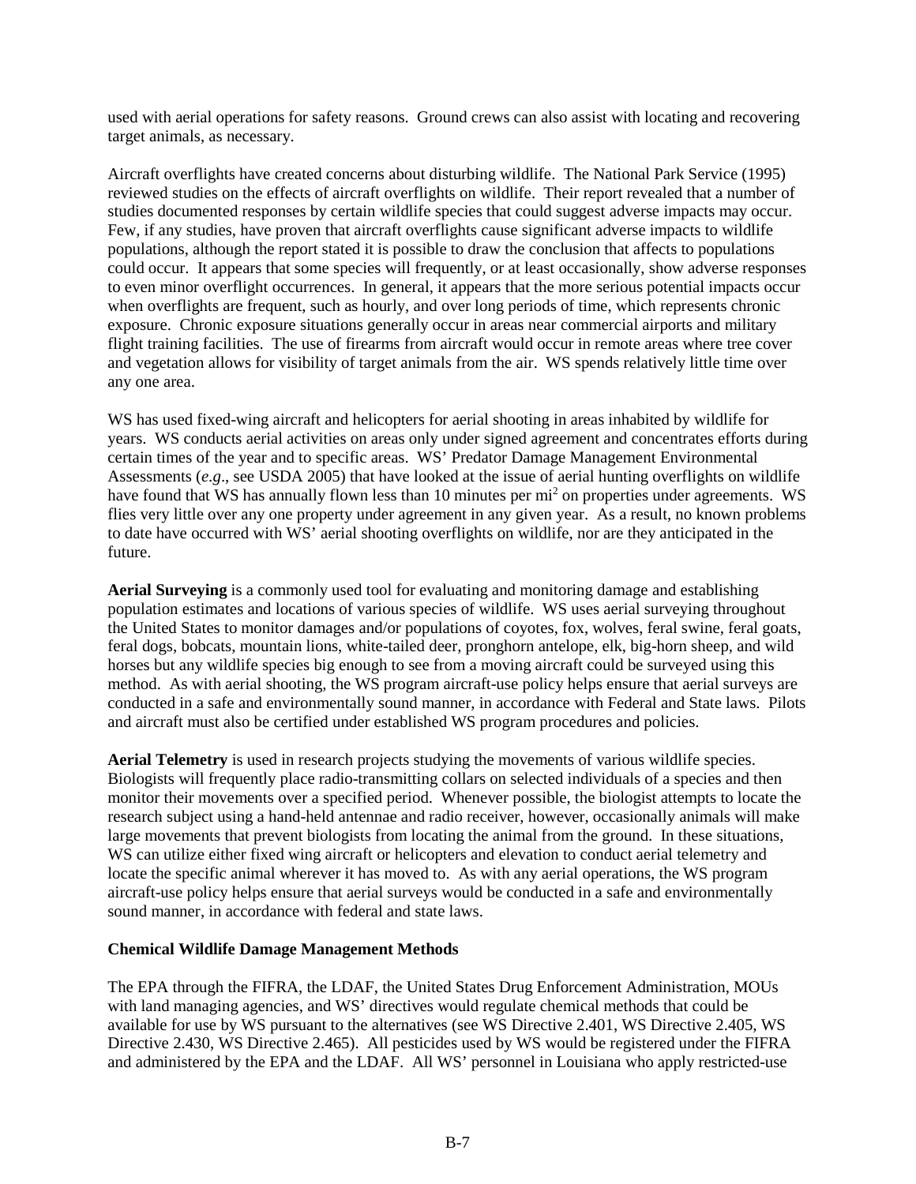used with aerial operations for safety reasons. Ground crews can also assist with locating and recovering target animals, as necessary.

Aircraft overflights have created concerns about disturbing wildlife. The National Park Service (1995) reviewed studies on the effects of aircraft overflights on wildlife. Their report revealed that a number of studies documented responses by certain wildlife species that could suggest adverse impacts may occur. Few, if any studies, have proven that aircraft overflights cause significant adverse impacts to wildlife populations, although the report stated it is possible to draw the conclusion that affects to populations could occur. It appears that some species will frequently, or at least occasionally, show adverse responses to even minor overflight occurrences. In general, it appears that the more serious potential impacts occur when overflights are frequent, such as hourly, and over long periods of time, which represents chronic exposure. Chronic exposure situations generally occur in areas near commercial airports and military flight training facilities. The use of firearms from aircraft would occur in remote areas where tree cover and vegetation allows for visibility of target animals from the air. WS spends relatively little time over any one area.

WS has used fixed-wing aircraft and helicopters for aerial shooting in areas inhabited by wildlife for years. WS conducts aerial activities on areas only under signed agreement and concentrates efforts during certain times of the year and to specific areas. WS' Predator Damage Management Environmental Assessments (*e.g*., see USDA 2005) that have looked at the issue of aerial hunting overflights on wildlife have found that WS has annually flown less than 10 minutes per $mi^2$ on properties under agreements. WS flies very little over any one property under agreement in any given year. As a result, no known problems to date have occurred with WS' aerial shooting overflights on wildlife, nor are they anticipated in the future.

**Aerial Surveying** is a commonly used tool for evaluating and monitoring damage and establishing population estimates and locations of various species of wildlife. WS uses aerial surveying throughout the United States to monitor damages and/or populations of coyotes, fox, wolves, feral swine, feral goats, feral dogs, bobcats, mountain lions, white-tailed deer, pronghorn antelope, elk, big-horn sheep, and wild horses but any wildlife species big enough to see from a moving aircraft could be surveyed using this method. As with aerial shooting, the WS program aircraft-use policy helps ensure that aerial surveys are conducted in a safe and environmentally sound manner, in accordance with Federal and State laws. Pilots and aircraft must also be certified under established WS program procedures and policies.

**Aerial Telemetry** is used in research projects studying the movements of various wildlife species. Biologists will frequently place radio-transmitting collars on selected individuals of a species and then monitor their movements over a specified period. Whenever possible, the biologist attempts to locate the research subject using a hand-held antennae and radio receiver, however, occasionally animals will make large movements that prevent biologists from locating the animal from the ground. In these situations, WS can utilize either fixed wing aircraft or helicopters and elevation to conduct aerial telemetry and locate the specific animal wherever it has moved to. As with any aerial operations, the WS program aircraft-use policy helps ensure that aerial surveys would be conducted in a safe and environmentally sound manner, in accordance with federal and state laws.

**Chemical Wildlife Damage Management Methods**

The EPA through the FIFRA, the LDAF, the United States Drug Enforcement Administration, MOUs with land managing agencies, and WS' directives would regulate chemical methods that could be available for use by WS pursuant to the alternatives (see WS Directive 2.401, WS Directive 2.405, WS Directive 2.430, WS Directive 2.465). All pesticides used by WS would be registered under the FIFRA and administered by the EPA and the LDAF. All WS' personnel in Louisiana who apply restricted-use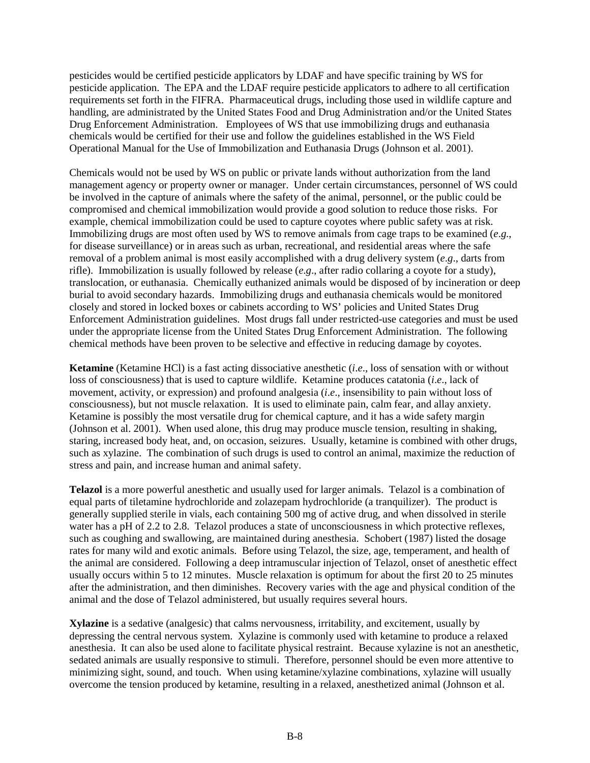pesticides would be certified pesticide applicators by LDAF and have specific training by WS for pesticide application. The EPA and the LDAF require pesticide applicators to adhere to all certification requirements set forth in the FIFRA. Pharmaceutical drugs, including those used in wildlife capture and handling, are administrated by the United States Food and Drug Administration and/or the United States Drug Enforcement Administration. Employees of WS that use immobilizing drugs and euthanasia chemicals would be certified for their use and follow the guidelines established in the WS Field Operational Manual for the Use of Immobilization and Euthanasia Drugs (Johnson et al. 2001).

Chemicals would not be used by WS on public or private lands without authorization from the land management agency or property owner or manager. Under certain circumstances, personnel of WS could be involved in the capture of animals where the safety of the animal, personnel, or the public could be compromised and chemical immobilization would provide a good solution to reduce those risks. For example, chemical immobilization could be used to capture coyotes where public safety was at risk. Immobilizing drugs are most often used by WS to remove animals from cage traps to be examined (*e.g*., for disease surveillance) or in areas such as urban, recreational, and residential areas where the safe removal of a problem animal is most easily accomplished with a drug delivery system (*e.g*., darts from rifle). Immobilization is usually followed by release (*e.g*., after radio collaring a coyote for a study), translocation, or euthanasia. Chemically euthanized animals would be disposed of by incineration or deep burial to avoid secondary hazards. Immobilizing drugs and euthanasia chemicals would be monitored closely and stored in locked boxes or cabinets according to WS' policies and United States Drug Enforcement Administration guidelines. Most drugs fall under restricted-use categories and must be used under the appropriate license from the United States Drug Enforcement Administration. The following chemical methods have been proven to be selective and effective in reducing damage by coyotes.

**Ketamine** (Ketamine HCl) is a fast acting dissociative anesthetic (*i.e*., loss of sensation with or without loss of consciousness) that is used to capture wildlife. Ketamine produces catatonia (*i.e*., lack of movement, activity, or expression) and profound analgesia (*i.e*., insensibility to pain without loss of consciousness), but not muscle relaxation. It is used to eliminate pain, calm fear, and allay anxiety. Ketamine is possibly the most versatile drug for chemical capture, and it has a wide safety margin (Johnson et al. 2001). When used alone, this drug may produce muscle tension, resulting in shaking, staring, increased body heat, and, on occasion, seizures. Usually, ketamine is combined with other drugs, such as xylazine. The combination of such drugs is used to control an animal, maximize the reduction of stress and pain, and increase human and animal safety.

**Telazol** is a more powerful anesthetic and usually used for larger animals. Telazol is a combination of equal parts of tiletamine hydrochloride and zolazepam hydrochloride (a tranquilizer). The product is generally supplied sterile in vials, each containing 500 mg of active drug, and when dissolved in sterile water has a pH of 2.2 to 2.8. Telazol produces a state of unconsciousness in which protective reflexes, such as coughing and swallowing, are maintained during anesthesia. Schobert (1987) listed the dosage rates for many wild and exotic animals. Before using Telazol, the size, age, temperament, and health of the animal are considered. Following a deep intramuscular injection of Telazol, onset of anesthetic effect usually occurs within 5 to 12 minutes. Muscle relaxation is optimum for about the first 20 to 25 minutes after the administration, and then diminishes. Recovery varies with the age and physical condition of the animal and the dose of Telazol administered, but usually requires several hours.

**Xylazine** is a sedative (analgesic) that calms nervousness, irritability, and excitement, usually by depressing the central nervous system. Xylazine is commonly used with ketamine to produce a relaxed anesthesia. It can also be used alone to facilitate physical restraint. Because xylazine is not an anesthetic, sedated animals are usually responsive to stimuli. Therefore, personnel should be even more attentive to minimizing sight, sound, and touch. When using ketamine/xylazine combinations, xylazine will usually overcome the tension produced by ketamine, resulting in a relaxed, anesthetized animal (Johnson et al.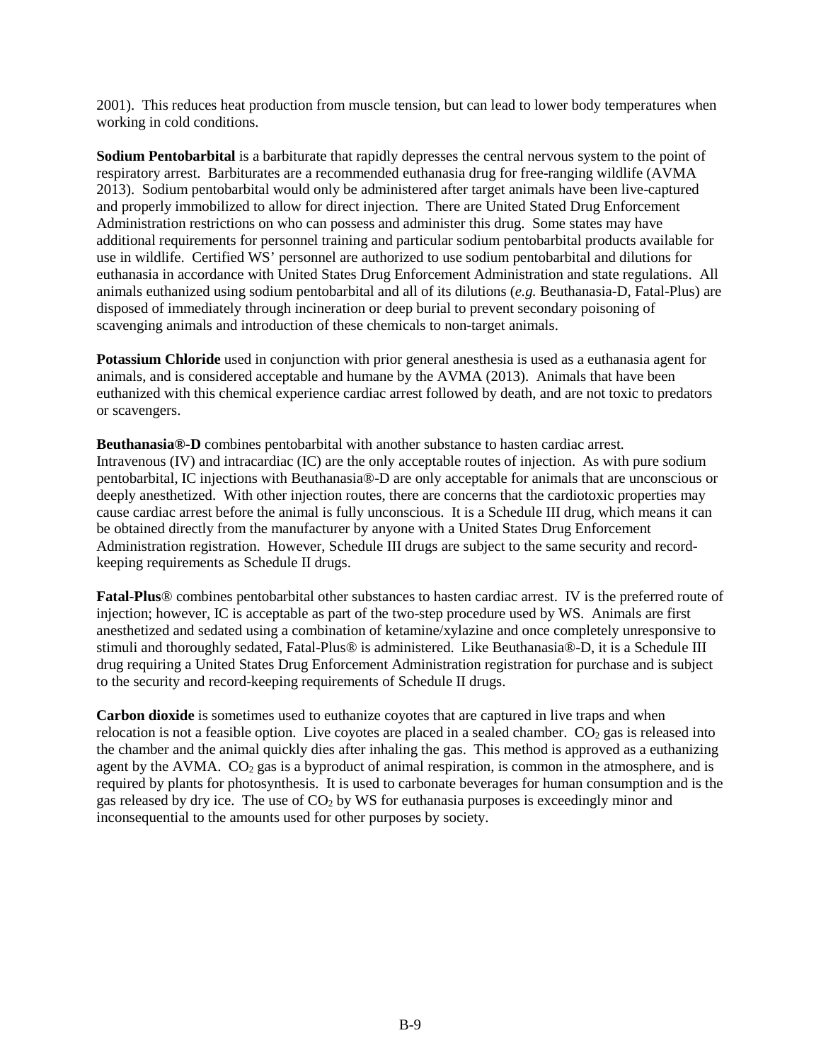2001). This reduces heat production from muscle tension, but can lead to lower body temperatures when working in cold conditions.

**Sodium Pentobarbital** is a barbiturate that rapidly depresses the central nervous system to the point of respiratory arrest. Barbiturates are a recommended euthanasia drug for free-ranging wildlife (AVMA 2013). Sodium pentobarbital would only be administered after target animals have been live-captured and properly immobilized to allow for direct injection. There are United Stated Drug Enforcement Administration restrictions on who can possess and administer this drug. Some states may have additional requirements for personnel training and particular sodium pentobarbital products available for use in wildlife. Certified WS' personnel are authorized to use sodium pentobarbital and dilutions for euthanasia in accordance with United States Drug Enforcement Administration and state regulations. All animals euthanized using sodium pentobarbital and all of its dilutions (*e.g.* Beuthanasia-D, Fatal-Plus) are disposed of immediately through incineration or deep burial to prevent secondary poisoning of scavenging animals and introduction of these chemicals to non-target animals.

**Potassium Chloride** used in conjunction with prior general anesthesia is used as a euthanasia agent for animals, and is considered acceptable and humane by the AVMA (2013). Animals that have been euthanized with this chemical experience cardiac arrest followed by death, and are not toxic to predators or scavengers.

**Beuthanasia®-D** combines pentobarbital with another substance to hasten cardiac arrest. Intravenous (IV) and intracardiac (IC) are the only acceptable routes of injection. As with pure sodium pentobarbital, IC injections with Beuthanasia®-D are only acceptable for animals that are unconscious or deeply anesthetized. With other injection routes, there are concerns that the cardiotoxic properties may cause cardiac arrest before the animal is fully unconscious. It is a Schedule III drug, which means it can be obtained directly from the manufacturer by anyone with a United States Drug Enforcement Administration registration. However, Schedule III drugs are subject to the same security and record-keeping requirements as Schedule II drugs.

**Fatal-Plus**® combines pentobarbital other substances to hasten cardiac arrest. IV is the preferred route of injection; however, IC is acceptable as part of the two-step procedure used by WS. Animals are first anesthetized and sedated using a combination of ketamine/xylazine and once completely unresponsive to stimuli and thoroughly sedated, Fatal-Plus® is administered. Like Beuthanasia®-D, it is a Schedule III drug requiring a United States Drug Enforcement Administration registration for purchase and is subject to the security and record-keeping requirements of Schedule II drugs.

**Carbon dioxide** is sometimes used to euthanize coyotes that are captured in live traps and when relocation is not a feasible option. Live coyotes are placed in a sealed chamber. $CO_2$ gas is released into the chamber and the animal quickly dies after inhaling the gas. This method is approved as a euthanizing agent by the AVMA. $CO_2$ gas is a byproduct of animal respiration, is common in the atmosphere, and is required by plants for photosynthesis. It is used to carbonate beverages for human consumption and is the gas released by dry ice. The use of $CO_2$ by WS for euthanasia purposes is exceedingly minor and inconsequential to the amounts used for other purposes by society.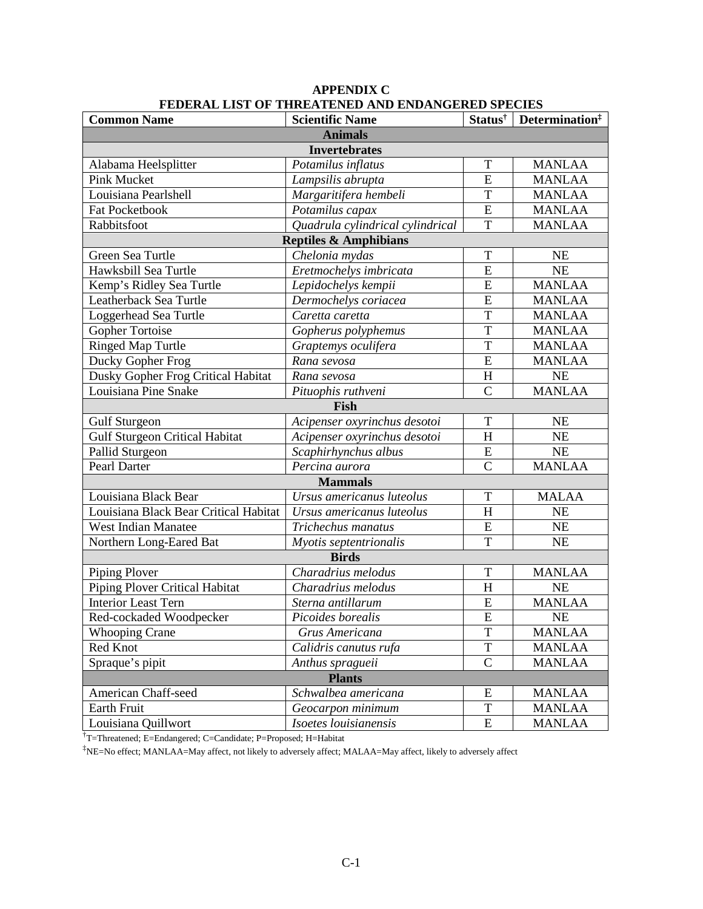# APPENDIX C
## FEDERAL LIST OF THREATENED AND ENDANGERED SPECIES

| Common Name | Scientific Name | Status† | Determination‡ |
|---|---|---|---|
| **Animals** | | | |
| **Invertebrates** | | | |
| Alabama Heelsplitter | *Potamilus inflatus* | T | MANLAA |
| Pink Mucket | *Lampsilis abrupta* | E | MANLAA |
| Louisiana Pearlshell | *Margaritifera hembeli* | T | MANLAA |
| Fat Pocketbook | *Potamilus capax* | E | MANLAA |
| Rabbitsfoot | *Quadrula cylindrical cylindrical* | T | MANLAA |
| **Reptiles & Amphibians** | | | |
| Green Sea Turtle | *Chelonia mydas* | T | NE |
| Hawksbill Sea Turtle | *Eretmochelys imbricata* | E | NE |
| Kemp's Ridley Sea Turtle | *Lepidochelys kempii* | E | MANLAA |
| Leatherback Sea Turtle | *Dermochelys coriacea* | E | MANLAA |
| Loggerhead Sea Turtle | *Caretta caretta* | T | MANLAA |
| Gopher Tortoise | *Gopherus polyphemus* | T | MANLAA |
| Ringed Map Turtle | *Graptemys oculifera* | T | MANLAA |
| Ducky Gopher Frog | *Rana sevosa* | E | MANLAA |
| Dusky Gopher Frog Critical Habitat | *Rana sevosa* | H | NE |
| Louisiana Pine Snake | *Pituophis ruthveni* | C | MANLAA |
| **Fish** | | | |
| Gulf Sturgeon | *Acipenser oxyrinchus desotoi* | T | NE |
| Gulf Sturgeon Critical Habitat | *Acipenser oxyrinchus desotoi* | H | NE |
| Pallid Sturgeon | *Scaphirhynchus albus* | E | NE |
| Pearl Darter | *Percina aurora* | C | MANLAA |
| **Mammals** | | | |
| Louisiana Black Bear | *Ursus americanus luteolus* | T | MALAA |
| Louisiana Black Bear Critical Habitat | *Ursus americanus luteolus* | H | NE |
| West Indian Manatee | *Trichechus manatus* | E | NE |
| Northern Long-Eared Bat | *Myotis septentrionalis* | T | NE |
| **Birds** | | | |
| Piping Plover | *Charadrius melodus* | T | MANLAA |
| Piping Plover Critical Habitat | *Charadrius melodus* | H | NE |
| Interior Least Tern | *Sterna antillarum* | E | MANLAA |
| Red-cockaded Woodpecker | *Picoides borealis* | E | NE |
| Whooping Crane | *Grus Americana* | T | MANLAA |
| Red Knot | *Calidris canutus rufa* | T | MANLAA |
| Spraque's pipit | *Anthus spragueii* | C | MANLAA |
| **Plants** | | | |
| American Chaff-seed | *Schwalbea americana* | E | MANLAA |
| Earth Fruit | *Geocarpon minimum* | T | MANLAA |
| Louisiana Quillwort | *Isoetes louisianensis* | E | MANLAA |

†T=Threatened; E=Endangered; C=Candidate; P=Proposed; H=Habitat

‡NE=No effect; MANLAA=May affect, not likely to adversely affect; MALAA=May affect, likely to adversely affect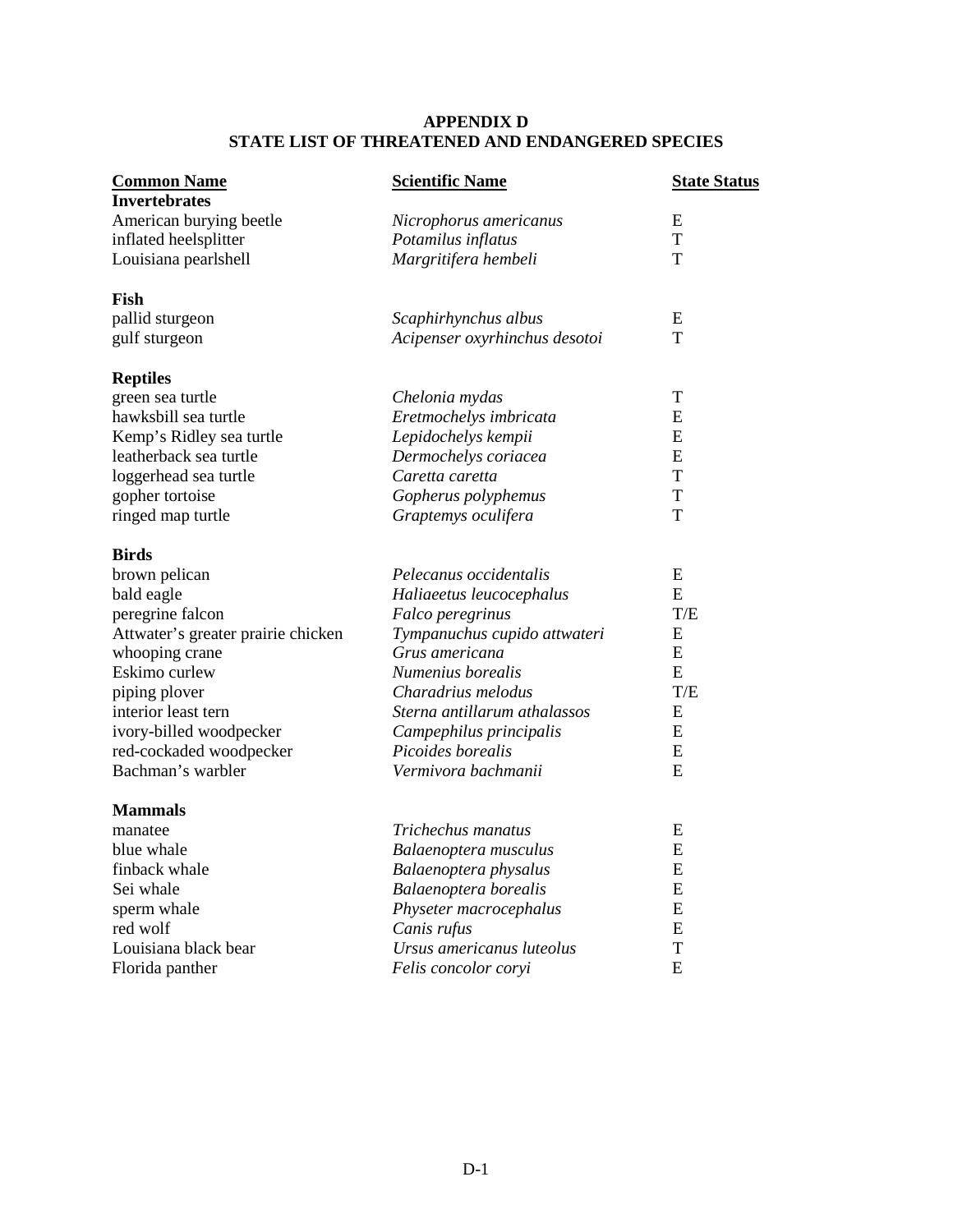# APPENDIX D
## STATE LIST OF THREATENED AND ENDANGERED SPECIES

| Common Name | Scientific Name | State Status |
|---|---|---|
| **Invertebrates** | | |
| American burying beetle | *Nicrophorus americanus* | E |
| inflated heelsplitter | *Potamilus inflatus* | T |
| Louisiana pearlshell | *Margritifera hembeli* | T |
| **Fish** | | |
| pallid sturgeon | *Scaphirhynchus albus* | E |
| gulf sturgeon | *Acipenser oxyrhinchus desotoi* | T |
| **Reptiles** | | |
| green sea turtle | *Chelonia mydas* | T |
| hawksbill sea turtle | *Eretmochelys imbricata* | E |
| Kemp's Ridley sea turtle | *Lepidochelys kempii* | E |
| leatherback sea turtle | *Dermochelys coriacea* | E |
| loggerhead sea turtle | *Caretta caretta* | T |
| gopher tortoise | *Gopherus polyphemus* | T |
| ringed map turtle | *Graptemys oculifera* | T |
| **Birds** | | |
| brown pelican | *Pelecanus occidentalis* | E |
| bald eagle | *Haliaeetus leucocephalus* | E |
| peregrine falcon | *Falco peregrinus* | T/E |
| Attwater's greater prairie chicken | *Tympanuchus cupido attwateri* | E |
| whooping crane | *Grus americana* | E |
| Eskimo curlew | *Numenius borealis* | E |
| piping plover | *Charadrius melodus* | T/E |
| interior least tern | *Sterna antillarum athalassos* | E |
| ivory-billed woodpecker | *Campephilus principalis* | E |
| red-cockaded woodpecker | *Picoides borealis* | E |
| Bachman's warbler | *Vermivora bachmanii* | E |
| **Mammals** | | |
| manatee | *Trichechus manatus* | E |
| blue whale | *Balaenoptera musculus* | E |
| finback whale | *Balaenoptera physalus* | E |
| Sei whale | *Balaenoptera borealis* | E |
| sperm whale | *Physeter macrocephalus* | E |
| red wolf | *Canis rufus* | E |
| Louisiana black bear | *Ursus americanus luteolus* | T |
| Florida panther | *Felis concolor coryi* | E |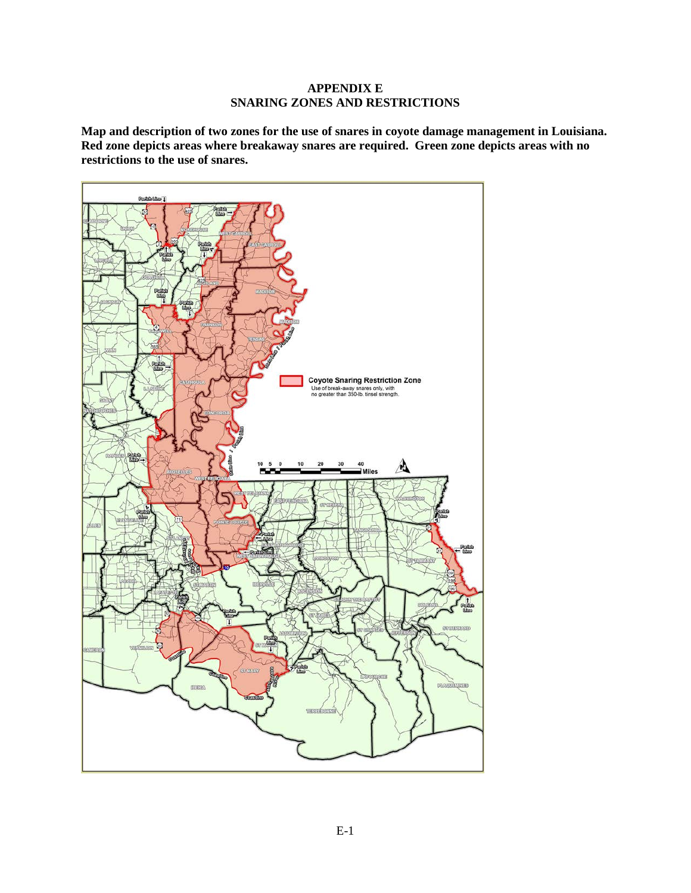# APPENDIX E
# SNARING ZONES AND RESTRICTIONS

**Map and description of two zones for the use of snares in coyote damage management in Louisiana. Red zone depicts areas where breakaway snares are required. Green zone depicts areas with no restrictions to the use of snares.**

Coyote Snaring Restriction Zone
Use of break-away snares only, with no greater than 350-lb. tinsel strength.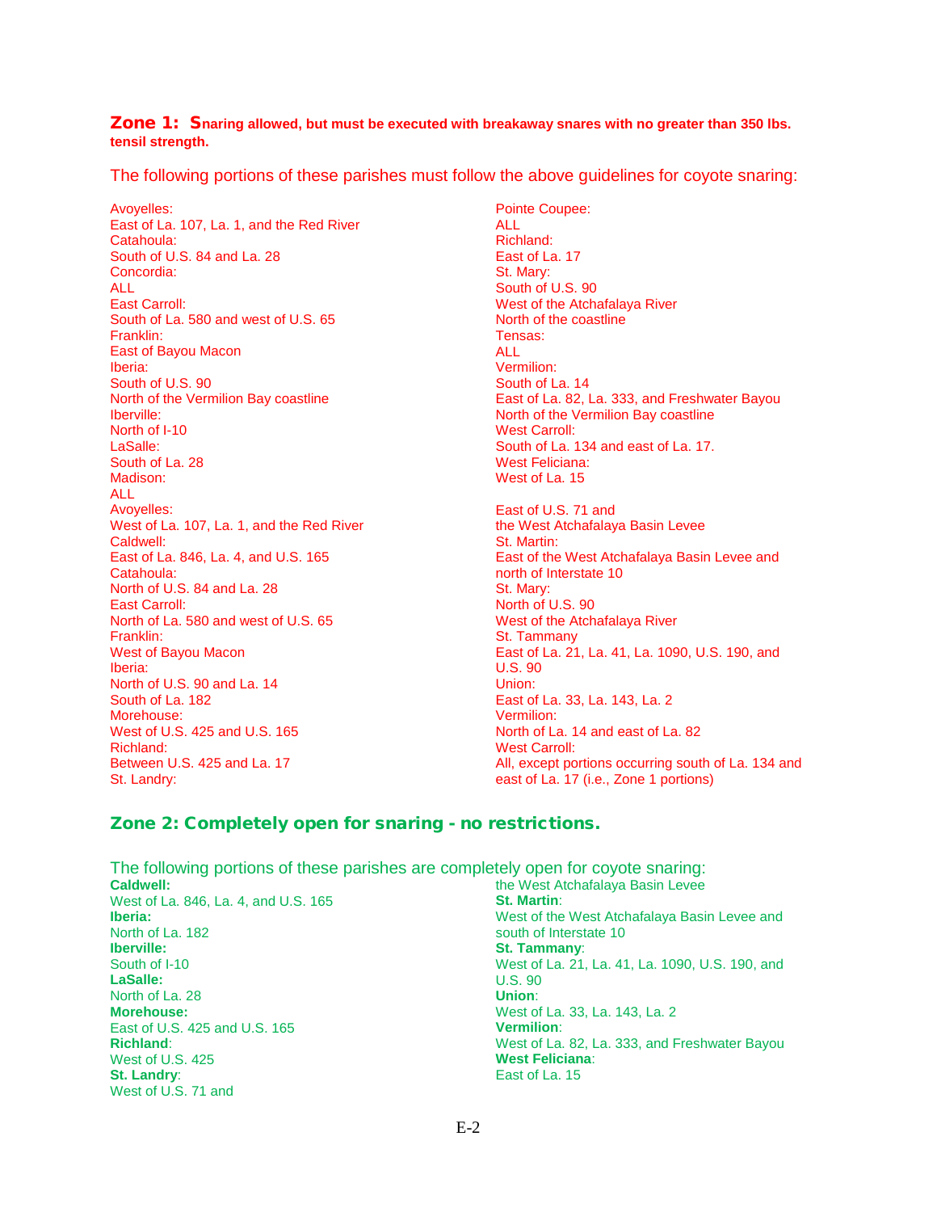## Zone 1: Snaring allowed, but must be executed with breakaway snares with no greater than 350 lbs. tensil strength.

The following portions of these parishes must follow the above guidelines for coyote snaring:

Avoyelles:
East of La. 107, La. 1, and the Red River
Catahoula:
South of U.S. 84 and La. 28
Concordia:
ALL
East Carroll:
South of La. 580 and west of U.S. 65
Franklin:
East of Bayou Macon
Iberia:
South of U.S. 90
North of the Vermilion Bay coastline
Iberville:
North of I-10
LaSalle:
South of La. 28
Madison:
ALL
Avoyelles:
West of La. 107, La. 1, and the Red River
Caldwell:
East of La. 846, La. 4, and U.S. 165
Catahoula:
North of U.S. 84 and La. 28
East Carroll:
North of La. 580 and west of U.S. 65
Franklin:
West of Bayou Macon
Iberia:
North of U.S. 90 and La. 14
South of La. 182
Morehouse:
West of U.S. 425 and U.S. 165
Richland:
Between U.S. 425 and La. 17
St. Landry:

Pointe Coupee:
ALL
Richland:
East of La. 17
St. Mary:
South of U.S. 90
West of the Atchafalaya River
North of the coastline
Tensas:
ALL
Vermilion:
South of La. 14
East of La. 82, La. 333, and Freshwater Bayou
North of the Vermilion Bay coastline
West Carroll:
South of La. 134 and east of La. 17.
West Feliciana:
West of La. 15

East of U.S. 71 and
the West Atchafalaya Basin Levee
St. Martin:
East of the West Atchafalaya Basin Levee and north of Interstate 10
St. Mary:
North of U.S. 90
West of the Atchafalaya River
St. Tammany
East of La. 21, La. 41, La. 1090, U.S. 190, and U.S. 90
Union:
East of La. 33, La. 143, La. 2
Vermilion:
North of La. 14 and east of La. 82
West Carroll:
All, except portions occurring south of La. 134 and east of La. 17 (i.e., Zone 1 portions)

## Zone 2: Completely open for snaring - no restrictions.

The following portions of these parishes are completely open for coyote snaring:

**Caldwell:**
West of La. 846, La. 4, and U.S. 165
**Iberia:**
North of La. 182
**Iberville:**
South of I-10
**LaSalle:**
North of La. 28
**Morehouse:**
East of U.S. 425 and U.S. 165
**Richland**:
West of U.S. 425
**St. Landry**:
West of U.S. 71 and
the West Atchafalaya Basin Levee
**St. Martin**:
West of the West Atchafalaya Basin Levee and south of Interstate 10
**St. Tammany**:
West of La. 21, La. 41, La. 1090, U.S. 190, and U.S. 90
**Union**:
West of La. 33, La. 143, La. 2
**Vermilion**:
West of La. 82, La. 333, and Freshwater Bayou
**West Feliciana**:
East of La. 15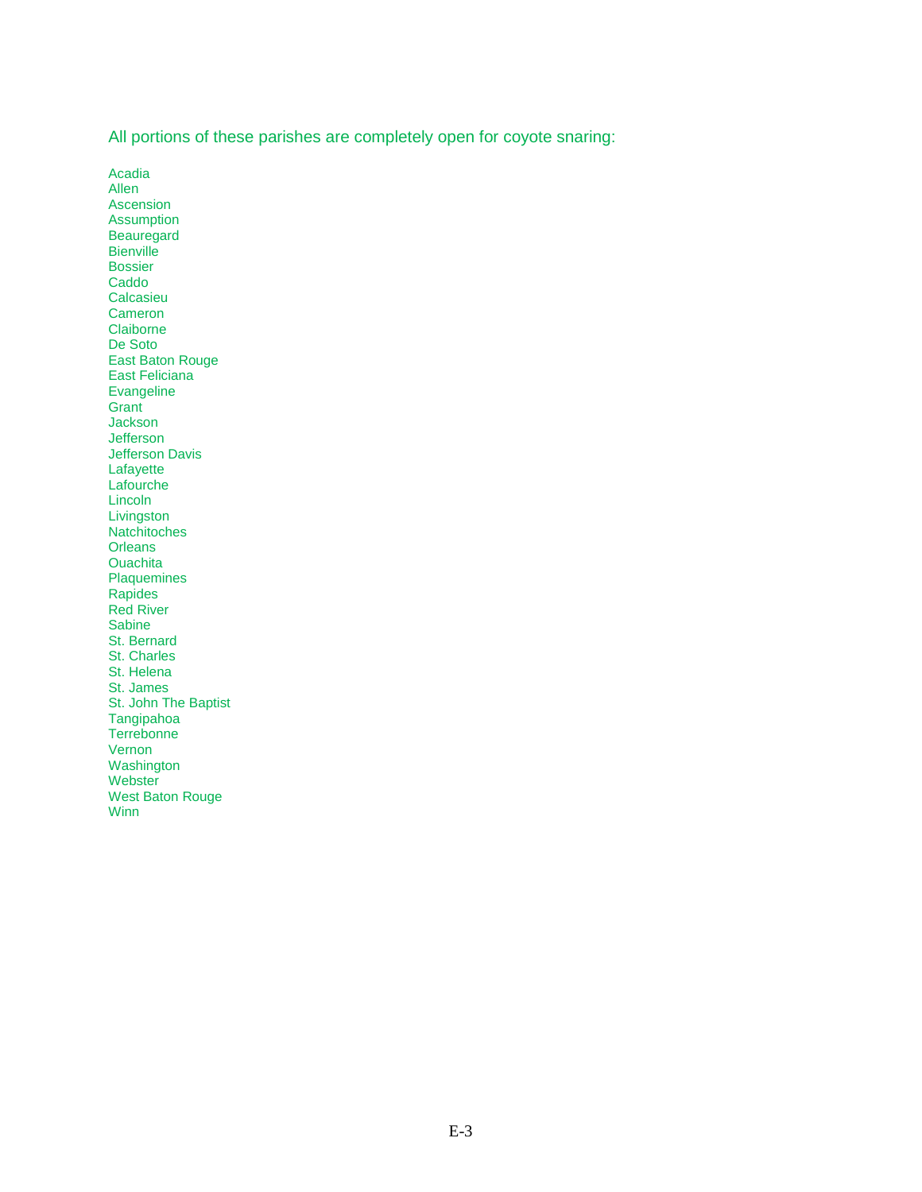All portions of these parishes are completely open for coyote snaring:

Acadia
Allen
Ascension
Assumption
Beauregard
Bienville
Bossier
Caddo
Calcasieu
Cameron
Claiborne
De Soto
East Baton Rouge
East Feliciana
Evangeline
Grant
Jackson
Jefferson
Jefferson Davis
Lafayette
Lafourche
Lincoln
Livingston
Natchitoches
Orleans
Ouachita
Plaquemines
Rapides
Red River
Sabine
St. Bernard
St. Charles
St. Helena
St. James
St. John The Baptist
Tangipahoa
Terrebonne
Vernon
Washington
Webster
West Baton Rouge
Winn